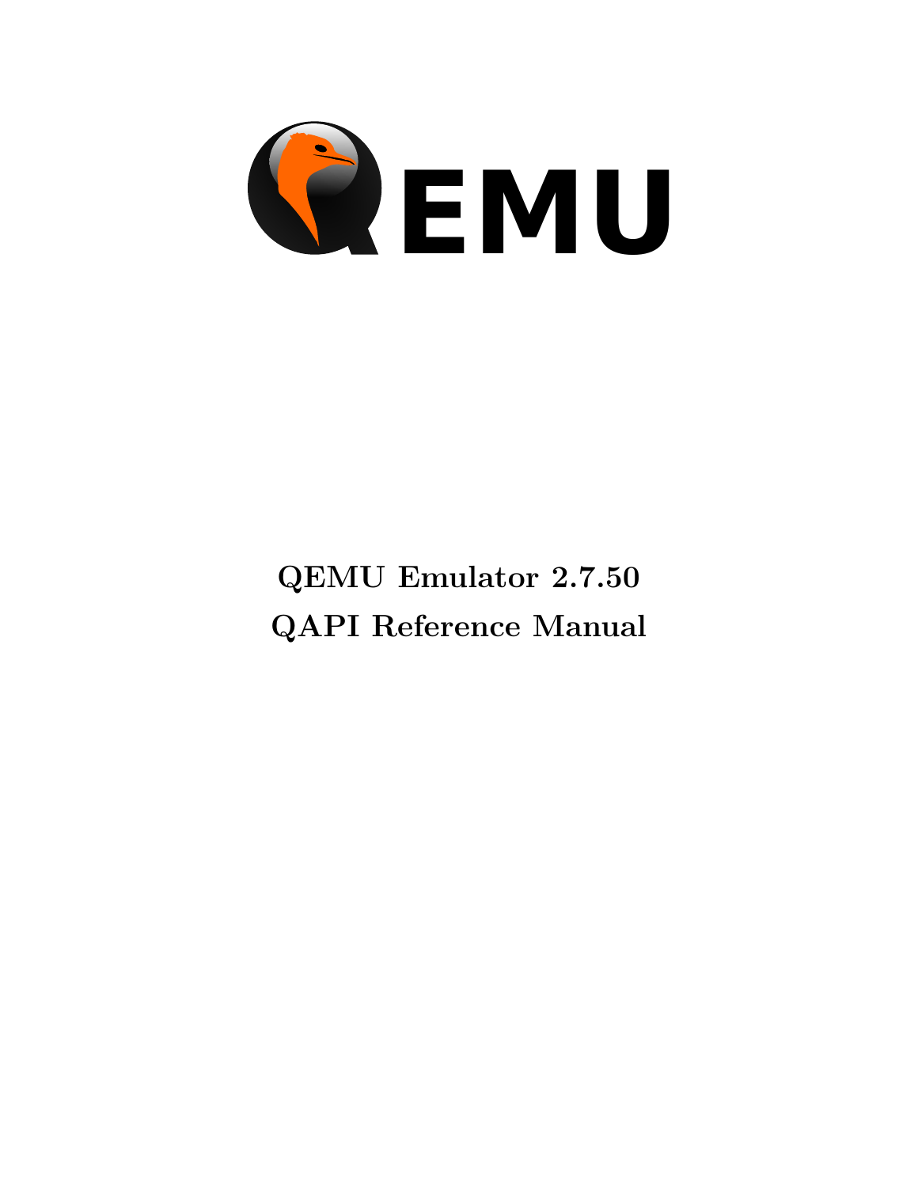# QEMU

**QEMU Emulator 2.7.50**

**QAPI Reference Manual**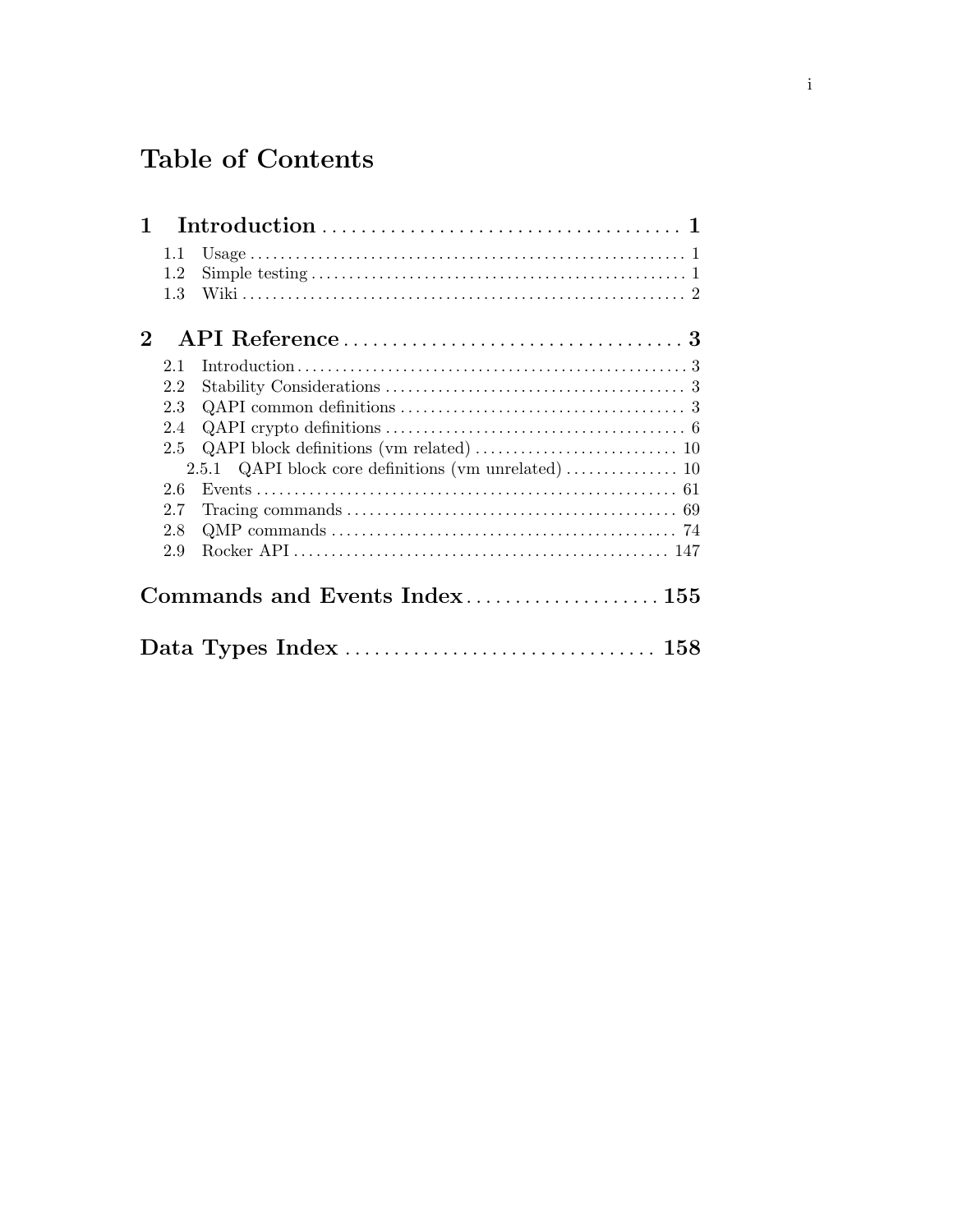# Table of Contents

**1 Introduction** ..................................... **1**

- 1.1 Usage ..................................... 1
- 1.2 Simple testing ..................................... 1
- 1.3 Wiki ..................................... 2

**2 API Reference** ..................................... **3**

- 2.1 Introduction ..................................... 3
- 2.2 Stability Considerations ..................................... 3
- 2.3 QAPI common definitions ..................................... 3
- 2.4 QAPI crypto definitions ..................................... 6
- 2.5 QAPI block definitions (vm related) ..................................... 10
  - 2.5.1 QAPI block core definitions (vm unrelated) ..................................... 10
- 2.6 Events ..................................... 61
- 2.7 Tracing commands ..................................... 69
- 2.8 QMP commands ..................................... 74
- 2.9 Rocker API ..................................... 147

**Commands and Events Index** ..................................... **155**

**Data Types Index** ..................................... **158**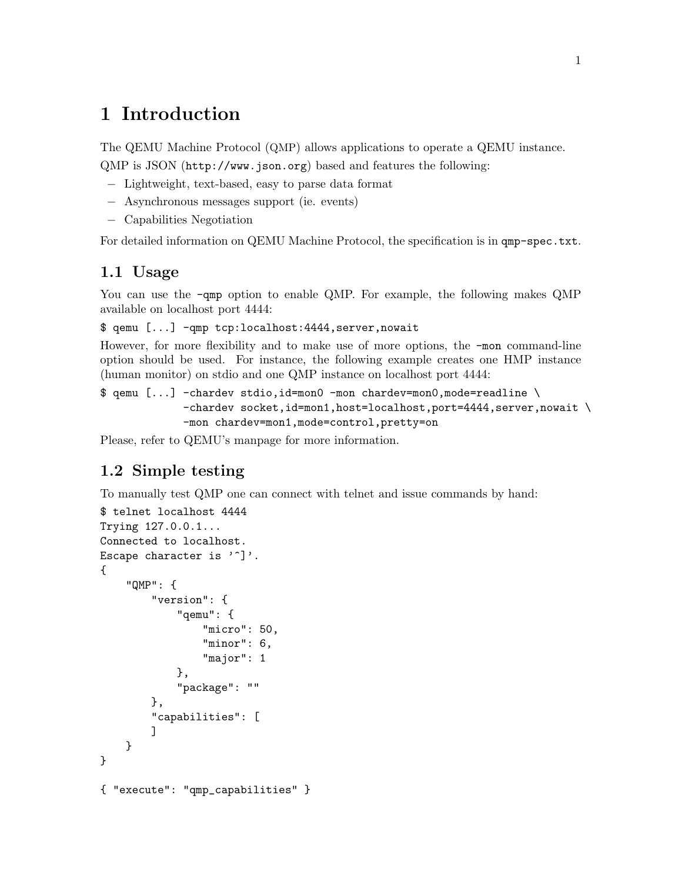# 1 Introduction

The QEMU Machine Protocol (QMP) allows applications to operate a QEMU instance.

QMP is JSON (`http://www.json.org`) based and features the following:

- Lightweight, text-based, easy to parse data format
- Asynchronous messages support (ie. events)
- Capabilities Negotiation

For detailed information on QEMU Machine Protocol, the specification is in `qmp-spec.txt`.

## 1.1 Usage

You can use the `-qmp` option to enable QMP. For example, the following makes QMP available on localhost port 4444:

```
$ qemu [...] -qmp tcp:localhost:4444,server,nowait
```

However, for more flexibility and to make use of more options, the `-mon` command-line option should be used. For instance, the following example creates one HMP instance (human monitor) on stdio and one QMP instance on localhost port 4444:

```
$ qemu [...] -chardev stdio,id=mon0 -mon chardev=mon0,mode=readline \
             -chardev socket,id=mon1,host=localhost,port=4444,server,nowait \
             -mon chardev=mon1,mode=control,pretty=on
```

Please, refer to QEMU's manpage for more information.

## 1.2 Simple testing

To manually test QMP one can connect with telnet and issue commands by hand:

```
$ telnet localhost 4444
Trying 127.0.0.1...
Connected to localhost.
Escape character is '^]'.
{
    "QMP": {
        "version": {
            "qemu": {
                "micro": 50,
                "minor": 6,
                "major": 1
            },
            "package": ""
        },
        "capabilities": [
        ]
    }
}

{ "execute": "qmp_capabilities" }
```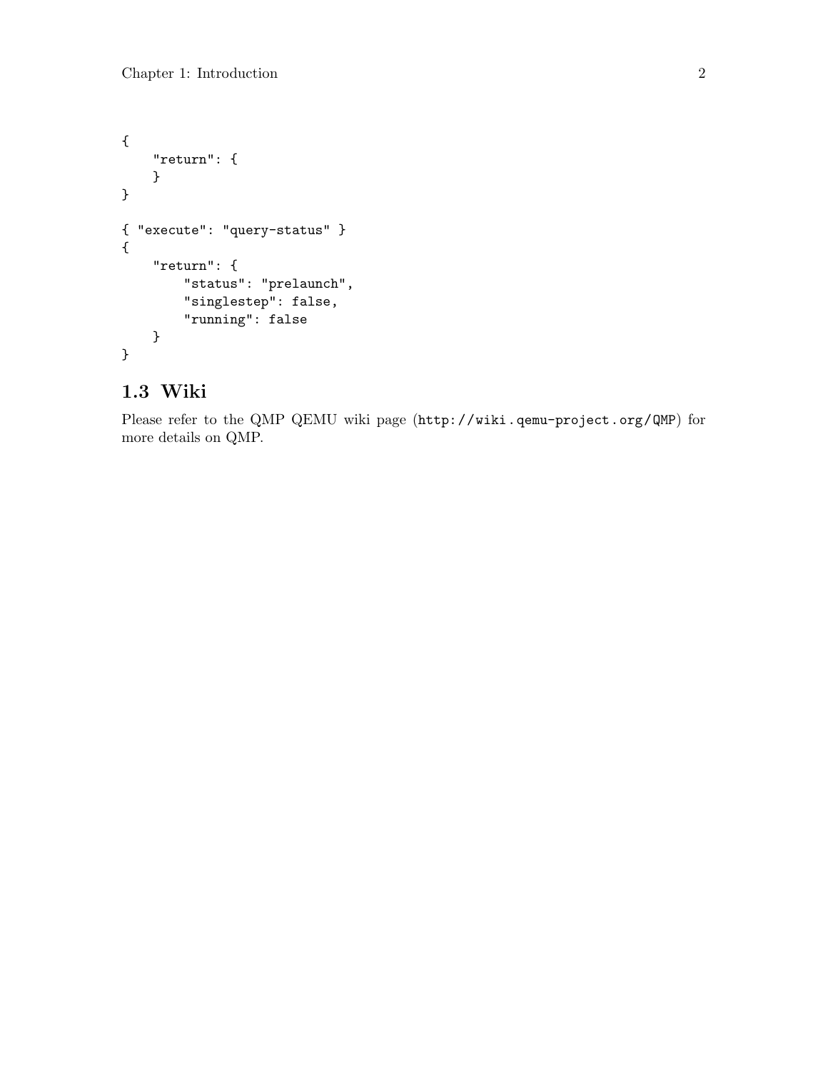```
{
    "return": {
    }
}

{ "execute": "query-status" }
{
    "return": {
        "status": "prelaunch",
        "singlestep": false,
        "running": false
    }
}
```

## 1.3 Wiki

Please refer to the QMP QEMU wiki page (`http://wiki.qemu-project.org/QMP`) for more details on QMP.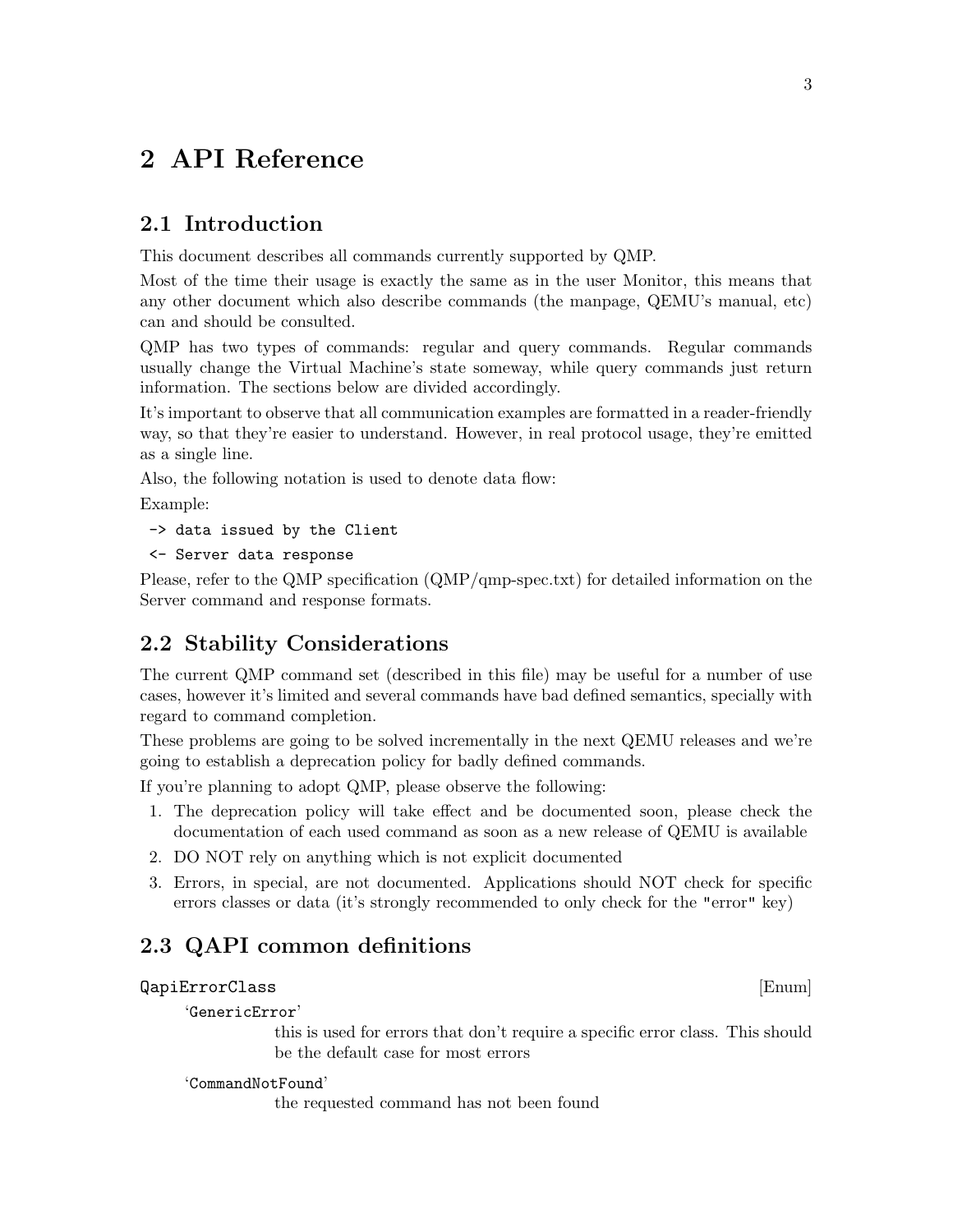# 2 API Reference

## 2.1 Introduction

This document describes all commands currently supported by QMP.

Most of the time their usage is exactly the same as in the user Monitor, this means that any other document which also describe commands (the manpage, QEMU's manual, etc) can and should be consulted.

QMP has two types of commands: regular and query commands. Regular commands usually change the Virtual Machine's state someway, while query commands just return information. The sections below are divided accordingly.

It's important to observe that all communication examples are formatted in a reader-friendly way, so that they're easier to understand. However, in real protocol usage, they're emitted as a single line.

Also, the following notation is used to denote data flow:

Example:

```
-> data issued by the Client
<- Server data response
```

Please, refer to the QMP specification (QMP/qmp-spec.txt) for detailed information on the Server command and response formats.

## 2.2 Stability Considerations

The current QMP command set (described in this file) may be useful for a number of use cases, however it's limited and several commands have bad defined semantics, specially with regard to command completion.

These problems are going to be solved incrementally in the next QEMU releases and we're going to establish a deprecation policy for badly defined commands.

If you're planning to adopt QMP, please observe the following:

1. The deprecation policy will take effect and be documented soon, please check the documentation of each used command as soon as a new release of QEMU is available
2. DO NOT rely on anything which is not explicit documented
3. Errors, in special, are not documented. Applications should NOT check for specific errors classes or data (it's strongly recommended to only check for the `"error"` key)

## 2.3 QAPI common definitions

`QapiErrorClass` [Enum]

`'GenericError'`
: this is used for errors that don't require a specific error class. This should be the default case for most errors

`'CommandNotFound'`
: the requested command has not been found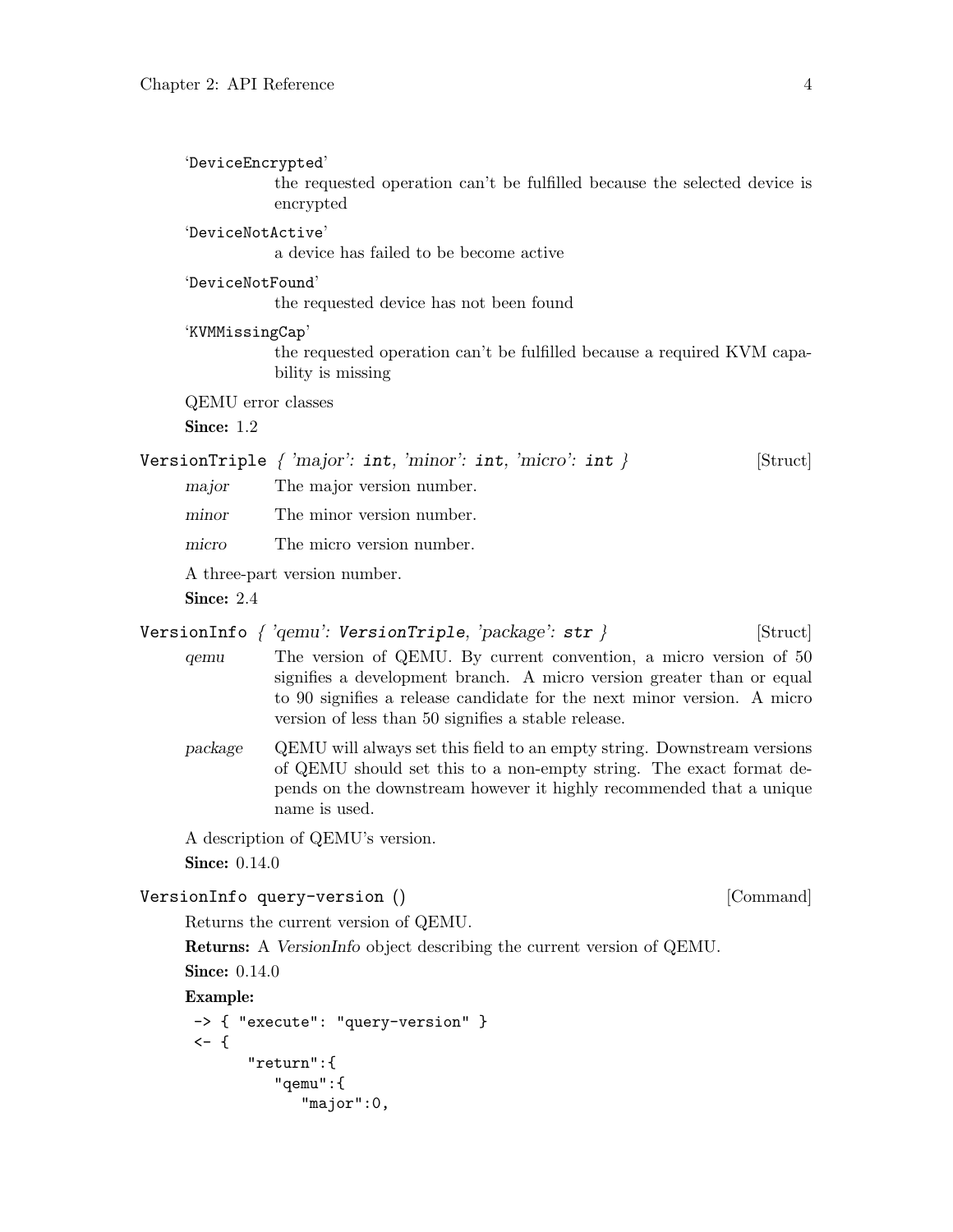'DeviceEncrypted'
: the requested operation can't be fulfilled because the selected device is encrypted

'DeviceNotActive'
: a device has failed to be become active

'DeviceNotFound'
: the requested device has not been found

'KVMMissingCap'
: the requested operation can't be fulfilled because a required KVM capability is missing

QEMU error classes

**Since:** 1.2

`VersionTriple` *{ 'major': `int`, 'minor': `int`, 'micro': `int` }* [Struct]

*major* The major version number.

*minor* The minor version number.

*micro* The micro version number.

A three-part version number.

**Since:** 2.4

`VersionInfo` *{ 'qemu': `VersionTriple`, 'package': `str` }* [Struct]

*qemu* The version of QEMU. By current convention, a micro version of 50 signifies a development branch. A micro version greater than or equal to 90 signifies a release candidate for the next minor version. A micro version of less than 50 signifies a stable release.

*package* QEMU will always set this field to an empty string. Downstream versions of QEMU should set this to a non-empty string. The exact format depends on the downstream however it highly recommended that a unique name is used.

A description of QEMU's version.

**Since:** 0.14.0

`VersionInfo query-version ()` [Command]

Returns the current version of QEMU.

**Returns:** A *VersionInfo* object describing the current version of QEMU.

**Since:** 0.14.0

**Example:**

```
-> { "execute": "query-version" }
<- {
      "return":{
         "qemu":{
            "major":0,
```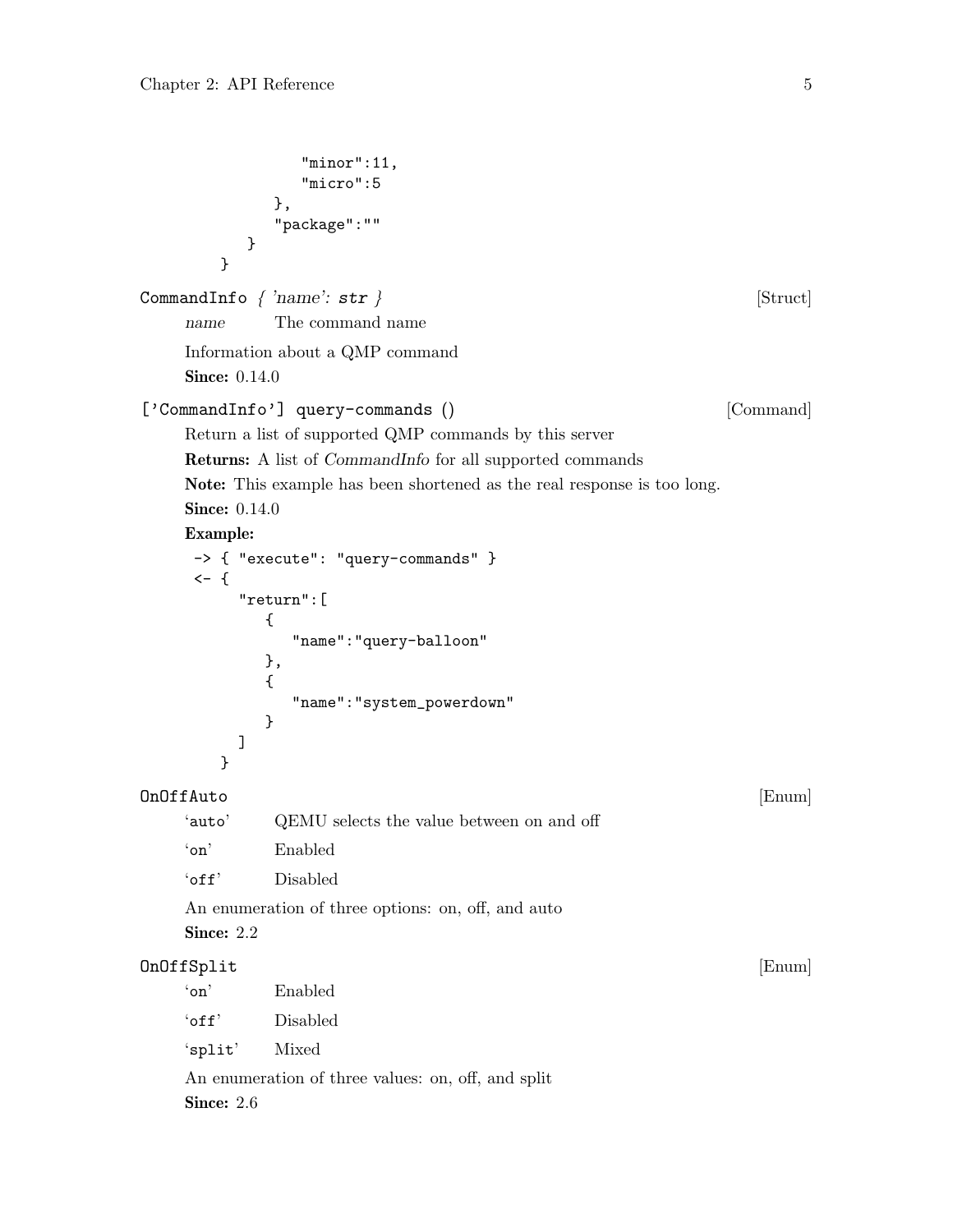```
              "minor":11,
              "micro":5
           },
           "package":""
        }
     }
```

**CommandInfo** *{ 'name': **str** }* [Struct]

*name* The command name

Information about a QMP command

**Since:** 0.14.0

**['CommandInfo'] query-commands ()** [Command]

Return a list of supported QMP commands by this server

**Returns:** A list of *CommandInfo* for all supported commands

**Note:** This example has been shortened as the real response is too long.

**Since:** 0.14.0

**Example:**

```
-> { "execute": "query-commands" }
<- {
     "return":[
        {
           "name":"query-balloon"
        },
        {
           "name":"system_powerdown"
        }
     ]
   }
```

**OnOffAuto** [Enum]

'auto' QEMU selects the value between on and off

'on' Enabled

'off' Disabled

An enumeration of three options: on, off, and auto

**Since:** 2.2

**OnOffSplit** [Enum]

'on' Enabled

'off' Disabled

'split' Mixed

An enumeration of three values: on, off, and split

**Since:** 2.6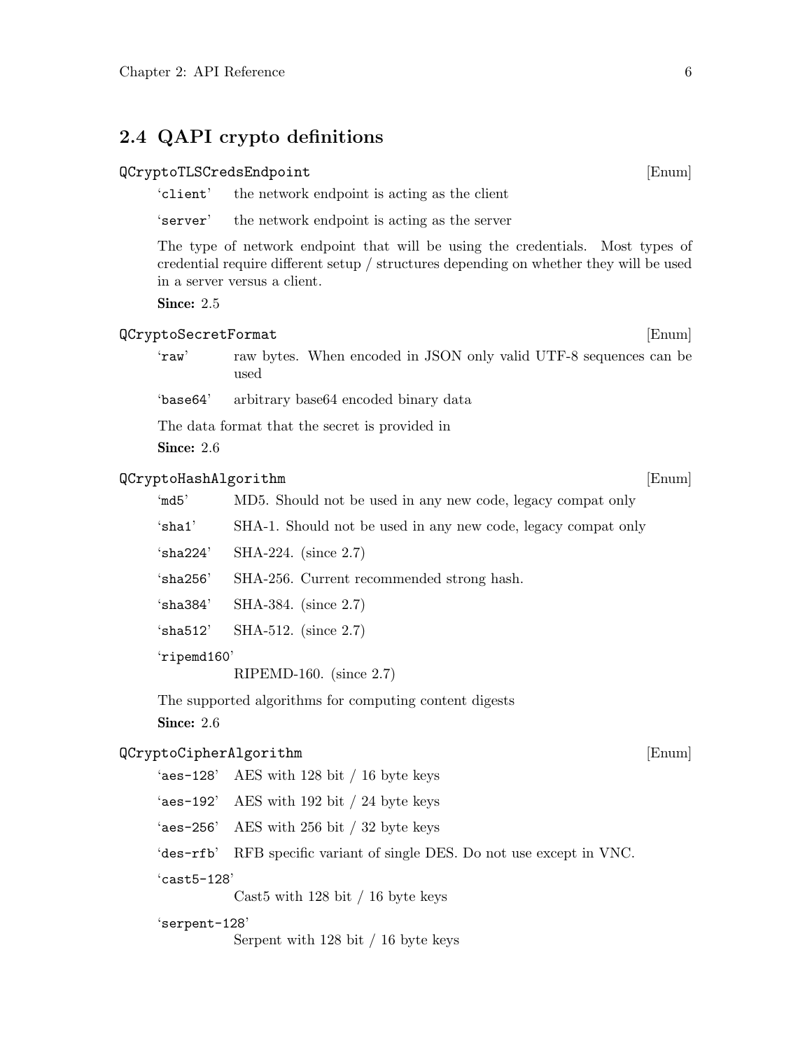## 2.4 QAPI crypto definitions

`QCryptoTLSCredsEndpoint` [Enum]

- '`client`' the network endpoint is acting as the client
- '`server`' the network endpoint is acting as the server

The type of network endpoint that will be using the credentials. Most types of credential require different setup / structures depending on whether they will be used in a server versus a client.

**Since:** 2.5

`QCryptoSecretFormat` [Enum]

- '`raw`' raw bytes. When encoded in JSON only valid UTF-8 sequences can be used
- '`base64`' arbitrary base64 encoded binary data

The data format that the secret is provided in

**Since:** 2.6

`QCryptoHashAlgorithm` [Enum]

- '`md5`' MD5. Should not be used in any new code, legacy compat only
- '`sha1`' SHA-1. Should not be used in any new code, legacy compat only
- '`sha224`' SHA-224. (since 2.7)
- '`sha256`' SHA-256. Current recommended strong hash.
- '`sha384`' SHA-384. (since 2.7)
- '`sha512`' SHA-512. (since 2.7)
- '`ripemd160`' RIPEMD-160. (since 2.7)

The supported algorithms for computing content digests

**Since:** 2.6

`QCryptoCipherAlgorithm` [Enum]

- '`aes-128`' AES with 128 bit / 16 byte keys
- '`aes-192`' AES with 192 bit / 24 byte keys
- '`aes-256`' AES with 256 bit / 32 byte keys
- '`des-rfb`' RFB specific variant of single DES. Do not use except in VNC.
- '`cast5-128`' Cast5 with 128 bit / 16 byte keys
- '`serpent-128`' Serpent with 128 bit / 16 byte keys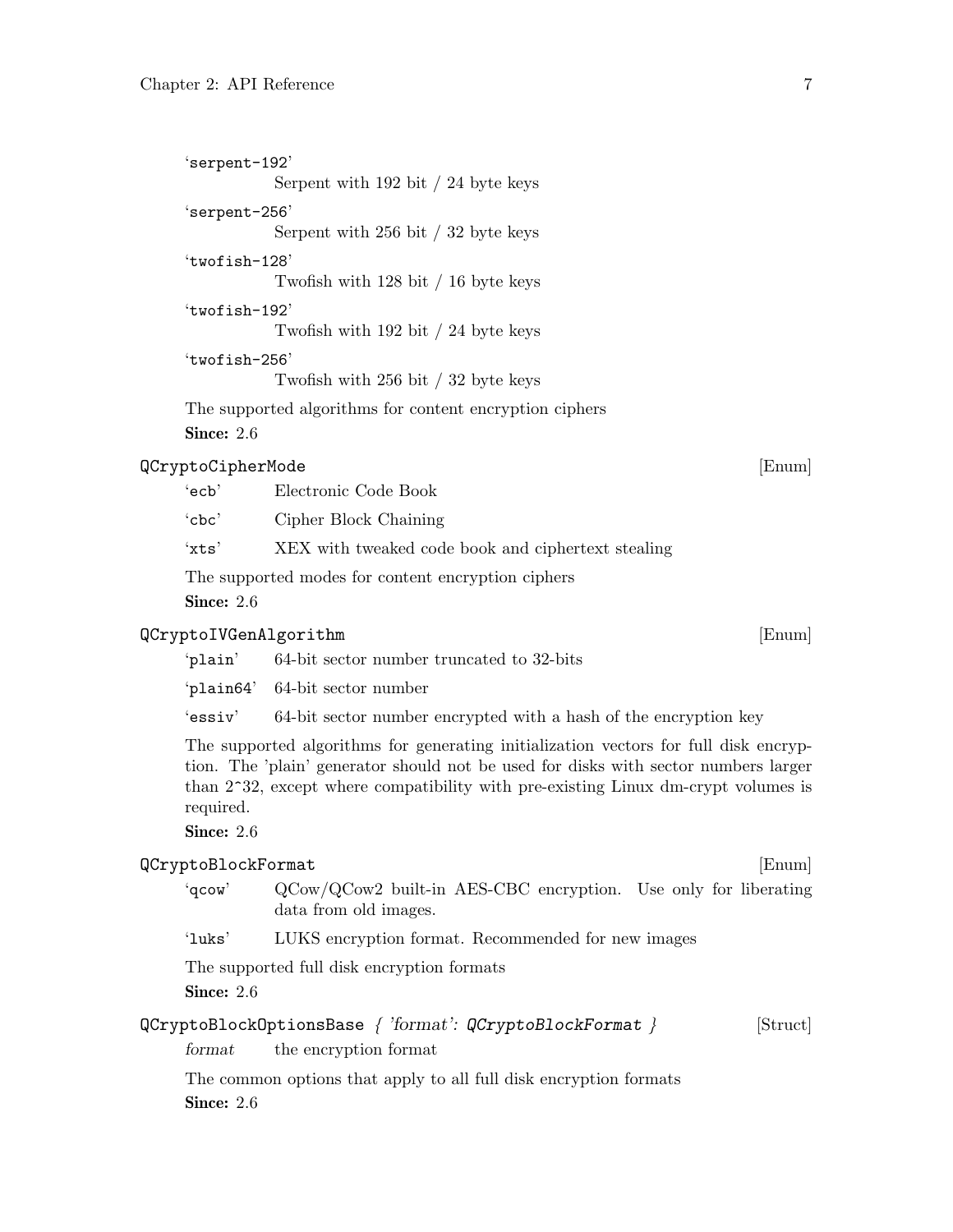'serpent-192'
: Serpent with 192 bit / 24 byte keys

'serpent-256'
: Serpent with 256 bit / 32 byte keys

'twofish-128'
: Twofish with 128 bit / 16 byte keys

'twofish-192'
: Twofish with 192 bit / 24 byte keys

'twofish-256'
: Twofish with 256 bit / 32 byte keys

The supported algorithms for content encryption ciphers

**Since:** 2.6

### `QCryptoCipherMode` [Enum]

'ecb'
: Electronic Code Book

'cbc'
: Cipher Block Chaining

'xts'
: XEX with tweaked code book and ciphertext stealing

The supported modes for content encryption ciphers

**Since:** 2.6

### `QCryptoIVGenAlgorithm` [Enum]

'plain'
: 64-bit sector number truncated to 32-bits

'plain64'
: 64-bit sector number

'essiv'
: 64-bit sector number encrypted with a hash of the encryption key

The supported algorithms for generating initialization vectors for full disk encryption. The 'plain' generator should not be used for disks with sector numbers larger than 2^32, except where compatibility with pre-existing Linux dm-crypt volumes is required.

**Since:** 2.6

### `QCryptoBlockFormat` [Enum]

'qcow'
: QCow/QCow2 built-in AES-CBC encryption. Use only for liberating data from old images.

'luks'
: LUKS encryption format. Recommended for new images

The supported full disk encryption formats

**Since:** 2.6

### `QCryptoBlockOptionsBase` *{ 'format': `QCryptoBlockFormat` }* [Struct]

*format*
: the encryption format

The common options that apply to all full disk encryption formats

**Since:** 2.6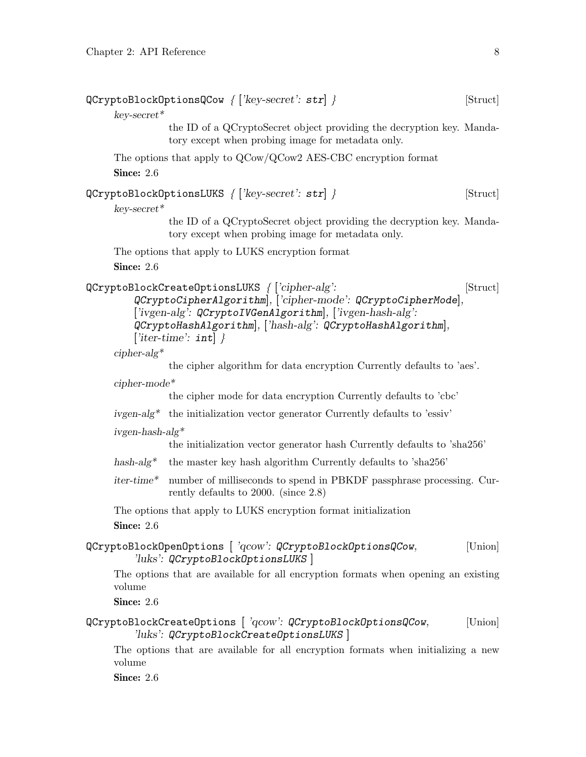`QCryptoBlockOptionsQCow` *{ ['key-secret': `str`] }* [Struct]

*key-secret\**
: the ID of a QCryptoSecret object providing the decryption key. Mandatory except when probing image for metadata only.

The options that apply to QCow/QCow2 AES-CBC encryption format

**Since:** 2.6

`QCryptoBlockOptionsLUKS` *{ ['key-secret': `str`] }* [Struct]

*key-secret\**
: the ID of a QCryptoSecret object providing the decryption key. Mandatory except when probing image for metadata only.

The options that apply to LUKS encryption format

**Since:** 2.6

`QCryptoBlockCreateOptionsLUKS` *{ ['cipher-alg': `QCryptoCipherAlgorithm`], ['cipher-mode': `QCryptoCipherMode`], ['ivgen-alg': `QCryptoIVGenAlgorithm`], ['ivgen-hash-alg': `QCryptoHashAlgorithm`], ['hash-alg': `QCryptoHashAlgorithm`], ['iter-time': `int`] }* [Struct]

*cipher-alg\**
: the cipher algorithm for data encryption Currently defaults to 'aes'.

*cipher-mode\**
: the cipher mode for data encryption Currently defaults to 'cbc'

*ivgen-alg\**
: the initialization vector generator Currently defaults to 'essiv'

*ivgen-hash-alg\**
: the initialization vector generator hash Currently defaults to 'sha256'

*hash-alg\**
: the master key hash algorithm Currently defaults to 'sha256'

*iter-time\**
: number of milliseconds to spend in PBKDF passphrase processing. Currently defaults to 2000. (since 2.8)

The options that apply to LUKS encryption format initialization

**Since:** 2.6

`QCryptoBlockOpenOptions` [ *'qcow': `QCryptoBlockOptionsQCow`, 'luks': `QCryptoBlockOptionsLUKS`* ] [Union]

The options that are available for all encryption formats when opening an existing volume

**Since:** 2.6

`QCryptoBlockCreateOptions` [ *'qcow': `QCryptoBlockOptionsQCow`, 'luks': `QCryptoBlockCreateOptionsLUKS`* ] [Union]

The options that are available for all encryption formats when initializing a new volume

**Since:** 2.6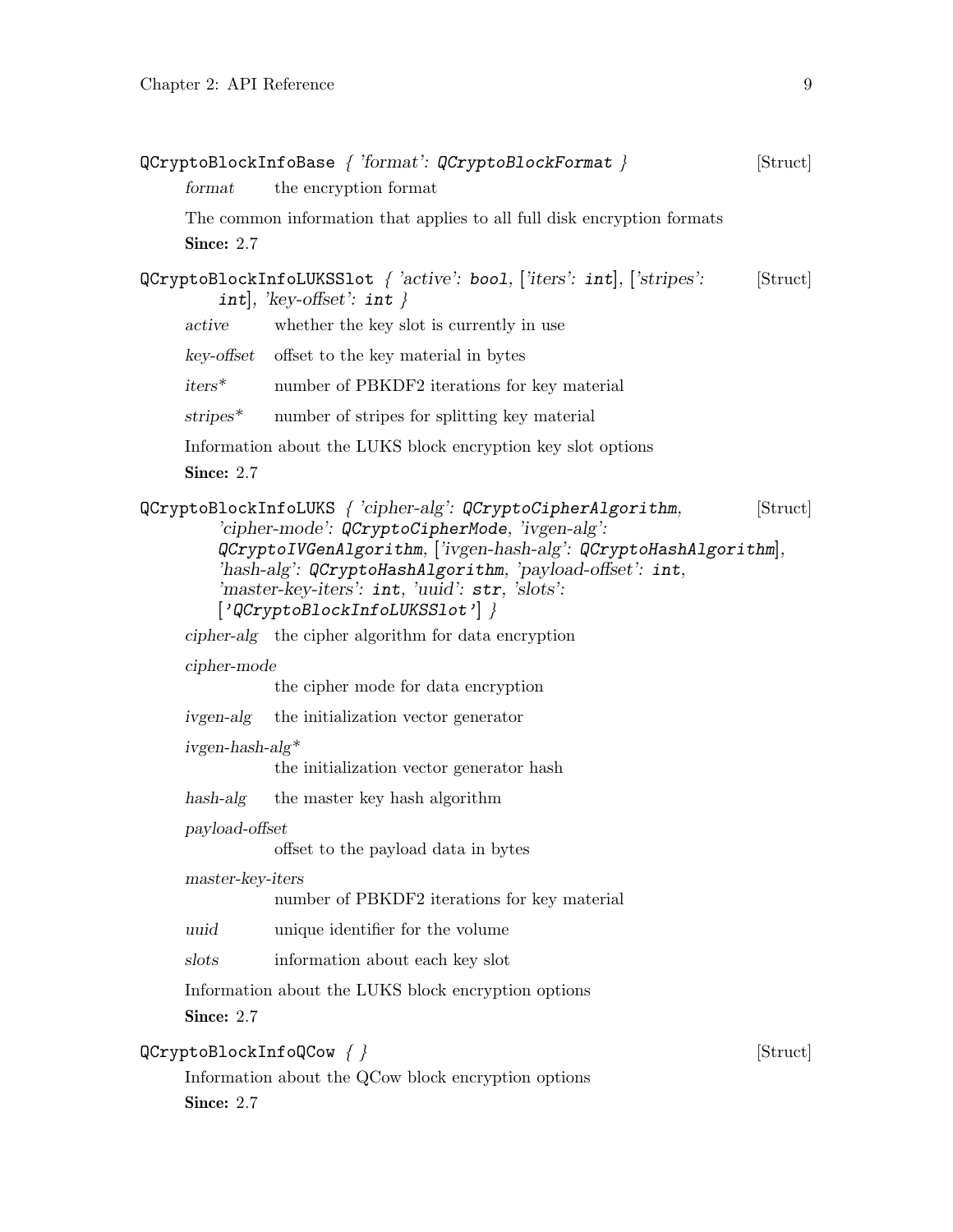`QCryptoBlockInfoBase` { *'format'*: `QCryptoBlockFormat` } [Struct]

*format* the encryption format

The common information that applies to all full disk encryption formats

**Since:** 2.7

`QCryptoBlockInfoLUKSSlot` { *'active'*: `bool`, [*'iters'*: `int`], [*'stripes'*: `int`], *'key-offset'*: `int` } [Struct]

*active* whether the key slot is currently in use

*key-offset* offset to the key material in bytes

*iters** number of PBKDF2 iterations for key material

*stripes** number of stripes for splitting key material

Information about the LUKS block encryption key slot options

**Since:** 2.7

`QCryptoBlockInfoLUKS` { *'cipher-alg'*: `QCryptoCipherAlgorithm`, *'cipher-mode'*: `QCryptoCipherMode`, *'ivgen-alg'*: `QCryptoIVGenAlgorithm`, [*'ivgen-hash-alg'*: `QCryptoHashAlgorithm`], *'hash-alg'*: `QCryptoHashAlgorithm`, *'payload-offset'*: `int`, *'master-key-iters'*: `int`, *'uuid'*: `str`, *'slots'*: [`'QCryptoBlockInfoLUKSSlot'`] } [Struct]

*cipher-alg* the cipher algorithm for data encryption

*cipher-mode*
the cipher mode for data encryption

*ivgen-alg* the initialization vector generator

*ivgen-hash-alg**
the initialization vector generator hash

*hash-alg* the master key hash algorithm

*payload-offset*
offset to the payload data in bytes

*master-key-iters*
number of PBKDF2 iterations for key material

*uuid* unique identifier for the volume

*slots* information about each key slot

Information about the LUKS block encryption options

**Since:** 2.7

`QCryptoBlockInfoQCow` { } [Struct]

Information about the QCow block encryption options

**Since:** 2.7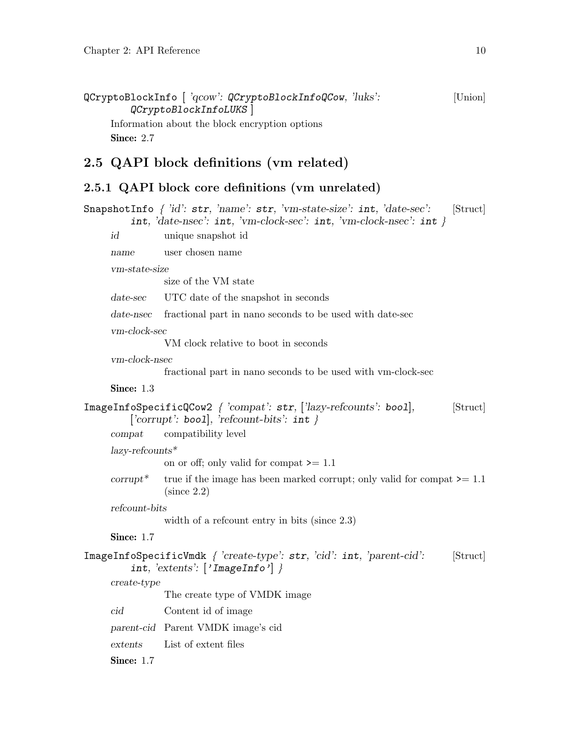`QCryptoBlockInfo` [ *'qcow': `QCryptoBlockInfoQCow`, 'luks': `QCryptoBlockInfoLUKS`* ] [Union]

Information about the block encryption options

**Since:** 2.7

## 2.5 QAPI block definitions (vm related)

### 2.5.1 QAPI block core definitions (vm unrelated)

`SnapshotInfo` { *'id': `str`, 'name': `str`, 'vm-state-size': `int`, 'date-sec': `int`, 'date-nsec': `int`, 'vm-clock-sec': `int`, 'vm-clock-nsec': `int`* } [Struct]

*id* unique snapshot id

*name* user chosen name

*vm-state-size*
size of the VM state

*date-sec* UTC date of the snapshot in seconds

*date-nsec* fractional part in nano seconds to be used with date-sec

*vm-clock-sec*
VM clock relative to boot in seconds

*vm-clock-nsec*
fractional part in nano seconds to be used with vm-clock-sec

**Since:** 1.3

`ImageInfoSpecificQCow2` { *'compat': `str`, ['lazy-refcounts': `bool`], ['corrupt': `bool`], 'refcount-bits': `int`* } [Struct]

*compat* compatibility level

*lazy-refcounts**
on or off; only valid for compat >= 1.1

*corrupt** true if the image has been marked corrupt; only valid for compat >= 1.1 (since 2.2)

*refcount-bits*
width of a refcount entry in bits (since 2.3)

**Since:** 1.7

`ImageInfoSpecificVmdk` { *'create-type': `str`, 'cid': `int`, 'parent-cid': `int`, 'extents': ['ImageInfo']* } [Struct]

*create-type*
The create type of VMDK image

*cid* Content id of image

*parent-cid* Parent VMDK image's cid

*extents* List of extent files

**Since:** 1.7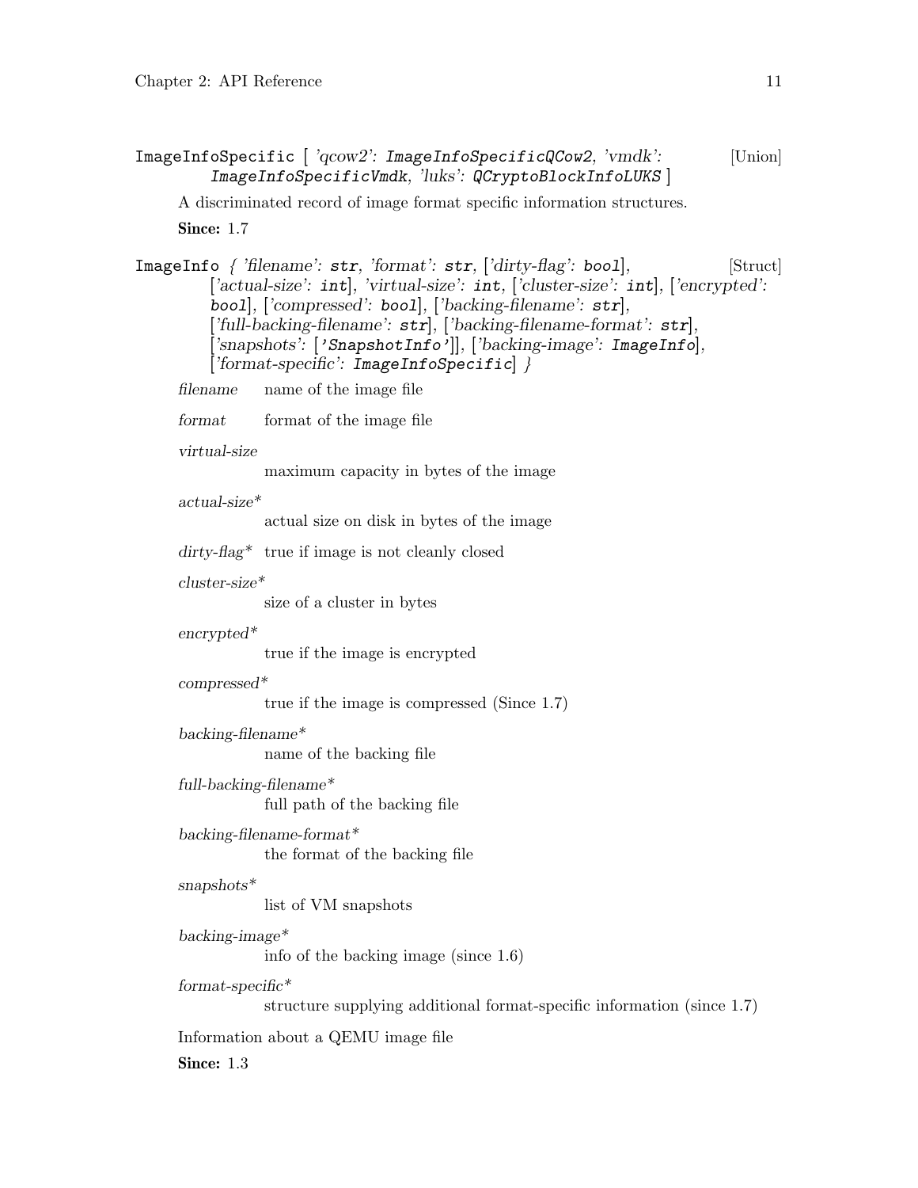`ImageInfoSpecific` [ *'qcow2': `ImageInfoSpecificQCow2`, 'vmdk': `ImageInfoSpecificVmdk`, 'luks': `QCryptoBlockInfoLUKS`* ] [Union]

A discriminated record of image format specific information structures.

**Since:** 1.7

`ImageInfo` *{ 'filename': `str`, 'format': `str`, ['dirty-flag': `bool`], ['actual-size': `int`], 'virtual-size': `int`, ['cluster-size': `int`], ['encrypted': `bool`], ['compressed': `bool`], ['backing-filename': `str`], ['full-backing-filename': `str`], ['backing-filename-format': `str`], ['snapshots': [`'SnapshotInfo'`]], ['backing-image': `ImageInfo`], ['format-specific': `ImageInfoSpecific`] }* [Struct]

*filename* name of the image file

*format* format of the image file

*virtual-size*
maximum capacity in bytes of the image

*actual-size**
actual size on disk in bytes of the image

*dirty-flag** true if image is not cleanly closed

*cluster-size**
size of a cluster in bytes

*encrypted**
true if the image is encrypted

*compressed**
true if the image is compressed (Since 1.7)

*backing-filename**
name of the backing file

*full-backing-filename**
full path of the backing file

*backing-filename-format**
the format of the backing file

*snapshots**
list of VM snapshots

*backing-image**
info of the backing image (since 1.6)

*format-specific**
structure supplying additional format-specific information (since 1.7)

Information about a QEMU image file

**Since:** 1.3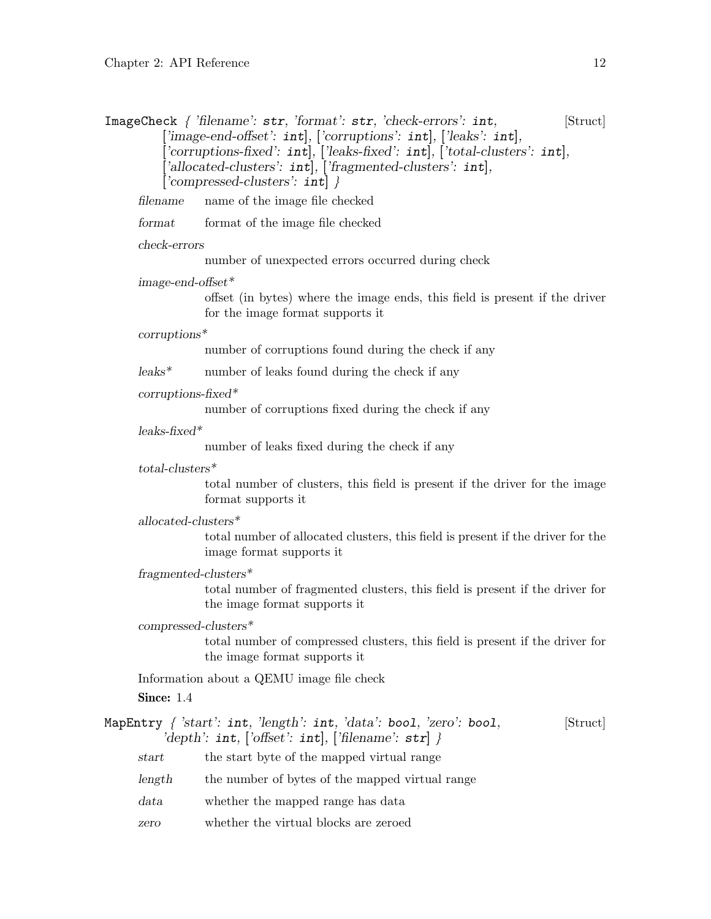**ImageCheck** { *'filename'*: **str**, *'format'*: **str**, *'check-errors'*: **int**, [*'image-end-offset'*: **int**], [*'corruptions'*: **int**], [*'leaks'*: **int**], [*'corruptions-fixed'*: **int**], [*'leaks-fixed'*: **int**], [*'total-clusters'*: **int**], [*'allocated-clusters'*: **int**], [*'fragmented-clusters'*: **int**], [*'compressed-clusters'*: **int**] } [Struct]

*filename* name of the image file checked

*format* format of the image file checked

*check-errors*
number of unexpected errors occurred during check

*image-end-offset**
offset (in bytes) where the image ends, this field is present if the driver for the image format supports it

*corruptions**
number of corruptions found during the check if any

*leaks** number of leaks found during the check if any

*corruptions-fixed**
number of corruptions fixed during the check if any

*leaks-fixed**
number of leaks fixed during the check if any

*total-clusters**
total number of clusters, this field is present if the driver for the image format supports it

*allocated-clusters**
total number of allocated clusters, this field is present if the driver for the image format supports it

*fragmented-clusters**
total number of fragmented clusters, this field is present if the driver for the image format supports it

*compressed-clusters**
total number of compressed clusters, this field is present if the driver for the image format supports it

Information about a QEMU image file check

**Since:** 1.4

**MapEntry** { *'start'*: **int**, *'length'*: **int**, *'data'*: **bool**, *'zero'*: **bool**, *'depth'*: **int**, [*'offset'*: **int**], [*'filename'*: **str**] } [Struct]

*start* the start byte of the mapped virtual range

*length* the number of bytes of the mapped virtual range

*data* whether the mapped range has data

*zero* whether the virtual blocks are zeroed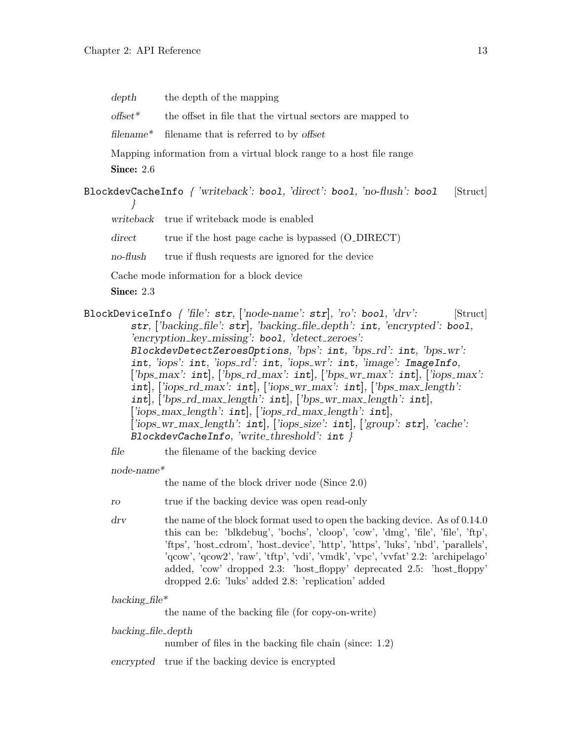*depth* the depth of the mapping

*offset** the offset in file that the virtual sectors are mapped to

*filename** filename that is referred to by *offset*

Mapping information from a virtual block range to a host file range

**Since:** 2.6

`BlockdevCacheInfo` { *'writeback'*: `bool`, *'direct'*: `bool`, *'no-flush'*: `bool` } [Struct]

*writeback* true if writeback mode is enabled

*direct* true if the host page cache is bypassed (O_DIRECT)

*no-flush* true if flush requests are ignored for the device

Cache mode information for a block device

**Since:** 2.3

`BlockDeviceInfo` { *'file'*: `str`, [*'node-name'*: `str`], *'ro'*: `bool`, *'drv'*: `str`, [*'backing_file'*: `str`], *'backing_file_depth'*: `int`, *'encrypted'*: `bool`, *'encryption_key_missing'*: `bool`, *'detect_zeroes'*: `BlockdevDetectZeroesOptions`, *'bps'*: `int`, *'bps_rd'*: `int`, *'bps_wr'*: `int`, *'iops'*: `int`, *'iops_rd'*: `int`, *'iops_wr'*: `int`, *'image'*: `ImageInfo`, [*'bps_max'*: `int`], [*'bps_rd_max'*: `int`], [*'bps_wr_max'*: `int`], [*'iops_max'*: `int`], [*'iops_rd_max'*: `int`], [*'iops_wr_max'*: `int`], [*'bps_max_length'*: `int`], [*'bps_rd_max_length'*: `int`], [*'bps_wr_max_length'*: `int`], [*'iops_max_length'*: `int`], [*'iops_rd_max_length'*: `int`], [*'iops_wr_max_length'*: `int`], [*'iops_size'*: `int`], [*'group'*: `str`], *'cache'*: `BlockdevCacheInfo`, *'write_threshold'*: `int` } [Struct]

*file* the filename of the backing device

*node-name**
the name of the block driver node (Since 2.0)

*ro* true if the backing device was open read-only

*drv* the name of the block format used to open the backing device. As of 0.14.0 this can be: 'blkdebug', 'bochs', 'cloop', 'cow', 'dmg', 'file', 'file', 'ftp', 'ftps', 'host_cdrom', 'host_device', 'http', 'https', 'luks', 'nbd', 'parallels', 'qcow', 'qcow2', 'raw', 'tftp', 'vdi', 'vmdk', 'vpc', 'vvfat' 2.2: 'archipelago' added, 'cow' dropped 2.3: 'host_floppy' deprecated 2.5: 'host_floppy' dropped 2.6: 'luks' added 2.8: 'replication' added

*backing_file**
the name of the backing file (for copy-on-write)

*backing_file_depth*
number of files in the backing file chain (since: 1.2)

*encrypted* true if the backing device is encrypted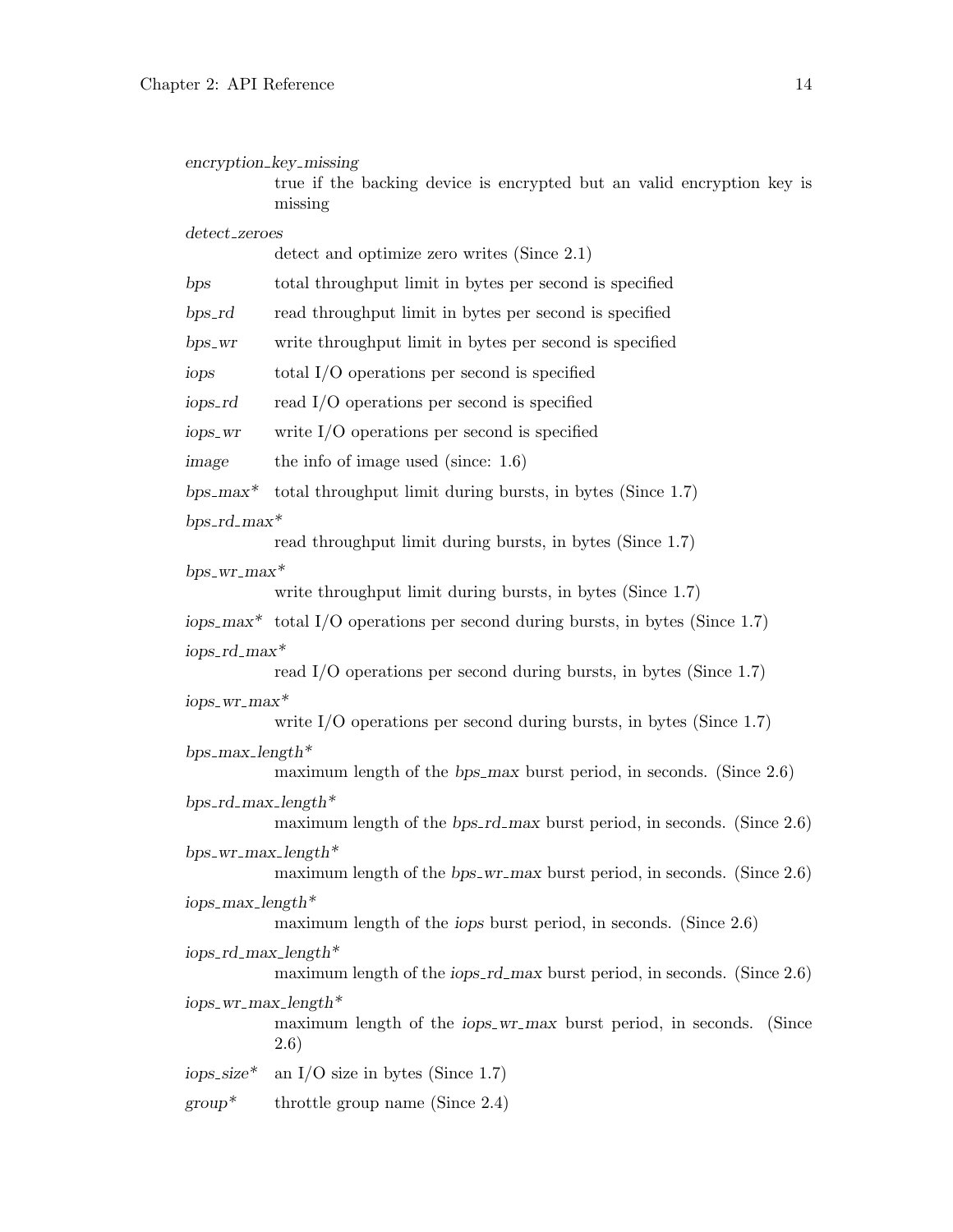*encryption_key_missing*
: true if the backing device is encrypted but an valid encryption key is missing

*detect_zeroes*
: detect and optimize zero writes (Since 2.1)

*bps*
: total throughput limit in bytes per second is specified

*bps_rd*
: read throughput limit in bytes per second is specified

*bps_wr*
: write throughput limit in bytes per second is specified

*iops*
: total I/O operations per second is specified

*iops_rd*
: read I/O operations per second is specified

*iops_wr*
: write I/O operations per second is specified

*image*
: the info of image used (since: 1.6)

*bps_max\**
: total throughput limit during bursts, in bytes (Since 1.7)

*bps_rd_max\**
: read throughput limit during bursts, in bytes (Since 1.7)

*bps_wr_max\**
: write throughput limit during bursts, in bytes (Since 1.7)

*iops_max\**
: total I/O operations per second during bursts, in bytes (Since 1.7)

*iops_rd_max\**
: read I/O operations per second during bursts, in bytes (Since 1.7)

*iops_wr_max\**
: write I/O operations per second during bursts, in bytes (Since 1.7)

*bps_max_length\**
: maximum length of the *bps_max* burst period, in seconds. (Since 2.6)

*bps_rd_max_length\**
: maximum length of the *bps_rd_max* burst period, in seconds. (Since 2.6)

*bps_wr_max_length\**
: maximum length of the *bps_wr_max* burst period, in seconds. (Since 2.6)

*iops_max_length\**
: maximum length of the *iops* burst period, in seconds. (Since 2.6)

*iops_rd_max_length\**
: maximum length of the *iops_rd_max* burst period, in seconds. (Since 2.6)

*iops_wr_max_length\**
: maximum length of the *iops_wr_max* burst period, in seconds. (Since 2.6)

*iops_size\**
: an I/O size in bytes (Since 1.7)

*group\**
: throttle group name (Since 2.4)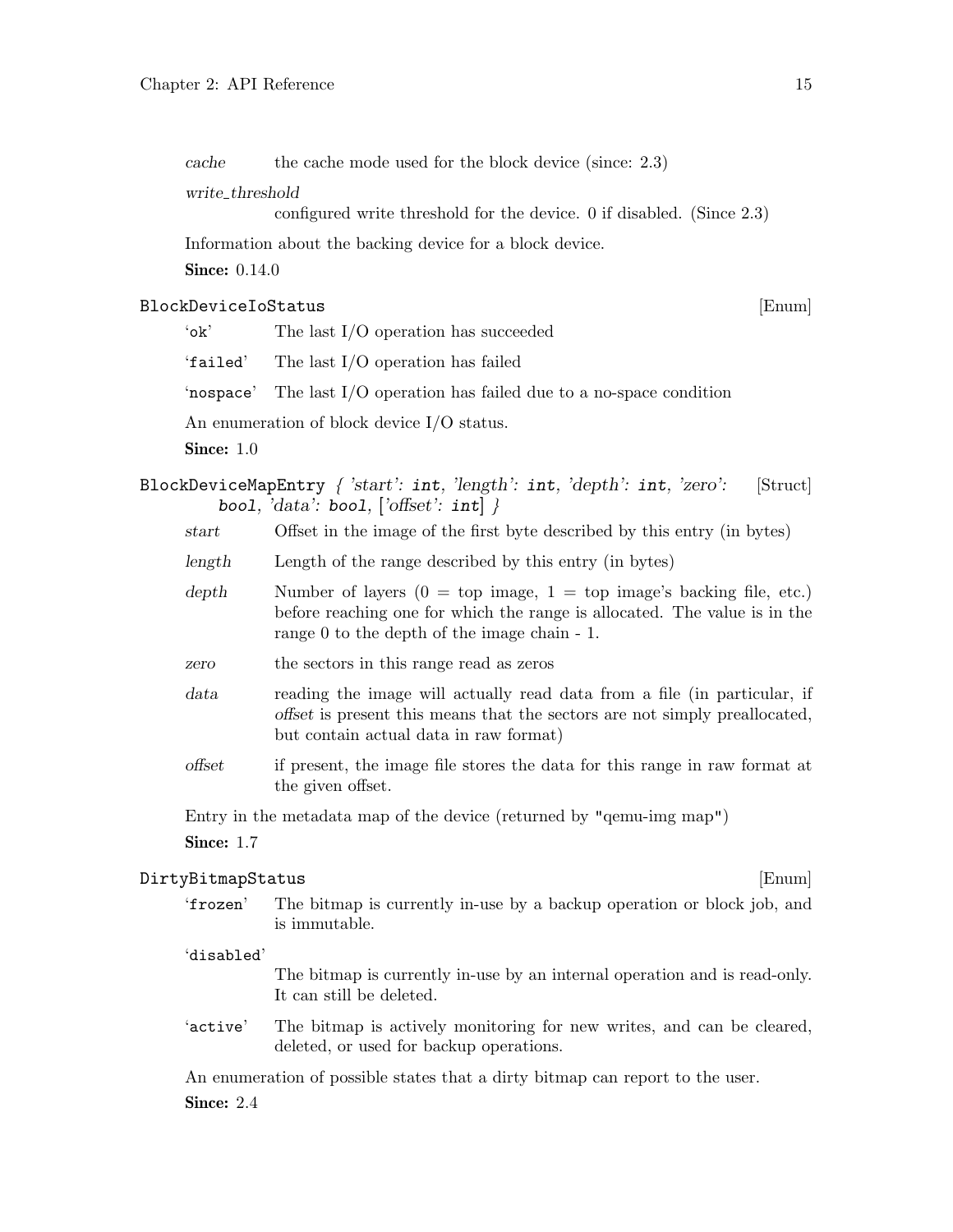*cache* the cache mode used for the block device (since: 2.3)

*write_threshold*
configured write threshold for the device. 0 if disabled. (Since 2.3)

Information about the backing device for a block device.

**Since:** 0.14.0

### `BlockDeviceIoStatus` [Enum]

`'ok'` The last I/O operation has succeeded

`'failed'` The last I/O operation has failed

`'nospace'` The last I/O operation has failed due to a no-space condition

An enumeration of block device I/O status.

**Since:** 1.0

### `BlockDeviceMapEntry` *{ 'start':* `int`*, 'length':* `int`*, 'depth':* `int`*, 'zero':* `bool`*, 'data':* `bool`*, ['offset':* `int`*] }* [Struct]

*start* Offset in the image of the first byte described by this entry (in bytes)

*length* Length of the range described by this entry (in bytes)

*depth* Number of layers (0 = top image, 1 = top image's backing file, etc.) before reaching one for which the range is allocated. The value is in the range 0 to the depth of the image chain - 1.

*zero* the sectors in this range read as zeros

*data* reading the image will actually read data from a file (in particular, if *offset* is present this means that the sectors are not simply preallocated, but contain actual data in raw format)

*offset* if present, the image file stores the data for this range in raw format at the given offset.

Entry in the metadata map of the device (returned by "qemu-img map")

**Since:** 1.7

### `DirtyBitmapStatus` [Enum]

`'frozen'` The bitmap is currently in-use by a backup operation or block job, and is immutable.

`'disabled'`
The bitmap is currently in-use by an internal operation and is read-only. It can still be deleted.

`'active'` The bitmap is actively monitoring for new writes, and can be cleared, deleted, or used for backup operations.

An enumeration of possible states that a dirty bitmap can report to the user.

**Since:** 2.4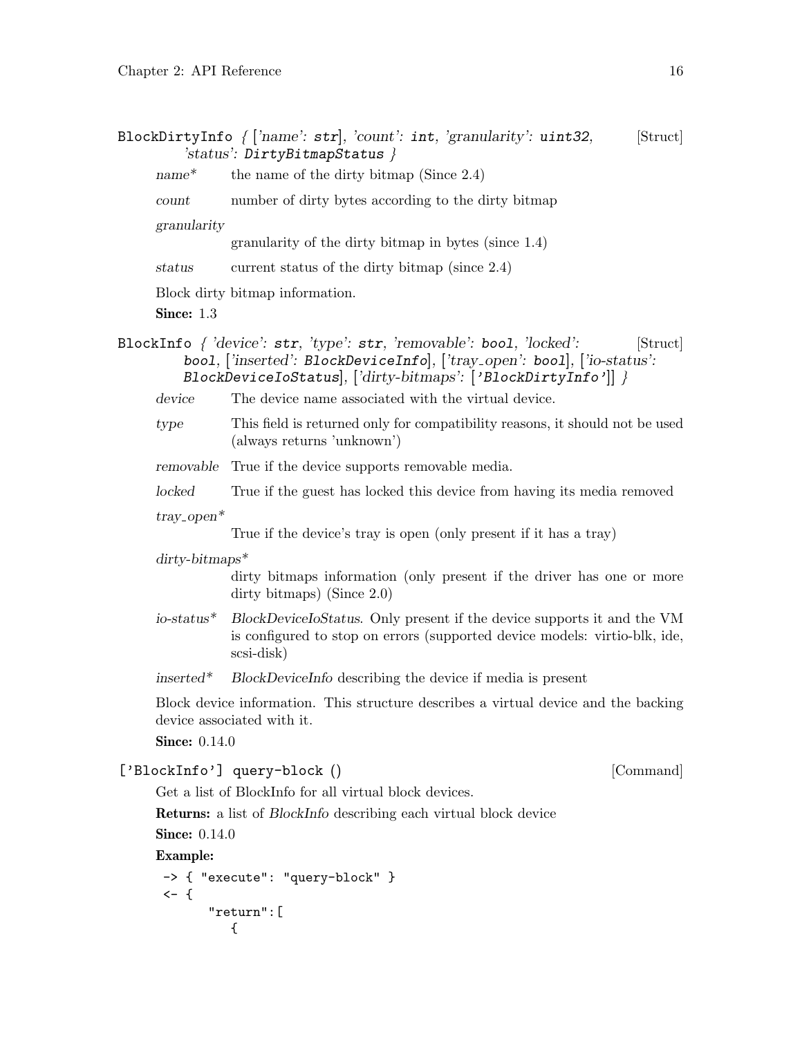`BlockDirtyInfo` *{ ['name': `str`], 'count': `int`, 'granularity': `uint32`, 'status': `DirtyBitmapStatus` }* [Struct]

*name\** the name of the dirty bitmap (Since 2.4)

*count* number of dirty bytes according to the dirty bitmap

*granularity*
granularity of the dirty bitmap in bytes (since 1.4)

*status* current status of the dirty bitmap (since 2.4)

Block dirty bitmap information.

**Since:** 1.3

`BlockInfo` *{ 'device': `str`, 'type': `str`, 'removable': `bool`, 'locked': `bool`, ['inserted': `BlockDeviceInfo`], ['tray_open': `bool`], ['io-status': `BlockDeviceIoStatus`], ['dirty-bitmaps': `['BlockDirtyInfo']`] }* [Struct]

*device* The device name associated with the virtual device.

*type* This field is returned only for compatibility reasons, it should not be used (always returns 'unknown')

*removable* True if the device supports removable media.

*locked* True if the guest has locked this device from having its media removed

*tray_open\**
True if the device's tray is open (only present if it has a tray)

*dirty-bitmaps\**
dirty bitmaps information (only present if the driver has one or more dirty bitmaps) (Since 2.0)

*io-status\** *BlockDeviceIoStatus*. Only present if the device supports it and the VM is configured to stop on errors (supported device models: virtio-blk, ide, scsi-disk)

*inserted\** *BlockDeviceInfo* describing the device if media is present

Block device information. This structure describes a virtual device and the backing device associated with it.

**Since:** 0.14.0

`['BlockInfo'] query-block ()` [Command]

Get a list of BlockInfo for all virtual block devices.

**Returns:** a list of *BlockInfo* describing each virtual block device

**Since:** 0.14.0

**Example:**

```
-> { "execute": "query-block" }
<- {
      "return":[
         {
```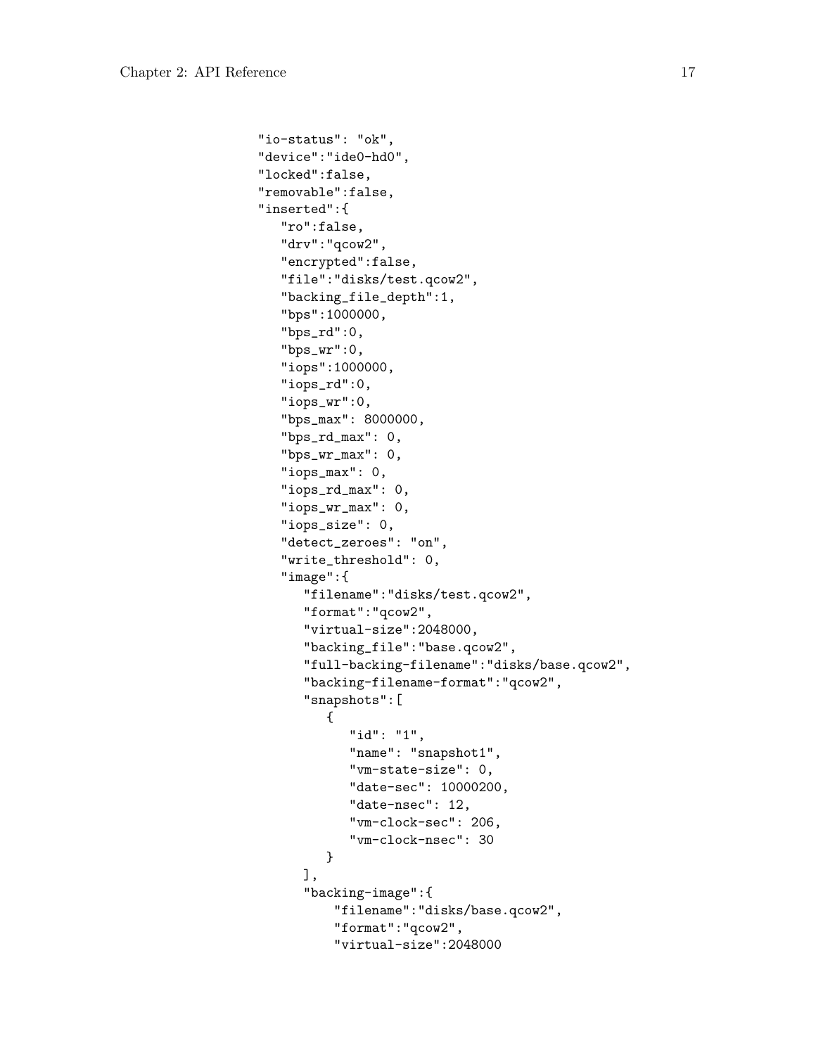```
                  "io-status": "ok",
                  "device":"ide0-hd0",
                  "locked":false,
                  "removable":false,
                  "inserted":{
                     "ro":false,
                     "drv":"qcow2",
                     "encrypted":false,
                     "file":"disks/test.qcow2",
                     "backing_file_depth":1,
                     "bps":1000000,
                     "bps_rd":0,
                     "bps_wr":0,
                     "iops":1000000,
                     "iops_rd":0,
                     "iops_wr":0,
                     "bps_max": 8000000,
                     "bps_rd_max": 0,
                     "bps_wr_max": 0,
                     "iops_max": 0,
                     "iops_rd_max": 0,
                     "iops_wr_max": 0,
                     "iops_size": 0,
                     "detect_zeroes": "on",
                     "write_threshold": 0,
                     "image":{
                        "filename":"disks/test.qcow2",
                        "format":"qcow2",
                        "virtual-size":2048000,
                        "backing_file":"base.qcow2",
                        "full-backing-filename":"disks/base.qcow2",
                        "backing-filename-format":"qcow2",
                        "snapshots":[
                           {
                              "id": "1",
                              "name": "snapshot1",
                              "vm-state-size": 0,
                              "date-sec": 10000200,
                              "date-nsec": 12,
                              "vm-clock-sec": 206,
                              "vm-clock-nsec": 30
                           }
                        ],
                        "backing-image":{
                            "filename":"disks/base.qcow2",
                            "format":"qcow2",
                            "virtual-size":2048000
```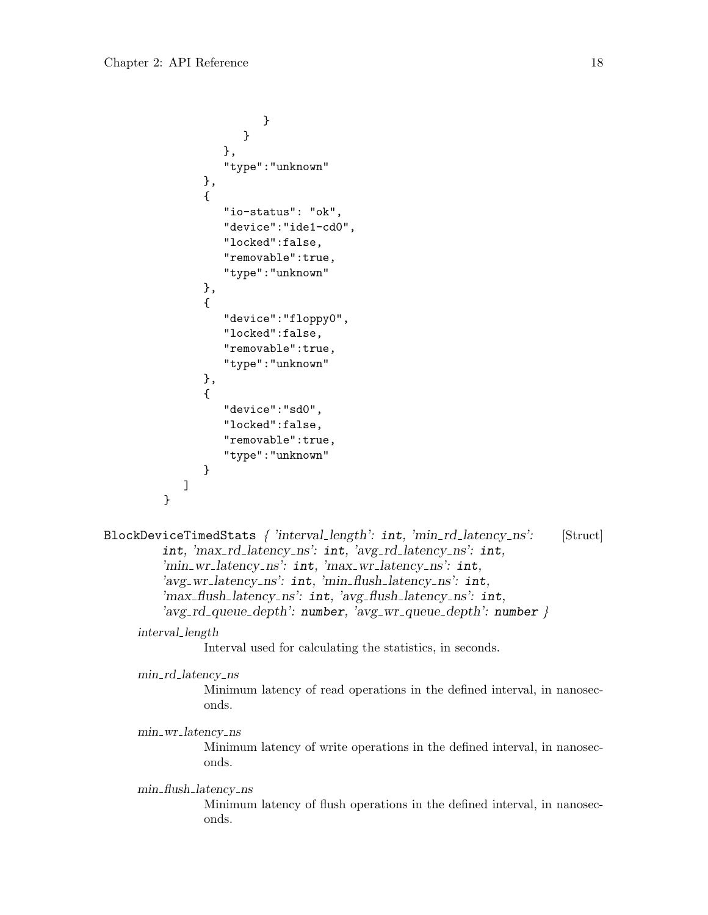```
                    }
                }
            },
            "type":"unknown"
        },
        {
            "io-status": "ok",
            "device":"ide1-cd0",
            "locked":false,
            "removable":true,
            "type":"unknown"
        },
        {
            "device":"floppy0",
            "locked":false,
            "removable":true,
            "type":"unknown"
        },
        {
            "device":"sd0",
            "locked":false,
            "removable":true,
            "type":"unknown"
        }
    ]
}
```

**BlockDeviceTimedStats** *{ 'interval_length':* `int`*, 'min_rd_latency_ns':* `int`*, 'max_rd_latency_ns':* `int`*, 'avg_rd_latency_ns':* `int`*, 'min_wr_latency_ns':* `int`*, 'max_wr_latency_ns':* `int`*, 'avg_wr_latency_ns':* `int`*, 'min_flush_latency_ns':* `int`*, 'max_flush_latency_ns':* `int`*, 'avg_flush_latency_ns':* `int`*, 'avg_rd_queue_depth':* `number`*, 'avg_wr_queue_depth':* `number` *}* [Struct]

*interval_length*
: Interval used for calculating the statistics, in seconds.

*min_rd_latency_ns*
: Minimum latency of read operations in the defined interval, in nanoseconds.

*min_wr_latency_ns*
: Minimum latency of write operations in the defined interval, in nanoseconds.

*min_flush_latency_ns*
: Minimum latency of flush operations in the defined interval, in nanoseconds.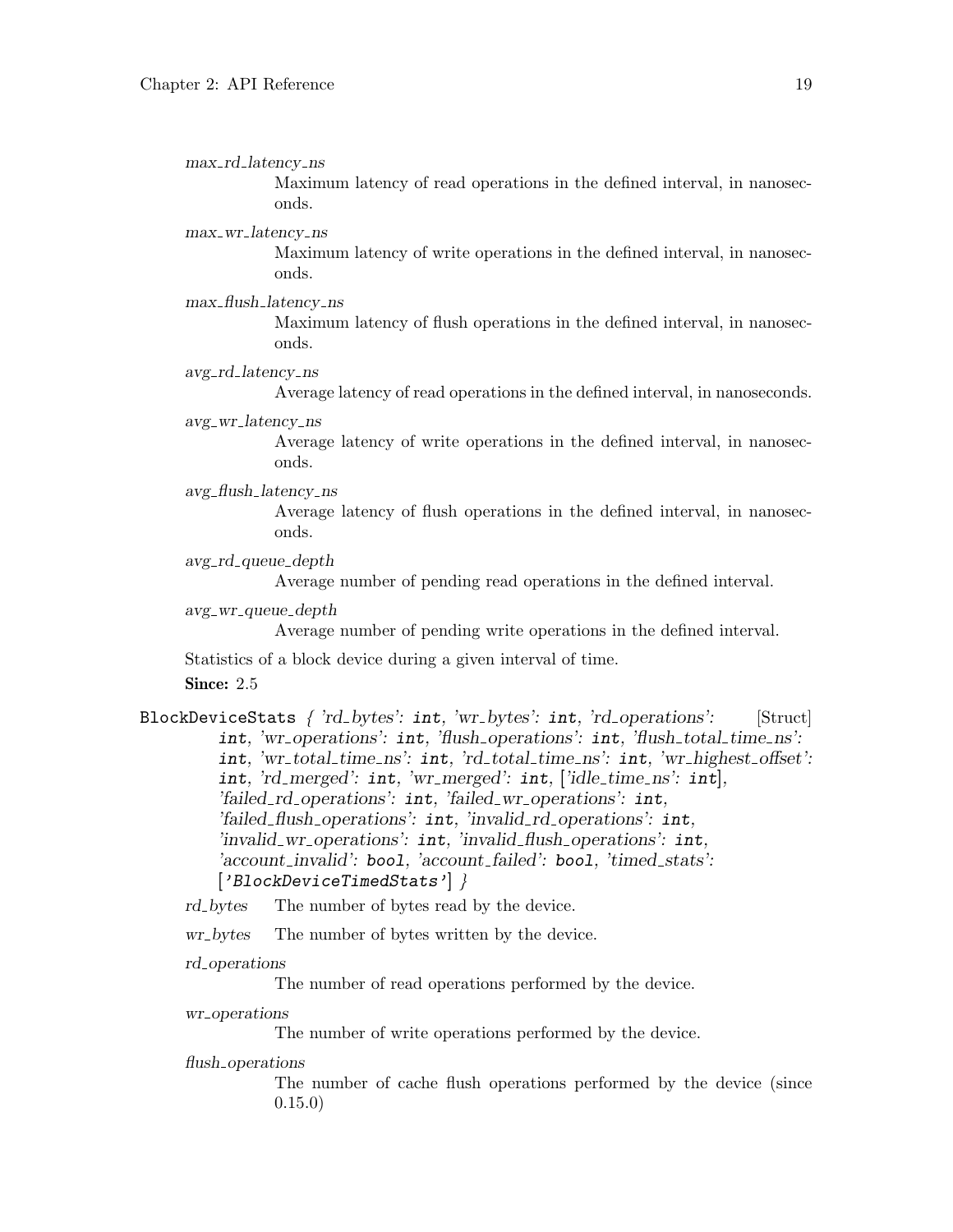*max_rd_latency_ns*
: Maximum latency of read operations in the defined interval, in nanoseconds.

*max_wr_latency_ns*
: Maximum latency of write operations in the defined interval, in nanoseconds.

*max_flush_latency_ns*
: Maximum latency of flush operations in the defined interval, in nanoseconds.

*avg_rd_latency_ns*
: Average latency of read operations in the defined interval, in nanoseconds.

*avg_wr_latency_ns*
: Average latency of write operations in the defined interval, in nanoseconds.

*avg_flush_latency_ns*
: Average latency of flush operations in the defined interval, in nanoseconds.

*avg_rd_queue_depth*
: Average number of pending read operations in the defined interval.

*avg_wr_queue_depth*
: Average number of pending write operations in the defined interval.

Statistics of a block device during a given interval of time.

**Since:** 2.5

`BlockDeviceStats` *{ 'rd_bytes':* `int`*, 'wr_bytes':* `int`*, 'rd_operations':* `int`*, 'wr_operations':* `int`*, 'flush_operations':* `int`*, 'flush_total_time_ns':* `int`*, 'wr_total_time_ns':* `int`*, 'rd_total_time_ns':* `int`*, 'wr_highest_offset':* `int`*, 'rd_merged':* `int`*, 'wr_merged':* `int`*, ['idle_time_ns':* `int`*], 'failed_rd_operations':* `int`*, 'failed_wr_operations':* `int`*, 'failed_flush_operations':* `int`*, 'invalid_rd_operations':* `int`*, 'invalid_wr_operations':* `int`*, 'invalid_flush_operations':* `int`*, 'account_invalid':* `bool`*, 'account_failed':* `bool`*, 'timed_stats':* `['BlockDeviceTimedStats']` *}* [Struct]

*rd_bytes*
: The number of bytes read by the device.

*wr_bytes*
: The number of bytes written by the device.

*rd_operations*
: The number of read operations performed by the device.

*wr_operations*
: The number of write operations performed by the device.

*flush_operations*
: The number of cache flush operations performed by the device (since 0.15.0)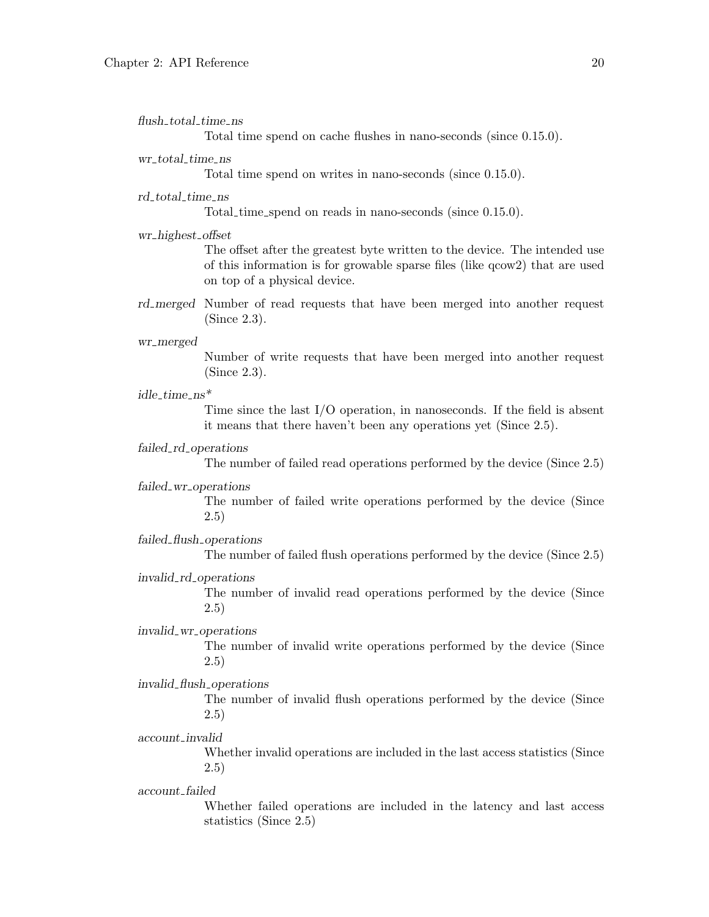*flush_total_time_ns*
Total time spend on cache flushes in nano-seconds (since 0.15.0).

*wr_total_time_ns*
Total time spend on writes in nano-seconds (since 0.15.0).

*rd_total_time_ns*
Total_time_spend on reads in nano-seconds (since 0.15.0).

*wr_highest_offset*
The offset after the greatest byte written to the device. The intended use of this information is for growable sparse files (like qcow2) that are used on top of a physical device.

*rd_merged*
Number of read requests that have been merged into another request (Since 2.3).

*wr_merged*
Number of write requests that have been merged into another request (Since 2.3).

*idle_time_ns**
Time since the last I/O operation, in nanoseconds. If the field is absent it means that there haven't been any operations yet (Since 2.5).

*failed_rd_operations*
The number of failed read operations performed by the device (Since 2.5)

*failed_wr_operations*
The number of failed write operations performed by the device (Since 2.5)

*failed_flush_operations*
The number of failed flush operations performed by the device (Since 2.5)

*invalid_rd_operations*
The number of invalid read operations performed by the device (Since 2.5)

*invalid_wr_operations*
The number of invalid write operations performed by the device (Since 2.5)

*invalid_flush_operations*
The number of invalid flush operations performed by the device (Since 2.5)

*account_invalid*
Whether invalid operations are included in the last access statistics (Since 2.5)

*account_failed*
Whether failed operations are included in the latency and last access statistics (Since 2.5)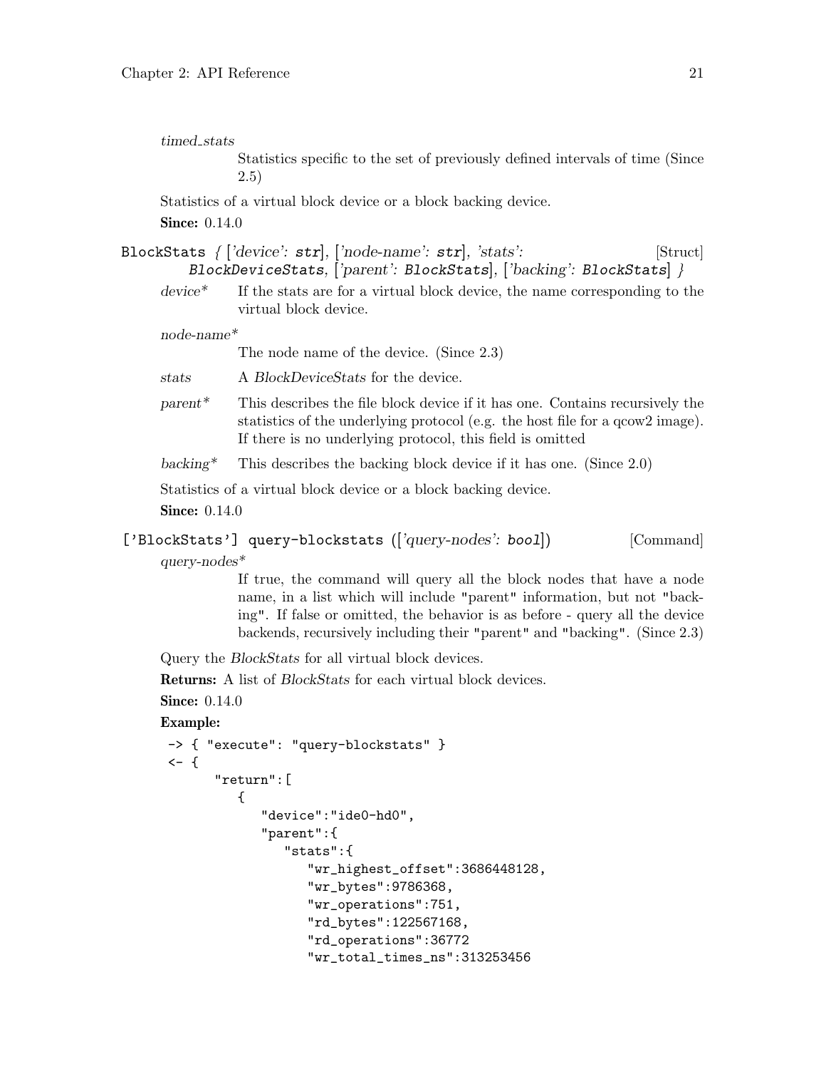*timed_stats*

Statistics specific to the set of previously defined intervals of time (Since 2.5)

Statistics of a virtual block device or a block backing device.

**Since:** 0.14.0

`BlockStats` *{ ['device': **str**], ['node-name': **str**], 'stats': **BlockDeviceStats**, ['parent': **BlockStats**], ['backing': **BlockStats**] }* [Struct]

*device\**
If the stats are for a virtual block device, the name corresponding to the virtual block device.

*node-name\**
The node name of the device. (Since 2.3)

*stats*
A *BlockDeviceStats* for the device.

*parent\**
This describes the file block device if it has one. Contains recursively the statistics of the underlying protocol (e.g. the host file for a qcow2 image). If there is no underlying protocol, this field is omitted

*backing\**
This describes the backing block device if it has one. (Since 2.0)

Statistics of a virtual block device or a block backing device.

**Since:** 0.14.0

`['BlockStats'] query-blockstats` *(['query-nodes': **bool**])* [Command]

*query-nodes\**
If true, the command will query all the block nodes that have a node name, in a list which will include "parent" information, but not "backing". If false or omitted, the behavior is as before - query all the device backends, recursively including their "parent" and "backing". (Since 2.3)

Query the *BlockStats* for all virtual block devices.

**Returns:** A list of *BlockStats* for each virtual block devices.

**Since:** 0.14.0

**Example:**

```
-> { "execute": "query-blockstats" }
<- {
      "return":[
         {
            "device":"ide0-hd0",
            "parent":{
               "stats":{
                  "wr_highest_offset":3686448128,
                  "wr_bytes":9786368,
                  "wr_operations":751,
                  "rd_bytes":122567168,
                  "rd_operations":36772
                  "wr_total_times_ns":313253456
```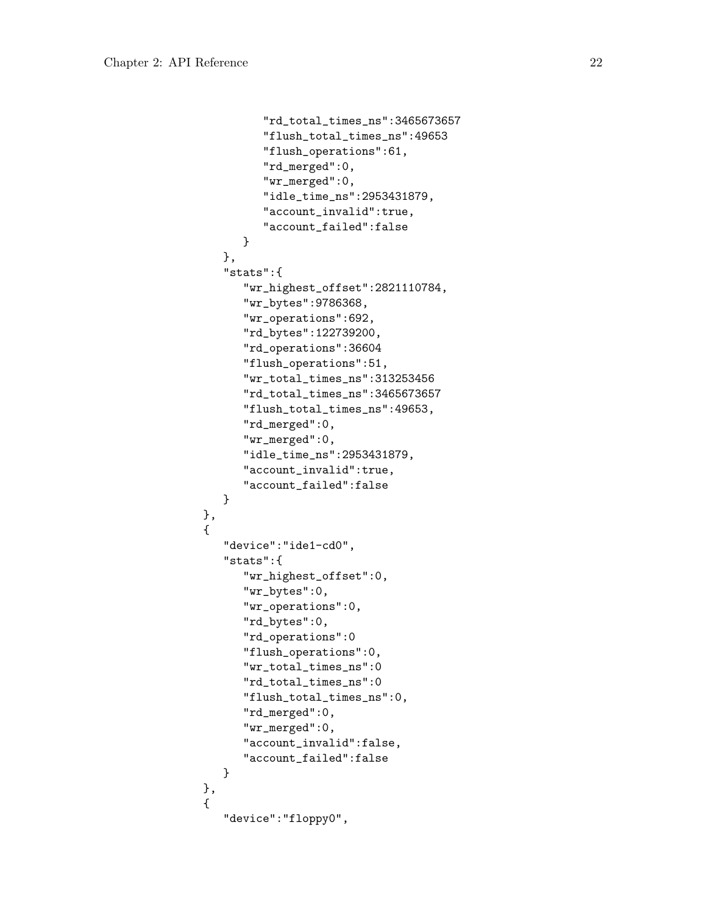```
            "rd_total_times_ns":3465673657
            "flush_total_times_ns":49653
            "flush_operations":61,
            "rd_merged":0,
            "wr_merged":0,
            "idle_time_ns":2953431879,
            "account_invalid":true,
            "account_failed":false
         }
      },
      "stats":{
         "wr_highest_offset":2821110784,
         "wr_bytes":9786368,
         "wr_operations":692,
         "rd_bytes":122739200,
         "rd_operations":36604
         "flush_operations":51,
         "wr_total_times_ns":313253456
         "rd_total_times_ns":3465673657
         "flush_total_times_ns":49653,
         "rd_merged":0,
         "wr_merged":0,
         "idle_time_ns":2953431879,
         "account_invalid":true,
         "account_failed":false
      }
   },
   {
      "device":"ide1-cd0",
      "stats":{
         "wr_highest_offset":0,
         "wr_bytes":0,
         "wr_operations":0,
         "rd_bytes":0,
         "rd_operations":0
         "flush_operations":0,
         "wr_total_times_ns":0
         "rd_total_times_ns":0
         "flush_total_times_ns":0,
         "rd_merged":0,
         "wr_merged":0,
         "account_invalid":false,
         "account_failed":false
      }
   },
   {
      "device":"floppy0",
```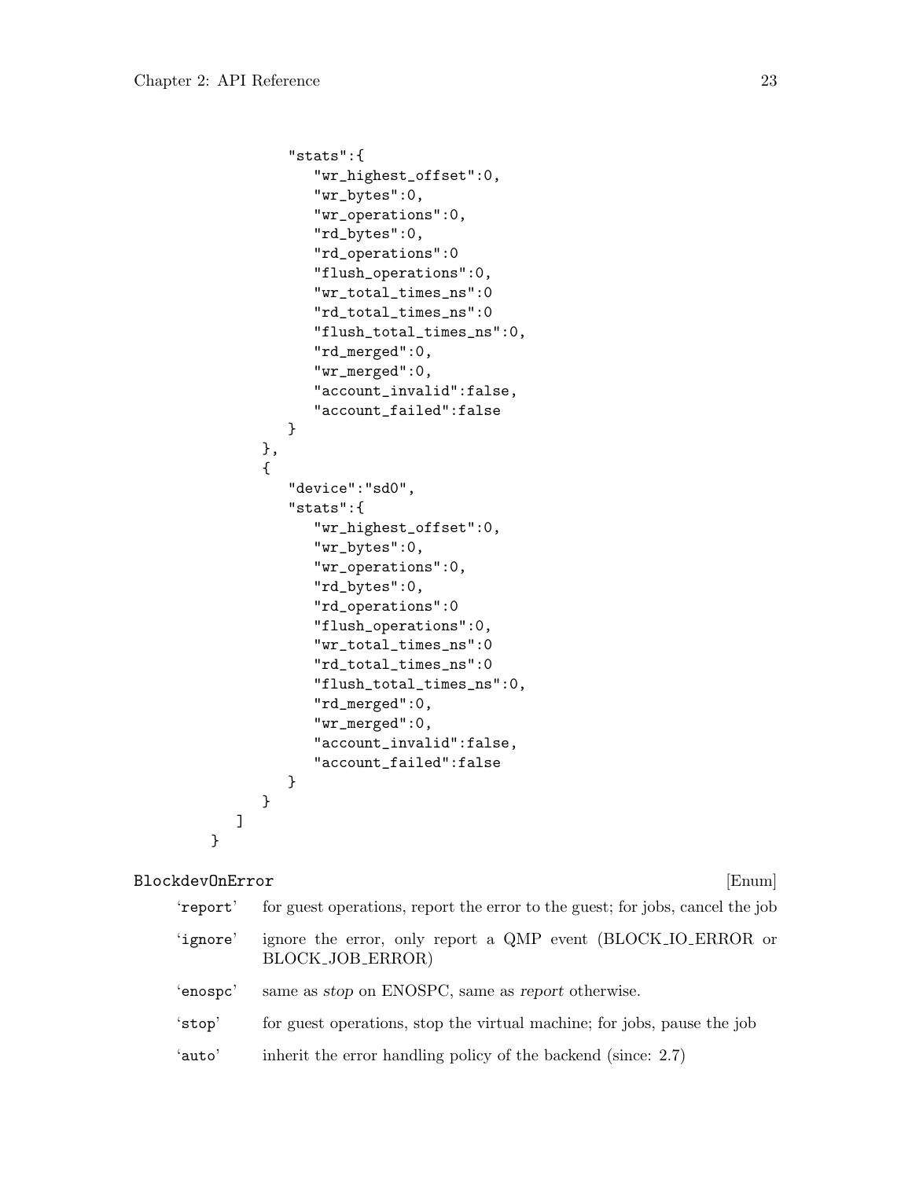```
            "stats":{
               "wr_highest_offset":0,
               "wr_bytes":0,
               "wr_operations":0,
               "rd_bytes":0,
               "rd_operations":0
               "flush_operations":0,
               "wr_total_times_ns":0
               "rd_total_times_ns":0
               "flush_total_times_ns":0,
               "rd_merged":0,
               "wr_merged":0,
               "account_invalid":false,
               "account_failed":false
            }
         },
         {
            "device":"sd0",
            "stats":{
               "wr_highest_offset":0,
               "wr_bytes":0,
               "wr_operations":0,
               "rd_bytes":0,
               "rd_operations":0
               "flush_operations":0,
               "wr_total_times_ns":0
               "rd_total_times_ns":0
               "flush_total_times_ns":0,
               "rd_merged":0,
               "wr_merged":0,
               "account_invalid":false,
               "account_failed":false
            }
         }
      ]
   }
```

**BlockdevOnError** [Enum]

'report' for guest operations, report the error to the guest; for jobs, cancel the job

'ignore' ignore the error, only report a QMP event (BLOCK_IO_ERROR or BLOCK_JOB_ERROR)

'enospc' same as *stop* on ENOSPC, same as *report* otherwise.

'stop' for guest operations, stop the virtual machine; for jobs, pause the job

'auto' inherit the error handling policy of the backend (since: 2.7)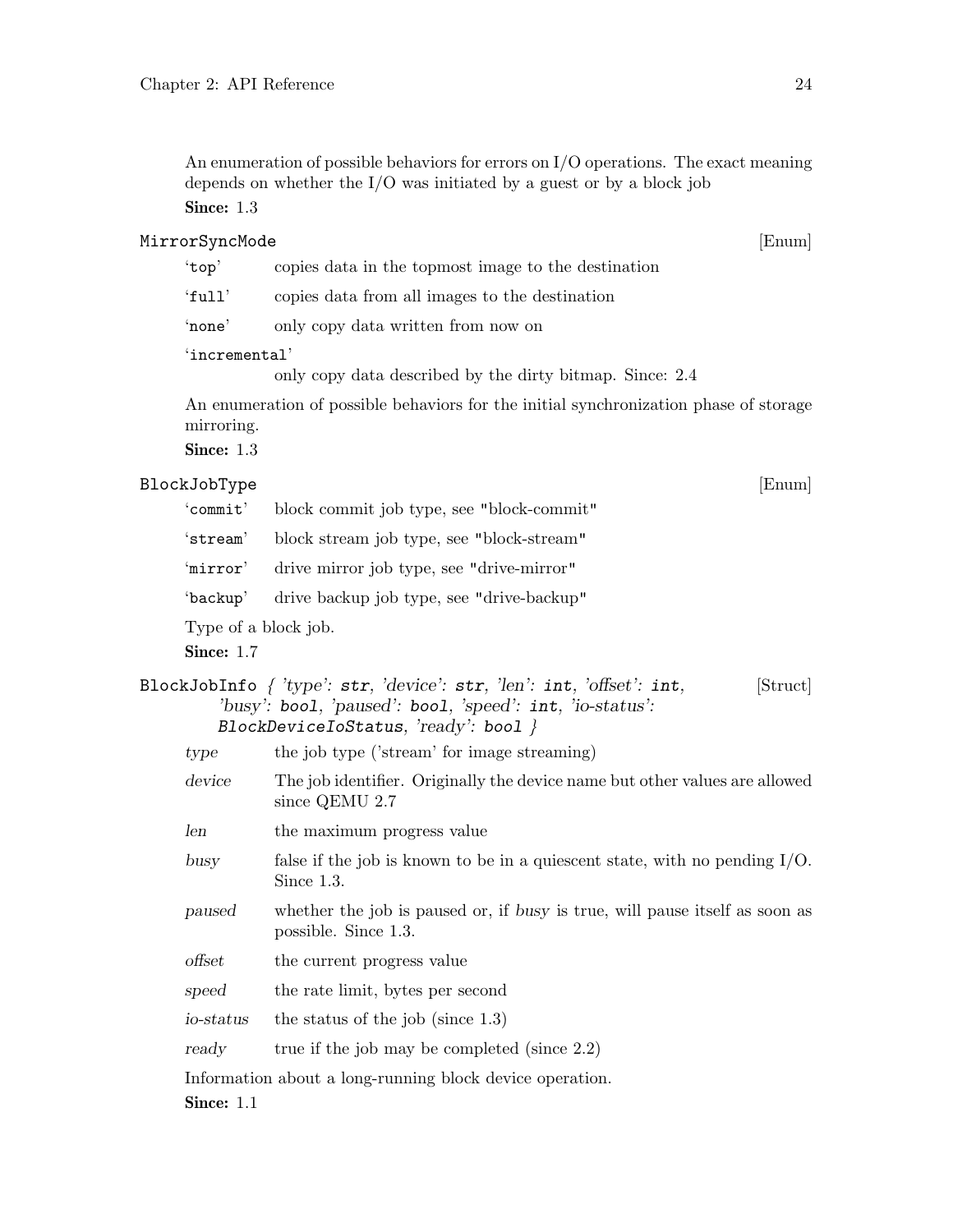An enumeration of possible behaviors for errors on I/O operations. The exact meaning depends on whether the I/O was initiated by a guest or by a block job

**Since:** 1.3

### MirrorSyncMode [Enum]

`top`
: copies data in the topmost image to the destination

`full`
: copies data from all images to the destination

`none`
: only copy data written from now on

`incremental`
: only copy data described by the dirty bitmap. Since: 2.4

An enumeration of possible behaviors for the initial synchronization phase of storage mirroring.

**Since:** 1.3

### BlockJobType [Enum]

`commit`
: block commit job type, see "block-commit"

`stream`
: block stream job type, see "block-stream"

`mirror`
: drive mirror job type, see "drive-mirror"

`backup`
: drive backup job type, see "drive-backup"

Type of a block job.

**Since:** 1.7

### BlockJobInfo { 'type': `str`, 'device': `str`, 'len': `int`, 'offset': `int`, 'busy': `bool`, 'paused': `bool`, 'speed': `int`, 'io-status': `BlockDeviceIoStatus`, 'ready': `bool` } [Struct]

*type*
: the job type ('stream' for image streaming)

*device*
: The job identifier. Originally the device name but other values are allowed since QEMU 2.7

*len*
: the maximum progress value

*busy*
: false if the job is known to be in a quiescent state, with no pending I/O. Since 1.3.

*paused*
: whether the job is paused or, if *busy* is true, will pause itself as soon as possible. Since 1.3.

*offset*
: the current progress value

*speed*
: the rate limit, bytes per second

*io-status*
: the status of the job (since 1.3)

*ready*
: true if the job may be completed (since 2.2)

Information about a long-running block device operation.

**Since:** 1.1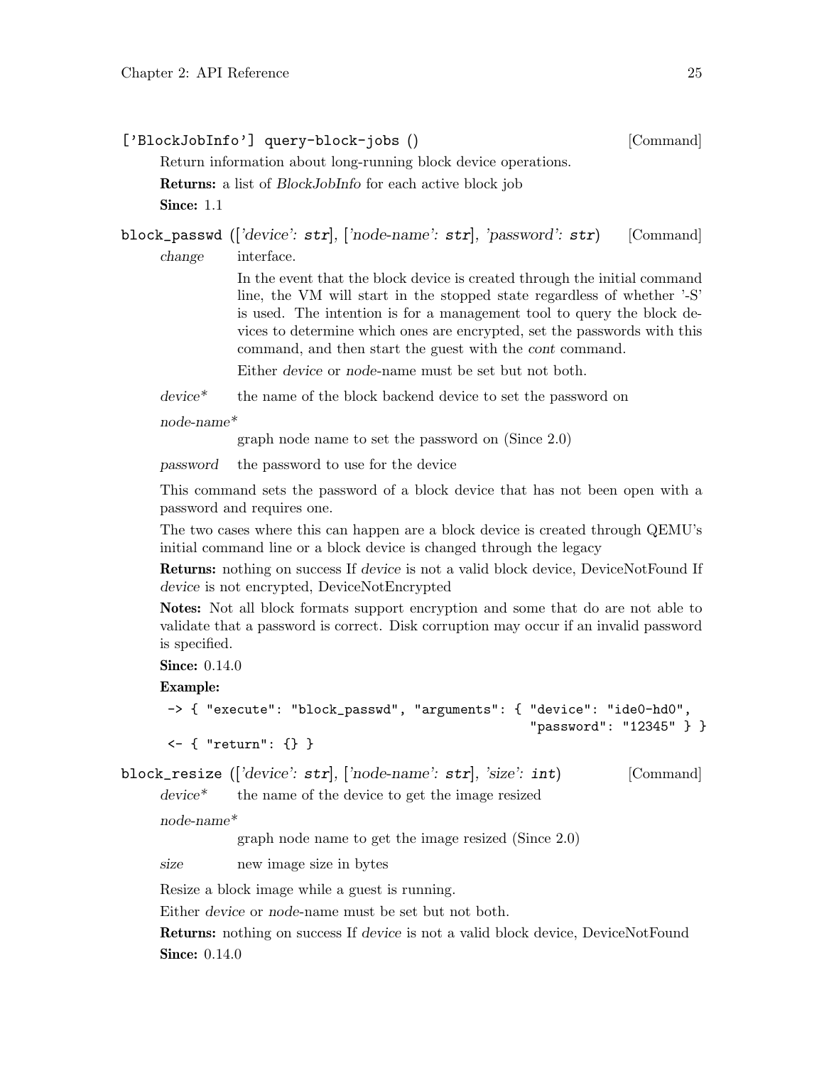### ['BlockJobInfo'] query-block-jobs () [Command]

Return information about long-running block device operations.

**Returns:** a list of *BlockJobInfo* for each active block job

**Since:** 1.1

### block_passwd (['*device*': str], ['*node-name*': str], '*password*': str) [Command]

*change* interface.

In the event that the block device is created through the initial command line, the VM will start in the stopped state regardless of whether '-S' is used. The intention is for a management tool to query the block devices to determine which ones are encrypted, set the passwords with this command, and then start the guest with the *cont* command.

Either *device* or *node*-name must be set but not both.

*device** the name of the block backend device to set the password on

*node-name**
graph node name to set the password on (Since 2.0)

*password* the password to use for the device

This command sets the password of a block device that has not been open with a password and requires one.

The two cases where this can happen are a block device is created through QEMU's initial command line or a block device is changed through the legacy

**Returns:** nothing on success If *device* is not a valid block device, DeviceNotFound If *device* is not encrypted, DeviceNotEncrypted

**Notes:** Not all block formats support encryption and some that do are not able to validate that a password is correct. Disk corruption may occur if an invalid password is specified.

**Since:** 0.14.0

**Example:**

```
-> { "execute": "block_passwd", "arguments": { "device": "ide0-hd0",
                                               "password": "12345" } }
<- { "return": {} }
```

### block_resize (['*device*': str], ['*node-name*': str], '*size*': int) [Command]

*device** the name of the device to get the image resized

*node-name**
graph node name to get the image resized (Since 2.0)

*size* new image size in bytes

Resize a block image while a guest is running.

Either *device* or *node*-name must be set but not both.

**Returns:** nothing on success If *device* is not a valid block device, DeviceNotFound

**Since:** 0.14.0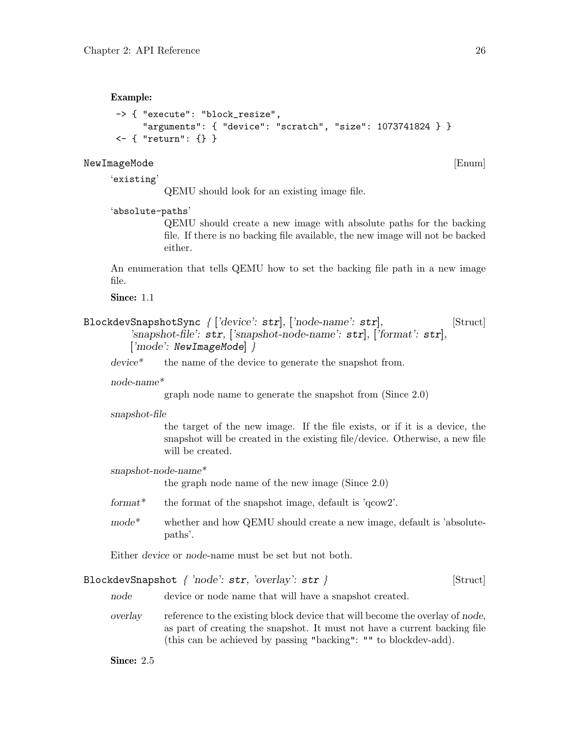**Example:**

```
-> { "execute": "block_resize",
     "arguments": { "device": "scratch", "size": 1073741824 } }
<- { "return": {} }
```

`NewImageMode` [Enum]

`'existing'`
: QEMU should look for an existing image file.

`'absolute-paths'`
: QEMU should create a new image with absolute paths for the backing file. If there is no backing file available, the new image will not be backed either.

An enumeration that tells QEMU how to set the backing file path in a new image file.

**Since:** 1.1

`BlockdevSnapshotSync` *{ ['device': `str`], ['node-name': `str`], 'snapshot-file': `str`, ['snapshot-node-name': `str`], ['format': `str`], ['mode': `NewImageMode`] }* [Struct]

*device**
: the name of the device to generate the snapshot from.

*node-name**
: graph node name to generate the snapshot from (Since 2.0)

*snapshot-file*
: the target of the new image. If the file exists, or if it is a device, the snapshot will be created in the existing file/device. Otherwise, a new file will be created.

*snapshot-node-name**
: the graph node name of the new image (Since 2.0)

*format**
: the format of the snapshot image, default is 'qcow2'.

*mode**
: whether and how QEMU should create a new image, default is 'absolute-paths'.

Either *device* or *node*-name must be set but not both.

`BlockdevSnapshot` *{ 'node': `str`, 'overlay': `str` }* [Struct]

*node*
: device or node name that will have a snapshot created.

*overlay*
: reference to the existing block device that will become the overlay of *node*, as part of creating the snapshot. It must not have a current backing file (this can be achieved by passing "backing": "" to blockdev-add).

**Since:** 2.5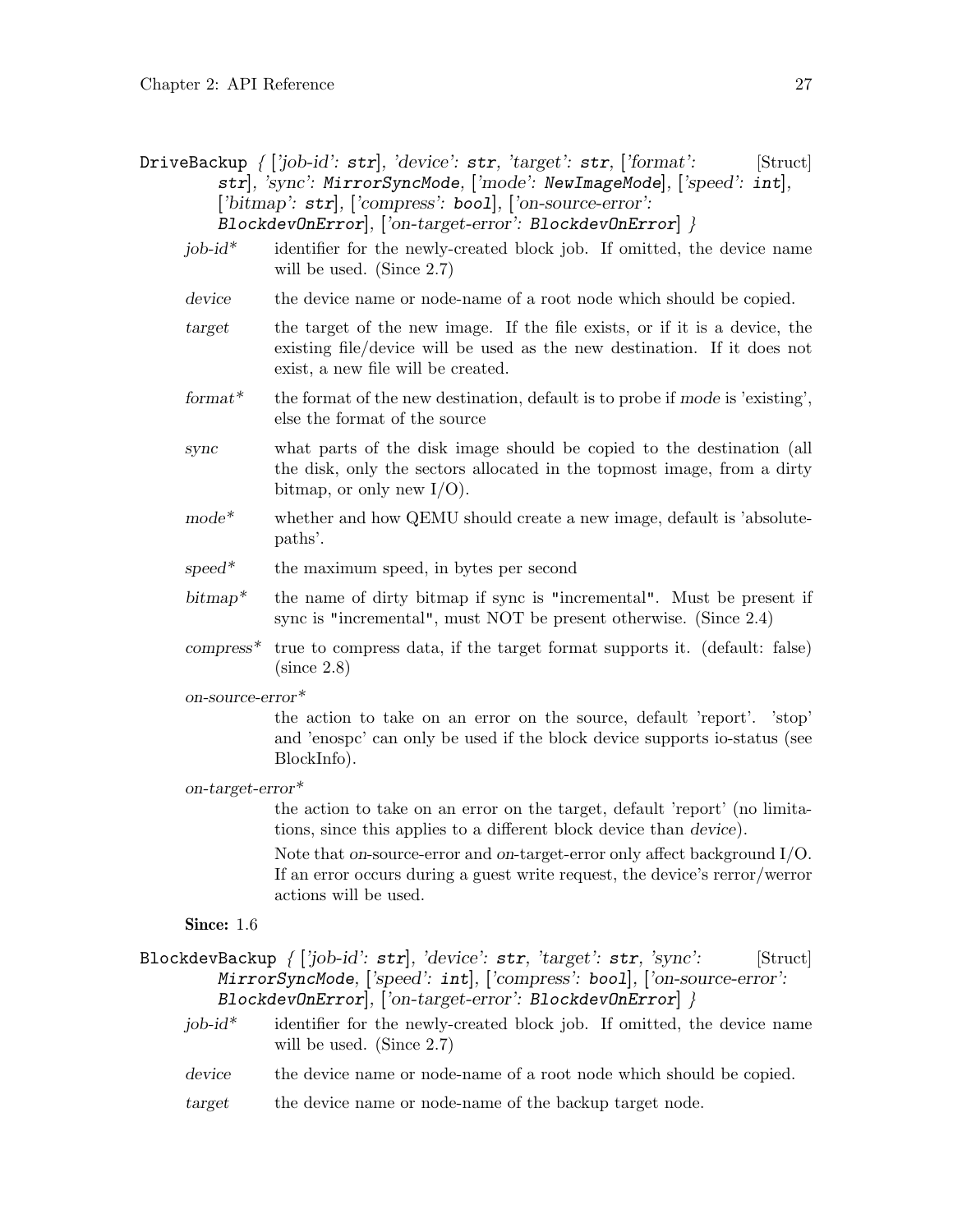`DriveBackup` { ['job-id': **str**], 'device': **str**, 'target': **str**, ['format': **str**], 'sync': **MirrorSyncMode**, ['mode': **NewImageMode**], ['speed': **int**], ['bitmap': **str**], ['compress': **bool**], ['on-source-error': **BlockdevOnError**], ['on-target-error': **BlockdevOnError**] } [Struct]

*job-id**
: identifier for the newly-created block job. If omitted, the device name will be used. (Since 2.7)

*device*
: the device name or node-name of a root node which should be copied.

*target*
: the target of the new image. If the file exists, or if it is a device, the existing file/device will be used as the new destination. If it does not exist, a new file will be created.

*format**
: the format of the new destination, default is to probe if *mode* is 'existing', else the format of the source

*sync*
: what parts of the disk image should be copied to the destination (all the disk, only the sectors allocated in the topmost image, from a dirty bitmap, or only new I/O).

*mode**
: whether and how QEMU should create a new image, default is 'absolute-paths'.

*speed**
: the maximum speed, in bytes per second

*bitmap**
: the name of dirty bitmap if sync is "incremental". Must be present if sync is "incremental", must NOT be present otherwise. (Since 2.4)

*compress**
: true to compress data, if the target format supports it. (default: false) (since 2.8)

*on-source-error**
: the action to take on an error on the source, default 'report'. 'stop' and 'enospc' can only be used if the block device supports io-status (see BlockInfo).

*on-target-error**
: the action to take on an error on the target, default 'report' (no limitations, since this applies to a different block device than *device*).

  Note that *on*-source-error and *on*-target-error only affect background I/O. If an error occurs during a guest write request, the device's rerror/werror actions will be used.

**Since:** 1.6

`BlockdevBackup` { ['job-id': **str**], 'device': **str**, 'target': **str**, 'sync': **MirrorSyncMode**, ['speed': **int**], ['compress': **bool**], ['on-source-error': **BlockdevOnError**], ['on-target-error': **BlockdevOnError**] } [Struct]

*job-id**
: identifier for the newly-created block job. If omitted, the device name will be used. (Since 2.7)

*device*
: the device name or node-name of a root node which should be copied.

*target*
: the device name or node-name of the backup target node.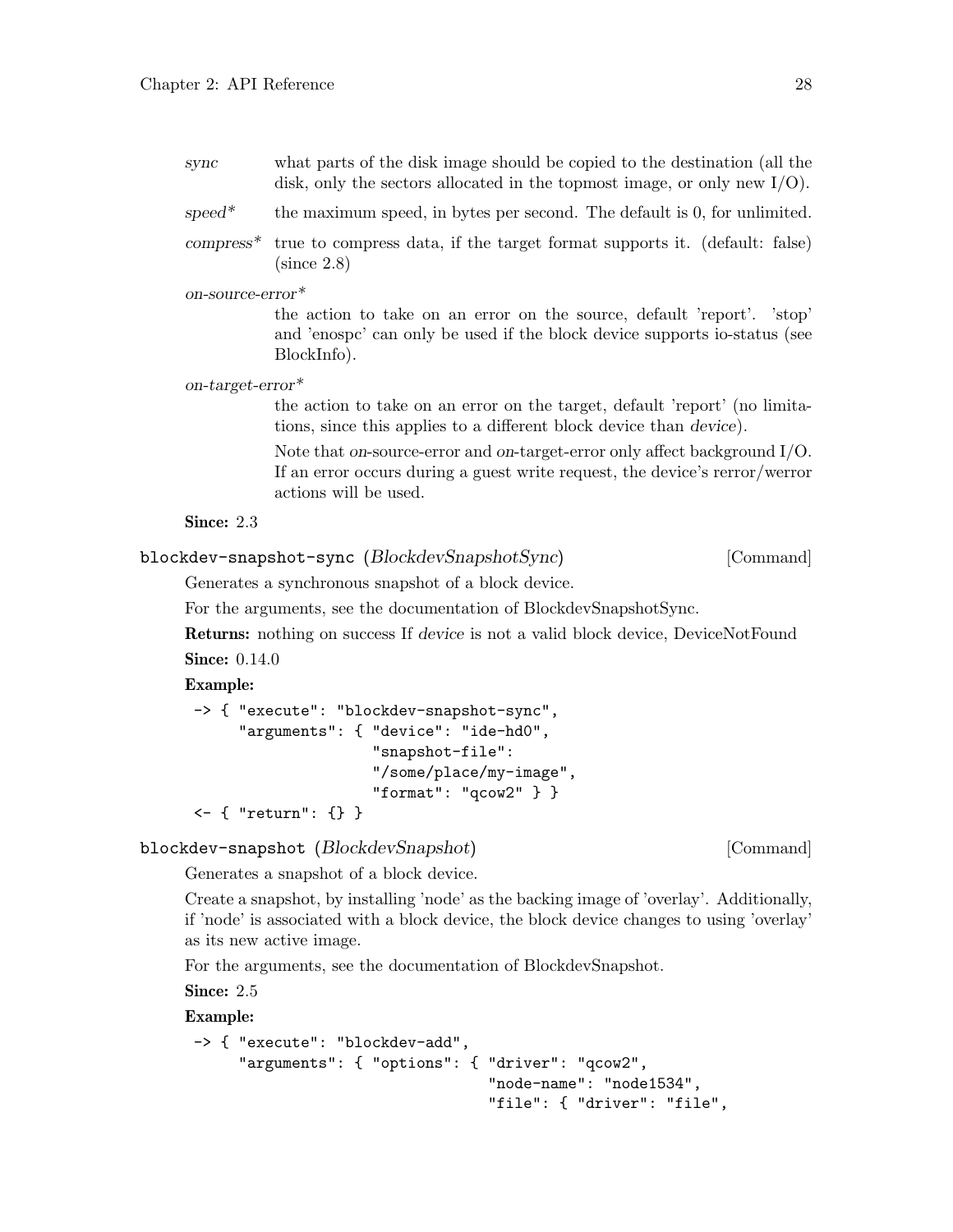*sync* what parts of the disk image should be copied to the destination (all the disk, only the sectors allocated in the topmost image, or only new I/O).

*speed** the maximum speed, in bytes per second. The default is 0, for unlimited.

*compress** true to compress data, if the target format supports it. (default: false) (since 2.8)

*on-source-error**
: the action to take on an error on the source, default 'report'. 'stop' and 'enospc' can only be used if the block device supports io-status (see BlockInfo).

*on-target-error**
: the action to take on an error on the target, default 'report' (no limitations, since this applies to a different block device than *device*).

  Note that *on*-source-error and *on*-target-error only affect background I/O. If an error occurs during a guest write request, the device's rerror/werror actions will be used.

**Since:** 2.3

`blockdev-snapshot-sync` (*BlockdevSnapshotSync*) [Command]

Generates a synchronous snapshot of a block device.

For the arguments, see the documentation of BlockdevSnapshotSync.

**Returns:** nothing on success If *device* is not a valid block device, DeviceNotFound

**Since:** 0.14.0

**Example:**

```
-> { "execute": "blockdev-snapshot-sync",
     "arguments": { "device": "ide-hd0",
                    "snapshot-file":
                    "/some/place/my-image",
                    "format": "qcow2" } }
<- { "return": {} }
```

`blockdev-snapshot` (*BlockdevSnapshot*) [Command]

Generates a snapshot of a block device.

Create a snapshot, by installing 'node' as the backing image of 'overlay'. Additionally, if 'node' is associated with a block device, the block device changes to using 'overlay' as its new active image.

For the arguments, see the documentation of BlockdevSnapshot.

**Since:** 2.5

**Example:**

```
-> { "execute": "blockdev-add",
     "arguments": { "options": { "driver": "qcow2",
                                 "node-name": "node1534",
                                 "file": { "driver": "file",
```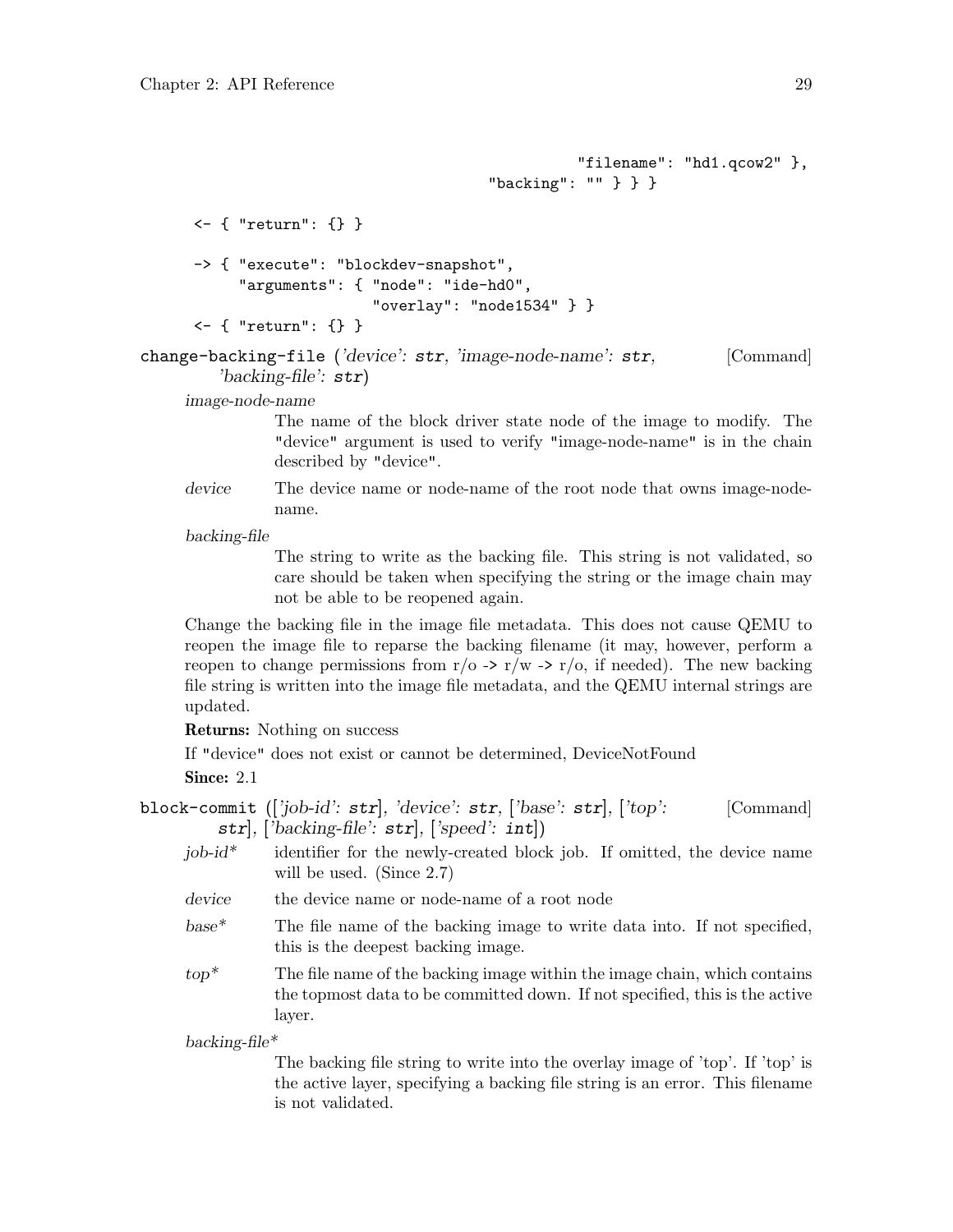```
                                             "filename": "hd1.qcow2" },
                                 "backing": "" } } }

<- { "return": {} }

-> { "execute": "blockdev-snapshot",
     "arguments": { "node": "ide-hd0",
                    "overlay": "node1534" } }
<- { "return": {} }
```

**change-backing-file** (*'device': str, 'image-node-name': str, 'backing-file': str*) [Command]

*image-node-name*
: The name of the block driver state node of the image to modify. The "device" argument is used to verify "image-node-name" is in the chain described by "device".

*device*
: The device name or node-name of the root node that owns image-node-name.

*backing-file*
: The string to write as the backing file. This string is not validated, so care should be taken when specifying the string or the image chain may not be able to be reopened again.

Change the backing file in the image file metadata. This does not cause QEMU to reopen the image file to reparse the backing filename (it may, however, perform a reopen to change permissions from r/o -> r/w -> r/o, if needed). The new backing file string is written into the image file metadata, and the QEMU internal strings are updated.

**Returns:** Nothing on success

If "device" does not exist or cannot be determined, DeviceNotFound

**Since:** 2.1

**block-commit** (*['job-id': str], 'device': str, ['base': str], ['top': str], ['backing-file': str], ['speed': int]*) [Command]

*job-id**
: identifier for the newly-created block job. If omitted, the device name will be used. (Since 2.7)

*device*
: the device name or node-name of a root node

*base**
: The file name of the backing image to write data into. If not specified, this is the deepest backing image.

*top**
: The file name of the backing image within the image chain, which contains the topmost data to be committed down. If not specified, this is the active layer.

*backing-file**
: The backing file string to write into the overlay image of 'top'. If 'top' is the active layer, specifying a backing file string is an error. This filename is not validated.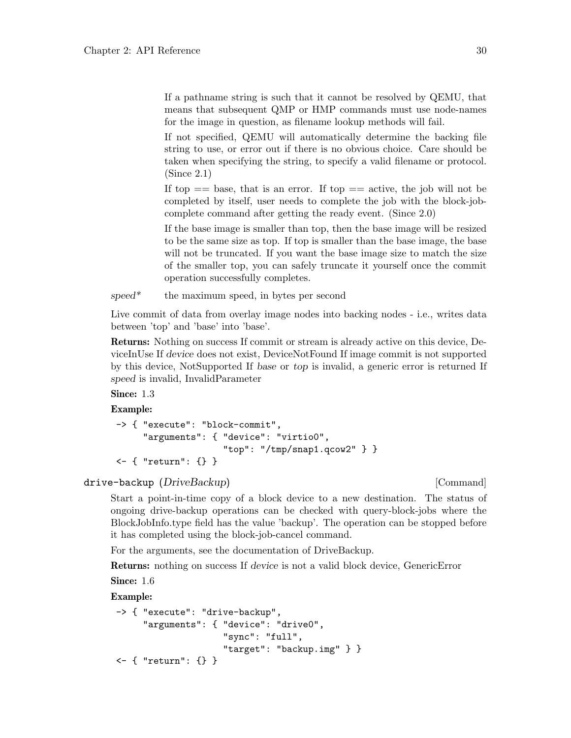If a pathname string is such that it cannot be resolved by QEMU, that means that subsequent QMP or HMP commands must use node-names for the image in question, as filename lookup methods will fail.

If not specified, QEMU will automatically determine the backing file string to use, or error out if there is no obvious choice. Care should be taken when specifying the string, to specify a valid filename or protocol. (Since 2.1)

If top == base, that is an error. If top == active, the job will not be completed by itself, user needs to complete the job with the block-job-complete command after getting the ready event. (Since 2.0)

If the base image is smaller than top, then the base image will be resized to be the same size as top. If top is smaller than the base image, the base will not be truncated. If you want the base image size to match the size of the smaller top, you can safely truncate it yourself once the commit operation successfully completes.

*speed** the maximum speed, in bytes per second

Live commit of data from overlay image nodes into backing nodes - i.e., writes data between 'top' and 'base' into 'base'.

**Returns:** Nothing on success If commit or stream is already active on this device, DeviceInUse If *device* does not exist, DeviceNotFound If image commit is not supported by this device, NotSupported If *base* or *top* is invalid, a generic error is returned If *speed* is invalid, InvalidParameter

**Since:** 1.3

**Example:**

```
-> { "execute": "block-commit",
     "arguments": { "device": "virtio0",
                    "top": "/tmp/snap1.qcow2" } }
<- { "return": {} }
```

`drive-backup` (*DriveBackup*) [Command]

Start a point-in-time copy of a block device to a new destination. The status of ongoing drive-backup operations can be checked with query-block-jobs where the BlockJobInfo.type field has the value 'backup'. The operation can be stopped before it has completed using the block-job-cancel command.

For the arguments, see the documentation of DriveBackup.

**Returns:** nothing on success If *device* is not a valid block device, GenericError

**Since:** 1.6

**Example:**

```
-> { "execute": "drive-backup",
     "arguments": { "device": "drive0",
                    "sync": "full",
                    "target": "backup.img" } }
<- { "return": {} }
```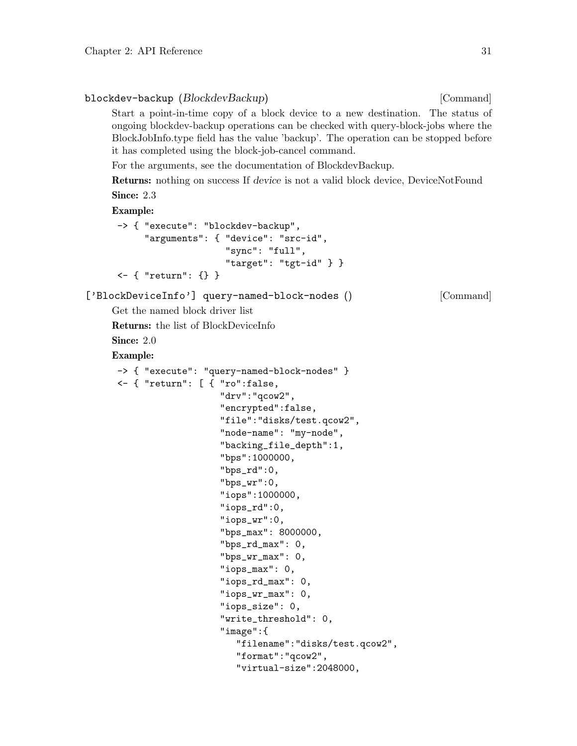### blockdev-backup (*BlockdevBackup*) [Command]

Start a point-in-time copy of a block device to a new destination. The status of ongoing blockdev-backup operations can be checked with query-block-jobs where the BlockJobInfo.type field has the value 'backup'. The operation can be stopped before it has completed using the block-job-cancel command.

For the arguments, see the documentation of BlockdevBackup.

**Returns:** nothing on success If *device* is not a valid block device, DeviceNotFound

**Since:** 2.3

**Example:**

```
-> { "execute": "blockdev-backup",
     "arguments": { "device": "src-id",
                    "sync": "full",
                    "target": "tgt-id" } }
<- { "return": {} }
```

### ['BlockDeviceInfo'] query-named-block-nodes () [Command]

Get the named block driver list

**Returns:** the list of BlockDeviceInfo

**Since:** 2.0

**Example:**

```
-> { "execute": "query-named-block-nodes" }
<- { "return": [ { "ro":false,
                   "drv":"qcow2",
                   "encrypted":false,
                   "file":"disks/test.qcow2",
                   "node-name": "my-node",
                   "backing_file_depth":1,
                   "bps":1000000,
                   "bps_rd":0,
                   "bps_wr":0,
                   "iops":1000000,
                   "iops_rd":0,
                   "iops_wr":0,
                   "bps_max": 8000000,
                   "bps_rd_max": 0,
                   "bps_wr_max": 0,
                   "iops_max": 0,
                   "iops_rd_max": 0,
                   "iops_wr_max": 0,
                   "iops_size": 0,
                   "write_threshold": 0,
                   "image":{
                      "filename":"disks/test.qcow2",
                      "format":"qcow2",
                      "virtual-size":2048000,
```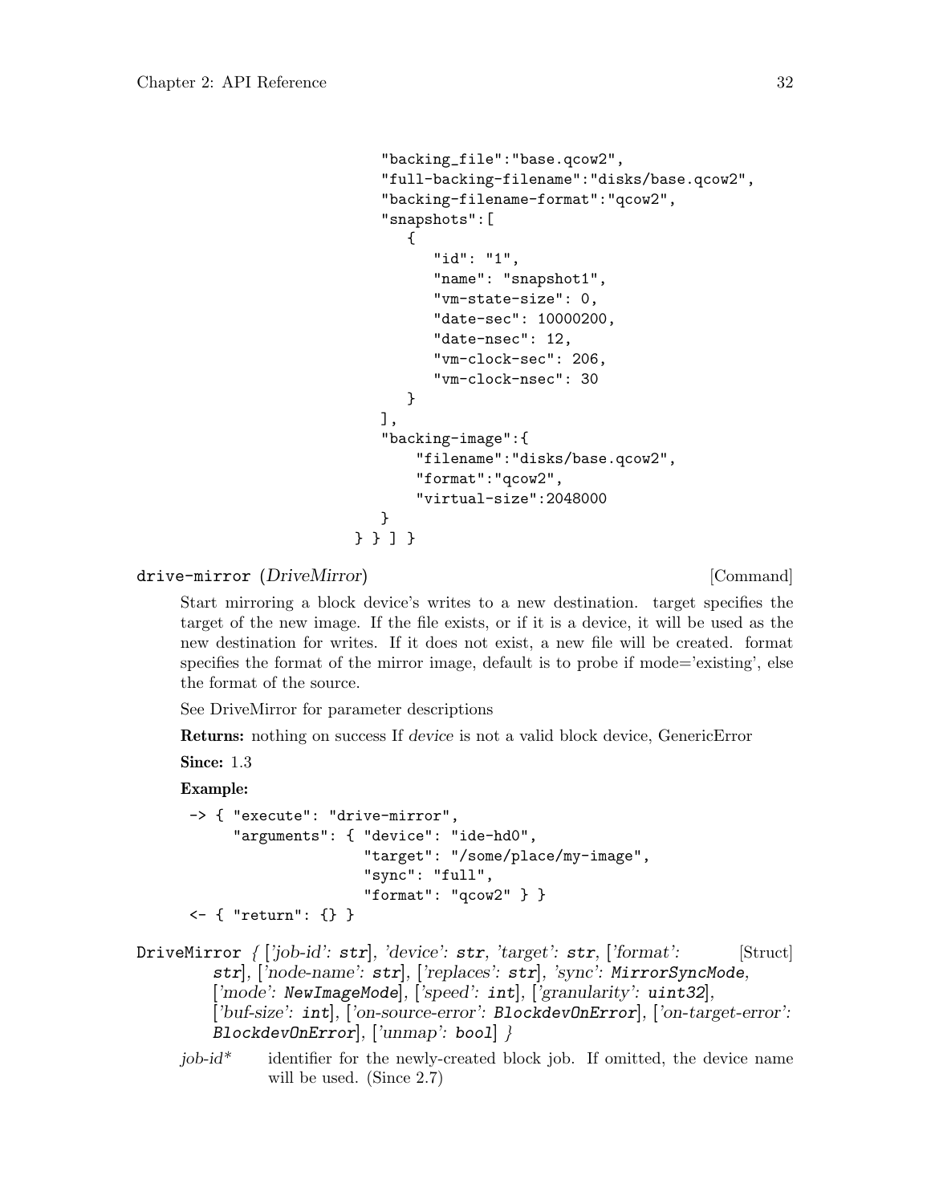```
                  "backing_file":"base.qcow2",
                  "full-backing-filename":"disks/base.qcow2",
                  "backing-filename-format":"qcow2",
                  "snapshots":[
                     {
                        "id": "1",
                        "name": "snapshot1",
                        "vm-state-size": 0,
                        "date-sec": 10000200,
                        "date-nsec": 12,
                        "vm-clock-sec": 206,
                        "vm-clock-nsec": 30
                     }
                  ],
                  "backing-image":{
                      "filename":"disks/base.qcow2",
                      "format":"qcow2",
                      "virtual-size":2048000
                  }
               } } ] }
```

**drive-mirror** (*DriveMirror*) [Command]

Start mirroring a block device's writes to a new destination. target specifies the target of the new image. If the file exists, or if it is a device, it will be used as the new destination for writes. If it does not exist, a new file will be created. format specifies the format of the mirror image, default is to probe if mode='existing', else the format of the source.

See DriveMirror for parameter descriptions

**Returns:** nothing on success If *device* is not a valid block device, GenericError

**Since:** 1.3

**Example:**

```
-> { "execute": "drive-mirror",
     "arguments": { "device": "ide-hd0",
                    "target": "/some/place/my-image",
                    "sync": "full",
                    "format": "qcow2" } }
<- { "return": {} }
```

**DriveMirror** *{ ['job-id': **str**], 'device': **str**, 'target': **str**, ['format': **str**], ['node-name': **str**], ['replaces': **str**], 'sync': **MirrorSyncMode**, ['mode': **NewImageMode**], ['speed': **int**], ['granularity': **uint32**], ['buf-size': **int**], ['on-source-error': **BlockdevOnError**], ['on-target-error': **BlockdevOnError**], ['unmap': **bool**] }* [Struct]

*job-id\** identifier for the newly-created block job. If omitted, the device name will be used. (Since 2.7)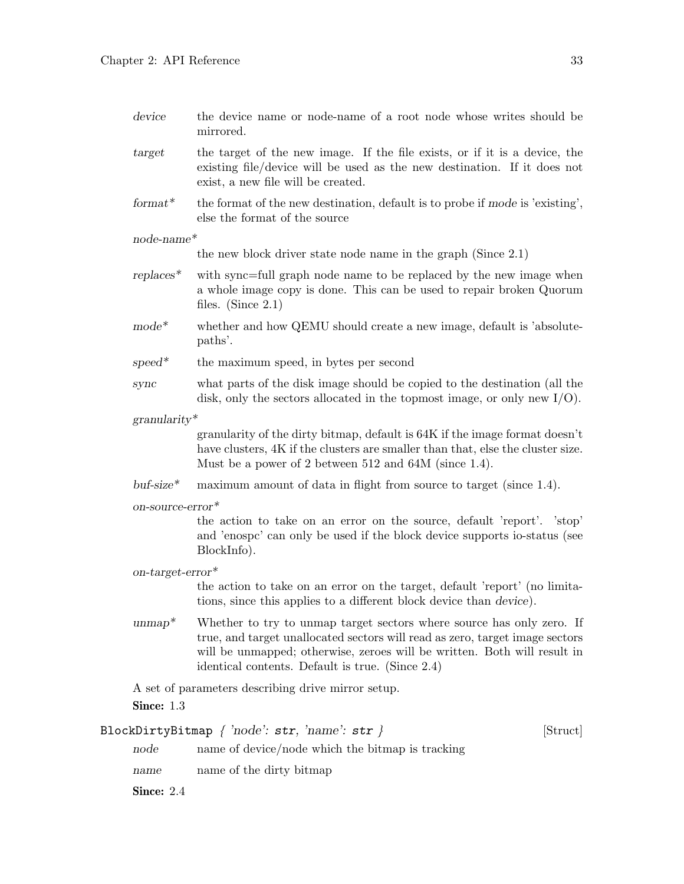*device* the device name or node-name of a root node whose writes should be mirrored.

*target* the target of the new image. If the file exists, or if it is a device, the existing file/device will be used as the new destination. If it does not exist, a new file will be created.

*format\** the format of the new destination, default is to probe if *mode* is 'existing', else the format of the source

*node-name\**
the new block driver state node name in the graph (Since 2.1)

*replaces\** with sync=full graph node name to be replaced by the new image when a whole image copy is done. This can be used to repair broken Quorum files. (Since 2.1)

*mode\** whether and how QEMU should create a new image, default is 'absolute-paths'.

*speed\** the maximum speed, in bytes per second

*sync* what parts of the disk image should be copied to the destination (all the disk, only the sectors allocated in the topmost image, or only new I/O).

*granularity\**
granularity of the dirty bitmap, default is 64K if the image format doesn't have clusters, 4K if the clusters are smaller than that, else the cluster size. Must be a power of 2 between 512 and 64M (since 1.4).

*buf-size\** maximum amount of data in flight from source to target (since 1.4).

*on-source-error\**
the action to take on an error on the source, default 'report'. 'stop' and 'enospc' can only be used if the block device supports io-status (see BlockInfo).

*on-target-error\**
the action to take on an error on the target, default 'report' (no limitations, since this applies to a different block device than *device*).

*unmap\** Whether to try to unmap target sectors where source has only zero. If true, and target unallocated sectors will read as zero, target image sectors will be unmapped; otherwise, zeroes will be written. Both will result in identical contents. Default is true. (Since 2.4)

A set of parameters describing drive mirror setup.

**Since:** 1.3

`BlockDirtyBitmap` *{ 'node': **str**, 'name': **str** }* [Struct]

*node* name of device/node which the bitmap is tracking

*name* name of the dirty bitmap

**Since:** 2.4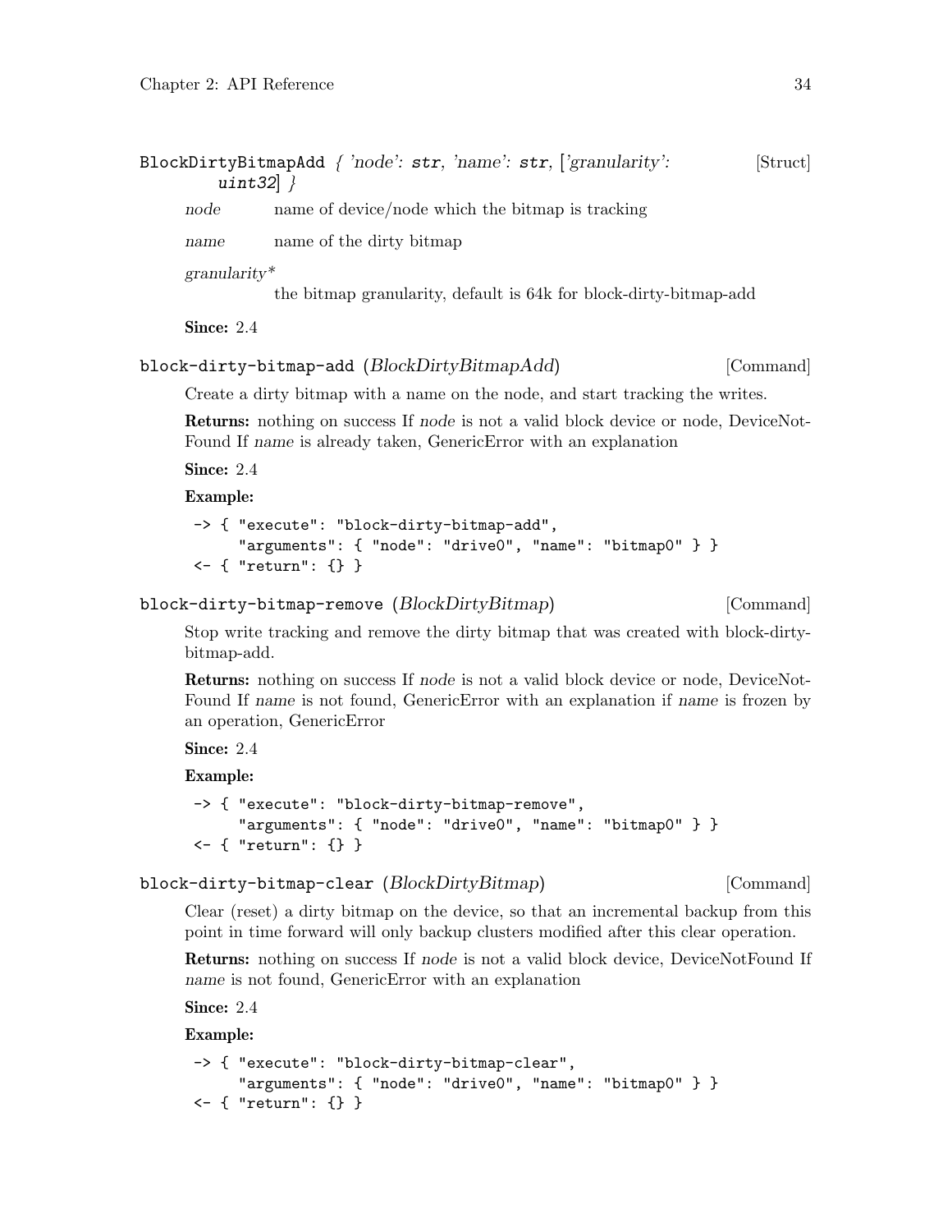**BlockDirtyBitmapAdd** *{ 'node': **str**, 'name': **str**, ['granularity': **uint32**] }* [Struct]

*node* name of device/node which the bitmap is tracking

*name* name of the dirty bitmap

*granularity**
the bitmap granularity, default is 64k for block-dirty-bitmap-add

**Since:** 2.4

**block-dirty-bitmap-add** (*BlockDirtyBitmapAdd*) [Command]

Create a dirty bitmap with a name on the node, and start tracking the writes.

**Returns:** nothing on success If *node* is not a valid block device or node, DeviceNotFound If *name* is already taken, GenericError with an explanation

**Since:** 2.4

**Example:**

```
-> { "execute": "block-dirty-bitmap-add",
     "arguments": { "node": "drive0", "name": "bitmap0" } }
<- { "return": {} }
```

**block-dirty-bitmap-remove** (*BlockDirtyBitmap*) [Command]

Stop write tracking and remove the dirty bitmap that was created with block-dirty-bitmap-add.

**Returns:** nothing on success If *node* is not a valid block device or node, DeviceNotFound If *name* is not found, GenericError with an explanation if *name* is frozen by an operation, GenericError

**Since:** 2.4

**Example:**

```
-> { "execute": "block-dirty-bitmap-remove",
     "arguments": { "node": "drive0", "name": "bitmap0" } }
<- { "return": {} }
```

**block-dirty-bitmap-clear** (*BlockDirtyBitmap*) [Command]

Clear (reset) a dirty bitmap on the device, so that an incremental backup from this point in time forward will only backup clusters modified after this clear operation.

**Returns:** nothing on success If *node* is not a valid block device, DeviceNotFound If *name* is not found, GenericError with an explanation

**Since:** 2.4

**Example:**

```
-> { "execute": "block-dirty-bitmap-clear",
     "arguments": { "node": "drive0", "name": "bitmap0" } }
<- { "return": {} }
```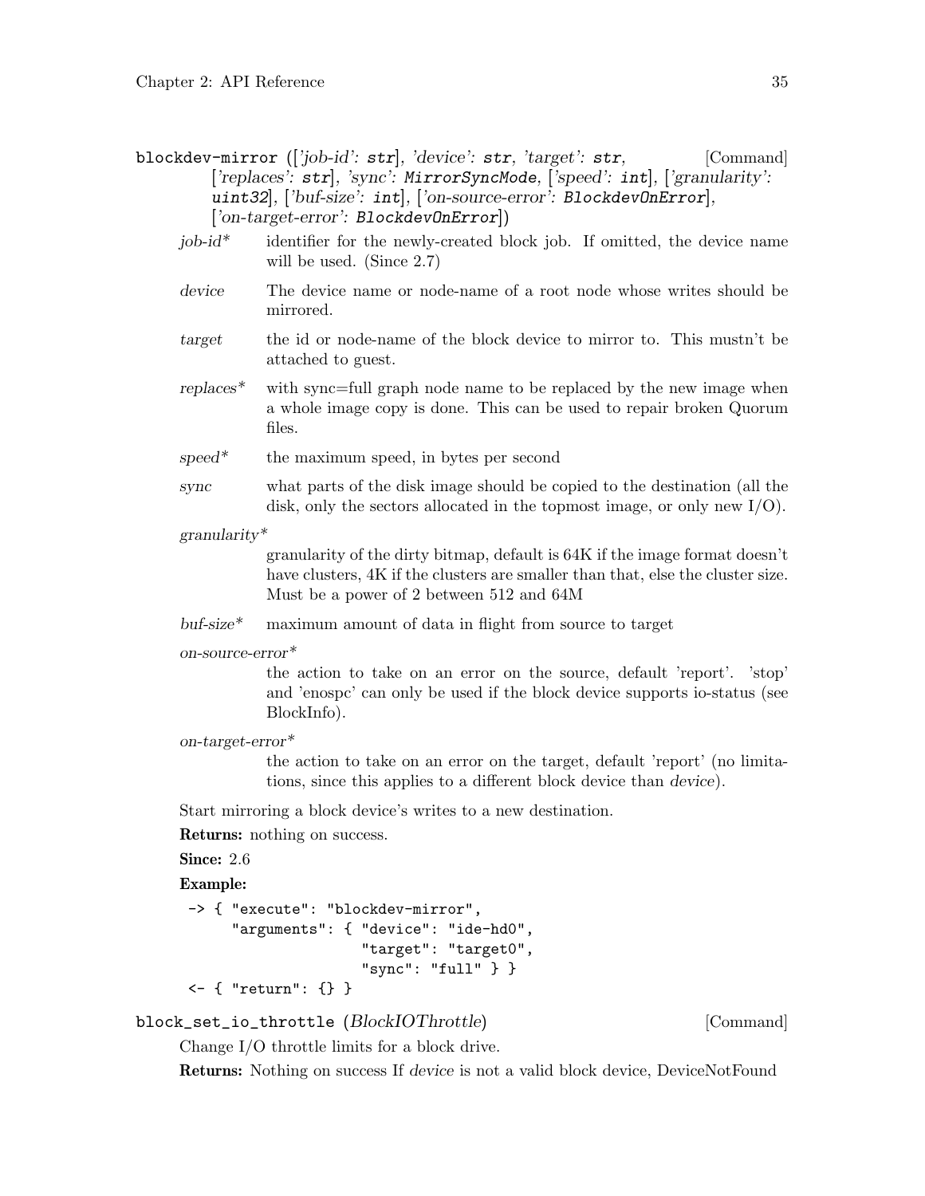**blockdev-mirror** (['job-id': **str**], 'device': **str**, 'target': **str**, ['replaces': **str**], 'sync': **MirrorSyncMode**, ['speed': **int**], ['granularity': **uint32**], ['buf-size': **int**], ['on-source-error': **BlockdevOnError**], ['on-target-error': **BlockdevOnError**]) [Command]

*job-id\** identifier for the newly-created block job. If omitted, the device name will be used. (Since 2.7)

*device* The device name or node-name of a root node whose writes should be mirrored.

*target* the id or node-name of the block device to mirror to. This mustn't be attached to guest.

*replaces\** with sync=full graph node name to be replaced by the new image when a whole image copy is done. This can be used to repair broken Quorum files.

*speed\** the maximum speed, in bytes per second

*sync* what parts of the disk image should be copied to the destination (all the disk, only the sectors allocated in the topmost image, or only new I/O).

*granularity\**
granularity of the dirty bitmap, default is 64K if the image format doesn't have clusters, 4K if the clusters are smaller than that, else the cluster size. Must be a power of 2 between 512 and 64M

*buf-size\** maximum amount of data in flight from source to target

*on-source-error\**
the action to take on an error on the source, default 'report'. 'stop' and 'enospc' can only be used if the block device supports io-status (see BlockInfo).

*on-target-error\**
the action to take on an error on the target, default 'report' (no limitations, since this applies to a different block device than *device*).

Start mirroring a block device's writes to a new destination.

**Returns:** nothing on success.

**Since:** 2.6

**Example:**

```
-> { "execute": "blockdev-mirror",
     "arguments": { "device": "ide-hd0",
                    "target": "target0",
                    "sync": "full" } }
<- { "return": {} }
```

**block_set_io_throttle** (*BlockIOThrottle*) [Command]

Change I/O throttle limits for a block drive.

**Returns:** Nothing on success If *device* is not a valid block device, DeviceNotFound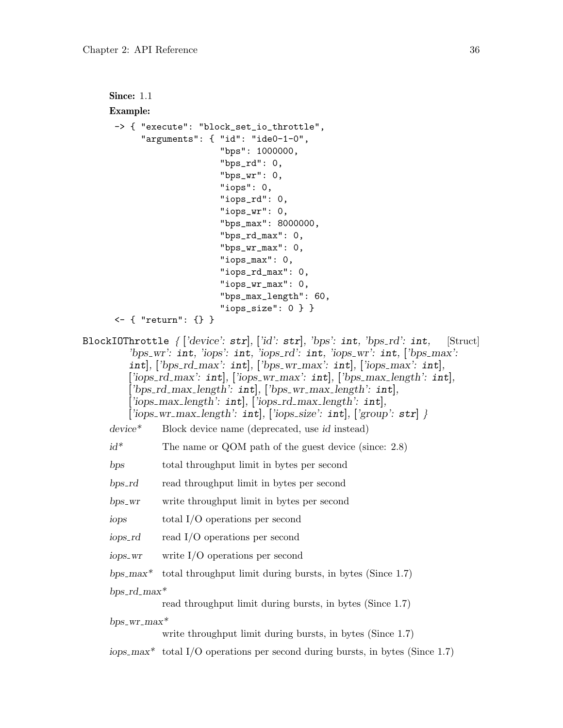**Since:** 1.1

**Example:**

```
-> { "execute": "block_set_io_throttle",
     "arguments": { "id": "ide0-1-0",
                    "bps": 1000000,
                    "bps_rd": 0,
                    "bps_wr": 0,
                    "iops": 0,
                    "iops_rd": 0,
                    "iops_wr": 0,
                    "bps_max": 8000000,
                    "bps_rd_max": 0,
                    "bps_wr_max": 0,
                    "iops_max": 0,
                    "iops_rd_max": 0,
                    "iops_wr_max": 0,
                    "bps_max_length": 60,
                    "iops_size": 0 } }
<- { "return": {} }
```

`BlockIOThrottle` *{ ['device': `str`], ['id': `str`], 'bps': `int`, 'bps_rd': `int`, 'bps_wr': `int`, 'iops': `int`, 'iops_rd': `int`, 'iops_wr': `int`, ['bps_max': `int`], ['bps_rd_max': `int`], ['bps_wr_max': `int`], ['iops_max': `int`], ['iops_rd_max': `int`], ['iops_wr_max': `int`], ['bps_max_length': `int`], ['bps_rd_max_length': `int`], ['bps_wr_max_length': `int`], ['iops_max_length': `int`], ['iops_rd_max_length': `int`], ['iops_wr_max_length': `int`], ['iops_size': `int`], ['group': `str`] }* [Struct]

*device\** Block device name (deprecated, use *id* instead)

*id\** The name or QOM path of the guest device (since: 2.8)

*bps* total throughput limit in bytes per second

*bps_rd* read throughput limit in bytes per second

*bps_wr* write throughput limit in bytes per second

*iops* total I/O operations per second

*iops_rd* read I/O operations per second

*iops_wr* write I/O operations per second

*bps_max\** total throughput limit during bursts, in bytes (Since 1.7)

*bps_rd_max\** read throughput limit during bursts, in bytes (Since 1.7)

*bps_wr_max\** write throughput limit during bursts, in bytes (Since 1.7)

*iops_max\** total I/O operations per second during bursts, in bytes (Since 1.7)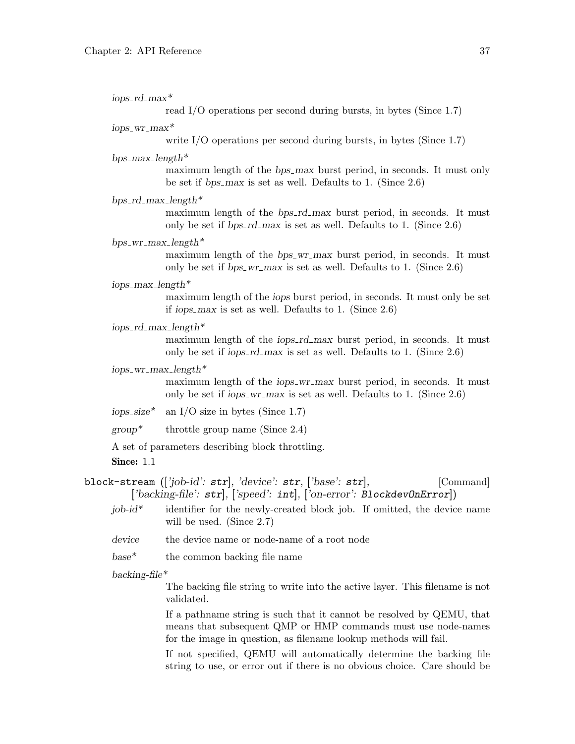*iops_rd_max**
: read I/O operations per second during bursts, in bytes (Since 1.7)

*iops_wr_max**
: write I/O operations per second during bursts, in bytes (Since 1.7)

*bps_max_length**
: maximum length of the *bps_max* burst period, in seconds. It must only be set if *bps_max* is set as well. Defaults to 1. (Since 2.6)

*bps_rd_max_length**
: maximum length of the *bps_rd_max* burst period, in seconds. It must only be set if *bps_rd_max* is set as well. Defaults to 1. (Since 2.6)

*bps_wr_max_length**
: maximum length of the *bps_wr_max* burst period, in seconds. It must only be set if *bps_wr_max* is set as well. Defaults to 1. (Since 2.6)

*iops_max_length**
: maximum length of the *iops* burst period, in seconds. It must only be set if *iops_max* is set as well. Defaults to 1. (Since 2.6)

*iops_rd_max_length**
: maximum length of the *iops_rd_max* burst period, in seconds. It must only be set if *iops_rd_max* is set as well. Defaults to 1. (Since 2.6)

*iops_wr_max_length**
: maximum length of the *iops_wr_max* burst period, in seconds. It must only be set if *iops_wr_max* is set as well. Defaults to 1. (Since 2.6)

*iops_size**
: an I/O size in bytes (Since 1.7)

*group**
: throttle group name (Since 2.4)

A set of parameters describing block throttling.

**Since:** 1.1

`block-stream` ([*'job-id': `str`*], *'device': `str`*, [*'base': `str`*], [*'backing-file': `str`*], [*'speed': `int`*], [*'on-error': `BlockdevOnError`*]) [Command]

*job-id**
: identifier for the newly-created block job. If omitted, the device name will be used. (Since 2.7)

*device*
: the device name or node-name of a root node

*base**
: the common backing file name

*backing-file**
: The backing file string to write into the active layer. This filename is not validated.

  If a pathname string is such that it cannot be resolved by QEMU, that means that subsequent QMP or HMP commands must use node-names for the image in question, as filename lookup methods will fail.

  If not specified, QEMU will automatically determine the backing file string to use, or error out if there is no obvious choice. Care should be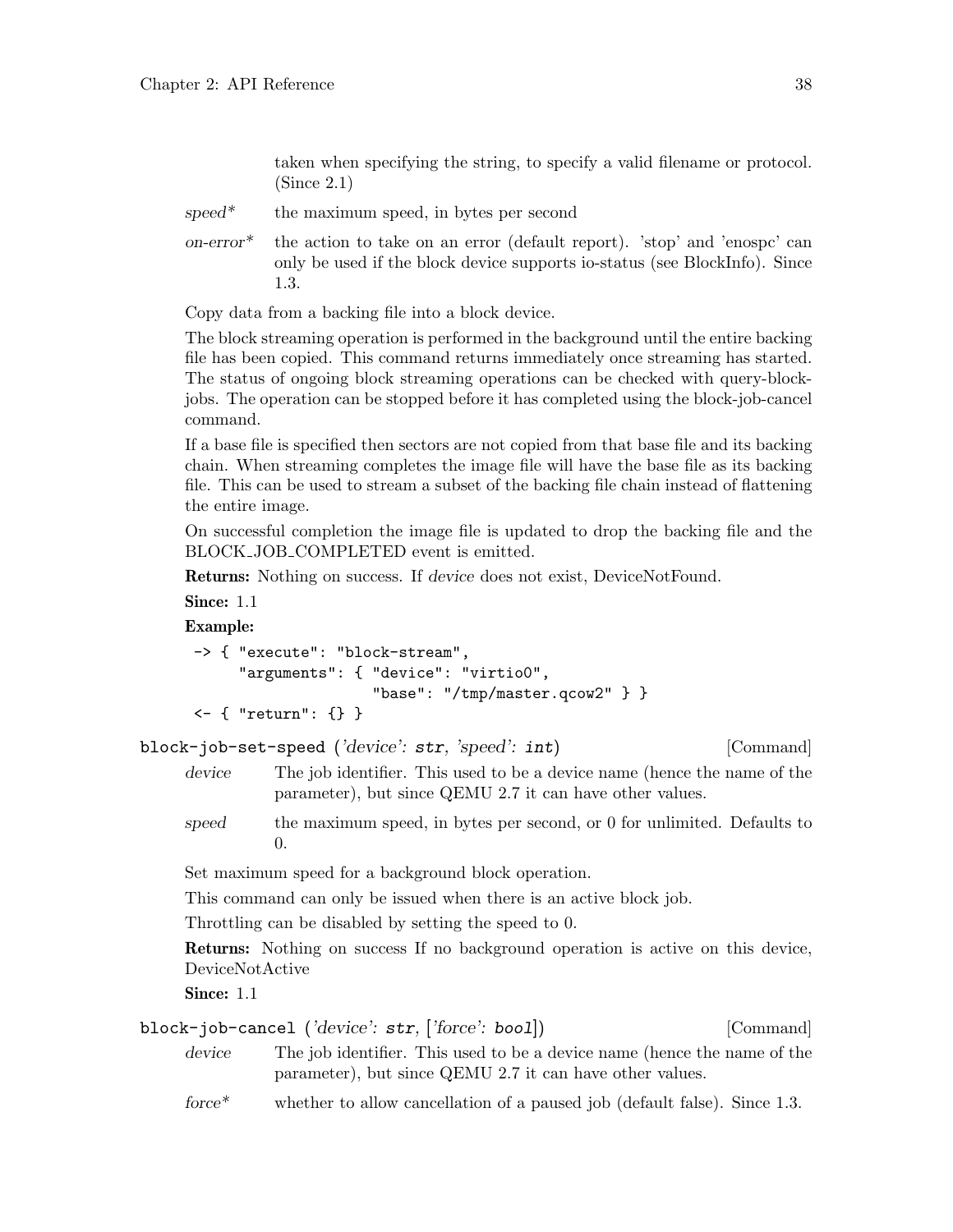taken when specifying the string, to specify a valid filename or protocol. (Since 2.1)

*speed\** the maximum speed, in bytes per second

*on-error\** the action to take on an error (default report). 'stop' and 'enospc' can only be used if the block device supports io-status (see BlockInfo). Since 1.3.

Copy data from a backing file into a block device.

The block streaming operation is performed in the background until the entire backing file has been copied. This command returns immediately once streaming has started. The status of ongoing block streaming operations can be checked with query-block-jobs. The operation can be stopped before it has completed using the block-job-cancel command.

If a base file is specified then sectors are not copied from that base file and its backing chain. When streaming completes the image file will have the base file as its backing file. This can be used to stream a subset of the backing file chain instead of flattening the entire image.

On successful completion the image file is updated to drop the backing file and the BLOCK_JOB_COMPLETED event is emitted.

**Returns:** Nothing on success. If *device* does not exist, DeviceNotFound.

**Since:** 1.1

**Example:**

```
-> { "execute": "block-stream",
     "arguments": { "device": "virtio0",
                    "base": "/tmp/master.qcow2" } }
<- { "return": {} }
```

`block-job-set-speed` (*'device': `str`, 'speed': `int`*) [Command]

*device* The job identifier. This used to be a device name (hence the name of the parameter), but since QEMU 2.7 it can have other values.

*speed* the maximum speed, in bytes per second, or 0 for unlimited. Defaults to 0.

Set maximum speed for a background block operation.

This command can only be issued when there is an active block job.

Throttling can be disabled by setting the speed to 0.

**Returns:** Nothing on success If no background operation is active on this device, DeviceNotActive

**Since:** 1.1

`block-job-cancel` (*'device': `str`, ['force': `bool`]*) [Command]

*device* The job identifier. This used to be a device name (hence the name of the parameter), but since QEMU 2.7 it can have other values.

*force\** whether to allow cancellation of a paused job (default false). Since 1.3.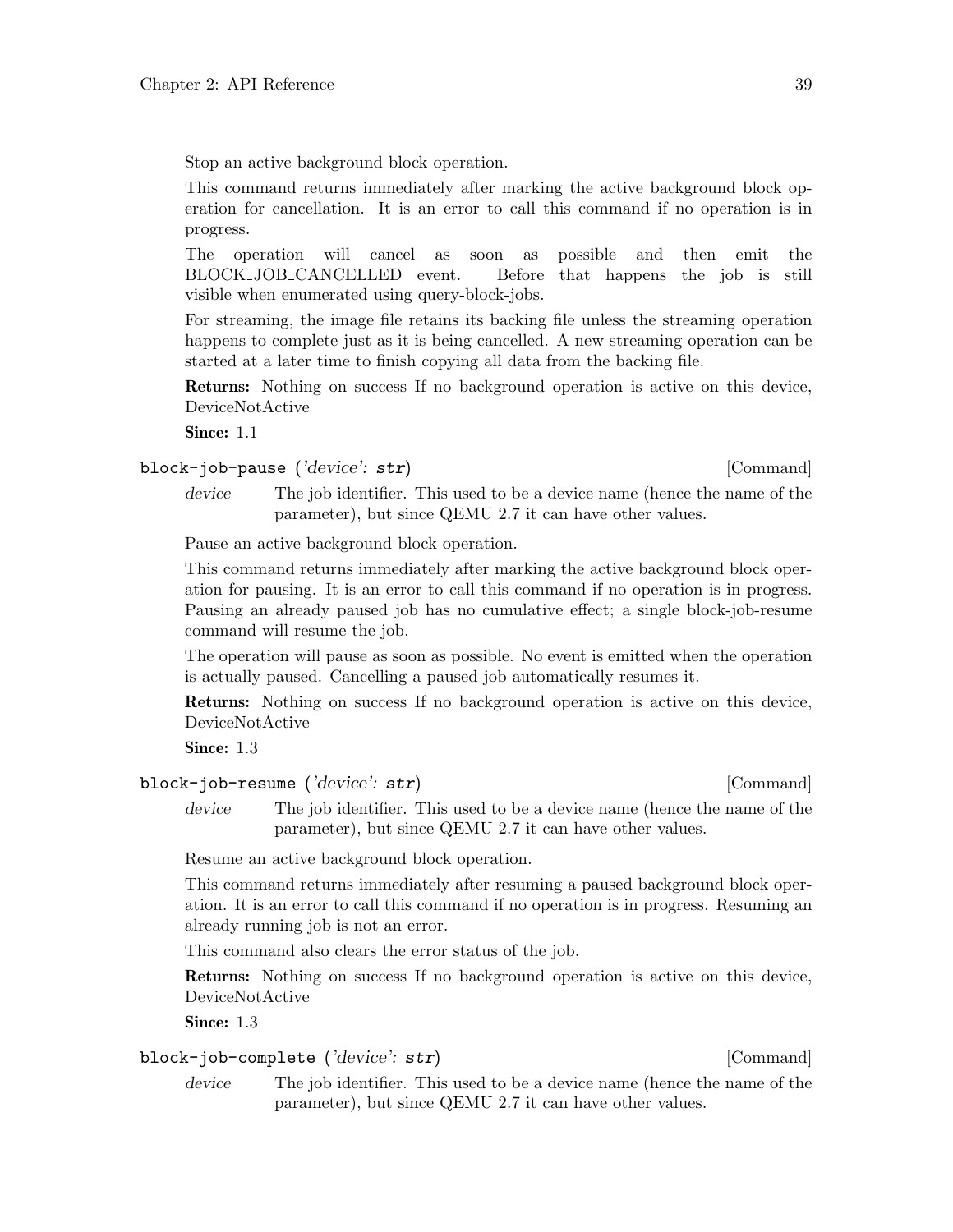Stop an active background block operation.

This command returns immediately after marking the active background block operation for cancellation. It is an error to call this command if no operation is in progress.

The operation will cancel as soon as possible and then emit the BLOCK_JOB_CANCELLED event. Before that happens the job is still visible when enumerated using query-block-jobs.

For streaming, the image file retains its backing file unless the streaming operation happens to complete just as it is being cancelled. A new streaming operation can be started at a later time to finish copying all data from the backing file.

**Returns:** Nothing on success If no background operation is active on this device, DeviceNotActive

**Since:** 1.1

`block-job-pause` (*'device': `str`*) [Command]

*device* The job identifier. This used to be a device name (hence the name of the parameter), but since QEMU 2.7 it can have other values.

Pause an active background block operation.

This command returns immediately after marking the active background block operation for pausing. It is an error to call this command if no operation is in progress. Pausing an already paused job has no cumulative effect; a single block-job-resume command will resume the job.

The operation will pause as soon as possible. No event is emitted when the operation is actually paused. Cancelling a paused job automatically resumes it.

**Returns:** Nothing on success If no background operation is active on this device, DeviceNotActive

**Since:** 1.3

`block-job-resume` (*'device': `str`*) [Command]

*device* The job identifier. This used to be a device name (hence the name of the parameter), but since QEMU 2.7 it can have other values.

Resume an active background block operation.

This command returns immediately after resuming a paused background block operation. It is an error to call this command if no operation is in progress. Resuming an already running job is not an error.

This command also clears the error status of the job.

**Returns:** Nothing on success If no background operation is active on this device, DeviceNotActive

**Since:** 1.3

`block-job-complete` (*'device': `str`*) [Command]

*device* The job identifier. This used to be a device name (hence the name of the parameter), but since QEMU 2.7 it can have other values.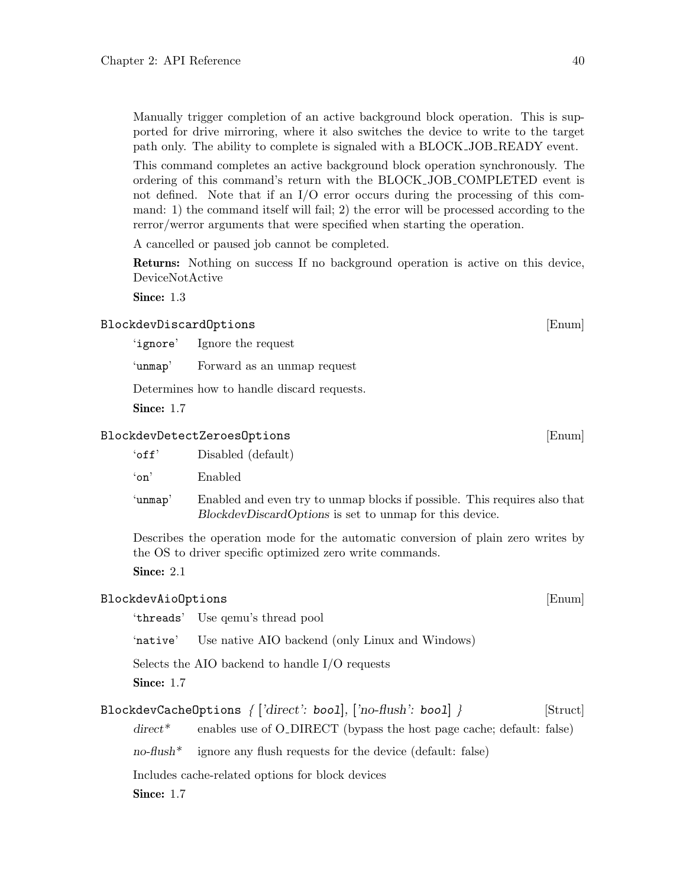Manually trigger completion of an active background block operation. This is supported for drive mirroring, where it also switches the device to write to the target path only. The ability to complete is signaled with a BLOCK_JOB_READY event.

This command completes an active background block operation synchronously. The ordering of this command's return with the BLOCK_JOB_COMPLETED event is not defined. Note that if an I/O error occurs during the processing of this command: 1) the command itself will fail; 2) the error will be processed according to the rerror/werror arguments that were specified when starting the operation.

A cancelled or paused job cannot be completed.

**Returns:** Nothing on success If no background operation is active on this device, DeviceNotActive

**Since:** 1.3

### `BlockdevDiscardOptions` [Enum]

- '`ignore`' Ignore the request
- '`unmap`' Forward as an unmap request

Determines how to handle discard requests.

**Since:** 1.7

### `BlockdevDetectZeroesOptions` [Enum]

- '`off`' Disabled (default)
- '`on`' Enabled
- '`unmap`' Enabled and even try to unmap blocks if possible. This requires also that *BlockdevDiscardOptions* is set to unmap for this device.

Describes the operation mode for the automatic conversion of plain zero writes by the OS to driver specific optimized zero write commands.

**Since:** 2.1

### `BlockdevAioOptions` [Enum]

- '`threads`' Use qemu's thread pool
- '`native`' Use native AIO backend (only Linux and Windows)

Selects the AIO backend to handle I/O requests

**Since:** 1.7

### `BlockdevCacheOptions` *{ ['direct': `bool`], ['no-flush': `bool`] }* [Struct]

- *direct\** enables use of O_DIRECT (bypass the host page cache; default: false)
- *no-flush\** ignore any flush requests for the device (default: false)

Includes cache-related options for block devices

**Since:** 1.7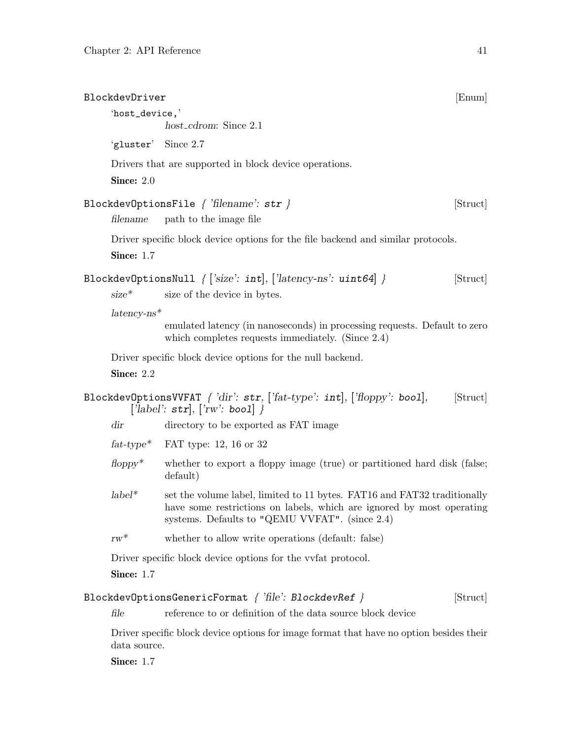### BlockdevDriver [Enum]

'host_device,'
: *host_cdrom*: Since 2.1

'gluster'
: Since 2.7

Drivers that are supported in block device operations.

**Since:** 2.0

### BlockdevOptionsFile { *'filename'*: **str** } [Struct]

*filename*
: path to the image file

Driver specific block device options for the file backend and similar protocols.

**Since:** 1.7

### BlockdevOptionsNull { [*'size'*: **int**], [*'latency-ns'*: **uint64**] } [Struct]

*size**
: size of the device in bytes.

*latency-ns**
: emulated latency (in nanoseconds) in processing requests. Default to zero which completes requests immediately. (Since 2.4)

Driver specific block device options for the null backend.

**Since:** 2.2

### BlockdevOptionsVVFAT { *'dir'*: **str**, [*'fat-type'*: **int**], [*'floppy'*: **bool**], [*'label'*: **str**], [*'rw'*: **bool**] } [Struct]

*dir*
: directory to be exported as FAT image

*fat-type**
: FAT type: 12, 16 or 32

*floppy**
: whether to export a floppy image (true) or partitioned hard disk (false; default)

*label**
: set the volume label, limited to 11 bytes. FAT16 and FAT32 traditionally have some restrictions on labels, which are ignored by most operating systems. Defaults to "QEMU VVFAT". (since 2.4)

*rw**
: whether to allow write operations (default: false)

Driver specific block device options for the vvfat protocol.

**Since:** 1.7

### BlockdevOptionsGenericFormat { *'file'*: **BlockdevRef** } [Struct]

*file*
: reference to or definition of the data source block device

Driver specific block device options for image format that have no option besides their data source.

**Since:** 1.7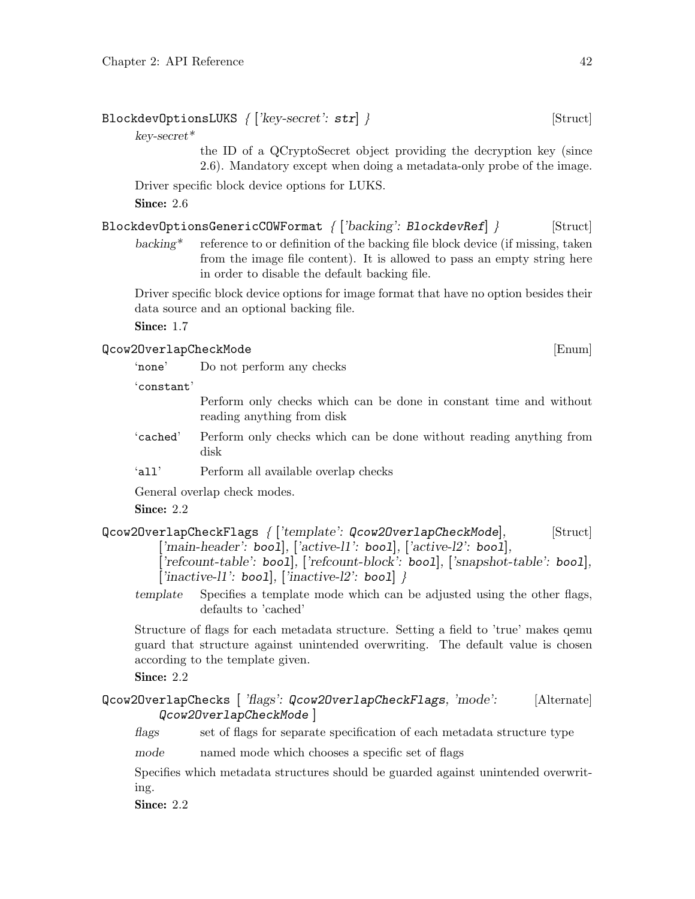**BlockdevOptionsLUKS** { ['key-secret': **str**] } [Struct]

*key-secret**
: the ID of a QCryptoSecret object providing the decryption key (since 2.6). Mandatory except when doing a metadata-only probe of the image.

Driver specific block device options for LUKS.

**Since:** 2.6

**BlockdevOptionsGenericCOWFormat** { ['backing': **BlockdevRef**] } [Struct]

*backing**
: reference to or definition of the backing file block device (if missing, taken from the image file content). It is allowed to pass an empty string here in order to disable the default backing file.

Driver specific block device options for image format that have no option besides their data source and an optional backing file.

**Since:** 1.7

**Qcow2OverlapCheckMode** [Enum]

'none'
: Do not perform any checks

'constant'
: Perform only checks which can be done in constant time and without reading anything from disk

'cached'
: Perform only checks which can be done without reading anything from disk

'all'
: Perform all available overlap checks

General overlap check modes.

**Since:** 2.2

**Qcow2OverlapCheckFlags** { ['template': **Qcow2OverlapCheckMode**], ['main-header': **bool**], ['active-l1': **bool**], ['active-l2': **bool**], ['refcount-table': **bool**], ['refcount-block': **bool**], ['snapshot-table': **bool**], ['inactive-l1': **bool**], ['inactive-l2': **bool**] } [Struct]

*template*
: Specifies a template mode which can be adjusted using the other flags, defaults to 'cached'

Structure of flags for each metadata structure. Setting a field to 'true' makes qemu guard that structure against unintended overwriting. The default value is chosen according to the template given.

**Since:** 2.2

**Qcow2OverlapChecks** [ 'flags': **Qcow2OverlapCheckFlags**, 'mode': **Qcow2OverlapCheckMode** ] [Alternate]

*flags*
: set of flags for separate specification of each metadata structure type

*mode*
: named mode which chooses a specific set of flags

Specifies which metadata structures should be guarded against unintended overwriting.

**Since:** 2.2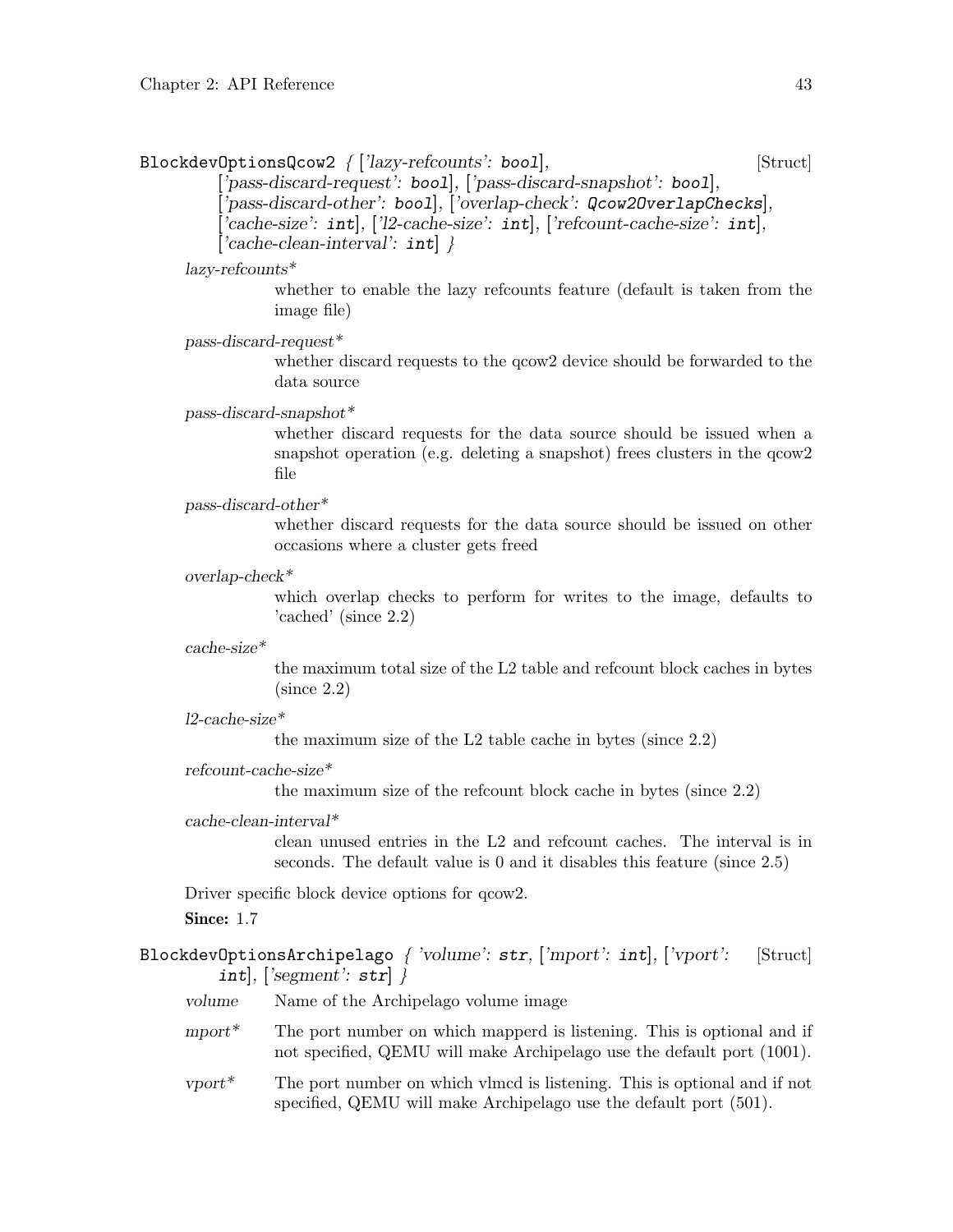**BlockdevOptionsQcow2** { ['lazy-refcounts': bool], ['pass-discard-request': bool], ['pass-discard-snapshot': bool], ['pass-discard-other': bool], ['overlap-check': Qcow2OverlapChecks], ['cache-size': int], ['l2-cache-size': int], ['refcount-cache-size': int], ['cache-clean-interval': int] } [Struct]

*lazy-refcounts**
: whether to enable the lazy refcounts feature (default is taken from the image file)

*pass-discard-request**
: whether discard requests to the qcow2 device should be forwarded to the data source

*pass-discard-snapshot**
: whether discard requests for the data source should be issued when a snapshot operation (e.g. deleting a snapshot) frees clusters in the qcow2 file

*pass-discard-other**
: whether discard requests for the data source should be issued on other occasions where a cluster gets freed

*overlap-check**
: which overlap checks to perform for writes to the image, defaults to 'cached' (since 2.2)

*cache-size**
: the maximum total size of the L2 table and refcount block caches in bytes (since 2.2)

*l2-cache-size**
: the maximum size of the L2 table cache in bytes (since 2.2)

*refcount-cache-size**
: the maximum size of the refcount block cache in bytes (since 2.2)

*cache-clean-interval**
: clean unused entries in the L2 and refcount caches. The interval is in seconds. The default value is 0 and it disables this feature (since 2.5)

Driver specific block device options for qcow2.

**Since:** 1.7

**BlockdevOptionsArchipelago** { 'volume': str, ['mport': int], ['vport': int], ['segment': str] } [Struct]

*volume*
: Name of the Archipelago volume image

*mport**
: The port number on which mapperd is listening. This is optional and if not specified, QEMU will make Archipelago use the default port (1001).

*vport**
: The port number on which vlmcd is listening. This is optional and if not specified, QEMU will make Archipelago use the default port (501).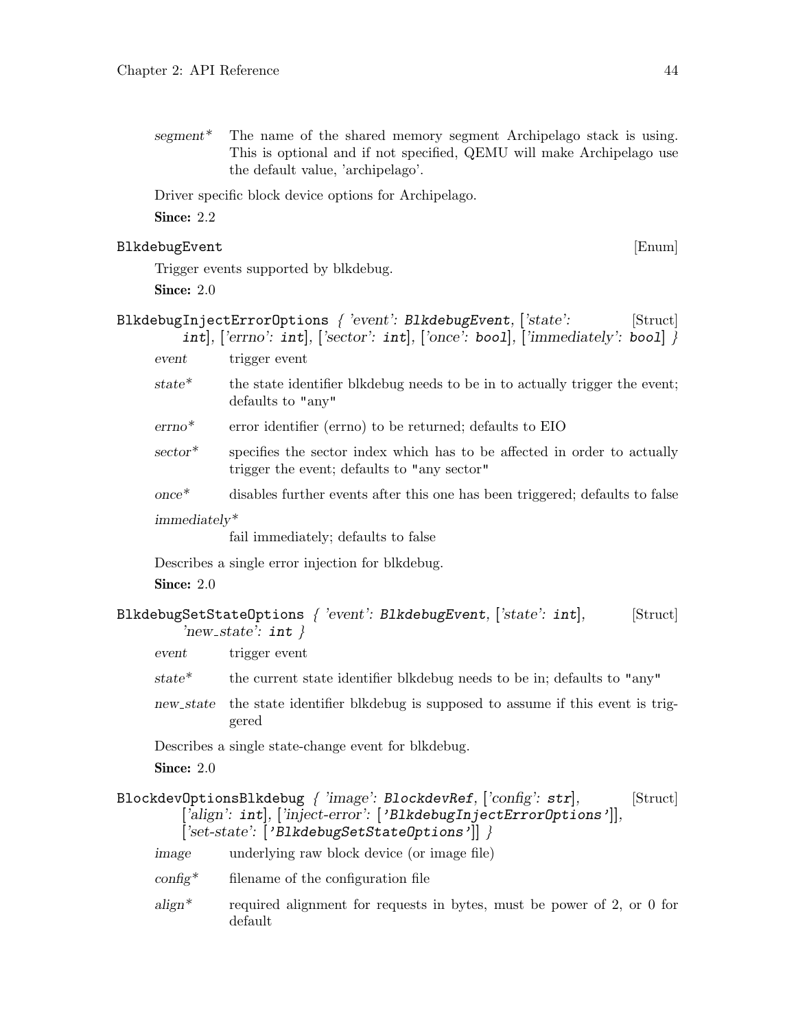*segment** The name of the shared memory segment Archipelago stack is using. This is optional and if not specified, QEMU will make Archipelago use the default value, 'archipelago'.

Driver specific block device options for Archipelago.

**Since:** 2.2

`BlkdebugEvent` [Enum]

Trigger events supported by blkdebug.

**Since:** 2.0

`BlkdebugInjectErrorOptions` *{ 'event': `BlkdebugEvent`, ['state': `int`], ['errno': `int`], ['sector': `int`], ['once': `bool`], ['immediately': `bool`] }* [Struct]

*event* trigger event

*state** the state identifier blkdebug needs to be in to actually trigger the event; defaults to "any"

*errno** error identifier (errno) to be returned; defaults to EIO

*sector** specifies the sector index which has to be affected in order to actually trigger the event; defaults to "any sector"

*once** disables further events after this one has been triggered; defaults to false

*immediately** fail immediately; defaults to false

Describes a single error injection for blkdebug.

**Since:** 2.0

`BlkdebugSetStateOptions` *{ 'event': `BlkdebugEvent`, ['state': `int`], 'new_state': `int` }* [Struct]

*event* trigger event

*state** the current state identifier blkdebug needs to be in; defaults to "any"

*new_state* the state identifier blkdebug is supposed to assume if this event is triggered

Describes a single state-change event for blkdebug.

**Since:** 2.0

`BlockdevOptionsBlkdebug` *{ 'image': `BlockdevRef`, ['config': `str`], ['align': `int`], ['inject-error': [`'BlkdebugInjectErrorOptions'`]], ['set-state': [`'BlkdebugSetStateOptions'`]] }* [Struct]

*image* underlying raw block device (or image file)

*config** filename of the configuration file

*align** required alignment for requests in bytes, must be power of 2, or 0 for default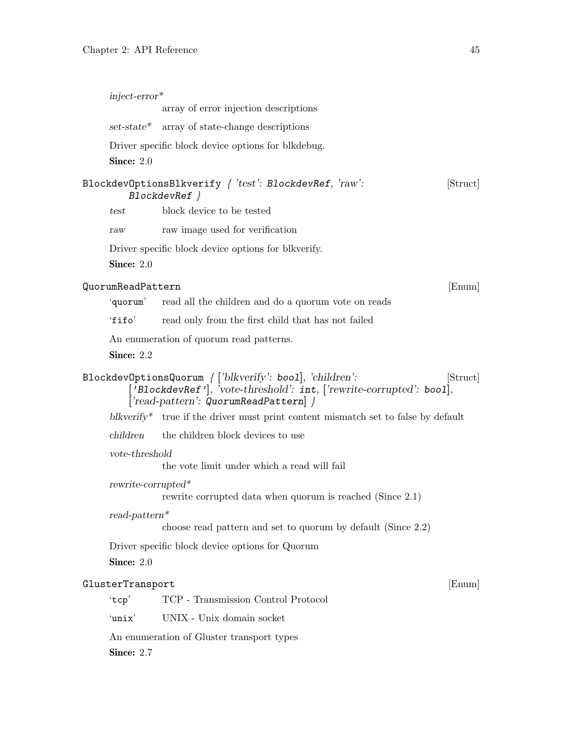*inject-error**
: array of error injection descriptions

*set-state**
: array of state-change descriptions

Driver specific block device options for blkdebug.

**Since:** 2.0

### `BlockdevOptionsBlkverify` { *'test': `BlockdevRef`, 'raw': `BlockdevRef`* } [Struct]

*test*
: block device to be tested

*raw*
: raw image used for verification

Driver specific block device options for blkverify.

**Since:** 2.0

### `QuorumReadPattern` [Enum]

'`quorum`'
: read all the children and do a quorum vote on reads

'`fifo`'
: read only from the first child that has not failed

An enumeration of quorum read patterns.

**Since:** 2.2

### `BlockdevOptionsQuorum` { *['blkverify': `bool`], 'children': ['`BlockdevRef`'], 'vote-threshold': `int`, ['rewrite-corrupted': `bool`], ['read-pattern': `QuorumReadPattern`]* } [Struct]

*blkverify**
: true if the driver must print content mismatch set to false by default

*children*
: the children block devices to use

*vote-threshold*
: the vote limit under which a read will fail

*rewrite-corrupted**
: rewrite corrupted data when quorum is reached (Since 2.1)

*read-pattern**
: choose read pattern and set to quorum by default (Since 2.2)

Driver specific block device options for Quorum

**Since:** 2.0

### `GlusterTransport` [Enum]

'`tcp`'
: TCP - Transmission Control Protocol

'`unix`'
: UNIX - Unix domain socket

An enumeration of Gluster transport types

**Since:** 2.7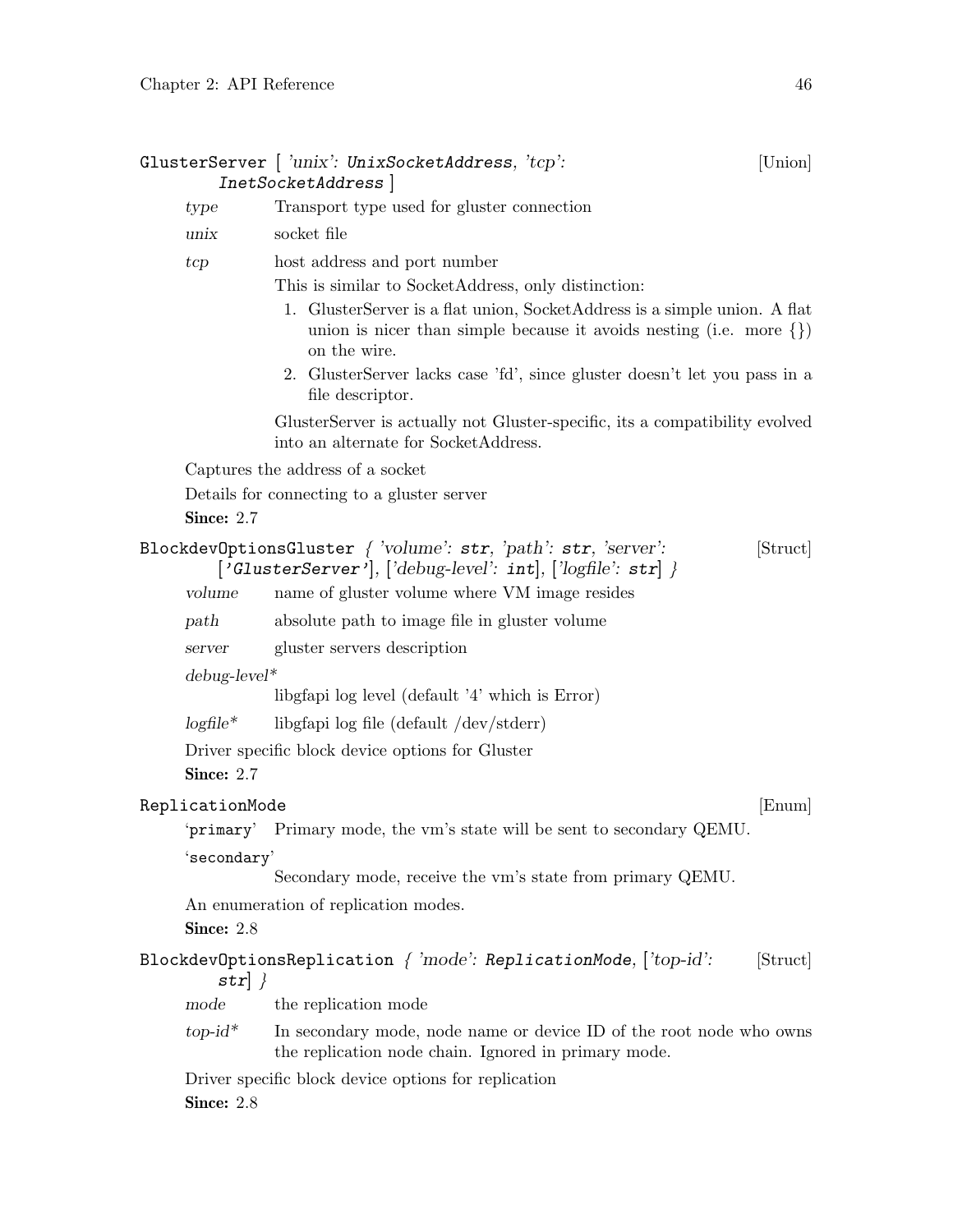**GlusterServer** [ *'unix': UnixSocketAddress, 'tcp': InetSocketAddress* ] [Union]

*type* Transport type used for gluster connection

*unix* socket file

*tcp* host address and port number

This is similar to SocketAddress, only distinction:

1. GlusterServer is a flat union, SocketAddress is a simple union. A flat union is nicer than simple because it avoids nesting (i.e. more {}) on the wire.
2. GlusterServer lacks case 'fd', since gluster doesn't let you pass in a file descriptor.

GlusterServer is actually not Gluster-specific, its a compatibility evolved into an alternate for SocketAddress.

Captures the address of a socket

Details for connecting to a gluster server

**Since:** 2.7

**BlockdevOptionsGluster** { *'volume': str, 'path': str, 'server': ['GlusterServer'], ['debug-level': int], ['logfile': str]* } [Struct]

*volume* name of gluster volume where VM image resides

*path* absolute path to image file in gluster volume

*server* gluster servers description

*debug-level** libgfapi log level (default '4' which is Error)

*logfile** libgfapi log file (default /dev/stderr)

Driver specific block device options for Gluster

**Since:** 2.7

**ReplicationMode** [Enum]

'primary' Primary mode, the vm's state will be sent to secondary QEMU.

'secondary' Secondary mode, receive the vm's state from primary QEMU.

An enumeration of replication modes.

**Since:** 2.8

**BlockdevOptionsReplication** { *'mode': ReplicationMode, ['top-id': str]* } [Struct]

*mode* the replication mode

*top-id** In secondary mode, node name or device ID of the root node who owns the replication node chain. Ignored in primary mode.

Driver specific block device options for replication

**Since:** 2.8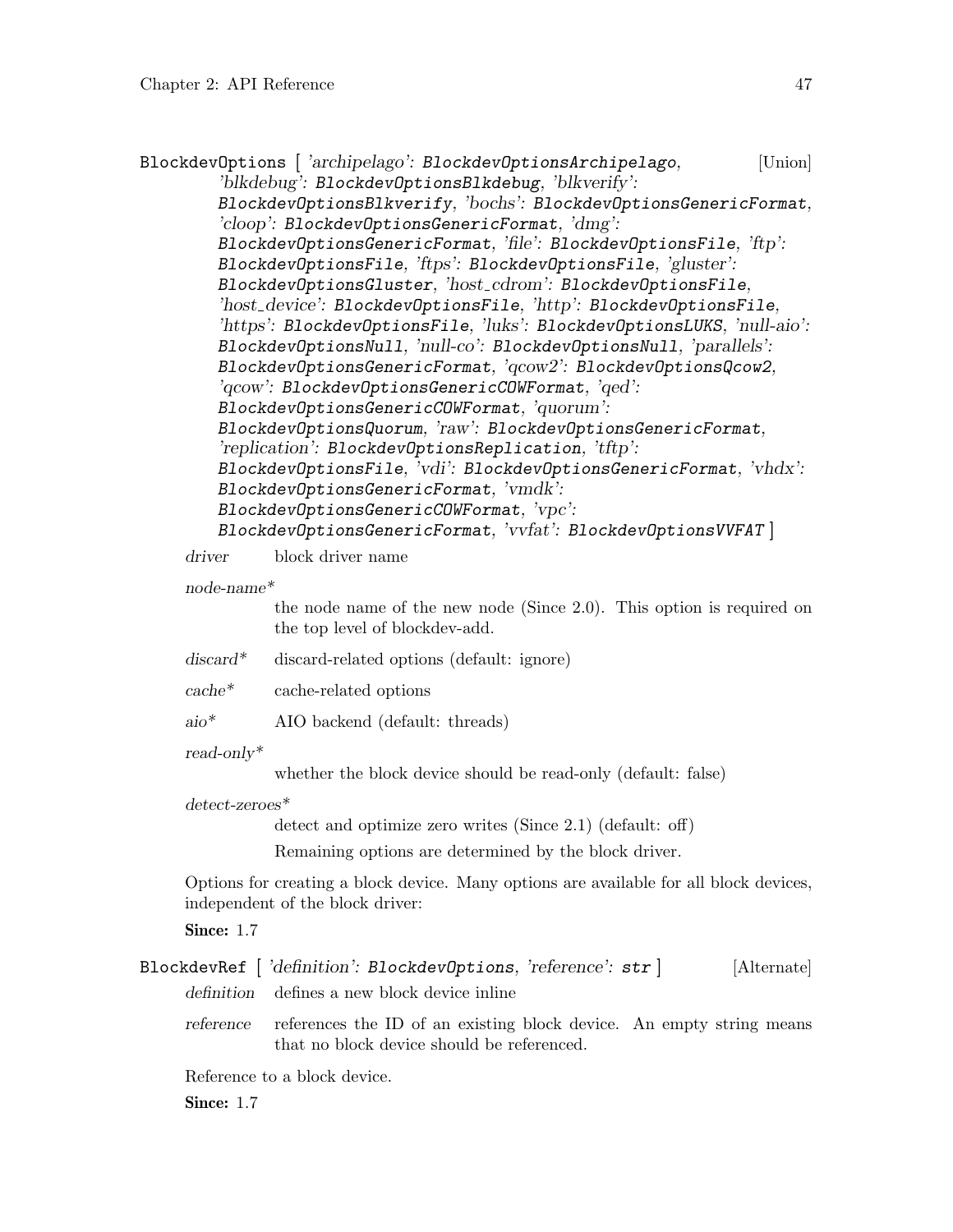`BlockdevOptions` [ *'archipelago'*: `BlockdevOptionsArchipelago`, *'blkdebug'*: `BlockdevOptionsBlkdebug`, *'blkverify'*: `BlockdevOptionsBlkverify`, *'bochs'*: `BlockdevOptionsGenericFormat`, *'cloop'*: `BlockdevOptionsGenericFormat`, *'dmg'*: `BlockdevOptionsGenericFormat`, *'file'*: `BlockdevOptionsFile`, *'ftp'*: `BlockdevOptionsFile`, *'ftps'*: `BlockdevOptionsFile`, *'gluster'*: `BlockdevOptionsGluster`, *'host_cdrom'*: `BlockdevOptionsFile`, *'host_device'*: `BlockdevOptionsFile`, *'http'*: `BlockdevOptionsFile`, *'https'*: `BlockdevOptionsFile`, *'luks'*: `BlockdevOptionsLUKS`, *'null-aio'*: `BlockdevOptionsNull`, *'null-co'*: `BlockdevOptionsNull`, *'parallels'*: `BlockdevOptionsGenericFormat`, *'qcow2'*: `BlockdevOptionsQcow2`, *'qcow'*: `BlockdevOptionsGenericCOWFormat`, *'qed'*: `BlockdevOptionsGenericCOWFormat`, *'quorum'*: `BlockdevOptionsQuorum`, *'raw'*: `BlockdevOptionsGenericFormat`, *'replication'*: `BlockdevOptionsReplication`, *'tftp'*: `BlockdevOptionsFile`, *'vdi'*: `BlockdevOptionsGenericFormat`, *'vhdx'*: `BlockdevOptionsGenericFormat`, *'vmdk'*: `BlockdevOptionsGenericCOWFormat`, *'vpc'*: `BlockdevOptionsGenericFormat`, *'vvfat'*: `BlockdevOptionsVVFAT` ] [Union]

*driver* block driver name

*node-name**
the node name of the new node (Since 2.0). This option is required on the top level of blockdev-add.

*discard** discard-related options (default: ignore)

*cache** cache-related options

*aio** AIO backend (default: threads)

*read-only**
whether the block device should be read-only (default: false)

*detect-zeroes**
detect and optimize zero writes (Since 2.1) (default: off)

Remaining options are determined by the block driver.

Options for creating a block device. Many options are available for all block devices, independent of the block driver:

**Since:** 1.7

`BlockdevRef` [ *'definition'*: `BlockdevOptions`, *'reference'*: `str` ] [Alternate]

*definition* defines a new block device inline

*reference* references the ID of an existing block device. An empty string means that no block device should be referenced.

Reference to a block device.

**Since:** 1.7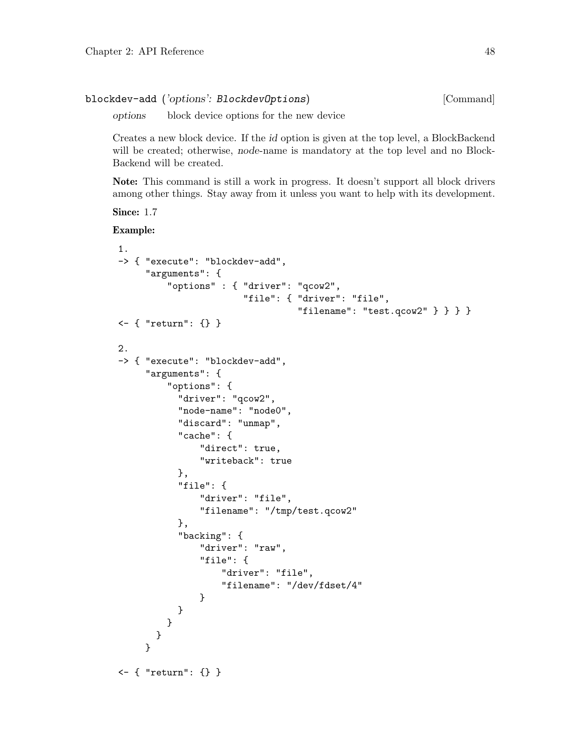**blockdev-add** (*'options': BlockdevOptions*) [Command]

*options* block device options for the new device

Creates a new block device. If the *id* option is given at the top level, a BlockBackend will be created; otherwise, *node*-name is mandatory at the top level and no BlockBackend will be created.

**Note:** This command is still a work in progress. It doesn't support all block drivers among other things. Stay away from it unless you want to help with its development.

**Since:** 1.7

**Example:**

```
1.
-> { "execute": "blockdev-add",
     "arguments": {
         "options" : { "driver": "qcow2",
                       "file": { "driver": "file",
                                 "filename": "test.qcow2" } } } }
<- { "return": {} }

2.
-> { "execute": "blockdev-add",
     "arguments": {
         "options": {
           "driver": "qcow2",
           "node-name": "node0",
           "discard": "unmap",
           "cache": {
               "direct": true,
               "writeback": true
           },
           "file": {
               "driver": "file",
               "filename": "/tmp/test.qcow2"
           },
           "backing": {
               "driver": "raw",
               "file": {
                   "driver": "file",
                   "filename": "/dev/fdset/4"
               }
           }
         }
       }
     }

<- { "return": {} }
```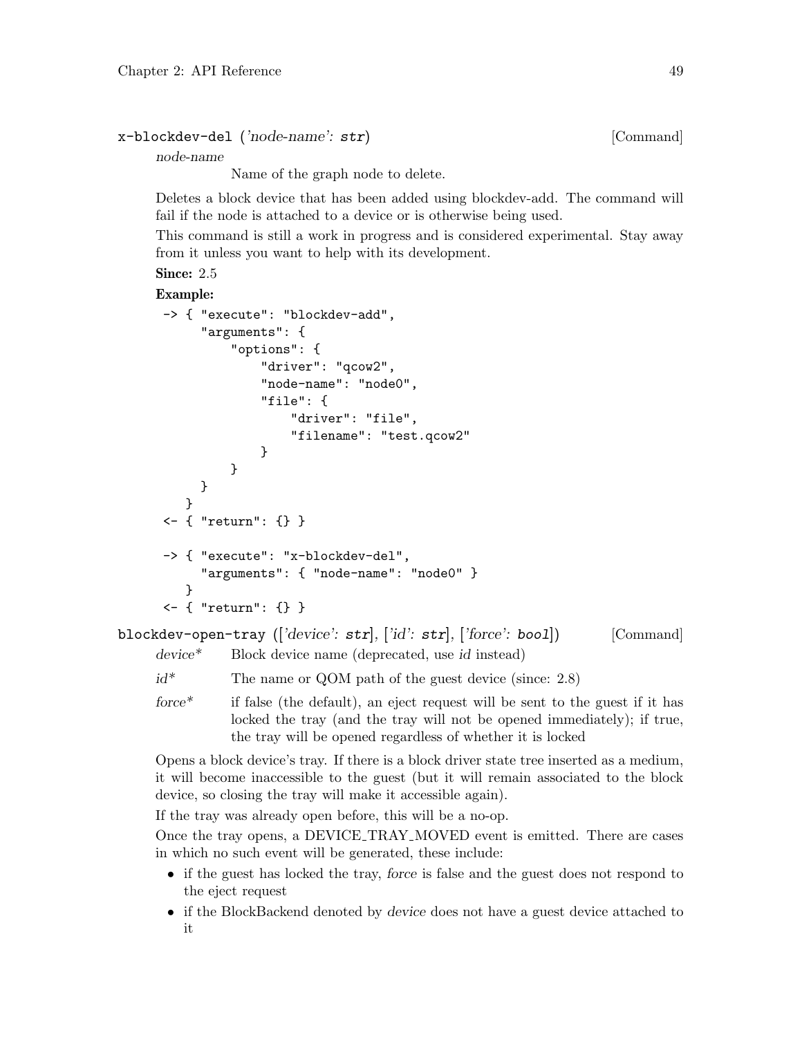**x-blockdev-del** (*'node-name': str*) [Command]

*node-name*
: Name of the graph node to delete.

Deletes a block device that has been added using blockdev-add. The command will fail if the node is attached to a device or is otherwise being used.

This command is still a work in progress and is considered experimental. Stay away from it unless you want to help with its development.

**Since:** 2.5

**Example:**

```
-> { "execute": "blockdev-add",
     "arguments": {
         "options": {
             "driver": "qcow2",
             "node-name": "node0",
             "file": {
                 "driver": "file",
                 "filename": "test.qcow2"
             }
         }
     }
   }
<- { "return": {} }

-> { "execute": "x-blockdev-del",
     "arguments": { "node-name": "node0" }
   }
<- { "return": {} }
```

**blockdev-open-tray** (*['device': str], ['id': str], ['force': bool]*) [Command]

*device**
: Block device name (deprecated, use *id* instead)

*id**
: The name or QOM path of the guest device (since: 2.8)

*force**
: if false (the default), an eject request will be sent to the guest if it has locked the tray (and the tray will not be opened immediately); if true, the tray will be opened regardless of whether it is locked

Opens a block device's tray. If there is a block driver state tree inserted as a medium, it will become inaccessible to the guest (but it will remain associated to the block device, so closing the tray will make it accessible again).

If the tray was already open before, this will be a no-op.

Once the tray opens, a DEVICE_TRAY_MOVED event is emitted. There are cases in which no such event will be generated, these include:

- if the guest has locked the tray, *force* is false and the guest does not respond to the eject request
- if the BlockBackend denoted by *device* does not have a guest device attached to it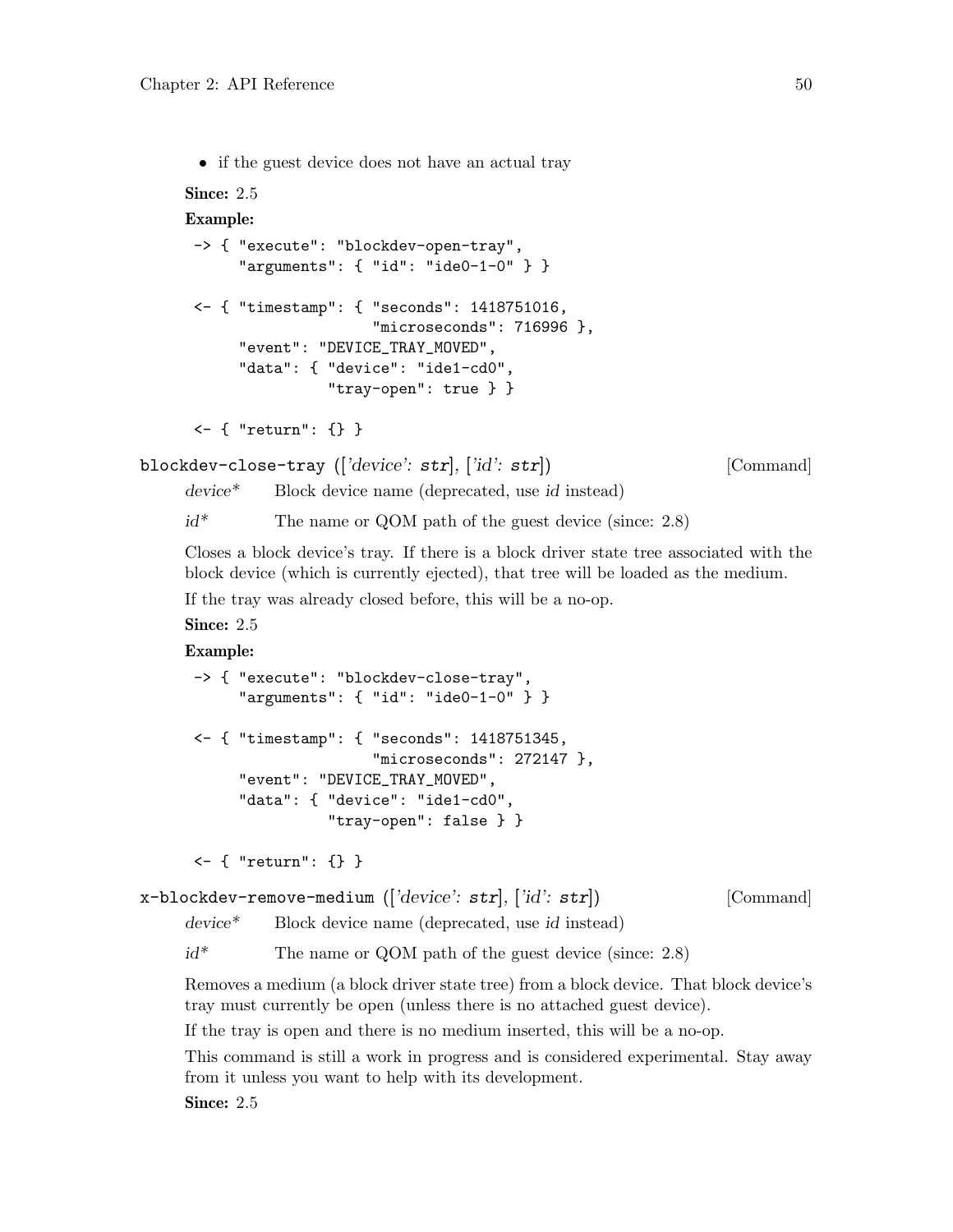- if the guest device does not have an actual tray

**Since:** 2.5

**Example:**

```
-> { "execute": "blockdev-open-tray",
     "arguments": { "id": "ide0-1-0" } }

<- { "timestamp": { "seconds": 1418751016,
                    "microseconds": 716996 },
     "event": "DEVICE_TRAY_MOVED",
     "data": { "device": "ide1-cd0",
               "tray-open": true } }

<- { "return": {} }
```

`blockdev-close-tray` (['*device*': **str**], ['*id*': **str**]) [Command]

*device** Block device name (deprecated, use *id* instead)

*id** The name or QOM path of the guest device (since: 2.8)

Closes a block device's tray. If there is a block driver state tree associated with the block device (which is currently ejected), that tree will be loaded as the medium.

If the tray was already closed before, this will be a no-op.

**Since:** 2.5

**Example:**

```
-> { "execute": "blockdev-close-tray",
     "arguments": { "id": "ide0-1-0" } }

<- { "timestamp": { "seconds": 1418751345,
                    "microseconds": 272147 },
     "event": "DEVICE_TRAY_MOVED",
     "data": { "device": "ide1-cd0",
               "tray-open": false } }

<- { "return": {} }
```

`x-blockdev-remove-medium` (['*device*': **str**], ['*id*': **str**]) [Command]

*device** Block device name (deprecated, use *id* instead)

*id** The name or QOM path of the guest device (since: 2.8)

Removes a medium (a block driver state tree) from a block device. That block device's tray must currently be open (unless there is no attached guest device).

If the tray is open and there is no medium inserted, this will be a no-op.

This command is still a work in progress and is considered experimental. Stay away from it unless you want to help with its development.

**Since:** 2.5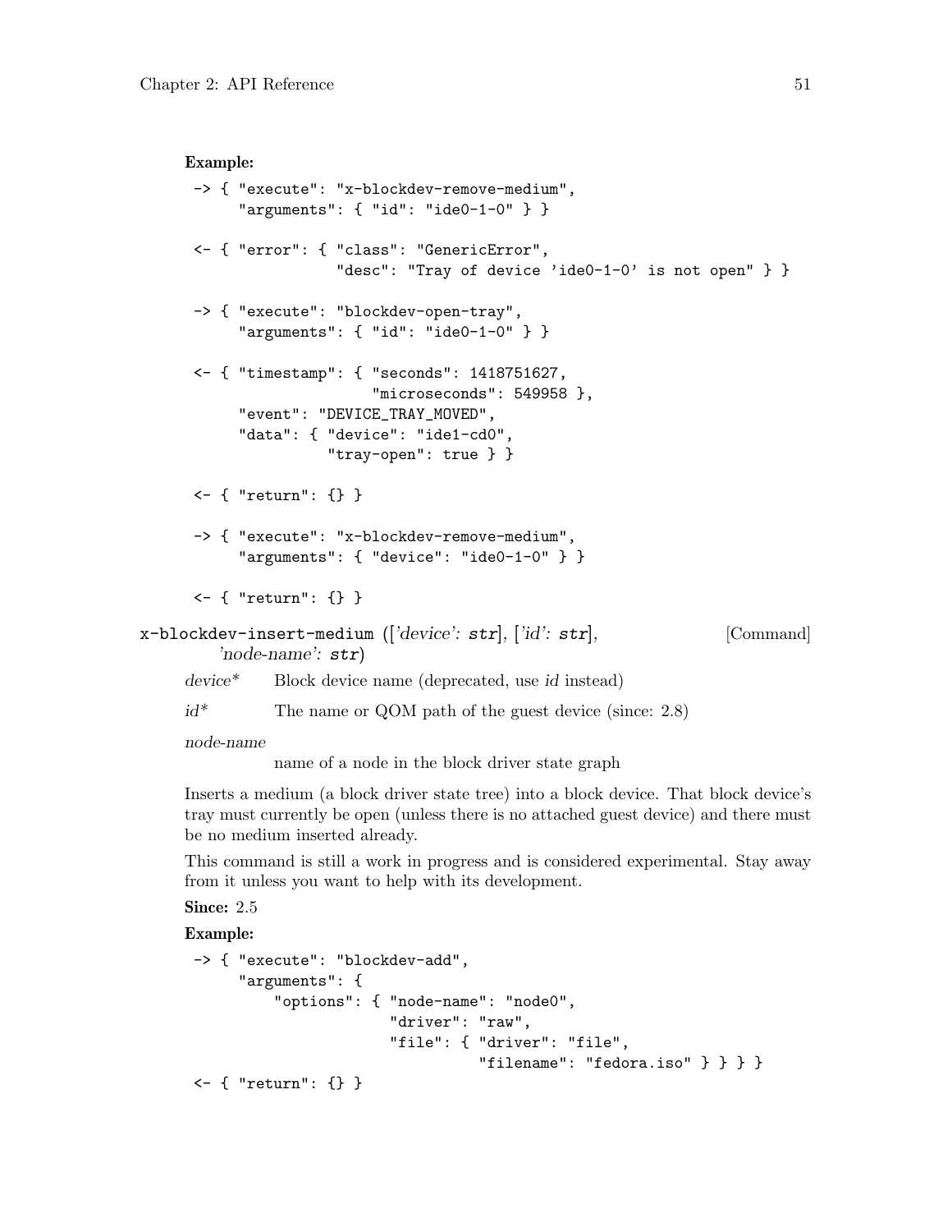**Example:**

```
-> { "execute": "x-blockdev-remove-medium",
     "arguments": { "id": "ide0-1-0" } }

<- { "error": { "class": "GenericError",
                "desc": "Tray of device 'ide0-1-0' is not open" } }

-> { "execute": "blockdev-open-tray",
     "arguments": { "id": "ide0-1-0" } }

<- { "timestamp": { "seconds": 1418751627,
                    "microseconds": 549958 },
     "event": "DEVICE_TRAY_MOVED",
     "data": { "device": "ide1-cd0",
               "tray-open": true } }

<- { "return": {} }

-> { "execute": "x-blockdev-remove-medium",
     "arguments": { "device": "ide0-1-0" } }

<- { "return": {} }
```

**x-blockdev-insert-medium** ([*'device'*: **str**], [*'id'*: **str**], *'node-name'*: **str**) [Command]

*device** Block device name (deprecated, use *id* instead)

*id** The name or QOM path of the guest device (since: 2.8)

*node-name*
name of a node in the block driver state graph

Inserts a medium (a block driver state tree) into a block device. That block device's tray must currently be open (unless there is no attached guest device) and there must be no medium inserted already.

This command is still a work in progress and is considered experimental. Stay away from it unless you want to help with its development.

**Since:** 2.5

**Example:**

```
-> { "execute": "blockdev-add",
     "arguments": {
         "options": { "node-name": "node0",
                      "driver": "raw",
                      "file": { "driver": "file",
                                "filename": "fedora.iso" } } } }
<- { "return": {} }
```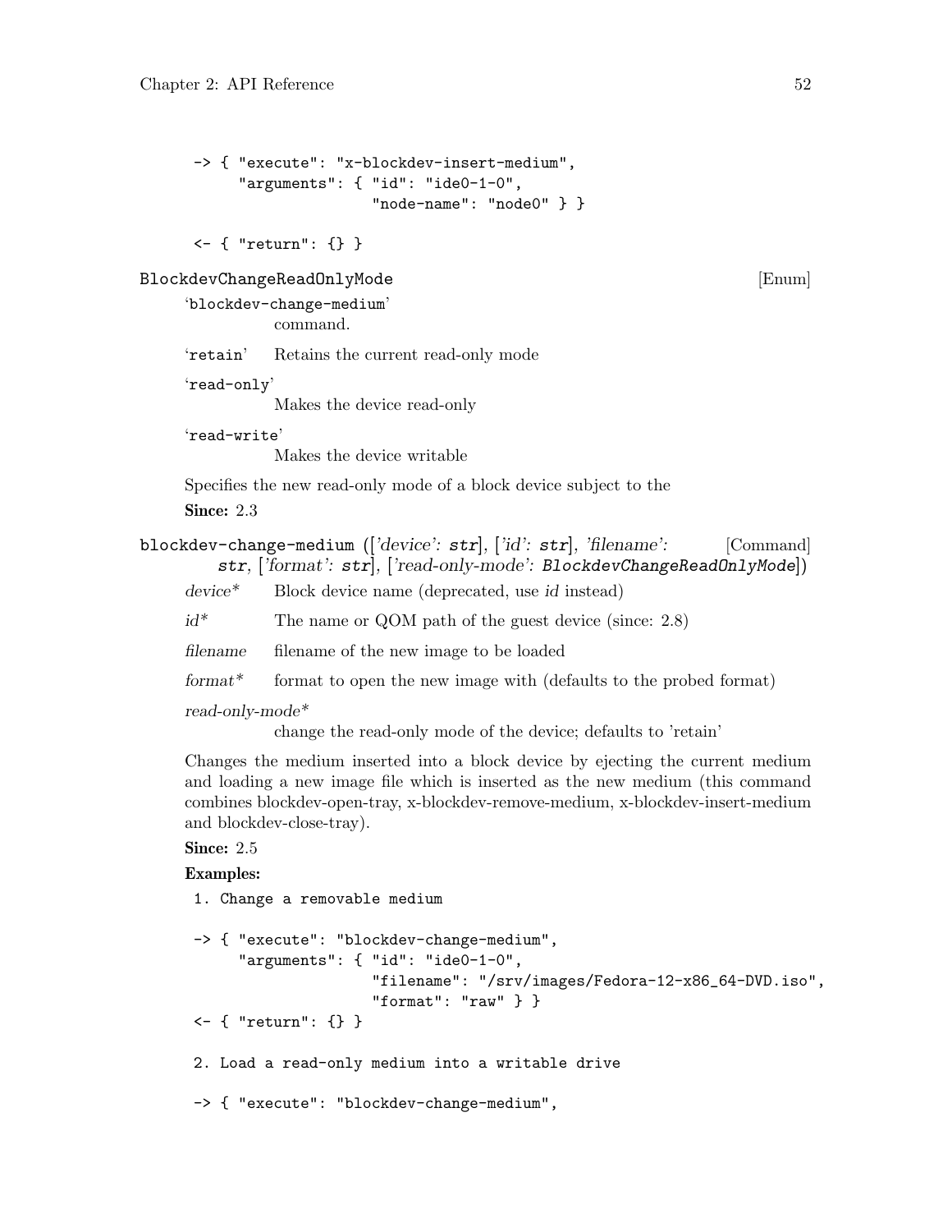```
-> { "execute": "x-blockdev-insert-medium",
     "arguments": { "id": "ide0-1-0",
                    "node-name": "node0" } }

<- { "return": {} }
```

### BlockdevChangeReadOnlyMode [Enum]

'blockdev-change-medium'
: command.

'retain'
: Retains the current read-only mode

'read-only'
: Makes the device read-only

'read-write'
: Makes the device writable

Specifies the new read-only mode of a block device subject to the

**Since:** 2.3

### blockdev-change-medium (['device': str], ['id': str], 'filename': str, ['format': str], ['read-only-mode': BlockdevChangeReadOnlyMode]) [Command]

*device\**
: Block device name (deprecated, use *id* instead)

*id\**
: The name or QOM path of the guest device (since: 2.8)

*filename*
: filename of the new image to be loaded

*format\**
: format to open the new image with (defaults to the probed format)

*read-only-mode\**
: change the read-only mode of the device; defaults to 'retain'

Changes the medium inserted into a block device by ejecting the current medium and loading a new image file which is inserted as the new medium (this command combines blockdev-open-tray, x-blockdev-remove-medium, x-blockdev-insert-medium and blockdev-close-tray).

**Since:** 2.5

**Examples:**

```
1. Change a removable medium

-> { "execute": "blockdev-change-medium",
     "arguments": { "id": "ide0-1-0",
                    "filename": "/srv/images/Fedora-12-x86_64-DVD.iso",
                    "format": "raw" } }
<- { "return": {} }

2. Load a read-only medium into a writable drive

-> { "execute": "blockdev-change-medium",
```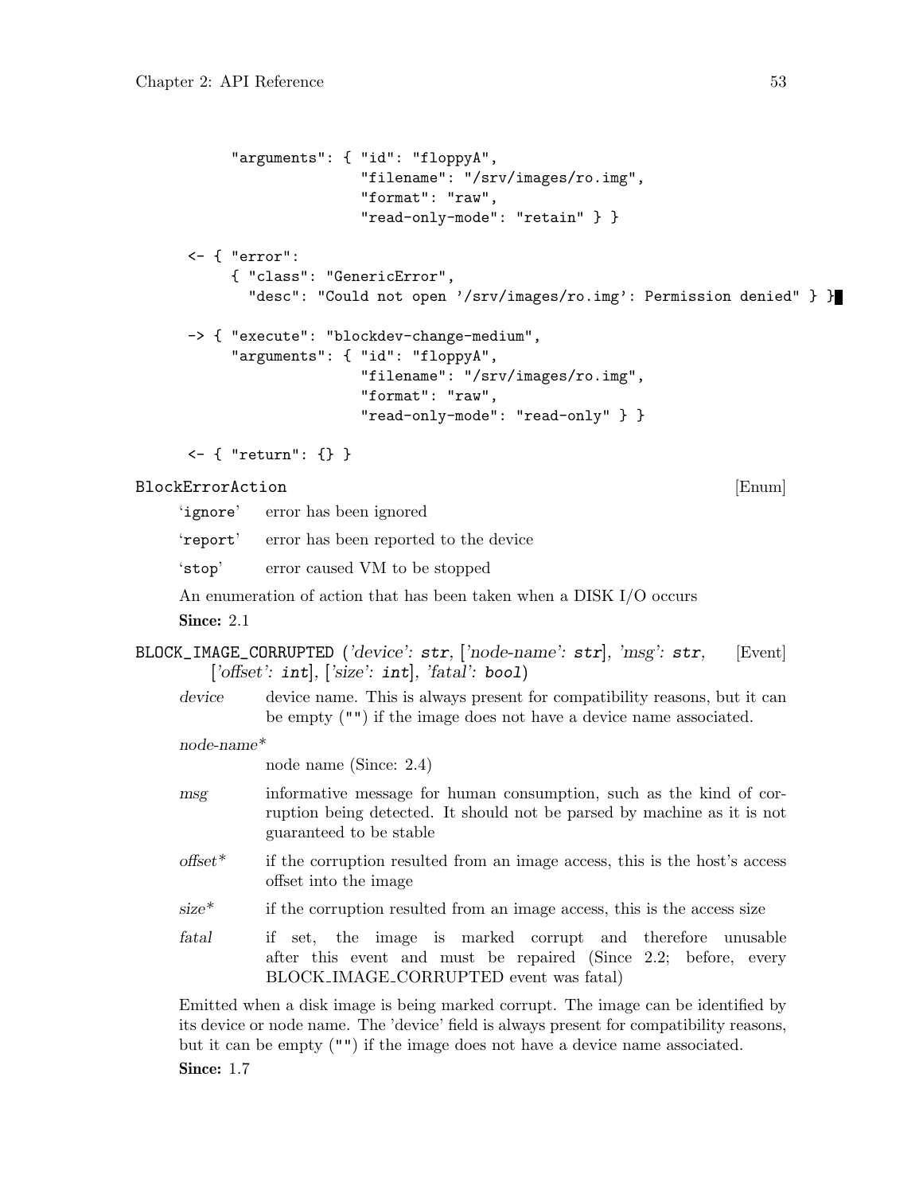```
    "arguments": { "id": "floppyA",
                   "filename": "/srv/images/ro.img",
                   "format": "raw",
                   "read-only-mode": "retain" } }

<- { "error":
     { "class": "GenericError",
       "desc": "Could not open '/srv/images/ro.img': Permission denied" } }

-> { "execute": "blockdev-change-medium",
     "arguments": { "id": "floppyA",
                    "filename": "/srv/images/ro.img",
                    "format": "raw",
                    "read-only-mode": "read-only" } }

<- { "return": {} }
```

### `BlockErrorAction` [Enum]

'`ignore`' error has been ignored

'`report`' error has been reported to the device

'`stop`' error caused VM to be stopped

An enumeration of action that has been taken when a DISK I/O occurs

**Since:** 2.1

### `BLOCK_IMAGE_CORRUPTED` (*'device'*: `str`, [*'node-name'*: `str`], *'msg'*: `str`, [*'offset'*: `int`], [*'size'*: `int`], *'fatal'*: `bool`) [Event]

*device* device name. This is always present for compatibility reasons, but it can be empty ("") if the image does not have a device name associated.

*node-name\**
node name (Since: 2.4)

*msg* informative message for human consumption, such as the kind of corruption being detected. It should not be parsed by machine as it is not guaranteed to be stable

*offset\** if the corruption resulted from an image access, this is the host's access offset into the image

*size\** if the corruption resulted from an image access, this is the access size

*fatal* if set, the image is marked corrupt and therefore unusable after this event and must be repaired (Since 2.2; before, every BLOCK_IMAGE_CORRUPTED event was fatal)

Emitted when a disk image is being marked corrupt. The image can be identified by its device or node name. The 'device' field is always present for compatibility reasons, but it can be empty ("") if the image does not have a device name associated.

**Since:** 1.7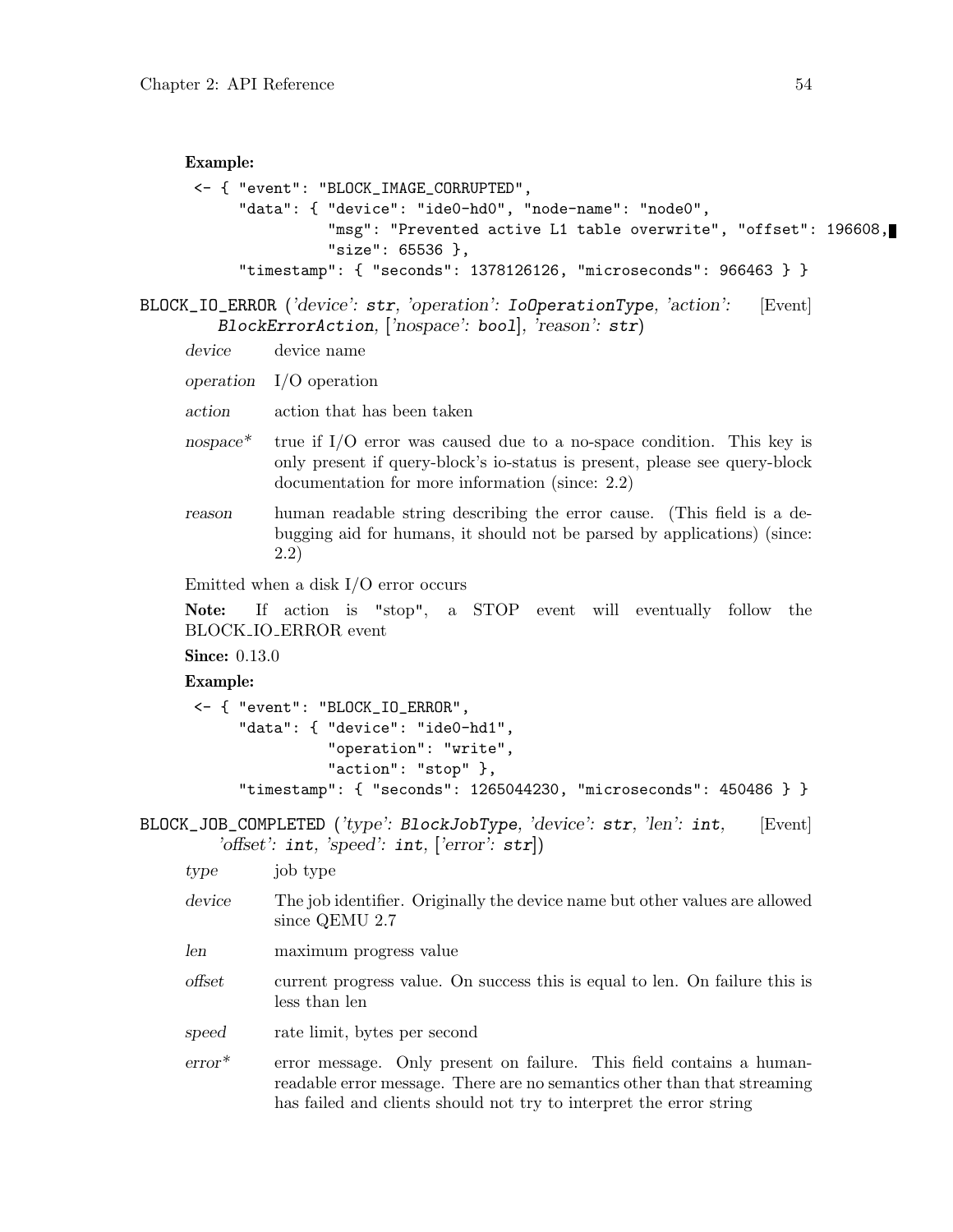**Example:**

```
<- { "event": "BLOCK_IMAGE_CORRUPTED",
     "data": { "device": "ide0-hd0", "node-name": "node0",
               "msg": "Prevented active L1 table overwrite", "offset": 196608,
               "size": 65536 },
     "timestamp": { "seconds": 1378126126, "microseconds": 966463 } }
```

### `BLOCK_IO_ERROR` (*'device'*: `str`, *'operation'*: `IoOperationType`, *'action'*: `BlockErrorAction`, [*'nospace'*: `bool`], *'reason'*: `str`) [Event]

*device* device name

*operation* I/O operation

*action* action that has been taken

*nospace** true if I/O error was caused due to a no-space condition. This key is only present if query-block's io-status is present, please see query-block documentation for more information (since: 2.2)

*reason* human readable string describing the error cause. (This field is a debugging aid for humans, it should not be parsed by applications) (since: 2.2)

Emitted when a disk I/O error occurs

**Note:** If action is "stop", a STOP event will eventually follow the BLOCK_IO_ERROR event

**Since:** 0.13.0

**Example:**

```
<- { "event": "BLOCK_IO_ERROR",
     "data": { "device": "ide0-hd1",
               "operation": "write",
               "action": "stop" },
     "timestamp": { "seconds": 1265044230, "microseconds": 450486 } }
```

### `BLOCK_JOB_COMPLETED` (*'type'*: `BlockJobType`, *'device'*: `str`, *'len'*: `int`, *'offset'*: `int`, *'speed'*: `int`, [*'error'*: `str`]) [Event]

*type* job type

*device* The job identifier. Originally the device name but other values are allowed since QEMU 2.7

*len* maximum progress value

*offset* current progress value. On success this is equal to len. On failure this is less than len

*speed* rate limit, bytes per second

*error** error message. Only present on failure. This field contains a human-readable error message. There are no semantics other than that streaming has failed and clients should not try to interpret the error string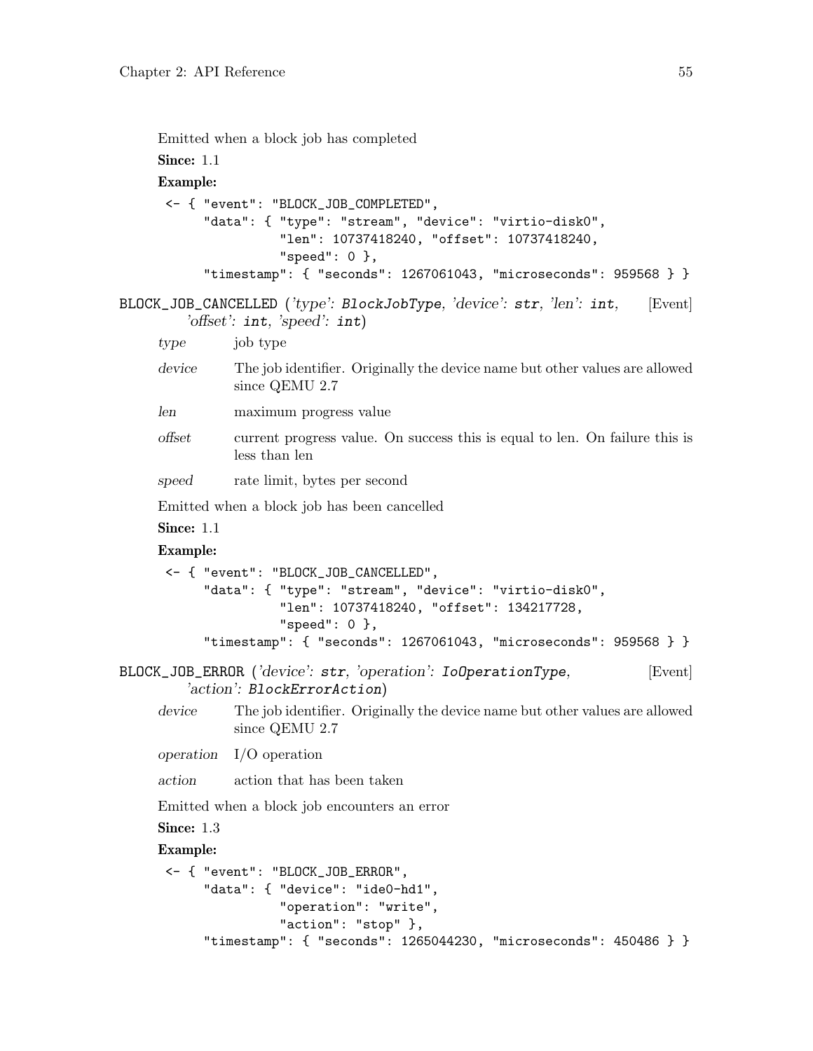Emitted when a block job has completed

**Since:** 1.1

**Example:**

```
<- { "event": "BLOCK_JOB_COMPLETED",
     "data": { "type": "stream", "device": "virtio-disk0",
               "len": 10737418240, "offset": 10737418240,
               "speed": 0 },
     "timestamp": { "seconds": 1267061043, "microseconds": 959568 } }
```

`BLOCK_JOB_CANCELLED` (*'type'*: `BlockJobType`, *'device'*: `str`, *'len'*: `int`, *'offset'*: `int`, *'speed'*: `int`) [Event]

*type* job type

*device* The job identifier. Originally the device name but other values are allowed since QEMU 2.7

*len* maximum progress value

*offset* current progress value. On success this is equal to len. On failure this is less than len

*speed* rate limit, bytes per second

Emitted when a block job has been cancelled

**Since:** 1.1

**Example:**

```
<- { "event": "BLOCK_JOB_CANCELLED",
     "data": { "type": "stream", "device": "virtio-disk0",
               "len": 10737418240, "offset": 134217728,
               "speed": 0 },
     "timestamp": { "seconds": 1267061043, "microseconds": 959568 } }
```

`BLOCK_JOB_ERROR` (*'device'*: `str`, *'operation'*: `IoOperationType`, *'action'*: `BlockErrorAction`) [Event]

*device* The job identifier. Originally the device name but other values are allowed since QEMU 2.7

*operation* I/O operation

*action* action that has been taken

Emitted when a block job encounters an error

**Since:** 1.3

**Example:**

```
<- { "event": "BLOCK_JOB_ERROR",
     "data": { "device": "ide0-hd1",
               "operation": "write",
               "action": "stop" },
     "timestamp": { "seconds": 1265044230, "microseconds": 450486 } }
```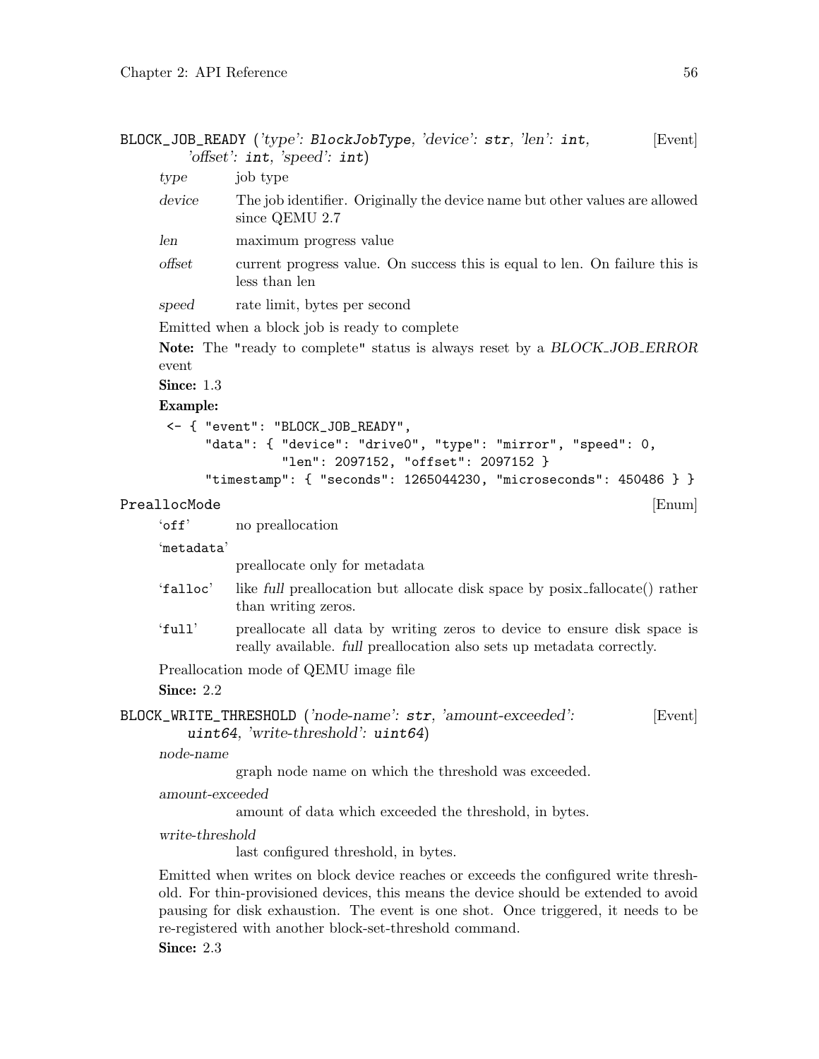### BLOCK_JOB_READY (*'type': BlockJobType, 'device': str, 'len': int, 'offset': int, 'speed': int*) [Event]

*type* job type

*device* The job identifier. Originally the device name but other values are allowed since QEMU 2.7

*len* maximum progress value

*offset* current progress value. On success this is equal to len. On failure this is less than len

*speed* rate limit, bytes per second

Emitted when a block job is ready to complete

**Note:** The "ready to complete" status is always reset by a *BLOCK_JOB_ERROR* event

**Since:** 1.3

**Example:**

```
<- { "event": "BLOCK_JOB_READY",
     "data": { "device": "drive0", "type": "mirror", "speed": 0,
               "len": 2097152, "offset": 2097152 }
     "timestamp": { "seconds": 1265044230, "microseconds": 450486 } }
```

### PreallocMode [Enum]

'off' no preallocation

'metadata'
preallocate only for metadata

'falloc' like *full* preallocation but allocate disk space by posix_fallocate() rather than writing zeros.

'full' preallocate all data by writing zeros to device to ensure disk space is really available. *full* preallocation also sets up metadata correctly.

Preallocation mode of QEMU image file

**Since:** 2.2

### BLOCK_WRITE_THRESHOLD (*'node-name': str, 'amount-exceeded': uint64, 'write-threshold': uint64*) [Event]

*node-name*
graph node name on which the threshold was exceeded.

*amount-exceeded*
amount of data which exceeded the threshold, in bytes.

*write-threshold*
last configured threshold, in bytes.

Emitted when writes on block device reaches or exceeds the configured write threshold. For thin-provisioned devices, this means the device should be extended to avoid pausing for disk exhaustion. The event is one shot. Once triggered, it needs to be re-registered with another block-set-threshold command.

**Since:** 2.3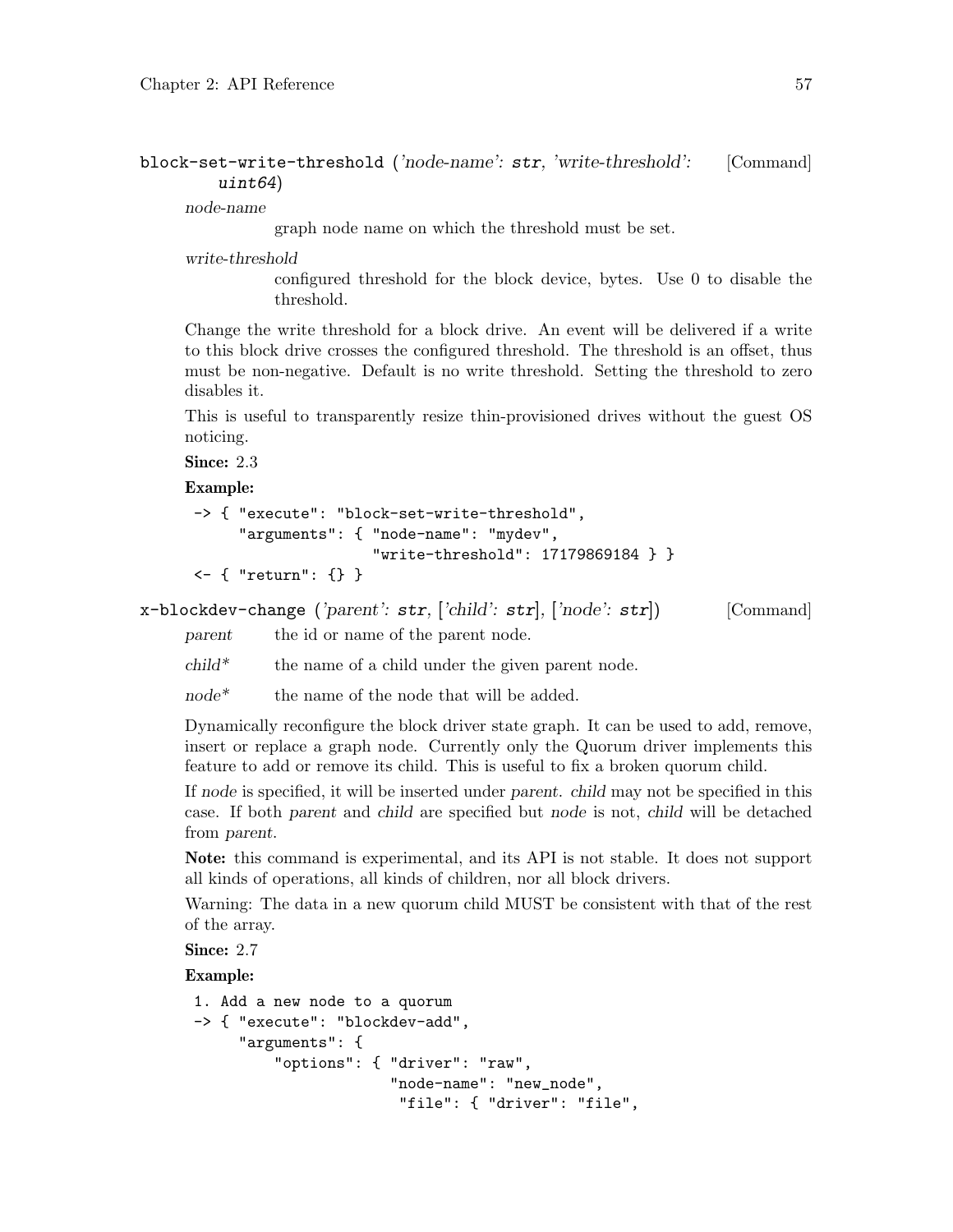`block-set-write-threshold` (*'node-name': **str**, 'write-threshold': **uint64***) [Command]

*node-name*
: graph node name on which the threshold must be set.

*write-threshold*
: configured threshold for the block device, bytes. Use 0 to disable the threshold.

Change the write threshold for a block drive. An event will be delivered if a write to this block drive crosses the configured threshold. The threshold is an offset, thus must be non-negative. Default is no write threshold. Setting the threshold to zero disables it.

This is useful to transparently resize thin-provisioned drives without the guest OS noticing.

**Since:** 2.3

**Example:**

```
-> { "execute": "block-set-write-threshold",
     "arguments": { "node-name": "mydev",
                    "write-threshold": 17179869184 } }
<- { "return": {} }
```

`x-blockdev-change` (*'parent': **str**, ['child': **str**], ['node': **str**]*) [Command]

*parent* the id or name of the parent node.

*child\** the name of a child under the given parent node.

*node\** the name of the node that will be added.

Dynamically reconfigure the block driver state graph. It can be used to add, remove, insert or replace a graph node. Currently only the Quorum driver implements this feature to add or remove its child. This is useful to fix a broken quorum child.

If *node* is specified, it will be inserted under *parent*. *child* may not be specified in this case. If both *parent* and *child* are specified but *node* is not, *child* will be detached from *parent*.

**Note:** this command is experimental, and its API is not stable. It does not support all kinds of operations, all kinds of children, nor all block drivers.

Warning: The data in a new quorum child MUST be consistent with that of the rest of the array.

**Since:** 2.7

**Example:**

```
1. Add a new node to a quorum
-> { "execute": "blockdev-add",
     "arguments": {
         "options": { "driver": "raw",
                      "node-name": "new_node",
                       "file": { "driver": "file",
```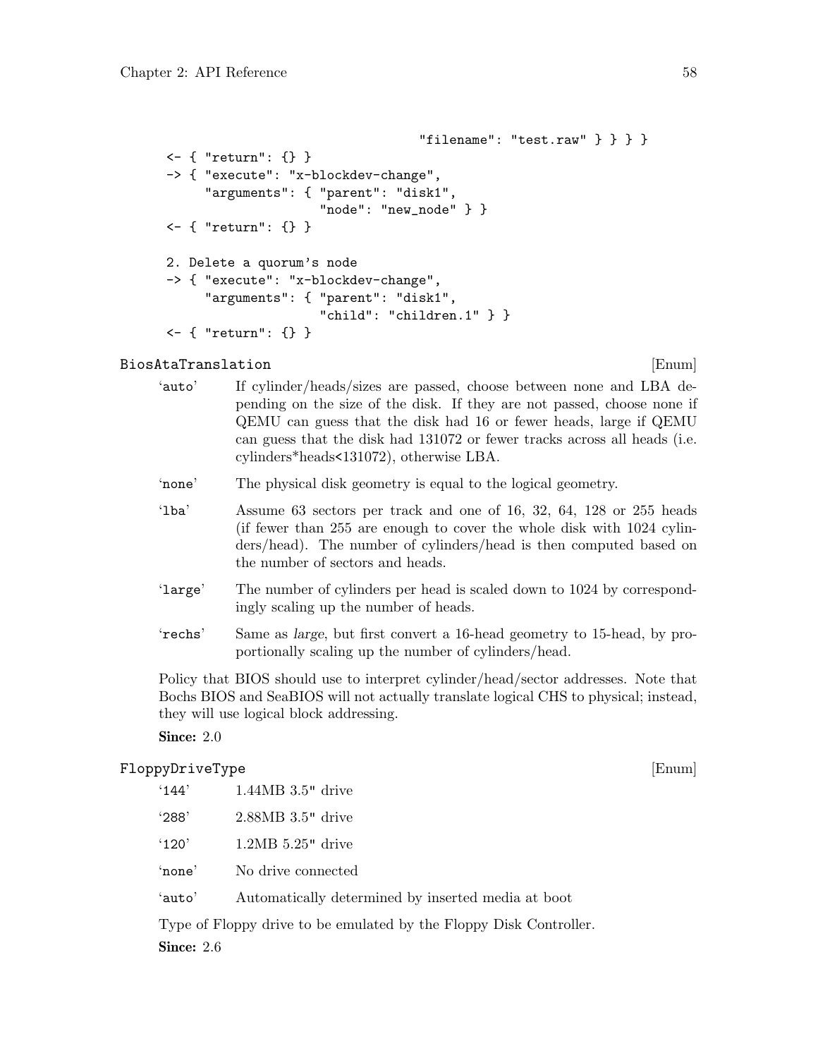```
                                   "filename": "test.raw" } } } }
<- { "return": {} }
-> { "execute": "x-blockdev-change",
     "arguments": { "parent": "disk1",
                    "node": "new_node" } }
<- { "return": {} }

2. Delete a quorum's node
-> { "execute": "x-blockdev-change",
     "arguments": { "parent": "disk1",
                    "child": "children.1" } }
<- { "return": {} }
```

### BiosAtaTranslation [Enum]

'auto'
: If cylinder/heads/sizes are passed, choose between none and LBA depending on the size of the disk. If they are not passed, choose none if QEMU can guess that the disk had 16 or fewer heads, large if QEMU can guess that the disk had 131072 or fewer tracks across all heads (i.e. cylinders*heads<131072), otherwise LBA.

'none'
: The physical disk geometry is equal to the logical geometry.

'lba'
: Assume 63 sectors per track and one of 16, 32, 64, 128 or 255 heads (if fewer than 255 are enough to cover the whole disk with 1024 cylinders/head). The number of cylinders/head is then computed based on the number of sectors and heads.

'large'
: The number of cylinders per head is scaled down to 1024 by correspondingly scaling up the number of heads.

'rechs'
: Same as *large*, but first convert a 16-head geometry to 15-head, by proportionally scaling up the number of cylinders/head.

Policy that BIOS should use to interpret cylinder/head/sector addresses. Note that Bochs BIOS and SeaBIOS will not actually translate logical CHS to physical; instead, they will use logical block addressing.

**Since:** 2.0

### FloppyDriveType [Enum]

'144'
: 1.44MB 3.5" drive

'288'
: 2.88MB 3.5" drive

'120'
: 1.2MB 5.25" drive

'none'
: No drive connected

'auto'
: Automatically determined by inserted media at boot

Type of Floppy drive to be emulated by the Floppy Disk Controller.

**Since:** 2.6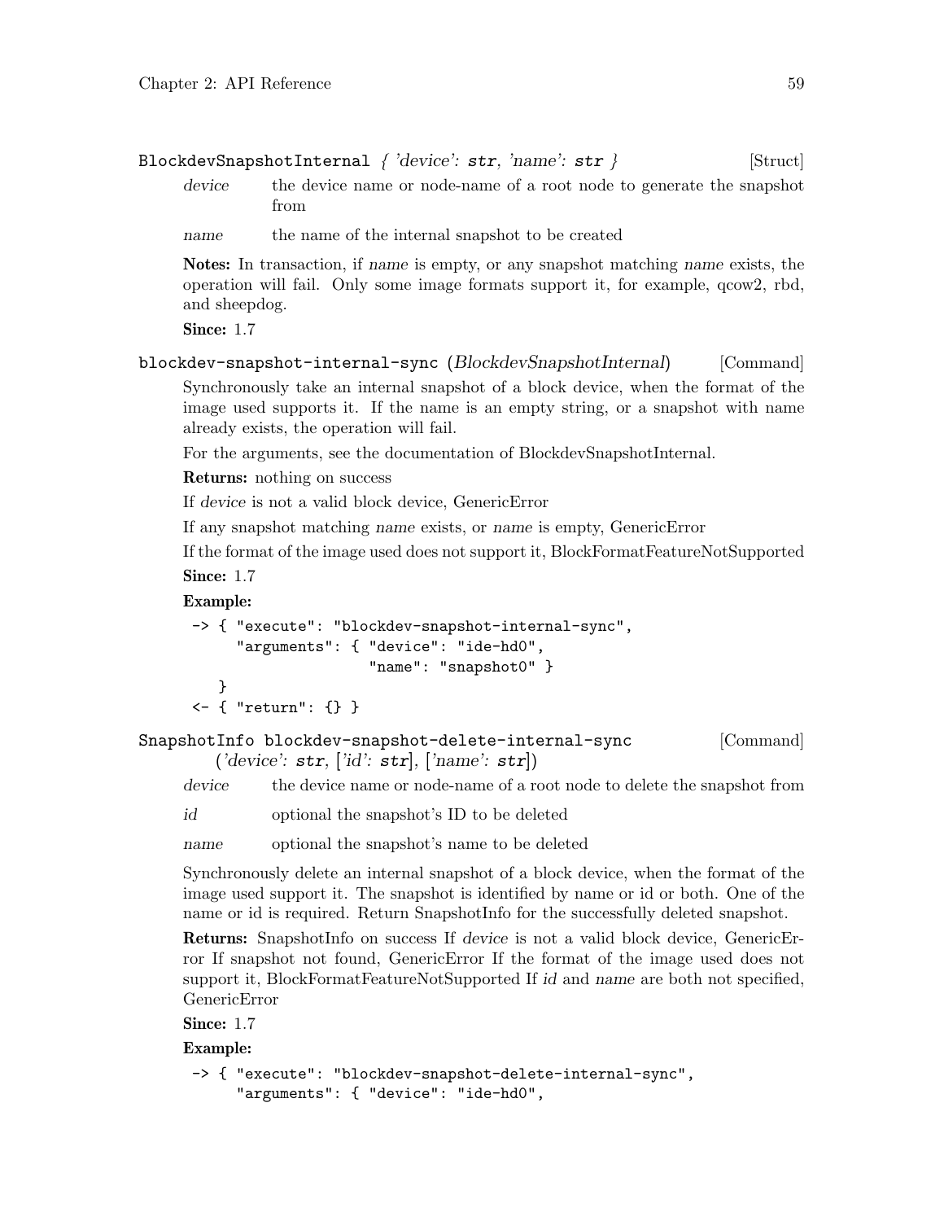**BlockdevSnapshotInternal** { 'device': str, 'name': str } [Struct]

*device* the device name or node-name of a root node to generate the snapshot from

*name* the name of the internal snapshot to be created

**Notes:** In transaction, if *name* is empty, or any snapshot matching *name* exists, the operation will fail. Only some image formats support it, for example, qcow2, rbd, and sheepdog.

**Since:** 1.7

**blockdev-snapshot-internal-sync** (*BlockdevSnapshotInternal*) [Command]

Synchronously take an internal snapshot of a block device, when the format of the image used supports it. If the name is an empty string, or a snapshot with name already exists, the operation will fail.

For the arguments, see the documentation of BlockdevSnapshotInternal.

**Returns:** nothing on success

If *device* is not a valid block device, GenericError

If any snapshot matching *name* exists, or *name* is empty, GenericError

If the format of the image used does not support it, BlockFormatFeatureNotSupported

**Since:** 1.7

**Example:**

```
-> { "execute": "blockdev-snapshot-internal-sync",
     "arguments": { "device": "ide-hd0",
                    "name": "snapshot0" }
   }
<- { "return": {} }
```

SnapshotInfo **blockdev-snapshot-delete-internal-sync** ('device': str, ['id': str], ['name': str]) [Command]

*device* the device name or node-name of a root node to delete the snapshot from

*id* optional the snapshot's ID to be deleted

*name* optional the snapshot's name to be deleted

Synchronously delete an internal snapshot of a block device, when the format of the image used support it. The snapshot is identified by name or id or both. One of the name or id is required. Return SnapshotInfo for the successfully deleted snapshot.

**Returns:** SnapshotInfo on success If *device* is not a valid block device, GenericError If snapshot not found, GenericError If the format of the image used does not support it, BlockFormatFeatureNotSupported If *id* and *name* are both not specified, GenericError

**Since:** 1.7

**Example:**

```
-> { "execute": "blockdev-snapshot-delete-internal-sync",
     "arguments": { "device": "ide-hd0",
```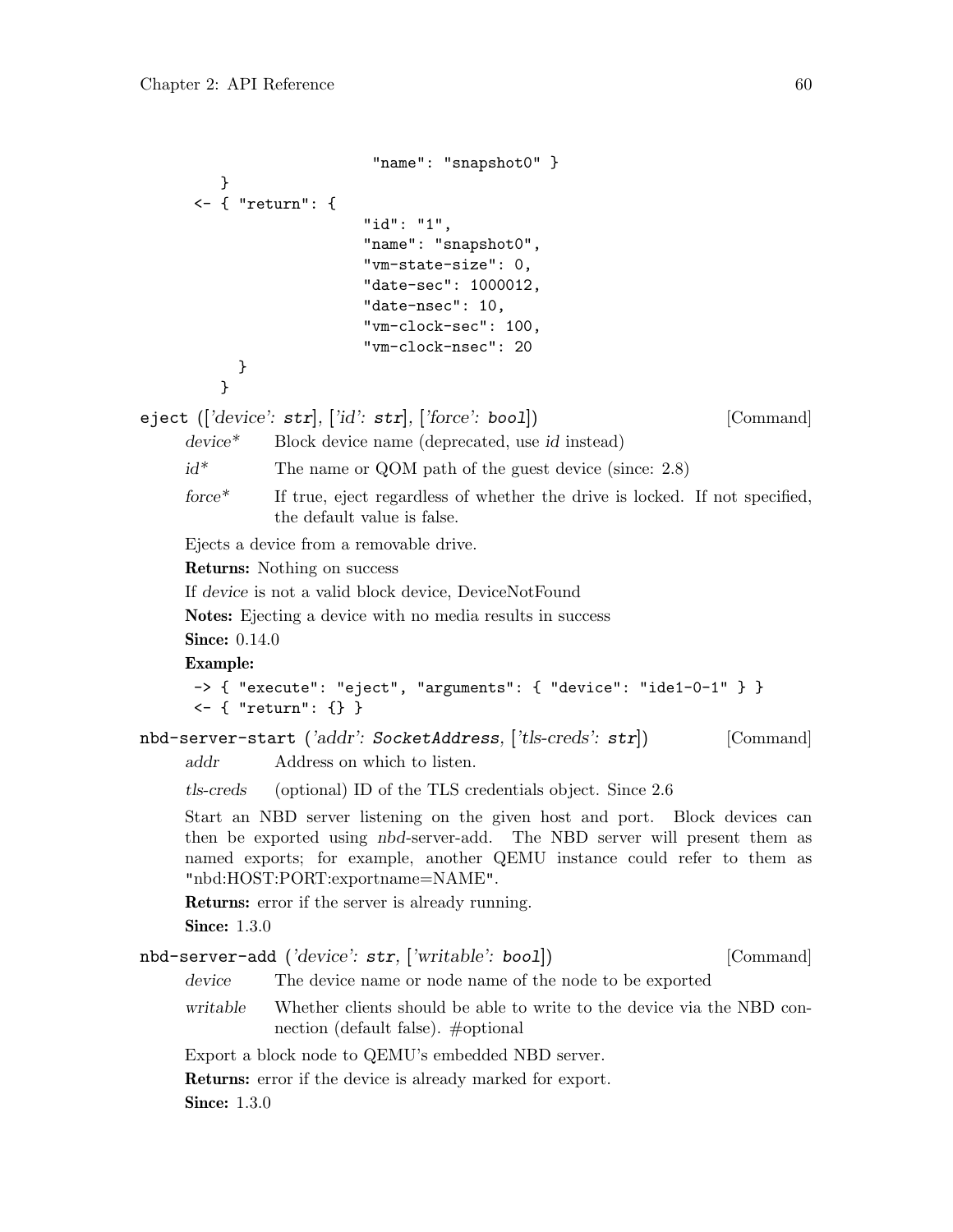```
                         "name": "snapshot0" }
    }
 <- { "return": {
                        "id": "1",
                        "name": "snapshot0",
                        "vm-state-size": 0,
                        "date-sec": 1000012,
                        "date-nsec": 10,
                        "vm-clock-sec": 100,
                        "vm-clock-nsec": 20
      }
    }
```

**eject** (['*device*': **str**], ['*id*': **str**], ['*force*': **bool**]) [Command]

*device\** Block device name (deprecated, use *id* instead)

*id\** The name or QOM path of the guest device (since: 2.8)

*force\** If true, eject regardless of whether the drive is locked. If not specified, the default value is false.

Ejects a device from a removable drive.

**Returns:** Nothing on success

If *device* is not a valid block device, DeviceNotFound

**Notes:** Ejecting a device with no media results in success

**Since:** 0.14.0

**Example:**

```
-> { "execute": "eject", "arguments": { "device": "ide1-0-1" } }
<- { "return": {} }
```

**nbd-server-start** ('*addr*': **SocketAddress**, ['*tls-creds*': **str**]) [Command]

*addr* Address on which to listen.

*tls-creds* (optional) ID of the TLS credentials object. Since 2.6

Start an NBD server listening on the given host and port. Block devices can then be exported using *nbd*-server-add. The NBD server will present them as named exports; for example, another QEMU instance could refer to them as "nbd:HOST:PORT:exportname=NAME".

**Returns:** error if the server is already running.

**Since:** 1.3.0

**nbd-server-add** ('*device*': **str**, ['*writable*': **bool**]) [Command]

*device* The device name or node name of the node to be exported

*writable* Whether clients should be able to write to the device via the NBD connection (default false). #optional

Export a block node to QEMU's embedded NBD server.

**Returns:** error if the device is already marked for export.

**Since:** 1.3.0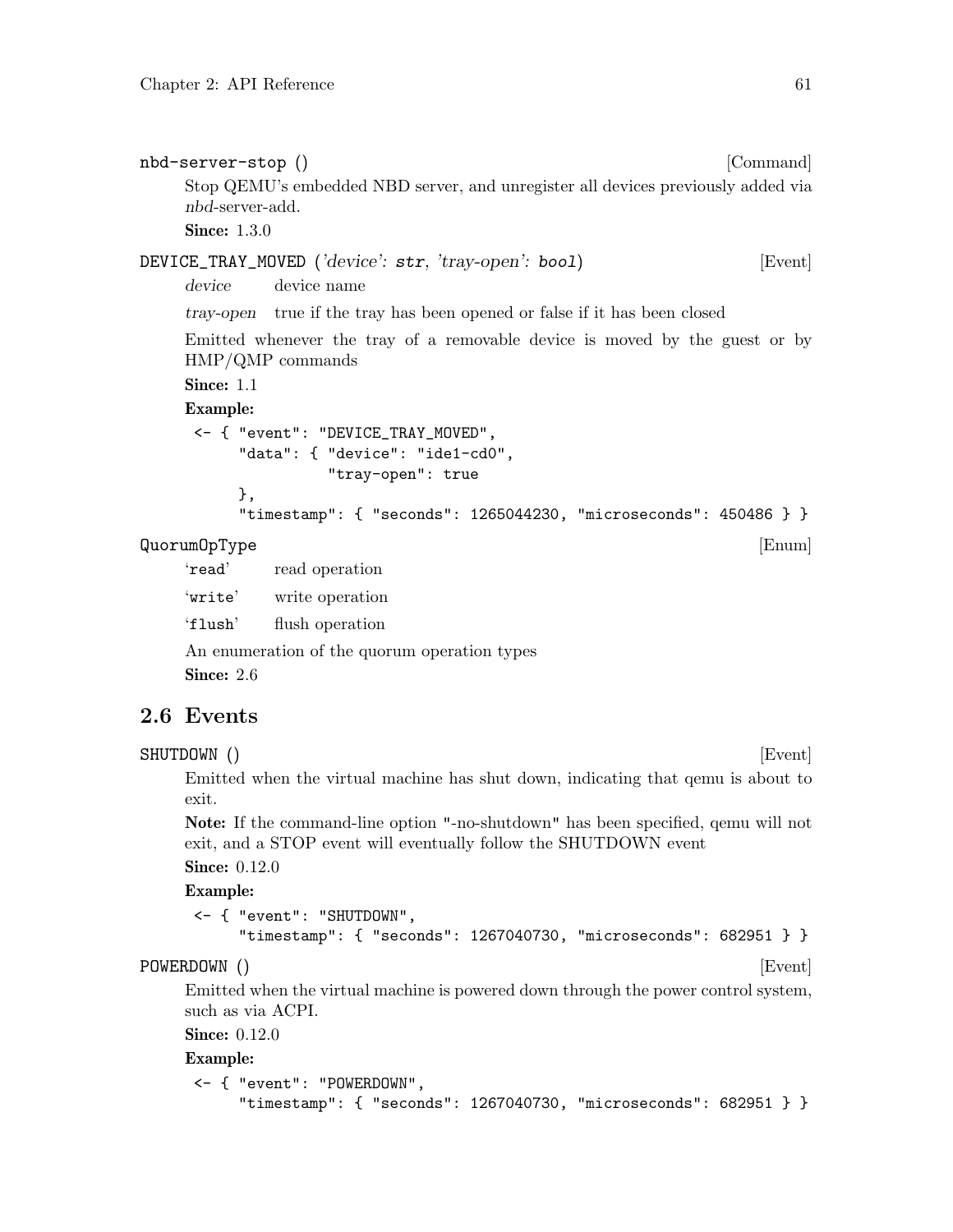`nbd-server-stop ()` [Command]

Stop QEMU's embedded NBD server, and unregister all devices previously added via *nbd*-server-add.

**Since:** 1.3.0

`DEVICE_TRAY_MOVED` (*'device'*: `str`, *'tray-open'*: `bool`) [Event]

*device* device name

*tray-open* true if the tray has been opened or false if it has been closed

Emitted whenever the tray of a removable device is moved by the guest or by HMP/QMP commands

**Since:** 1.1

**Example:**

```
<- { "event": "DEVICE_TRAY_MOVED",
     "data": { "device": "ide1-cd0",
               "tray-open": true
     },
     "timestamp": { "seconds": 1265044230, "microseconds": 450486 } }
```

`QuorumOpType` [Enum]

'`read`' read operation

'`write`' write operation

'`flush`' flush operation

An enumeration of the quorum operation types

**Since:** 2.6

## 2.6 Events

`SHUTDOWN ()` [Event]

Emitted when the virtual machine has shut down, indicating that qemu is about to exit.

**Note:** If the command-line option "-no-shutdown" has been specified, qemu will not exit, and a STOP event will eventually follow the SHUTDOWN event

**Since:** 0.12.0

**Example:**

```
<- { "event": "SHUTDOWN",
     "timestamp": { "seconds": 1267040730, "microseconds": 682951 } }
```

`POWERDOWN ()` [Event]

Emitted when the virtual machine is powered down through the power control system, such as via ACPI.

**Since:** 0.12.0

**Example:**

```
<- { "event": "POWERDOWN",
     "timestamp": { "seconds": 1267040730, "microseconds": 682951 } }
```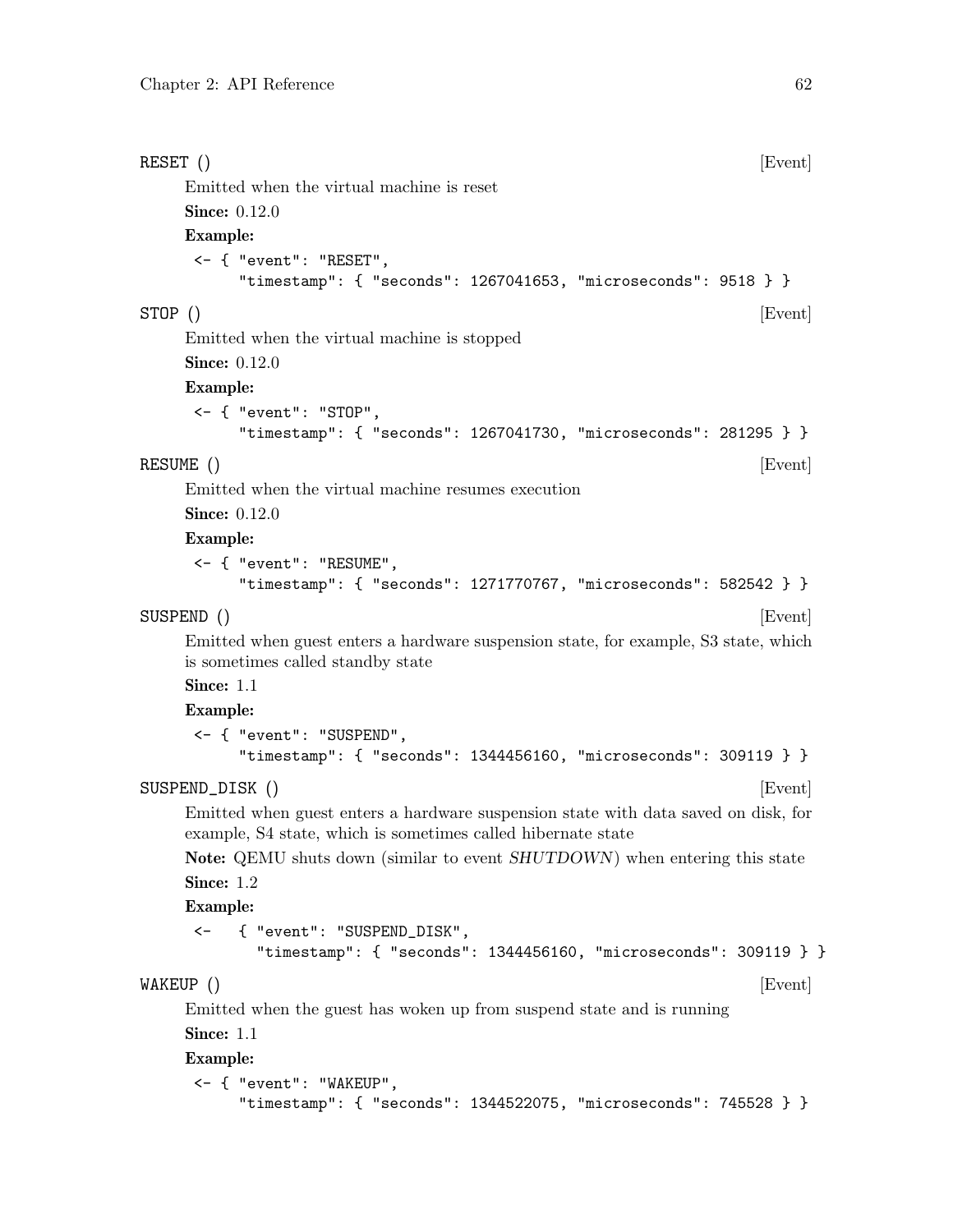**RESET ()** [Event]

Emitted when the virtual machine is reset

**Since:** 0.12.0

**Example:**

```
<- { "event": "RESET",
     "timestamp": { "seconds": 1267041653, "microseconds": 9518 } }
```

**STOP ()** [Event]

Emitted when the virtual machine is stopped

**Since:** 0.12.0

**Example:**

```
<- { "event": "STOP",
     "timestamp": { "seconds": 1267041730, "microseconds": 281295 } }
```

**RESUME ()** [Event]

Emitted when the virtual machine resumes execution

**Since:** 0.12.0

**Example:**

```
<- { "event": "RESUME",
     "timestamp": { "seconds": 1271770767, "microseconds": 582542 } }
```

**SUSPEND ()** [Event]

Emitted when guest enters a hardware suspension state, for example, S3 state, which is sometimes called standby state

**Since:** 1.1

**Example:**

```
<- { "event": "SUSPEND",
     "timestamp": { "seconds": 1344456160, "microseconds": 309119 } }
```

**SUSPEND_DISK ()** [Event]

Emitted when guest enters a hardware suspension state with data saved on disk, for example, S4 state, which is sometimes called hibernate state

**Note:** QEMU shuts down (similar to event *SHUTDOWN*) when entering this state

**Since:** 1.2

**Example:**

```
<-   { "event": "SUSPEND_DISK",
       "timestamp": { "seconds": 1344456160, "microseconds": 309119 } }
```

**WAKEUP ()** [Event]

Emitted when the guest has woken up from suspend state and is running

**Since:** 1.1

**Example:**

```
<- { "event": "WAKEUP",
     "timestamp": { "seconds": 1344522075, "microseconds": 745528 } }
```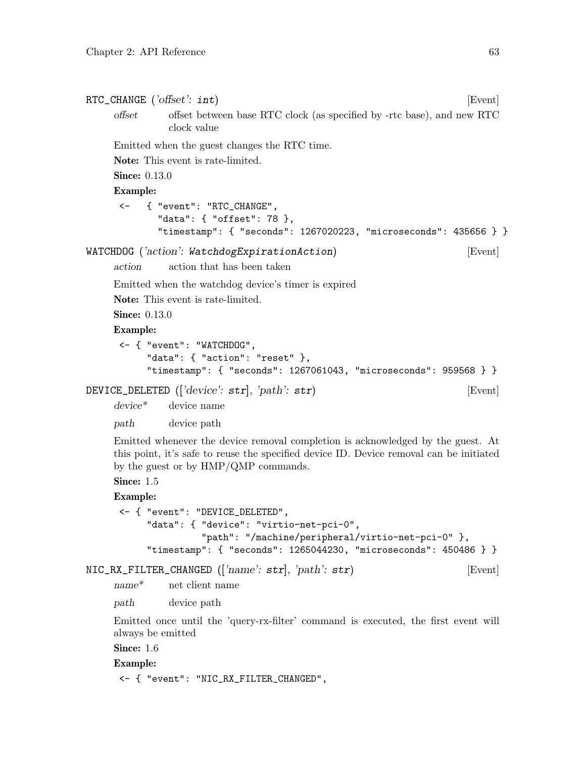**RTC_CHANGE** (*'offset'*: **int**) [Event]

*offset* offset between base RTC clock (as specified by -rtc base), and new RTC clock value

Emitted when the guest changes the RTC time.

**Note:** This event is rate-limited.

**Since:** 0.13.0

**Example:**

```
<-   { "event": "RTC_CHANGE",
       "data": { "offset": 78 },
       "timestamp": { "seconds": 1267020223, "microseconds": 435656 } }
```

**WATCHDOG** (*'action'*: **WatchdogExpirationAction**) [Event]

*action* action that has been taken

Emitted when the watchdog device's timer is expired

**Note:** This event is rate-limited.

**Since:** 0.13.0

**Example:**

```
<- { "event": "WATCHDOG",
     "data": { "action": "reset" },
     "timestamp": { "seconds": 1267061043, "microseconds": 959568 } }
```

**DEVICE_DELETED** ([*'device'*: **str**], *'path'*: **str**) [Event]

*device** device name

*path* device path

Emitted whenever the device removal completion is acknowledged by the guest. At this point, it's safe to reuse the specified device ID. Device removal can be initiated by the guest or by HMP/QMP commands.

**Since:** 1.5

**Example:**

```
<- { "event": "DEVICE_DELETED",
     "data": { "device": "virtio-net-pci-0",
               "path": "/machine/peripheral/virtio-net-pci-0" },
     "timestamp": { "seconds": 1265044230, "microseconds": 450486 } }
```

**NIC_RX_FILTER_CHANGED** ([*'name'*: **str**], *'path'*: **str**) [Event]

*name** net client name

*path* device path

Emitted once until the 'query-rx-filter' command is executed, the first event will always be emitted

**Since:** 1.6

**Example:**

```
<- { "event": "NIC_RX_FILTER_CHANGED",
```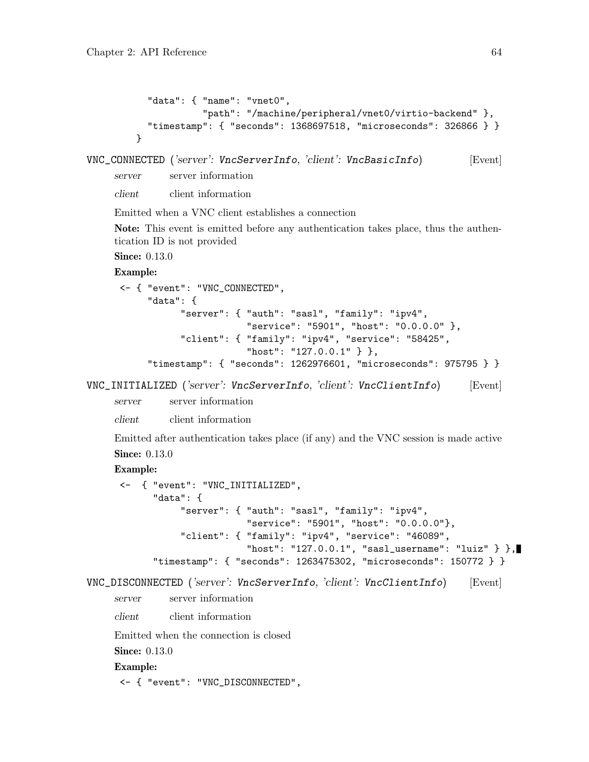```
        "data": { "name": "vnet0",
                  "path": "/machine/peripheral/vnet0/virtio-backend" },
        "timestamp": { "seconds": 1368697518, "microseconds": 326866 } }
      }
```

**VNC_CONNECTED** (*'server': VncServerInfo, 'client': VncBasicInfo*) [Event]

*server* server information

*client* client information

Emitted when a VNC client establishes a connection

**Note:** This event is emitted before any authentication takes place, thus the authentication ID is not provided

**Since:** 0.13.0

**Example:**

```
<- { "event": "VNC_CONNECTED",
     "data": {
           "server": { "auth": "sasl", "family": "ipv4",
                       "service": "5901", "host": "0.0.0.0" },
           "client": { "family": "ipv4", "service": "58425",
                       "host": "127.0.0.1" } },
     "timestamp": { "seconds": 1262976601, "microseconds": 975795 } }
```

**VNC_INITIALIZED** (*'server': VncServerInfo, 'client': VncClientInfo*) [Event]

*server* server information

*client* client information

Emitted after authentication takes place (if any) and the VNC session is made active

**Since:** 0.13.0

**Example:**

```
<-  { "event": "VNC_INITIALIZED",
      "data": {
           "server": { "auth": "sasl", "family": "ipv4",
                       "service": "5901", "host": "0.0.0.0"},
           "client": { "family": "ipv4", "service": "46089",
                       "host": "127.0.0.1", "sasl_username": "luiz" } },
      "timestamp": { "seconds": 1263475302, "microseconds": 150772 } }
```

**VNC_DISCONNECTED** (*'server': VncServerInfo, 'client': VncClientInfo*) [Event]

*server* server information

*client* client information

Emitted when the connection is closed

**Since:** 0.13.0

**Example:**

```
<- { "event": "VNC_DISCONNECTED",
```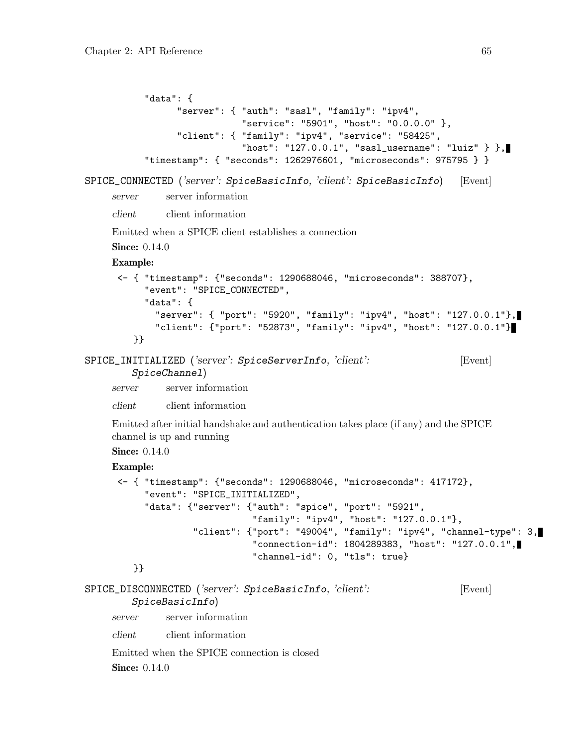```
        "data": {
              "server": { "auth": "sasl", "family": "ipv4",
                          "service": "5901", "host": "0.0.0.0" },
              "client": { "family": "ipv4", "service": "58425",
                          "host": "127.0.0.1", "sasl_username": "luiz" } },
        "timestamp": { "seconds": 1262976601, "microseconds": 975795 } }
```

`SPICE_CONNECTED` (*'server'*: `SpiceBasicInfo`, *'client'*: `SpiceBasicInfo`) [Event]

*server* server information

*client* client information

Emitted when a SPICE client establishes a connection

**Since:** 0.14.0

**Example:**

```
<- { "timestamp": {"seconds": 1290688046, "microseconds": 388707},
     "event": "SPICE_CONNECTED",
     "data": {
       "server": { "port": "5920", "family": "ipv4", "host": "127.0.0.1"},
       "client": {"port": "52873", "family": "ipv4", "host": "127.0.0.1"}
   }}
```

`SPICE_INITIALIZED` (*'server'*: `SpiceServerInfo`, *'client'*: `SpiceChannel`) [Event]

*server* server information

*client* client information

Emitted after initial handshake and authentication takes place (if any) and the SPICE channel is up and running

**Since:** 0.14.0

**Example:**

```
<- { "timestamp": {"seconds": 1290688046, "microseconds": 417172},
     "event": "SPICE_INITIALIZED",
     "data": {"server": {"auth": "spice", "port": "5921",
                         "family": "ipv4", "host": "127.0.0.1"},
              "client": {"port": "49004", "family": "ipv4", "channel-type": 3,
                         "connection-id": 1804289383, "host": "127.0.0.1",
                         "channel-id": 0, "tls": true}
   }}
```

`SPICE_DISCONNECTED` (*'server'*: `SpiceBasicInfo`, *'client'*: `SpiceBasicInfo`) [Event]

*server* server information

*client* client information

Emitted when the SPICE connection is closed

**Since:** 0.14.0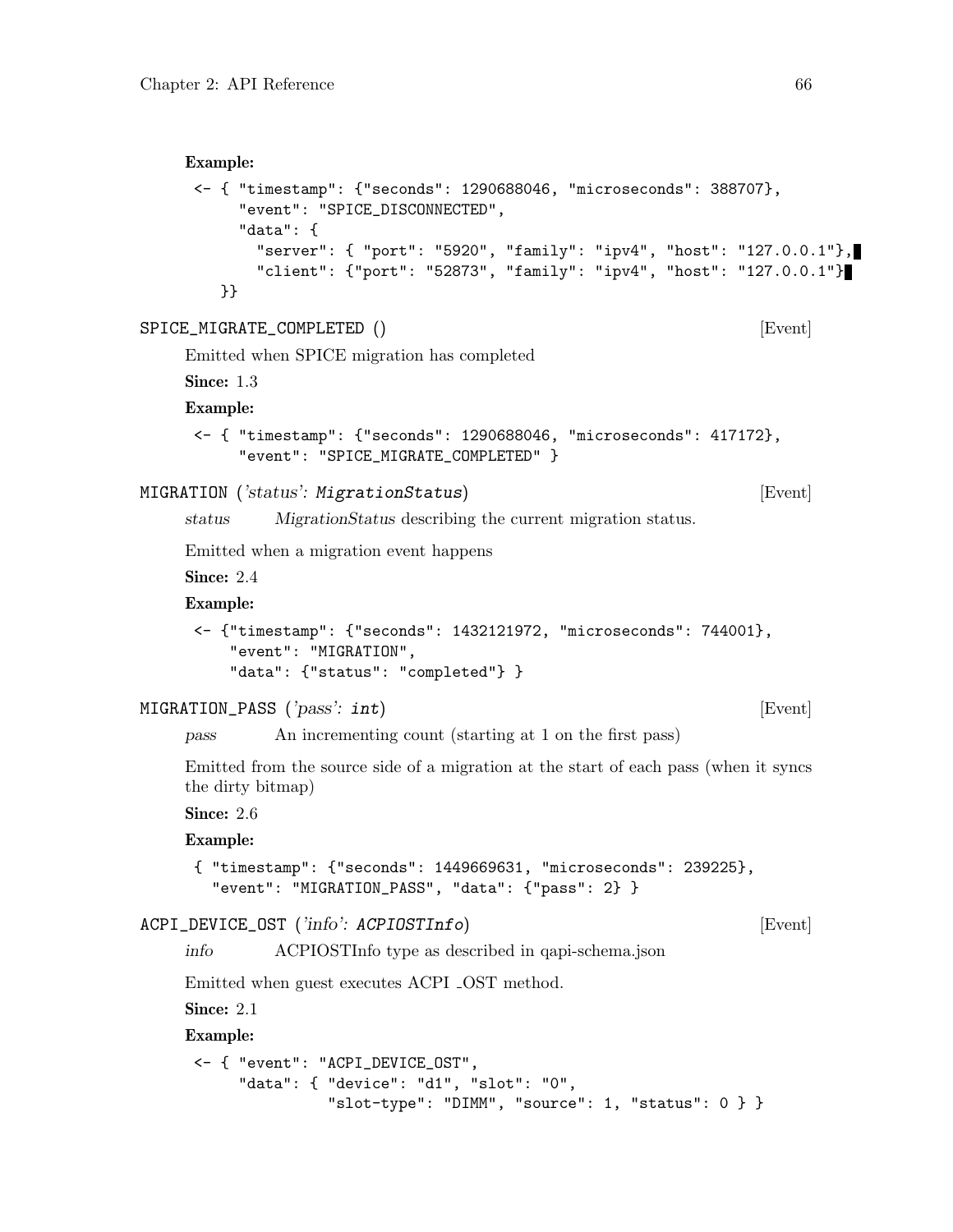**Example:**

```
<- { "timestamp": {"seconds": 1290688046, "microseconds": 388707},
     "event": "SPICE_DISCONNECTED",
     "data": {
       "server": { "port": "5920", "family": "ipv4", "host": "127.0.0.1"},
       "client": {"port": "52873", "family": "ipv4", "host": "127.0.0.1"}
   }}
```

SPICE_MIGRATE_COMPLETED () [Event]

Emitted when SPICE migration has completed

**Since:** 1.3

**Example:**

```
<- { "timestamp": {"seconds": 1290688046, "microseconds": 417172},
     "event": "SPICE_MIGRATE_COMPLETED" }
```

MIGRATION (*'status': MigrationStatus*) [Event]

*status* *MigrationStatus* describing the current migration status.

Emitted when a migration event happens

**Since:** 2.4

**Example:**

```
<- {"timestamp": {"seconds": 1432121972, "microseconds": 744001},
    "event": "MIGRATION",
    "data": {"status": "completed"} }
```

MIGRATION_PASS (*'pass': int*) [Event]

*pass* An incrementing count (starting at 1 on the first pass)

Emitted from the source side of a migration at the start of each pass (when it syncs the dirty bitmap)

**Since:** 2.6

**Example:**

```
{ "timestamp": {"seconds": 1449669631, "microseconds": 239225},
  "event": "MIGRATION_PASS", "data": {"pass": 2} }
```

ACPI_DEVICE_OST (*'info': ACPIOSTInfo*) [Event]

*info* ACPIOSTInfo type as described in qapi-schema.json

Emitted when guest executes ACPI _OST method.

**Since:** 2.1

**Example:**

```
<- { "event": "ACPI_DEVICE_OST",
     "data": { "device": "d1", "slot": "0",
               "slot-type": "DIMM", "source": 1, "status": 0 } }
```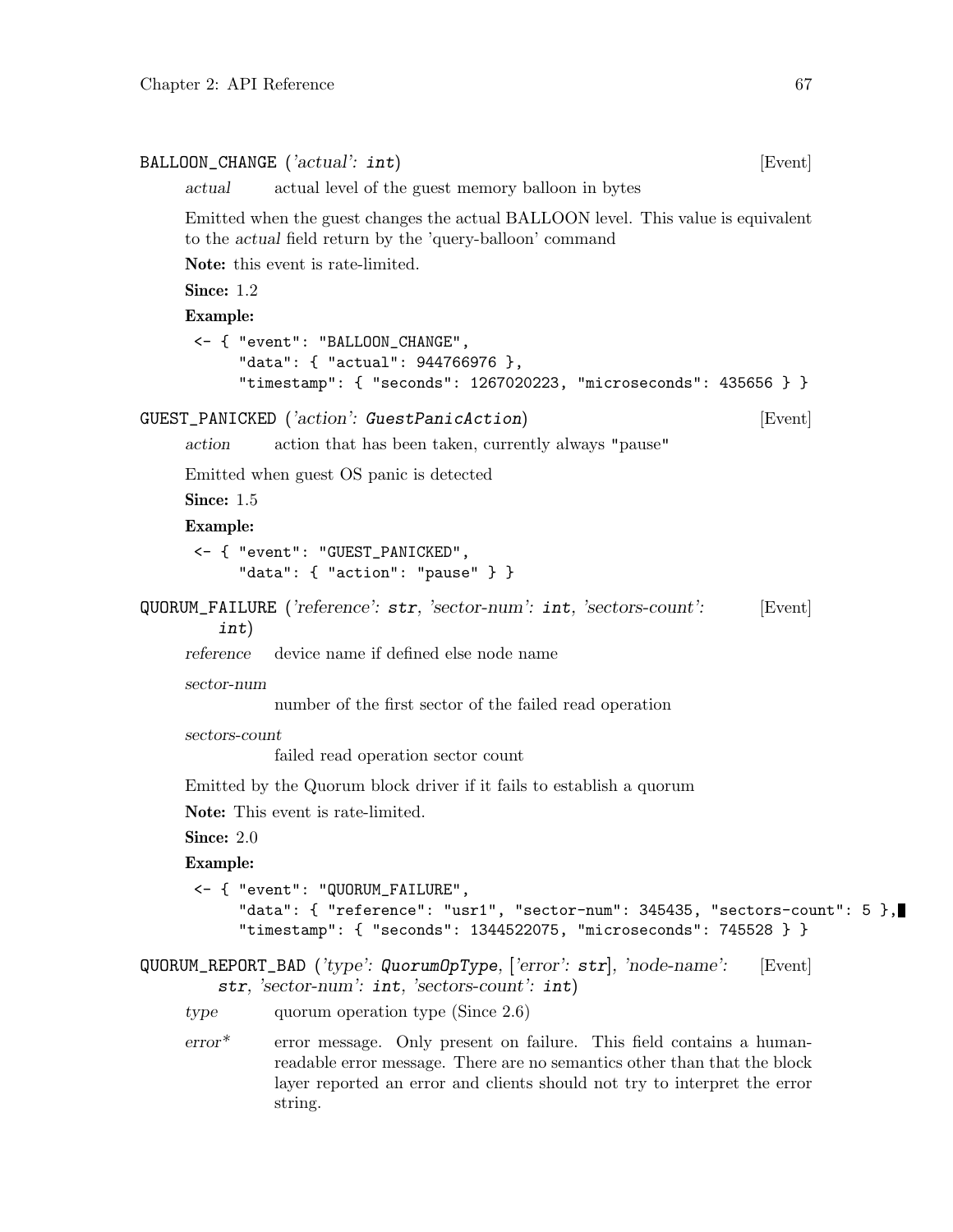**BALLOON_CHANGE** (*'actual'*: `int`) [Event]

*actual* actual level of the guest memory balloon in bytes

Emitted when the guest changes the actual BALLOON level. This value is equivalent to the *actual* field return by the 'query-balloon' command

**Note:** this event is rate-limited.

**Since:** 1.2

**Example:**

```
<- { "event": "BALLOON_CHANGE",
     "data": { "actual": 944766976 },
     "timestamp": { "seconds": 1267020223, "microseconds": 435656 } }
```

**GUEST_PANICKED** (*'action'*: `GuestPanicAction`) [Event]

*action* action that has been taken, currently always "pause"

Emitted when guest OS panic is detected

**Since:** 1.5

**Example:**

```
<- { "event": "GUEST_PANICKED",
     "data": { "action": "pause" } }
```

**QUORUM_FAILURE** (*'reference'*: `str`, *'sector-num'*: `int`, *'sectors-count'*: `int`) [Event]

*reference* device name if defined else node name

*sector-num*
number of the first sector of the failed read operation

*sectors-count*
failed read operation sector count

Emitted by the Quorum block driver if it fails to establish a quorum

**Note:** This event is rate-limited.

**Since:** 2.0

**Example:**

```
<- { "event": "QUORUM_FAILURE",
     "data": { "reference": "usr1", "sector-num": 345435, "sectors-count": 5 },
     "timestamp": { "seconds": 1344522075, "microseconds": 745528 } }
```

**QUORUM_REPORT_BAD** (*'type'*: `QuorumOpType`, [*'error'*: `str`], *'node-name'*: `str`, *'sector-num'*: `int`, *'sectors-count'*: `int`) [Event]

*type* quorum operation type (Since 2.6)

*error** error message. Only present on failure. This field contains a human-readable error message. There are no semantics other than that the block layer reported an error and clients should not try to interpret the error string.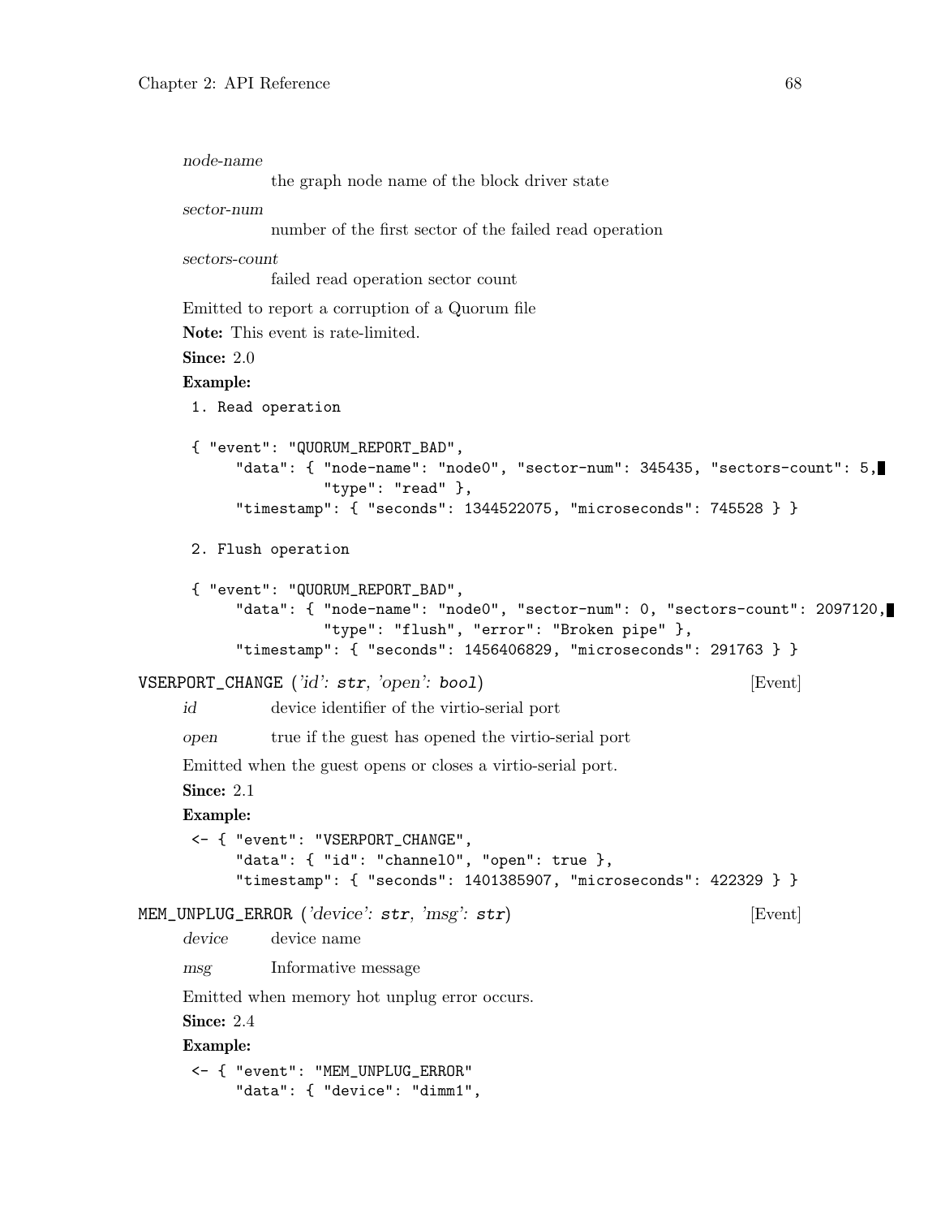*node-name*
the graph node name of the block driver state

*sector-num*
number of the first sector of the failed read operation

*sectors-count*
failed read operation sector count

Emitted to report a corruption of a Quorum file

**Note:** This event is rate-limited.

**Since:** 2.0

**Example:**

```
1. Read operation

{ "event": "QUORUM_REPORT_BAD",
     "data": { "node-name": "node0", "sector-num": 345435, "sectors-count": 5,
               "type": "read" },
     "timestamp": { "seconds": 1344522075, "microseconds": 745528 } }

2. Flush operation

{ "event": "QUORUM_REPORT_BAD",
     "data": { "node-name": "node0", "sector-num": 0, "sectors-count": 2097120,
               "type": "flush", "error": "Broken pipe" },
     "timestamp": { "seconds": 1456406829, "microseconds": 291763 } }
```

`VSERPORT_CHANGE` (*'id': `str`, 'open': `bool`*) [Event]

*id* device identifier of the virtio-serial port

*open* true if the guest has opened the virtio-serial port

Emitted when the guest opens or closes a virtio-serial port.

**Since:** 2.1

**Example:**

```
<- { "event": "VSERPORT_CHANGE",
     "data": { "id": "channel0", "open": true },
     "timestamp": { "seconds": 1401385907, "microseconds": 422329 } }
```

`MEM_UNPLUG_ERROR` (*'device': `str`, 'msg': `str`*) [Event]

*device* device name

*msg* Informative message

Emitted when memory hot unplug error occurs.

**Since:** 2.4

**Example:**

```
<- { "event": "MEM_UNPLUG_ERROR"
     "data": { "device": "dimm1",
```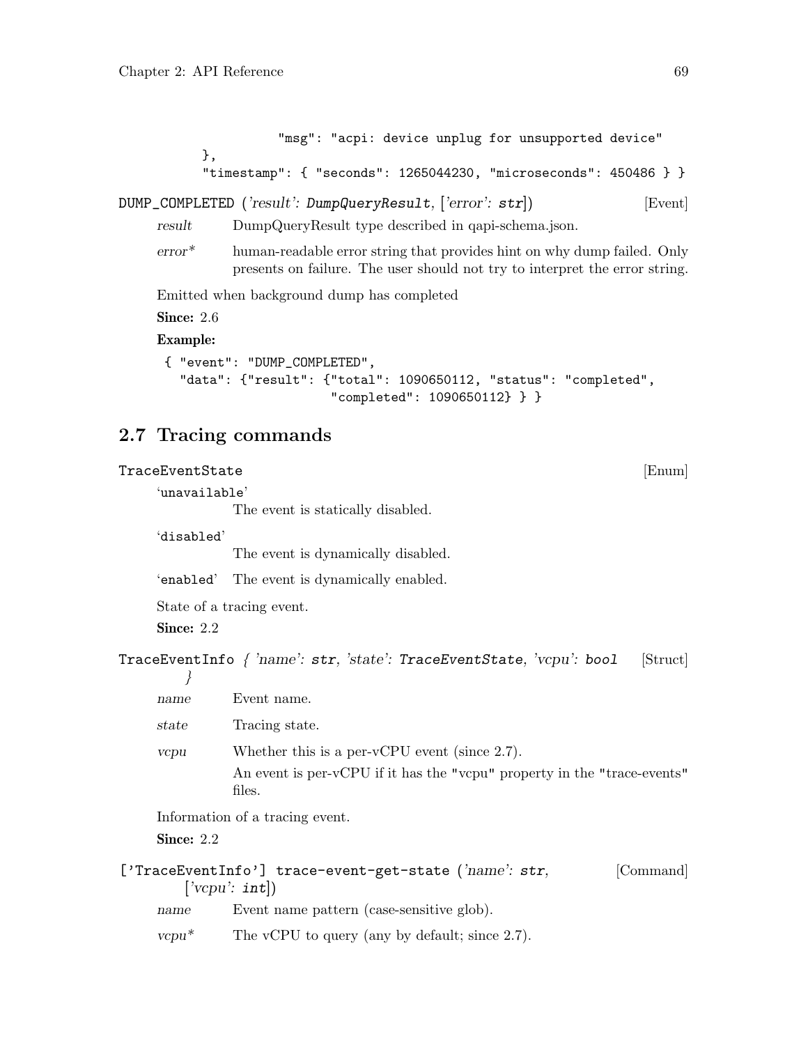```
            "msg": "acpi: device unplug for unsupported device"
    },
    "timestamp": { "seconds": 1265044230, "microseconds": 450486 } }
```

DUMP_COMPLETED (*'result'*: DumpQueryResult, [*'error'*: str]) [Event]

*result* DumpQueryResult type described in qapi-schema.json.

*error** human-readable error string that provides hint on why dump failed. Only presents on failure. The user should not try to interpret the error string.

Emitted when background dump has completed

**Since:** 2.6

**Example:**

```
{ "event": "DUMP_COMPLETED",
  "data": {"result": {"total": 1090650112, "status": "completed",
                      "completed": 1090650112} } }
```

## 2.7 Tracing commands

TraceEventState [Enum]

'unavailable'
The event is statically disabled.

'disabled'
The event is dynamically disabled.

'enabled' The event is dynamically enabled.

State of a tracing event.

**Since:** 2.2

TraceEventInfo { *'name'*: str, *'state'*: TraceEventState, *'vcpu'*: bool } [Struct]

*name* Event name.

*state* Tracing state.

*vcpu* Whether this is a per-vCPU event (since 2.7).
An event is per-vCPU if it has the "vcpu" property in the "trace-events" files.

Information of a tracing event.

**Since:** 2.2

['TraceEventInfo'] trace-event-get-state (*'name'*: str, [*'vcpu'*: int]) [Command]

*name* Event name pattern (case-sensitive glob).

*vcpu** The vCPU to query (any by default; since 2.7).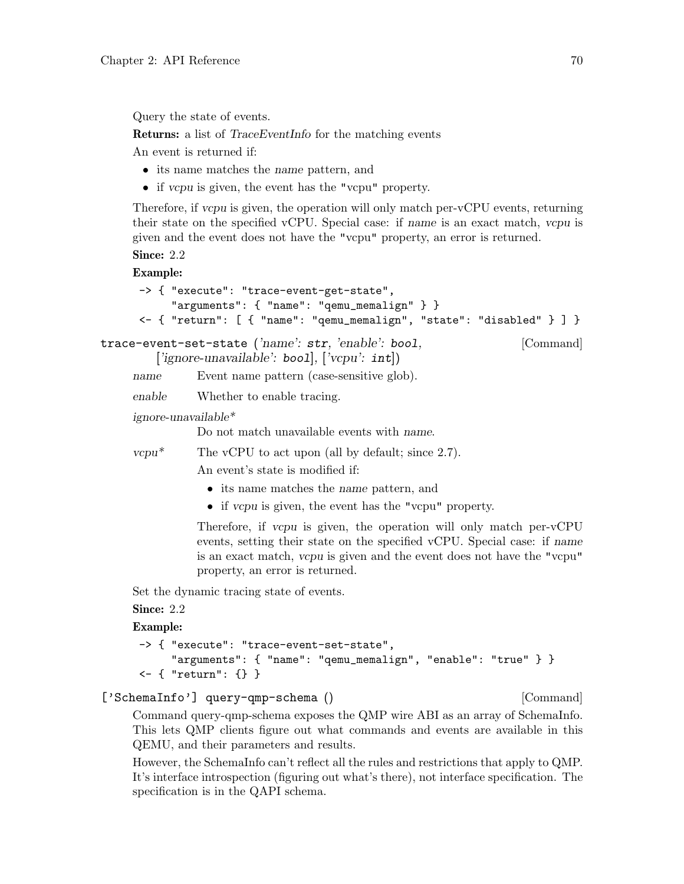Query the state of events.

**Returns:** a list of *TraceEventInfo* for the matching events

An event is returned if:

- its name matches the *name* pattern, and
- if *vcpu* is given, the event has the "vcpu" property.

Therefore, if *vcpu* is given, the operation will only match per-vCPU events, returning their state on the specified vCPU. Special case: if *name* is an exact match, *vcpu* is given and the event does not have the "vcpu" property, an error is returned.

**Since:** 2.2

**Example:**

```
-> { "execute": "trace-event-get-state",
     "arguments": { "name": "qemu_memalign" } }
<- { "return": [ { "name": "qemu_memalign", "state": "disabled" } ] }
```

`trace-event-set-state` (*'name': `str`, 'enable': `bool`, ['ignore-unavailable': `bool`], ['vcpu': `int`]*) [Command]

*name* Event name pattern (case-sensitive glob).

*enable* Whether to enable tracing.

*ignore-unavailable\**
Do not match unavailable events with *name*.

*vcpu\** The vCPU to act upon (all by default; since 2.7).

An event's state is modified if:

- its name matches the *name* pattern, and
- if *vcpu* is given, the event has the "vcpu" property.

Therefore, if *vcpu* is given, the operation will only match per-vCPU events, setting their state on the specified vCPU. Special case: if *name* is an exact match, *vcpu* is given and the event does not have the "vcpu" property, an error is returned.

Set the dynamic tracing state of events.

**Since:** 2.2

**Example:**

```
-> { "execute": "trace-event-set-state",
     "arguments": { "name": "qemu_memalign", "enable": "true" } }
<- { "return": {} }
```

`['SchemaInfo'] query-qmp-schema ()` [Command]

Command query-qmp-schema exposes the QMP wire ABI as an array of SchemaInfo. This lets QMP clients figure out what commands and events are available in this QEMU, and their parameters and results.

However, the SchemaInfo can't reflect all the rules and restrictions that apply to QMP. It's interface introspection (figuring out what's there), not interface specification. The specification is in the QAPI schema.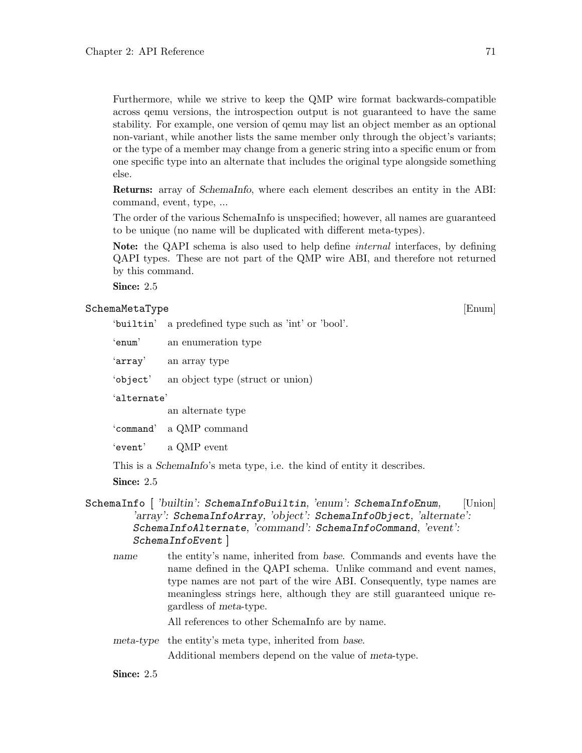Furthermore, while we strive to keep the QMP wire format backwards-compatible across qemu versions, the introspection output is not guaranteed to have the same stability. For example, one version of qemu may list an object member as an optional non-variant, while another lists the same member only through the object's variants; or the type of a member may change from a generic string into a specific enum or from one specific type into an alternate that includes the original type alongside something else.

**Returns:** array of *SchemaInfo*, where each element describes an entity in the ABI: command, event, type, ...

The order of the various SchemaInfo is unspecified; however, all names are guaranteed to be unique (no name will be duplicated with different meta-types).

**Note:** the QAPI schema is also used to help define *internal* interfaces, by defining QAPI types. These are not part of the QMP wire ABI, and therefore not returned by this command.

**Since:** 2.5

`SchemaMetaType` [Enum]

'`builtin`' a predefined type such as 'int' or 'bool'.

'`enum`' an enumeration type

'`array`' an array type

'`object`' an object type (struct or union)

'`alternate`'
an alternate type

'`command`' a QMP command

'`event`' a QMP event

This is a *SchemaInfo*'s meta type, i.e. the kind of entity it describes.

**Since:** 2.5

`SchemaInfo` [ *'builtin': `SchemaInfoBuiltin`, 'enum': `SchemaInfoEnum`, 'array': `SchemaInfoArray`, 'object': `SchemaInfoObject`, 'alternate': `SchemaInfoAlternate`, 'command': `SchemaInfoCommand`, 'event': `SchemaInfoEvent`* ] [Union]

*name* the entity's name, inherited from *base*. Commands and events have the name defined in the QAPI schema. Unlike command and event names, type names are not part of the wire ABI. Consequently, type names are meaningless strings here, although they are still guaranteed unique regardless of *meta*-type.

All references to other SchemaInfo are by name.

*meta-type* the entity's meta type, inherited from *base*.

Additional members depend on the value of *meta*-type.

**Since:** 2.5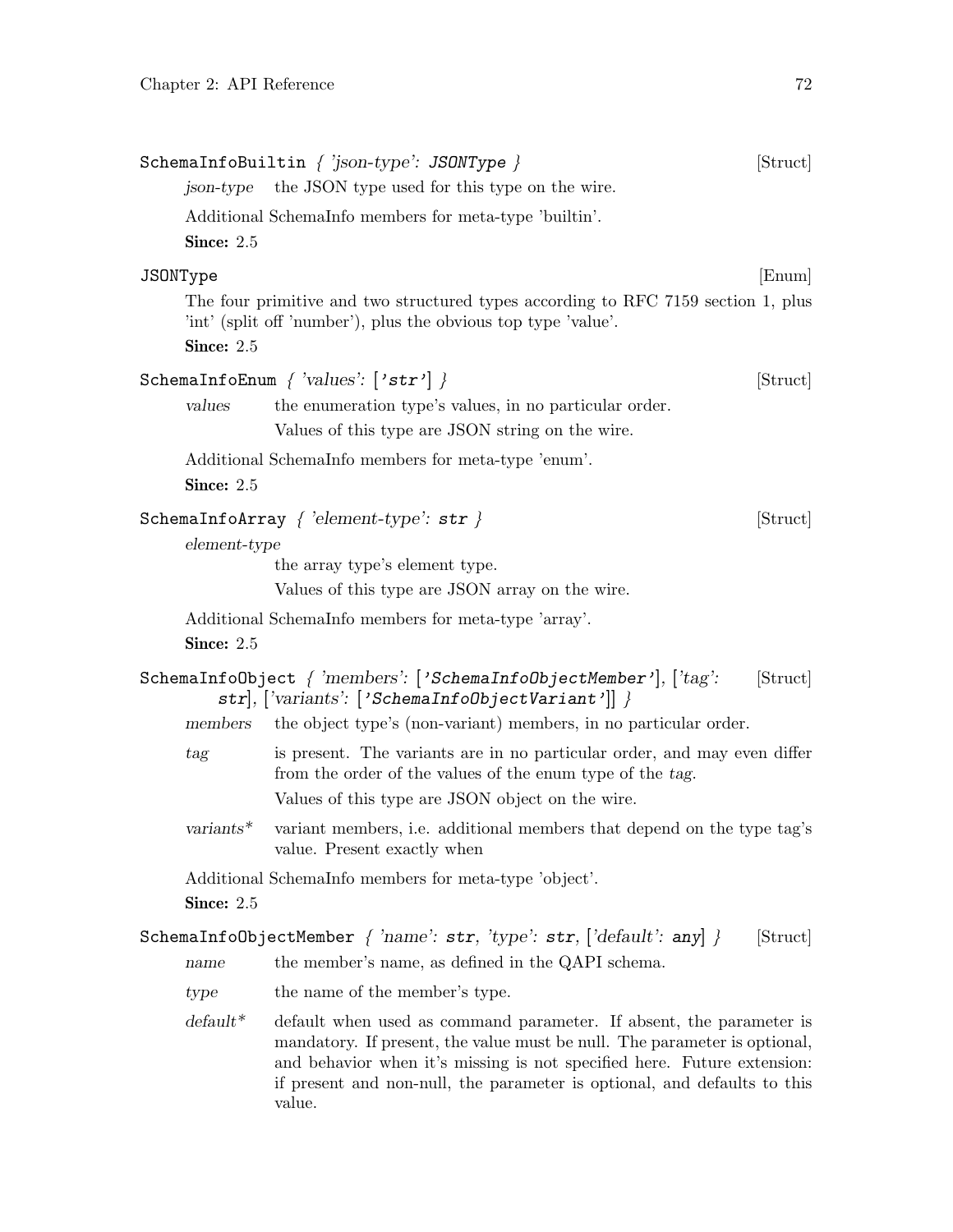**SchemaInfoBuiltin** { *'json-type'*: **JSONType** } [Struct]

*json-type* the JSON type used for this type on the wire.

Additional SchemaInfo members for meta-type 'builtin'.

**Since:** 2.5

**JSONType** [Enum]

The four primitive and two structured types according to RFC 7159 section 1, plus 'int' (split off 'number'), plus the obvious top type 'value'.

**Since:** 2.5

**SchemaInfoEnum** { *'values'*: [**'str'**] } [Struct]

*values* the enumeration type's values, in no particular order.

Values of this type are JSON string on the wire.

Additional SchemaInfo members for meta-type 'enum'.

**Since:** 2.5

**SchemaInfoArray** { *'element-type'*: **str** } [Struct]

*element-type*

the array type's element type.

Values of this type are JSON array on the wire.

Additional SchemaInfo members for meta-type 'array'.

**Since:** 2.5

**SchemaInfoObject** { *'members'*: [**'SchemaInfoObjectMember'**], [*'tag'*: **str**], [*'variants'*: [**'SchemaInfoObjectVariant'**]] } [Struct]

*members* the object type's (non-variant) members, in no particular order.

*tag* is present. The variants are in no particular order, and may even differ from the order of the values of the enum type of the *tag*.

Values of this type are JSON object on the wire.

*variants** variant members, i.e. additional members that depend on the type tag's value. Present exactly when

Additional SchemaInfo members for meta-type 'object'.

**Since:** 2.5

**SchemaInfoObjectMember** { *'name'*: **str**, *'type'*: **str**, [*'default'*: **any**] } [Struct]

*name* the member's name, as defined in the QAPI schema.

*type* the name of the member's type.

*default** default when used as command parameter. If absent, the parameter is mandatory. If present, the value must be null. The parameter is optional, and behavior when it's missing is not specified here. Future extension: if present and non-null, the parameter is optional, and defaults to this value.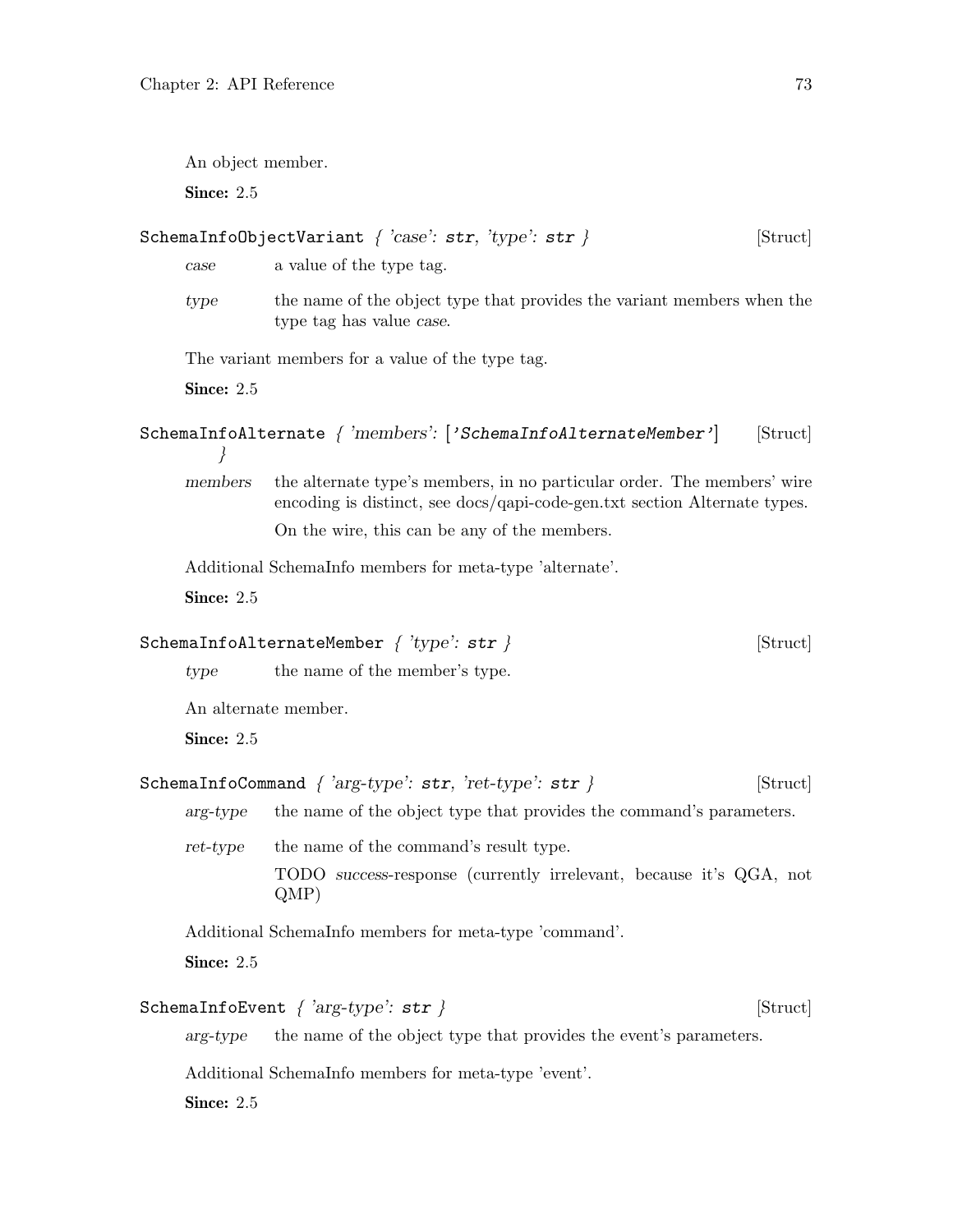An object member.

**Since:** 2.5

### `SchemaInfoObjectVariant` *{ 'case': `str`, 'type': `str` }* [Struct]

*case*
: a value of the type tag.

*type*
: the name of the object type that provides the variant members when the type tag has value *case*.

The variant members for a value of the type tag.

**Since:** 2.5

### `SchemaInfoAlternate` *{ 'members': [`'SchemaInfoAlternateMember'`] }* [Struct]

*members*
: the alternate type's members, in no particular order. The members' wire encoding is distinct, see docs/qapi-code-gen.txt section Alternate types.

  On the wire, this can be any of the members.

Additional SchemaInfo members for meta-type 'alternate'.

**Since:** 2.5

### `SchemaInfoAlternateMember` *{ 'type': `str` }* [Struct]

*type*
: the name of the member's type.

An alternate member.

**Since:** 2.5

### `SchemaInfoCommand` *{ 'arg-type': `str`, 'ret-type': `str` }* [Struct]

*arg-type*
: the name of the object type that provides the command's parameters.

*ret-type*
: the name of the command's result type.

  TODO *success*-response (currently irrelevant, because it's QGA, not QMP)

Additional SchemaInfo members for meta-type 'command'.

**Since:** 2.5

### `SchemaInfoEvent` *{ 'arg-type': `str` }* [Struct]

*arg-type*
: the name of the object type that provides the event's parameters.

Additional SchemaInfo members for meta-type 'event'.

**Since:** 2.5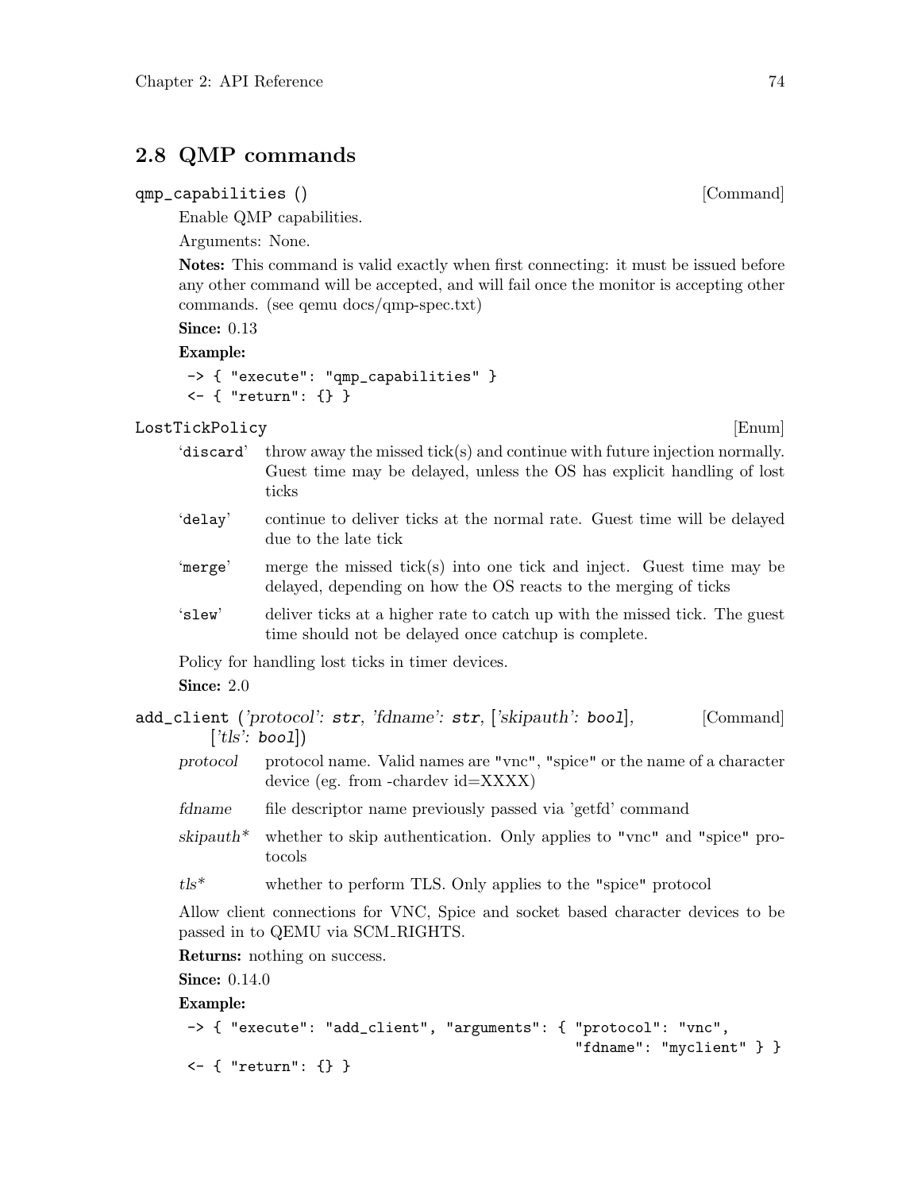## 2.8 QMP commands

`qmp_capabilities ()` [Command]

Enable QMP capabilities.

Arguments: None.

**Notes:** This command is valid exactly when first connecting: it must be issued before any other command will be accepted, and will fail once the monitor is accepting other commands. (see qemu docs/qmp-spec.txt)

**Since:** 0.13

**Example:**

```
-> { "execute": "qmp_capabilities" }
<- { "return": {} }
```

`LostTickPolicy` [Enum]

- `'discard'` throw away the missed tick(s) and continue with future injection normally. Guest time may be delayed, unless the OS has explicit handling of lost ticks
- `'delay'` continue to deliver ticks at the normal rate. Guest time will be delayed due to the late tick
- `'merge'` merge the missed tick(s) into one tick and inject. Guest time may be delayed, depending on how the OS reacts to the merging of ticks
- `'slew'` deliver ticks at a higher rate to catch up with the missed tick. The guest time should not be delayed once catchup is complete.

Policy for handling lost ticks in timer devices.

**Since:** 2.0

`add_client` (*'protocol'*: `str`, *'fdname'*: `str`, [*'skipauth'*: `bool`], [*'tls'*: `bool`]) [Command]

- *protocol* protocol name. Valid names are "vnc", "spice" or the name of a character device (eg. from -chardev id=XXXX)
- *fdname* file descriptor name previously passed via 'getfd' command
- *skipauth** whether to skip authentication. Only applies to "vnc" and "spice" protocols
- *tls** whether to perform TLS. Only applies to the "spice" protocol

Allow client connections for VNC, Spice and socket based character devices to be passed in to QEMU via SCM_RIGHTS.

**Returns:** nothing on success.

**Since:** 0.14.0

**Example:**

```
-> { "execute": "add_client", "arguments": { "protocol": "vnc",
                                             "fdname": "myclient" } }
<- { "return": {} }
```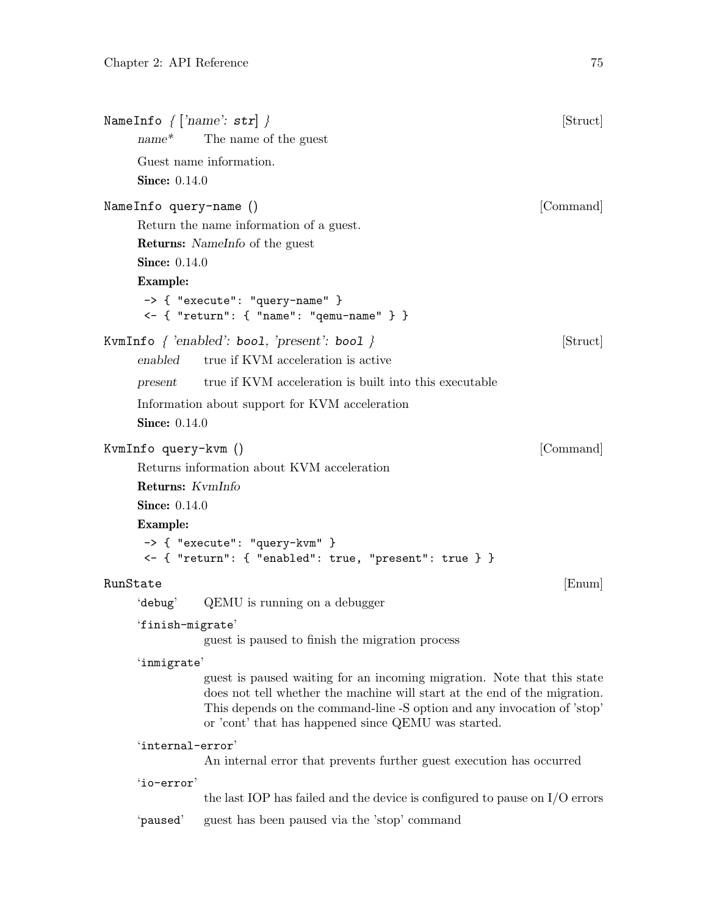NameInfo { ['name': str] } [Struct]

*name** The name of the guest

Guest name information.

**Since:** 0.14.0

NameInfo query-name () [Command]

Return the name information of a guest.

**Returns:** *NameInfo* of the guest

**Since:** 0.14.0

**Example:**

```
-> { "execute": "query-name" }
<- { "return": { "name": "qemu-name" } }
```

KvmInfo { 'enabled': bool, 'present': bool } [Struct]

*enabled* true if KVM acceleration is active

*present* true if KVM acceleration is built into this executable

Information about support for KVM acceleration

**Since:** 0.14.0

KvmInfo query-kvm () [Command]

Returns information about KVM acceleration

**Returns:** *KvmInfo*

**Since:** 0.14.0

**Example:**

```
-> { "execute": "query-kvm" }
<- { "return": { "enabled": true, "present": true } }
```

RunState [Enum]

'debug' QEMU is running on a debugger

'finish-migrate'
guest is paused to finish the migration process

'inmigrate'
guest is paused waiting for an incoming migration. Note that this state does not tell whether the machine will start at the end of the migration. This depends on the command-line -S option and any invocation of 'stop' or 'cont' that has happened since QEMU was started.

'internal-error'
An internal error that prevents further guest execution has occurred

'io-error'
the last IOP has failed and the device is configured to pause on I/O errors

'paused' guest has been paused via the 'stop' command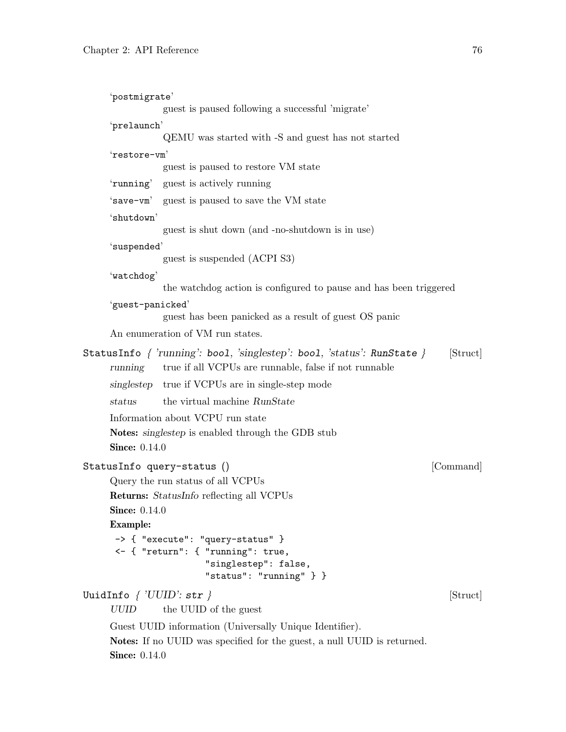'postmigrate'
: guest is paused following a successful 'migrate'

'prelaunch'
: QEMU was started with -S and guest has not started

'restore-vm'
: guest is paused to restore VM state

'running'
: guest is actively running

'save-vm'
: guest is paused to save the VM state

'shutdown'
: guest is shut down (and -no-shutdown is in use)

'suspended'
: guest is suspended (ACPI S3)

'watchdog'
: the watchdog action is configured to pause and has been triggered

'guest-panicked'
: guest has been panicked as a result of guest OS panic

An enumeration of VM run states.

**StatusInfo** { *'running'*: `bool`, *'singlestep'*: `bool`, *'status'*: `RunState` } [Struct]

*running*
: true if all VCPUs are runnable, false if not runnable

*singlestep*
: true if VCPUs are in single-step mode

*status*
: the virtual machine *RunState*

Information about VCPU run state

**Notes:** *singlestep* is enabled through the GDB stub

**Since:** 0.14.0

**StatusInfo query-status** () [Command]

Query the run status of all VCPUs

**Returns:** *StatusInfo* reflecting all VCPUs

**Since:** 0.14.0

**Example:**

```
-> { "execute": "query-status" }
<- { "return": { "running": true,
                 "singlestep": false,
                 "status": "running" } }
```

**UuidInfo** { *'UUID'*: `str` } [Struct]

*UUID*
: the UUID of the guest

Guest UUID information (Universally Unique Identifier).

**Notes:** If no UUID was specified for the guest, a null UUID is returned.

**Since:** 0.14.0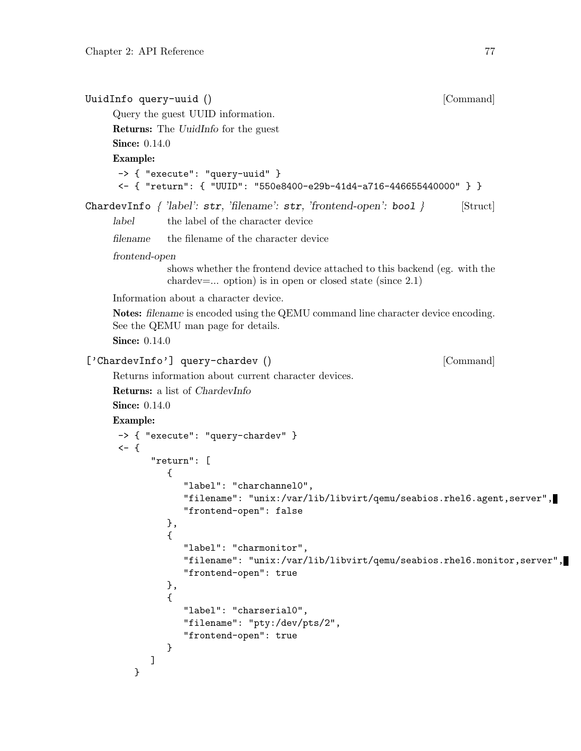UuidInfo query-uuid () [Command]

Query the guest UUID information.

**Returns:** The *UuidInfo* for the guest

**Since:** 0.14.0

**Example:**

```
-> { "execute": "query-uuid" }
<- { "return": { "UUID": "550e8400-e29b-41d4-a716-446655440000" } }
```

ChardevInfo *{ 'label': str, 'filename': str, 'frontend-open': bool }* [Struct]

*label* the label of the character device

*filename* the filename of the character device

*frontend-open*
shows whether the frontend device attached to this backend (eg. with the chardev=... option) is in open or closed state (since 2.1)

Information about a character device.

**Notes:** *filename* is encoded using the QEMU command line character device encoding. See the QEMU man page for details.

**Since:** 0.14.0

['ChardevInfo'] query-chardev () [Command]

Returns information about current character devices.

**Returns:** a list of *ChardevInfo*

**Since:** 0.14.0

**Example:**

```
-> { "execute": "query-chardev" }
<- {
      "return": [
         {
            "label": "charchannel0",
            "filename": "unix:/var/lib/libvirt/qemu/seabios.rhel6.agent,server",
            "frontend-open": false
         },
         {
            "label": "charmonitor",
            "filename": "unix:/var/lib/libvirt/qemu/seabios.rhel6.monitor,server",
            "frontend-open": true
         },
         {
            "label": "charserial0",
            "filename": "pty:/dev/pts/2",
            "frontend-open": true
         }
      ]
   }
```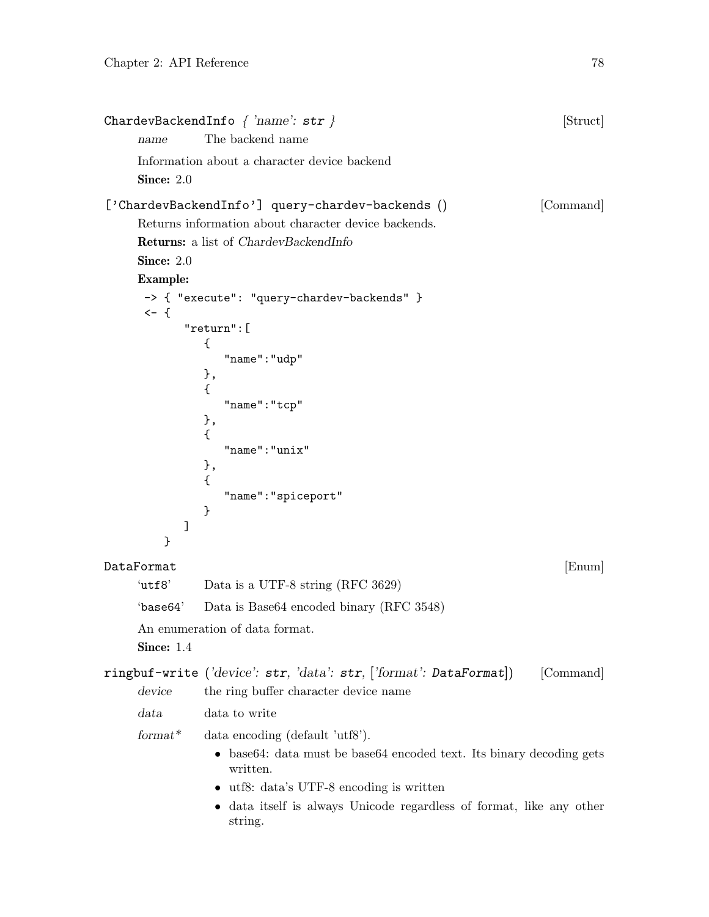**ChardevBackendInfo** { *'name'*: **str** } [Struct]

*name* The backend name

Information about a character device backend

**Since:** 2.0

**['ChardevBackendInfo'] query-chardev-backends ()** [Command]

Returns information about character device backends.

**Returns:** a list of *ChardevBackendInfo*

**Since:** 2.0

**Example:**

```
-> { "execute": "query-chardev-backends" }
<- {
      "return":[
         {
            "name":"udp"
         },
         {
            "name":"tcp"
         },
         {
            "name":"unix"
         },
         {
            "name":"spiceport"
         }
      ]
   }
```

**DataFormat** [Enum]

'utf8' Data is a UTF-8 string (RFC 3629)

'base64' Data is Base64 encoded binary (RFC 3548)

An enumeration of data format.

**Since:** 1.4

**ringbuf-write** (*'device'*: **str**, *'data'*: **str**, [*'format'*: **DataFormat**]) [Command]

*device* the ring buffer character device name

*data* data to write

*format** data encoding (default 'utf8').

- base64: data must be base64 encoded text. Its binary decoding gets written.
- utf8: data's UTF-8 encoding is written
- data itself is always Unicode regardless of format, like any other string.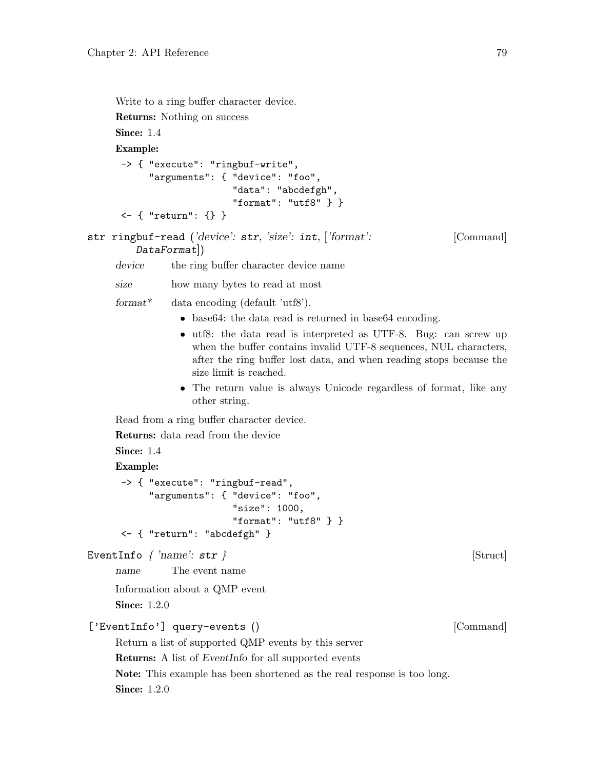Write to a ring buffer character device.

**Returns:** Nothing on success

**Since:** 1.4

**Example:**

```
-> { "execute": "ringbuf-write",
     "arguments": { "device": "foo",
                    "data": "abcdefgh",
                    "format": "utf8" } }
<- { "return": {} }
```

`str ringbuf-read` (*'device': `str`, 'size': `int`, ['format': `DataFormat`]*) [Command]

*device* the ring buffer character device name

*size* how many bytes to read at most

*format** data encoding (default 'utf8').

- base64: the data read is returned in base64 encoding.
- utf8: the data read is interpreted as UTF-8. Bug: can screw up when the buffer contains invalid UTF-8 sequences, NUL characters, after the ring buffer lost data, and when reading stops because the size limit is reached.
- The return value is always Unicode regardless of format, like any other string.

Read from a ring buffer character device.

**Returns:** data read from the device

**Since:** 1.4

**Example:**

```
-> { "execute": "ringbuf-read",
     "arguments": { "device": "foo",
                    "size": 1000,
                    "format": "utf8" } }
<- { "return": "abcdefgh" }
```

`EventInfo` *{ 'name': `str` }* [Struct]

*name* The event name

Information about a QMP event

**Since:** 1.2.0

`['EventInfo'] query-events ()` [Command]

Return a list of supported QMP events by this server

**Returns:** A list of *EventInfo* for all supported events

**Note:** This example has been shortened as the real response is too long.

**Since:** 1.2.0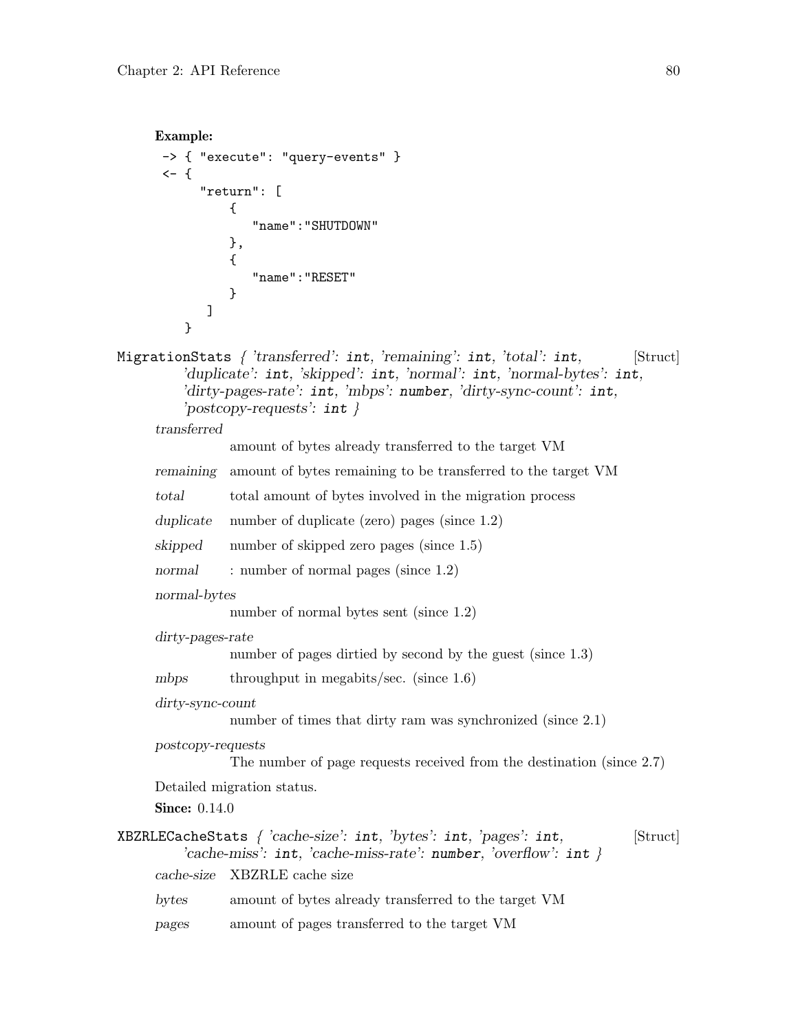**Example:**

```
-> { "execute": "query-events" }
<- {
     "return": [
        {
           "name":"SHUTDOWN"
        },
        {
           "name":"RESET"
        }
      ]
   }
```

`MigrationStats` *{ 'transferred': `int`, 'remaining': `int`, 'total': `int`, 'duplicate': `int`, 'skipped': `int`, 'normal': `int`, 'normal-bytes': `int`, 'dirty-pages-rate': `int`, 'mbps': `number`, 'dirty-sync-count': `int`, 'postcopy-requests': `int` }* [Struct]

*transferred*
: amount of bytes already transferred to the target VM

*remaining*
: amount of bytes remaining to be transferred to the target VM

*total*
: total amount of bytes involved in the migration process

*duplicate*
: number of duplicate (zero) pages (since 1.2)

*skipped*
: number of skipped zero pages (since 1.5)

*normal*
: : number of normal pages (since 1.2)

*normal-bytes*
: number of normal bytes sent (since 1.2)

*dirty-pages-rate*
: number of pages dirtied by second by the guest (since 1.3)

*mbps*
: throughput in megabits/sec. (since 1.6)

*dirty-sync-count*
: number of times that dirty ram was synchronized (since 2.1)

*postcopy-requests*
: The number of page requests received from the destination (since 2.7)

Detailed migration status.

**Since:** 0.14.0

`XBZRLECacheStats` *{ 'cache-size': `int`, 'bytes': `int`, 'pages': `int`, 'cache-miss': `int`, 'cache-miss-rate': `number`, 'overflow': `int` }* [Struct]

*cache-size*
: XBZRLE cache size

*bytes*
: amount of bytes already transferred to the target VM

*pages*
: amount of pages transferred to the target VM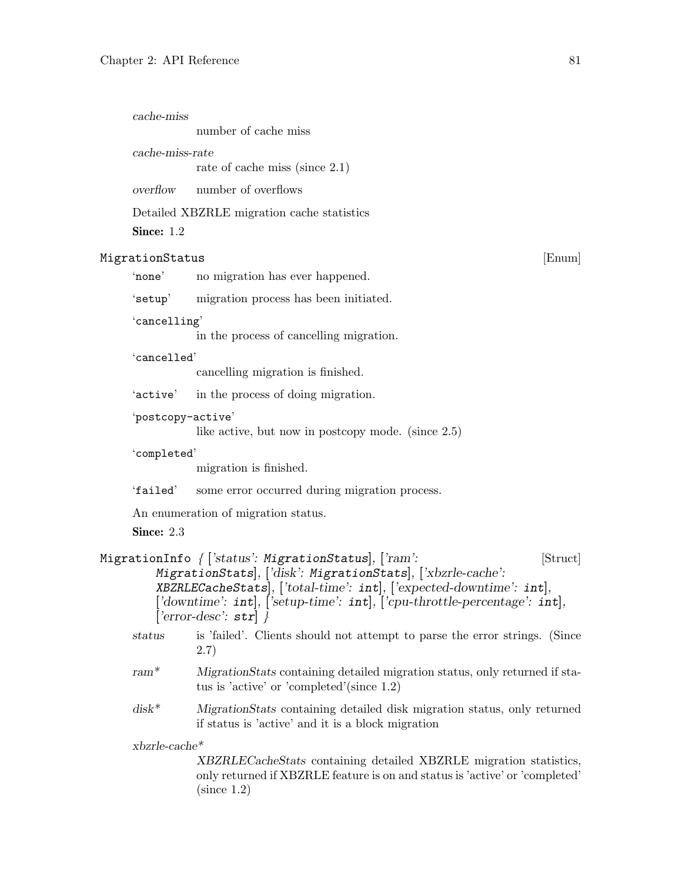*cache-miss*
number of cache miss

*cache-miss-rate*
rate of cache miss (since 2.1)

*overflow* number of overflows

Detailed XBZRLE migration cache statistics

**Since:** 1.2

### `MigrationStatus` [Enum]

'`none`' no migration has ever happened.

'`setup`' migration process has been initiated.

'`cancelling`'
in the process of cancelling migration.

'`cancelled`'
cancelling migration is finished.

'`active`' in the process of doing migration.

'`postcopy-active`'
like active, but now in postcopy mode. (since 2.5)

'`completed`'
migration is finished.

'`failed`' some error occurred during migration process.

An enumeration of migration status.

**Since:** 2.3

### `MigrationInfo` { [*'status': `MigrationStatus`*], [*'ram': `MigrationStats`*], [*'disk': `MigrationStats`*], [*'xbzrle-cache': `XBZRLECacheStats`*], [*'total-time': `int`*], [*'expected-downtime': `int`*], [*'downtime': `int`*], [*'setup-time': `int`*], [*'cpu-throttle-percentage': `int`*], [*'error-desc': `str`*] } [Struct]

*status* is 'failed'. Clients should not attempt to parse the error strings. (Since 2.7)

*ram** *MigrationStats* containing detailed migration status, only returned if status is 'active' or 'completed'(since 1.2)

*disk** *MigrationStats* containing detailed disk migration status, only returned if status is 'active' and it is a block migration

*xbzrle-cache**
*XBZRLECacheStats* containing detailed XBZRLE migration statistics, only returned if XBZRLE feature is on and status is 'active' or 'completed' (since 1.2)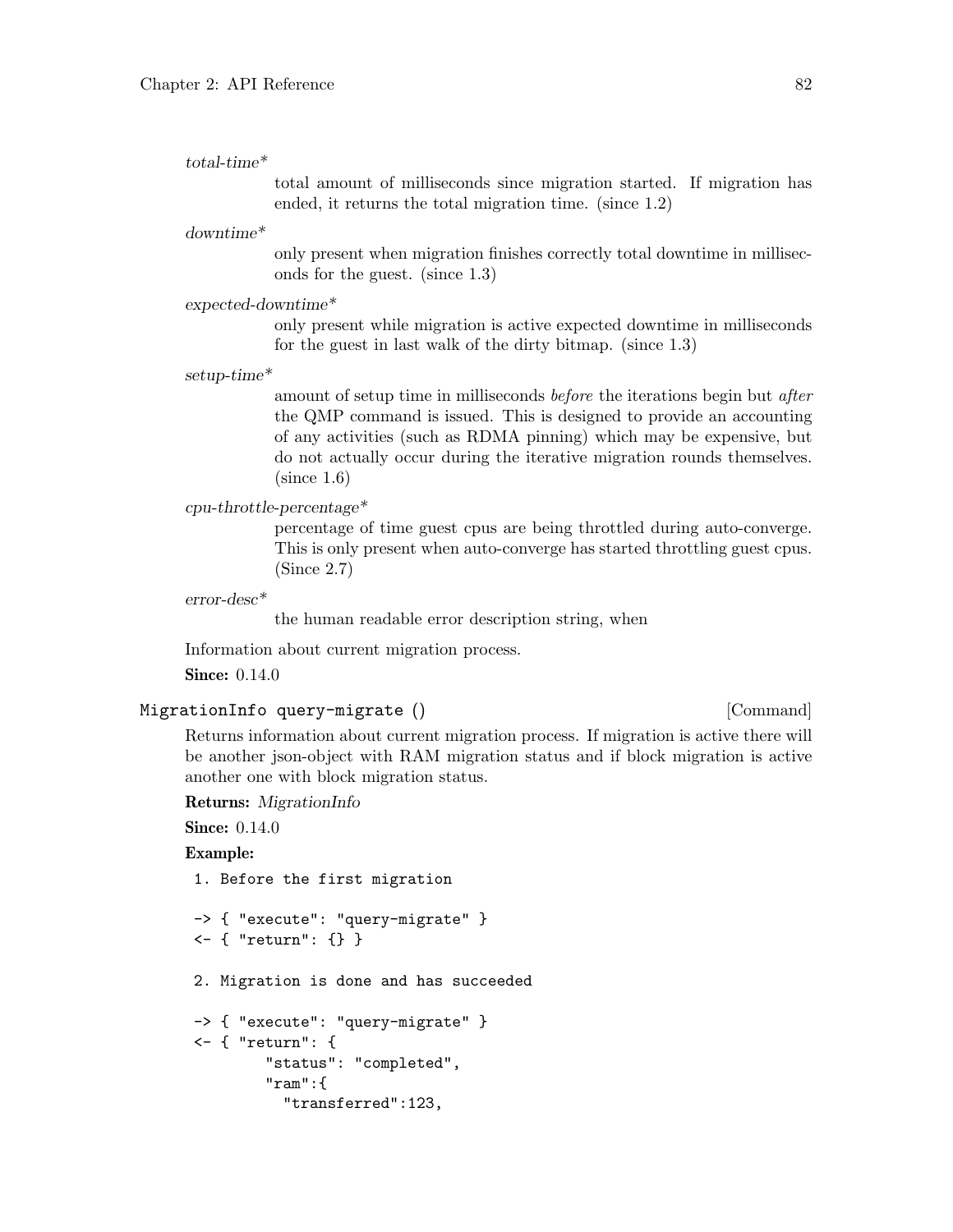*total-time**

total amount of milliseconds since migration started. If migration has ended, it returns the total migration time. (since 1.2)

*downtime**

only present when migration finishes correctly total downtime in milliseconds for the guest. (since 1.3)

*expected-downtime**

only present while migration is active expected downtime in milliseconds for the guest in last walk of the dirty bitmap. (since 1.3)

*setup-time**

amount of setup time in milliseconds *before* the iterations begin but *after* the QMP command is issued. This is designed to provide an accounting of any activities (such as RDMA pinning) which may be expensive, but do not actually occur during the iterative migration rounds themselves. (since 1.6)

*cpu-throttle-percentage**

percentage of time guest cpus are being throttled during auto-converge. This is only present when auto-converge has started throttling guest cpus. (Since 2.7)

*error-desc**

the human readable error description string, when

Information about current migration process.

**Since:** 0.14.0

`MigrationInfo query-migrate ()` [Command]

Returns information about current migration process. If migration is active there will be another json-object with RAM migration status and if block migration is active another one with block migration status.

**Returns:** *MigrationInfo*

**Since:** 0.14.0

**Example:**

```
1. Before the first migration

-> { "execute": "query-migrate" }
<- { "return": {} }

2. Migration is done and has succeeded

-> { "execute": "query-migrate" }
<- { "return": {
        "status": "completed",
        "ram":{
          "transferred":123,
```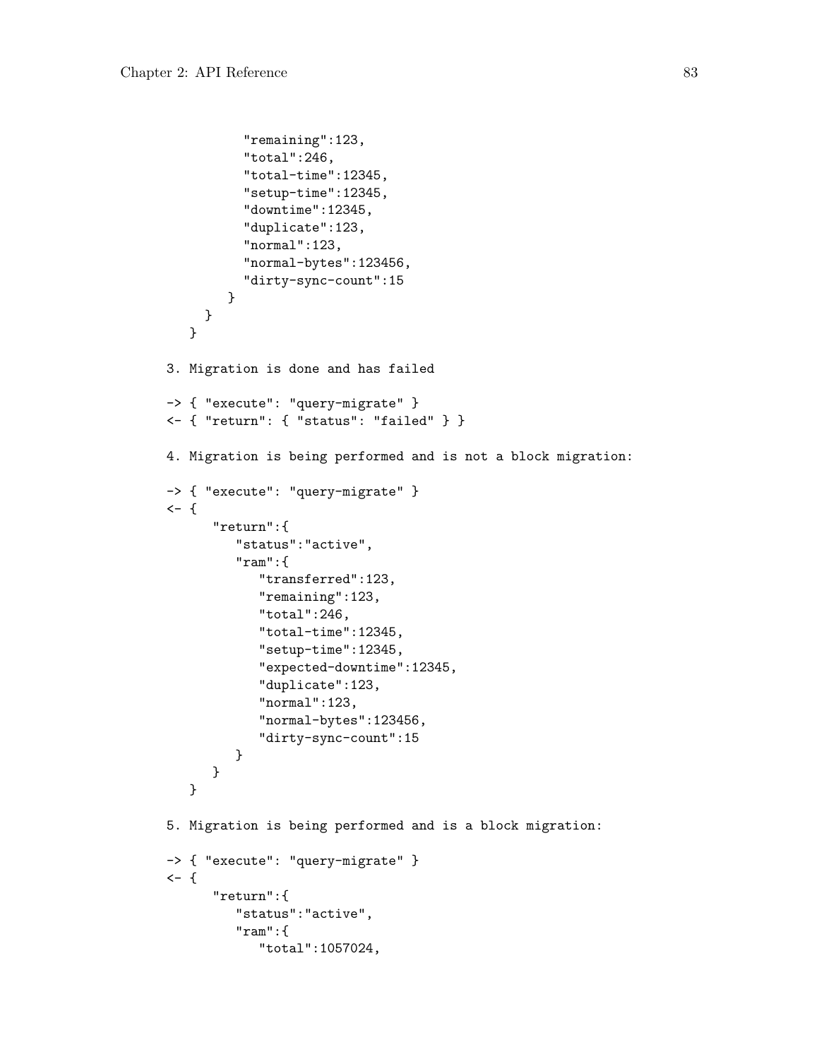```
          "remaining":123,
          "total":246,
          "total-time":12345,
          "setup-time":12345,
          "downtime":12345,
          "duplicate":123,
          "normal":123,
          "normal-bytes":123456,
          "dirty-sync-count":15
        }
      }
   }
```

3. Migration is done and has failed

```
-> { "execute": "query-migrate" }
<- { "return": { "status": "failed" } }
```

4. Migration is being performed and is not a block migration:

```
-> { "execute": "query-migrate" }
<- {
      "return":{
         "status":"active",
         "ram":{
            "transferred":123,
            "remaining":123,
            "total":246,
            "total-time":12345,
            "setup-time":12345,
            "expected-downtime":12345,
            "duplicate":123,
            "normal":123,
            "normal-bytes":123456,
            "dirty-sync-count":15
         }
      }
   }
```

5. Migration is being performed and is a block migration:

```
-> { "execute": "query-migrate" }
<- {
      "return":{
         "status":"active",
         "ram":{
            "total":1057024,
```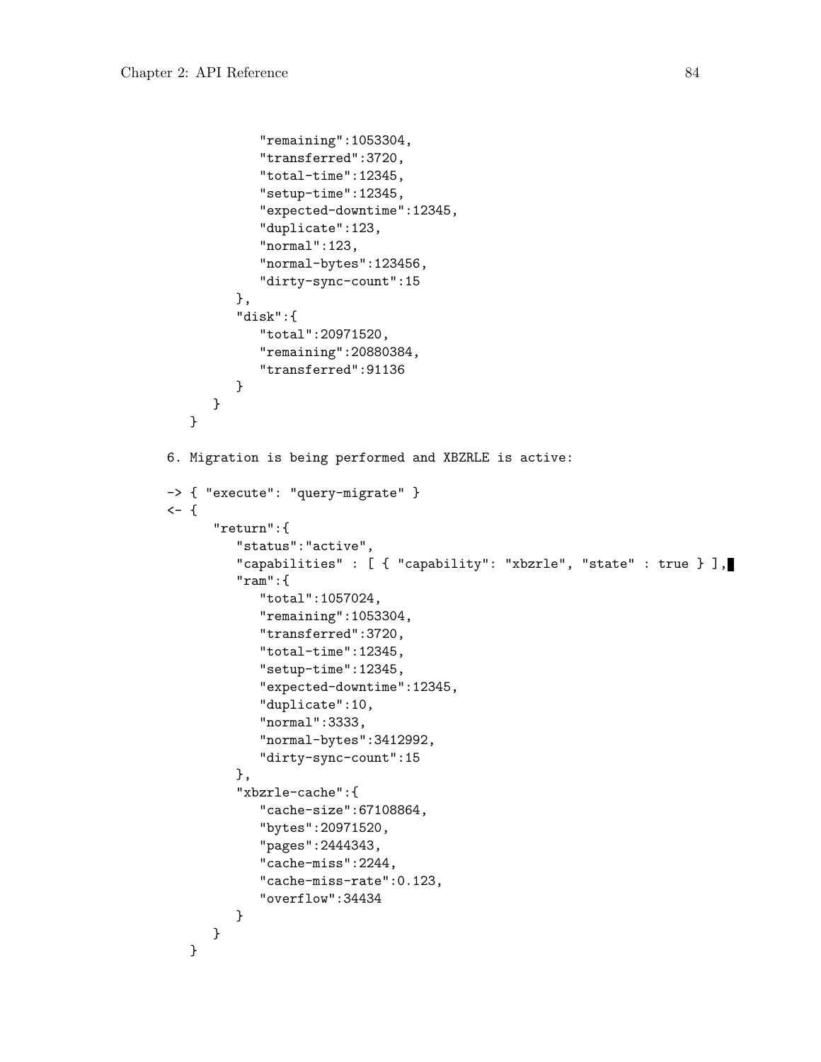```
            "remaining":1053304,
            "transferred":3720,
            "total-time":12345,
            "setup-time":12345,
            "expected-downtime":12345,
            "duplicate":123,
            "normal":123,
            "normal-bytes":123456,
            "dirty-sync-count":15
         },
         "disk":{
            "total":20971520,
            "remaining":20880384,
            "transferred":91136
         }
      }
   }
```

6. Migration is being performed and XBZRLE is active:

```
-> { "execute": "query-migrate" }
<- {
      "return":{
         "status":"active",
         "capabilities" : [ { "capability": "xbzrle", "state" : true } ],
         "ram":{
            "total":1057024,
            "remaining":1053304,
            "transferred":3720,
            "total-time":12345,
            "setup-time":12345,
            "expected-downtime":12345,
            "duplicate":10,
            "normal":3333,
            "normal-bytes":3412992,
            "dirty-sync-count":15
         },
         "xbzrle-cache":{
            "cache-size":67108864,
            "bytes":20971520,
            "pages":2444343,
            "cache-miss":2244,
            "cache-miss-rate":0.123,
            "overflow":34434
         }
      }
   }
```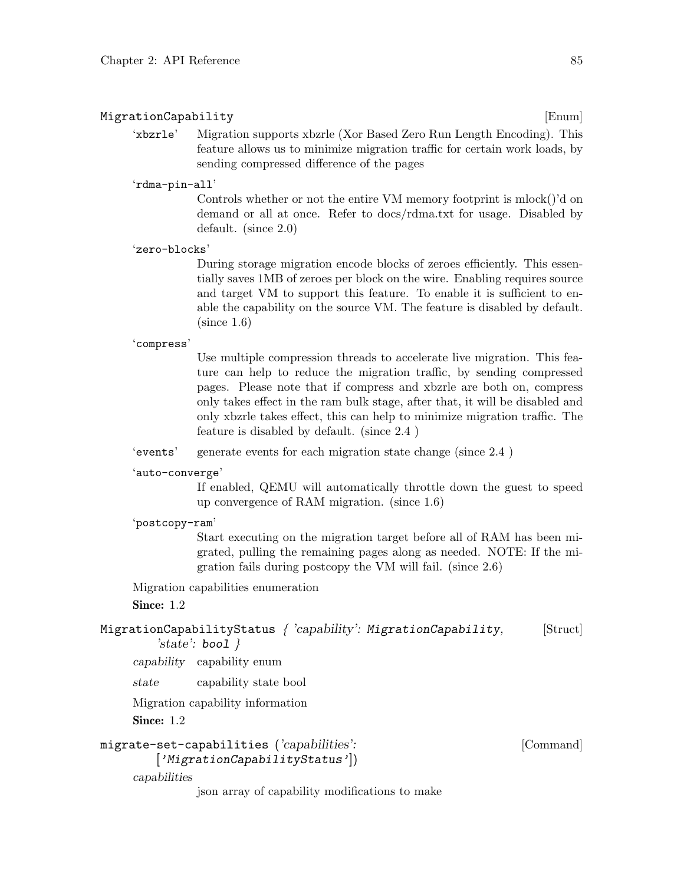**MigrationCapability** [Enum]

`xbzrle` Migration supports xbzrle (Xor Based Zero Run Length Encoding). This feature allows us to minimize migration traffic for certain work loads, by sending compressed difference of the pages

`rdma-pin-all`
Controls whether or not the entire VM memory footprint is mlock()'d on demand or all at once. Refer to docs/rdma.txt for usage. Disabled by default. (since 2.0)

`zero-blocks`
During storage migration encode blocks of zeroes efficiently. This essentially saves 1MB of zeroes per block on the wire. Enabling requires source and target VM to support this feature. To enable it is sufficient to enable the capability on the source VM. The feature is disabled by default. (since 1.6)

`compress`
Use multiple compression threads to accelerate live migration. This feature can help to reduce the migration traffic, by sending compressed pages. Please note that if compress and xbzrle are both on, compress only takes effect in the ram bulk stage, after that, it will be disabled and only xbzrle takes effect, this can help to minimize migration traffic. The feature is disabled by default. (since 2.4 )

`events` generate events for each migration state change (since 2.4 )

`auto-converge`
If enabled, QEMU will automatically throttle down the guest to speed up convergence of RAM migration. (since 1.6)

`postcopy-ram`
Start executing on the migration target before all of RAM has been migrated, pulling the remaining pages along as needed. NOTE: If the migration fails during postcopy the VM will fail. (since 2.6)

Migration capabilities enumeration

**Since:** 1.2

**MigrationCapabilityStatus** { *'capability'*: `MigrationCapability`, *'state'*: `bool` } [Struct]

*capability* capability enum

*state* capability state bool

Migration capability information

**Since:** 1.2

**migrate-set-capabilities** (*'capabilities'*: [*'MigrationCapabilityStatus'*]) [Command]

*capabilities*
json array of capability modifications to make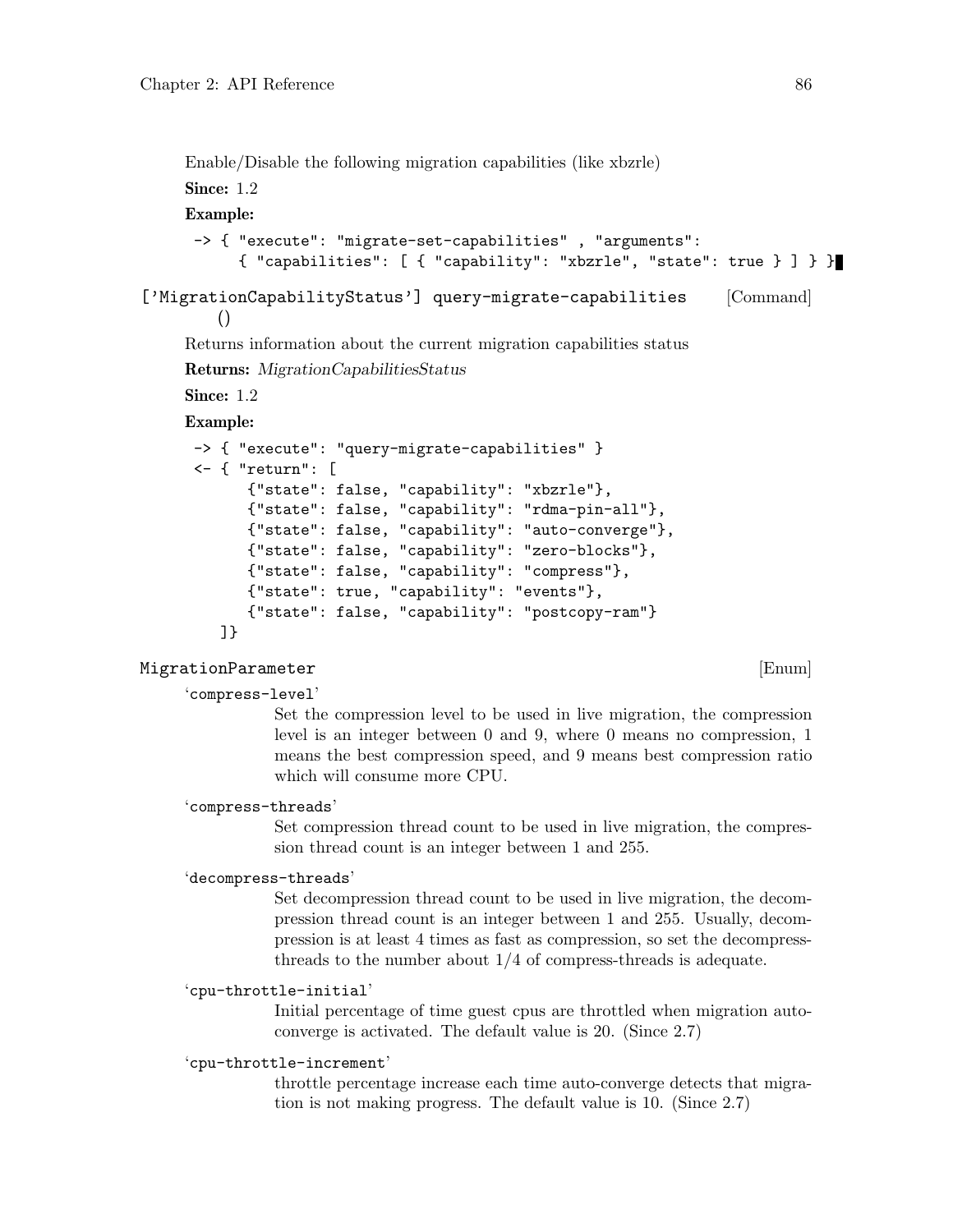Enable/Disable the following migration capabilities (like xbzrle)

**Since:** 1.2

**Example:**

```
-> { "execute": "migrate-set-capabilities" , "arguments":
     { "capabilities": [ { "capability": "xbzrle", "state": true } ] } }
```

['MigrationCapabilityStatus'] query-migrate-capabilities () [Command]

Returns information about the current migration capabilities status

**Returns:** *MigrationCapabilitiesStatus*

**Since:** 1.2

**Example:**

```
-> { "execute": "query-migrate-capabilities" }
<- { "return": [
      {"state": false, "capability": "xbzrle"},
      {"state": false, "capability": "rdma-pin-all"},
      {"state": false, "capability": "auto-converge"},
      {"state": false, "capability": "zero-blocks"},
      {"state": false, "capability": "compress"},
      {"state": true, "capability": "events"},
      {"state": false, "capability": "postcopy-ram"}
   ]}
```

MigrationParameter [Enum]

'compress-level'
: Set the compression level to be used in live migration, the compression level is an integer between 0 and 9, where 0 means no compression, 1 means the best compression speed, and 9 means best compression ratio which will consume more CPU.

'compress-threads'
: Set compression thread count to be used in live migration, the compression thread count is an integer between 1 and 255.

'decompress-threads'
: Set decompression thread count to be used in live migration, the decompression thread count is an integer between 1 and 255. Usually, decompression is at least 4 times as fast as compression, so set the decompress-threads to the number about 1/4 of compress-threads is adequate.

'cpu-throttle-initial'
: Initial percentage of time guest cpus are throttled when migration auto-converge is activated. The default value is 20. (Since 2.7)

'cpu-throttle-increment'
: throttle percentage increase each time auto-converge detects that migration is not making progress. The default value is 10. (Since 2.7)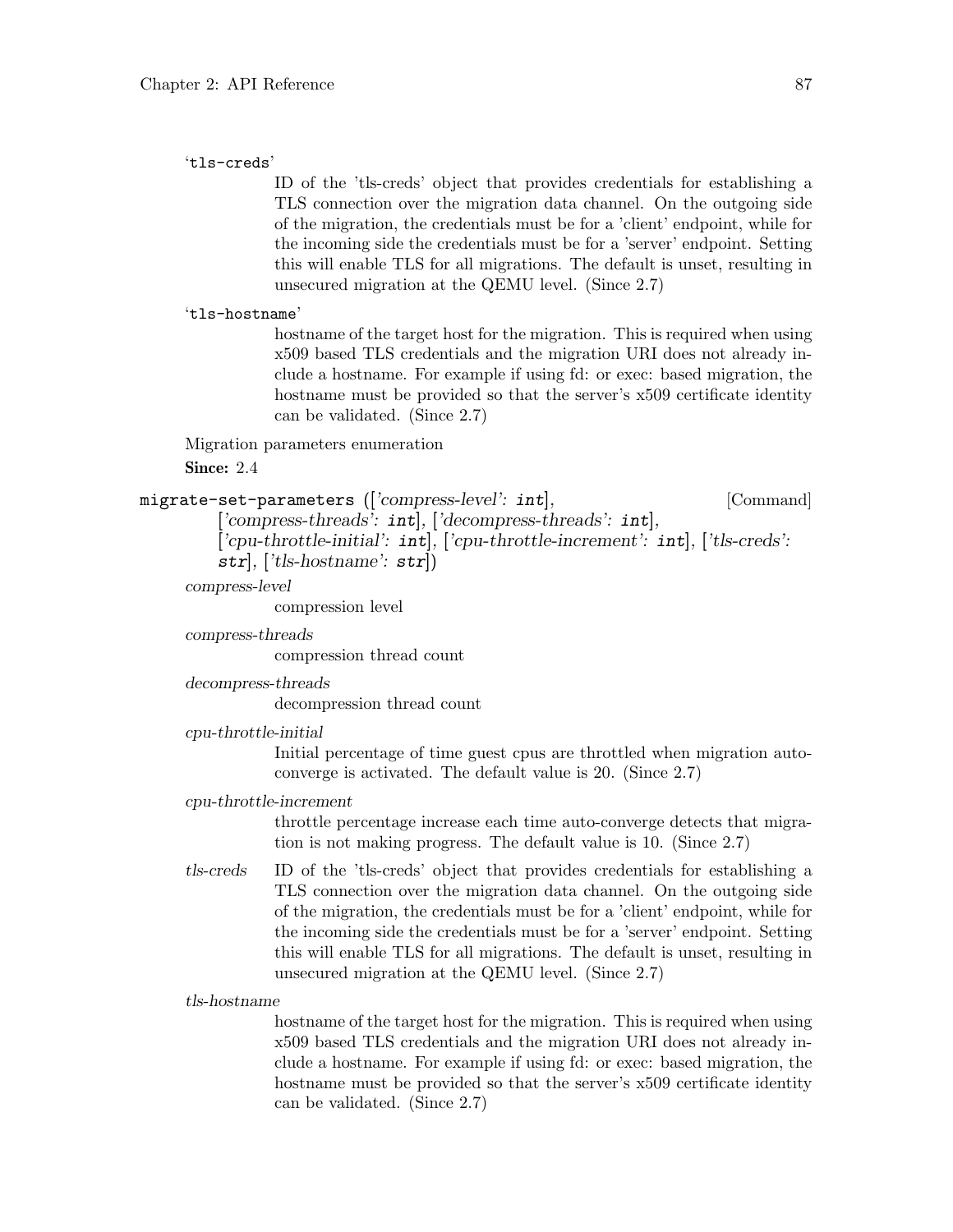'`tls-creds`'

ID of the 'tls-creds' object that provides credentials for establishing a TLS connection over the migration data channel. On the outgoing side of the migration, the credentials must be for a 'client' endpoint, while for the incoming side the credentials must be for a 'server' endpoint. Setting this will enable TLS for all migrations. The default is unset, resulting in unsecured migration at the QEMU level. (Since 2.7)

'`tls-hostname`'

hostname of the target host for the migration. This is required when using x509 based TLS credentials and the migration URI does not already include a hostname. For example if using fd: or exec: based migration, the hostname must be provided so that the server's x509 certificate identity can be validated. (Since 2.7)

Migration parameters enumeration

**Since:** 2.4

`migrate-set-parameters` ([*'compress-level'*: `int`], [*'compress-threads'*: `int`], [*'decompress-threads'*: `int`], [*'cpu-throttle-initial'*: `int`], [*'cpu-throttle-increment'*: `int`], [*'tls-creds'*: `str`], [*'tls-hostname'*: `str`]) [Command]

*compress-level*

compression level

*compress-threads*

compression thread count

*decompress-threads*

decompression thread count

*cpu-throttle-initial*

Initial percentage of time guest cpus are throttled when migration auto-converge is activated. The default value is 20. (Since 2.7)

*cpu-throttle-increment*

throttle percentage increase each time auto-converge detects that migration is not making progress. The default value is 10. (Since 2.7)

*tls-creds*

ID of the 'tls-creds' object that provides credentials for establishing a TLS connection over the migration data channel. On the outgoing side of the migration, the credentials must be for a 'client' endpoint, while for the incoming side the credentials must be for a 'server' endpoint. Setting this will enable TLS for all migrations. The default is unset, resulting in unsecured migration at the QEMU level. (Since 2.7)

*tls-hostname*

hostname of the target host for the migration. This is required when using x509 based TLS credentials and the migration URI does not already include a hostname. For example if using fd: or exec: based migration, the hostname must be provided so that the server's x509 certificate identity can be validated. (Since 2.7)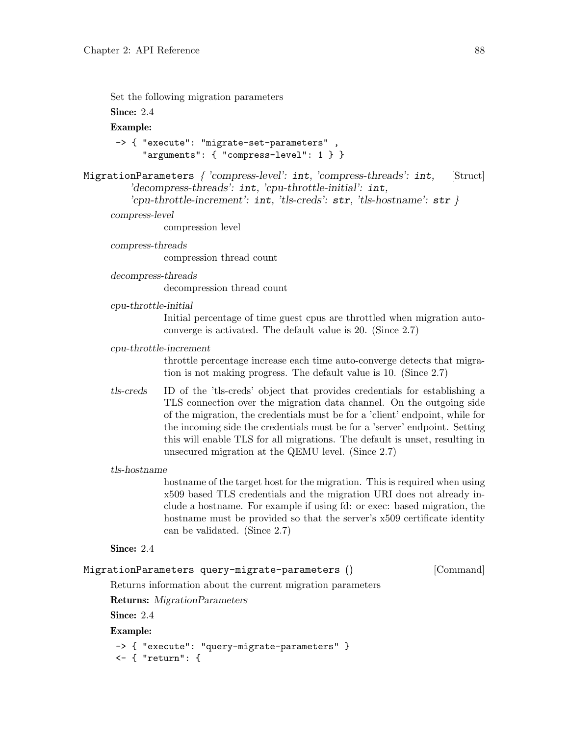Set the following migration parameters

**Since:** 2.4

**Example:**

```
-> { "execute": "migrate-set-parameters" ,
     "arguments": { "compress-level": 1 } }
```

`MigrationParameters` { *'compress-level'*: `int`, *'compress-threads'*: `int`, *'decompress-threads'*: `int`, *'cpu-throttle-initial'*: `int`, *'cpu-throttle-increment'*: `int`, *'tls-creds'*: `str`, *'tls-hostname'*: `str` } [Struct]

*compress-level*
: compression level

*compress-threads*
: compression thread count

*decompress-threads*
: decompression thread count

*cpu-throttle-initial*
: Initial percentage of time guest cpus are throttled when migration auto-converge is activated. The default value is 20. (Since 2.7)

*cpu-throttle-increment*
: throttle percentage increase each time auto-converge detects that migration is not making progress. The default value is 10. (Since 2.7)

*tls-creds*
: ID of the 'tls-creds' object that provides credentials for establishing a TLS connection over the migration data channel. On the outgoing side of the migration, the credentials must be for a 'client' endpoint, while for the incoming side the credentials must be for a 'server' endpoint. Setting this will enable TLS for all migrations. The default is unset, resulting in unsecured migration at the QEMU level. (Since 2.7)

*tls-hostname*
: hostname of the target host for the migration. This is required when using x509 based TLS credentials and the migration URI does not already include a hostname. For example if using fd: or exec: based migration, the hostname must be provided so that the server's x509 certificate identity can be validated. (Since 2.7)

**Since:** 2.4

`MigrationParameters query-migrate-parameters ()` [Command]

Returns information about the current migration parameters

**Returns:** *MigrationParameters*

**Since:** 2.4

**Example:**

```
-> { "execute": "query-migrate-parameters" }
<- { "return": {
```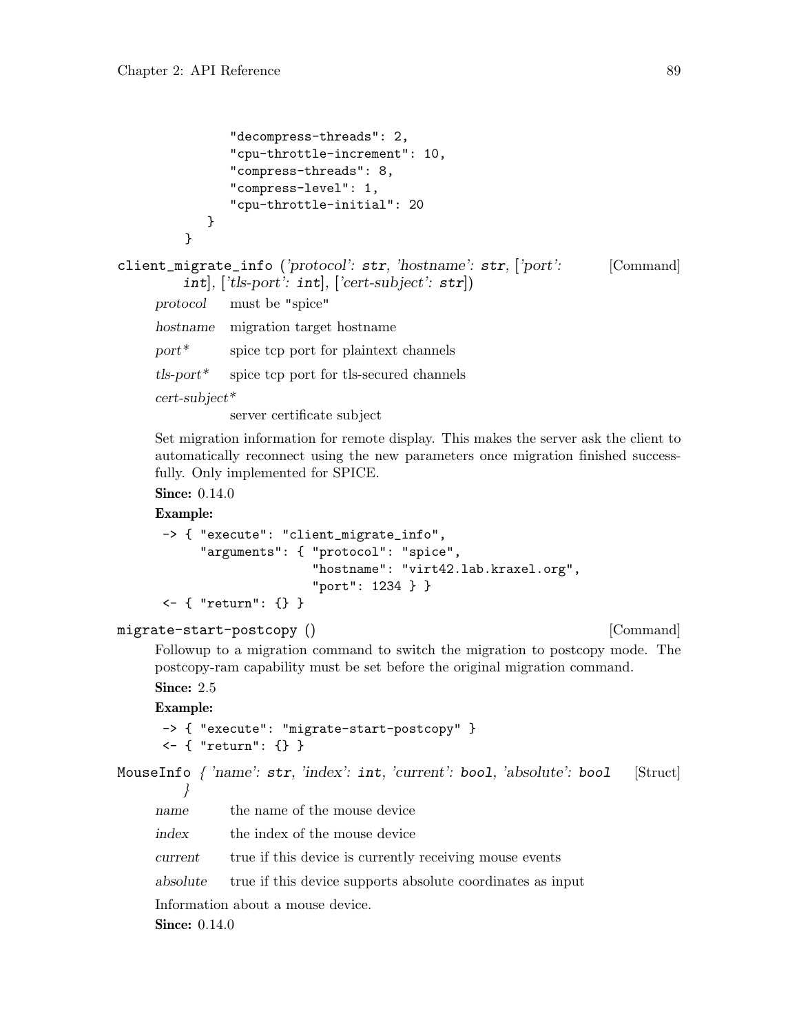```
            "decompress-threads": 2,
            "cpu-throttle-increment": 10,
            "compress-threads": 8,
            "compress-level": 1,
            "cpu-throttle-initial": 20
        }
    }
```

`client_migrate_info` (*'protocol': **str**, 'hostname': **str**, ['port': **int**], ['tls-port': **int**], ['cert-subject': **str**]*) [Command]

*protocol* must be "spice"

*hostname* migration target hostname

*port** spice tcp port for plaintext channels

*tls-port** spice tcp port for tls-secured channels

*cert-subject**
server certificate subject

Set migration information for remote display. This makes the server ask the client to automatically reconnect using the new parameters once migration finished successfully. Only implemented for SPICE.

**Since:** 0.14.0

**Example:**

```
-> { "execute": "client_migrate_info",
     "arguments": { "protocol": "spice",
                    "hostname": "virt42.lab.kraxel.org",
                    "port": 1234 } }
<- { "return": {} }
```

`migrate-start-postcopy` () [Command]

Followup to a migration command to switch the migration to postcopy mode. The postcopy-ram capability must be set before the original migration command.

**Since:** 2.5

**Example:**

```
-> { "execute": "migrate-start-postcopy" }
<- { "return": {} }
```

`MouseInfo` *{ 'name': **str**, 'index': **int**, 'current': **bool**, 'absolute': **bool** }* [Struct]

*name* the name of the mouse device

*index* the index of the mouse device

*current* true if this device is currently receiving mouse events

*absolute* true if this device supports absolute coordinates as input

Information about a mouse device.

**Since:** 0.14.0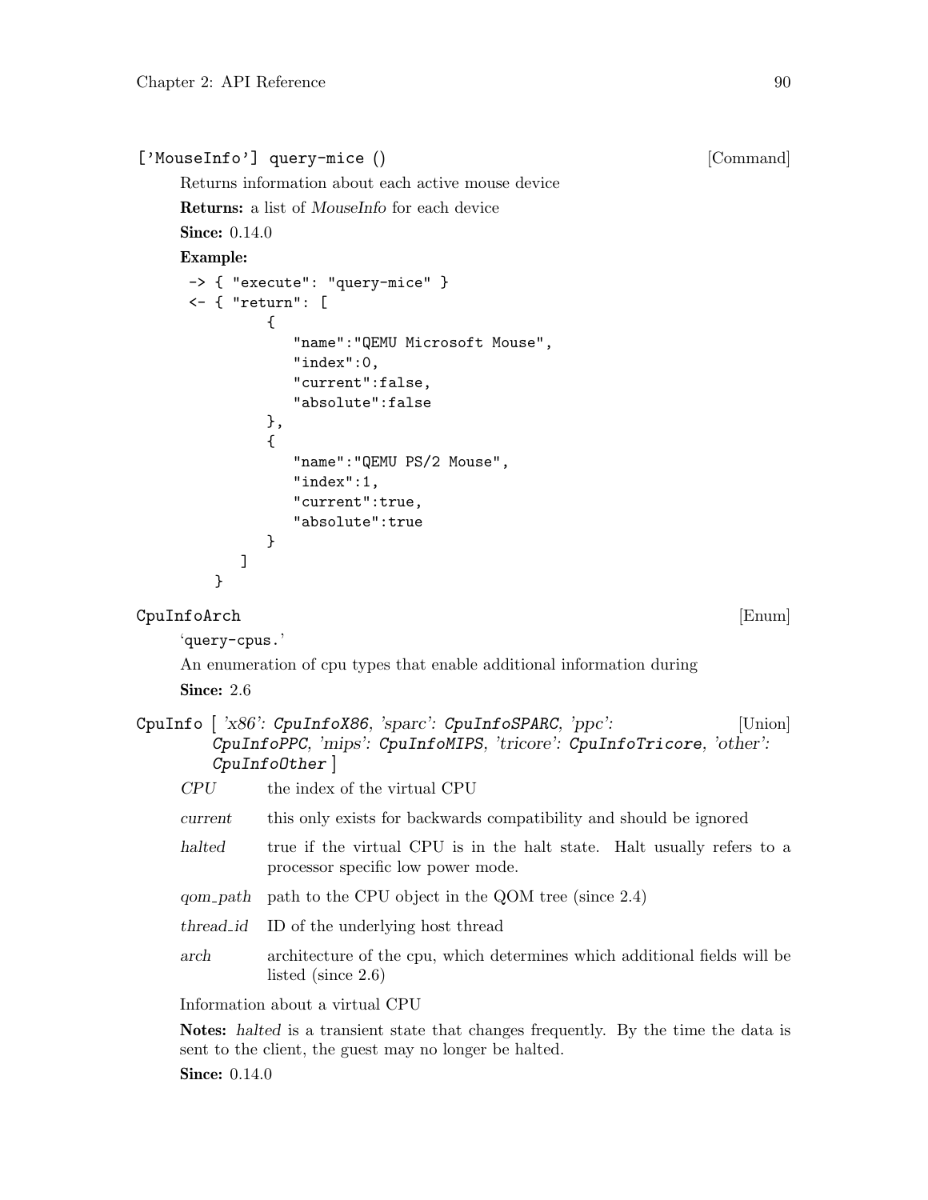['MouseInfo'] query-mice () [Command]

Returns information about each active mouse device

**Returns:** a list of *MouseInfo* for each device

**Since:** 0.14.0

**Example:**

```
-> { "execute": "query-mice" }
<- { "return": [
         {
            "name":"QEMU Microsoft Mouse",
            "index":0,
            "current":false,
            "absolute":false
         },
         {
            "name":"QEMU PS/2 Mouse",
            "index":1,
            "current":true,
            "absolute":true
         }
      ]
   }
```

CpuInfoArch [Enum]

'query-cpus.'

An enumeration of cpu types that enable additional information during

**Since:** 2.6

CpuInfo [ *'x86': CpuInfoX86, 'sparc': CpuInfoSPARC, 'ppc': CpuInfoPPC, 'mips': CpuInfoMIPS, 'tricore': CpuInfoTricore, 'other': CpuInfoOther* ] [Union]

*CPU* the index of the virtual CPU

*current* this only exists for backwards compatibility and should be ignored

*halted* true if the virtual CPU is in the halt state. Halt usually refers to a processor specific low power mode.

*qom_path* path to the CPU object in the QOM tree (since 2.4)

*thread_id* ID of the underlying host thread

*arch* architecture of the cpu, which determines which additional fields will be listed (since 2.6)

Information about a virtual CPU

**Notes:** *halted* is a transient state that changes frequently. By the time the data is sent to the client, the guest may no longer be halted.

**Since:** 0.14.0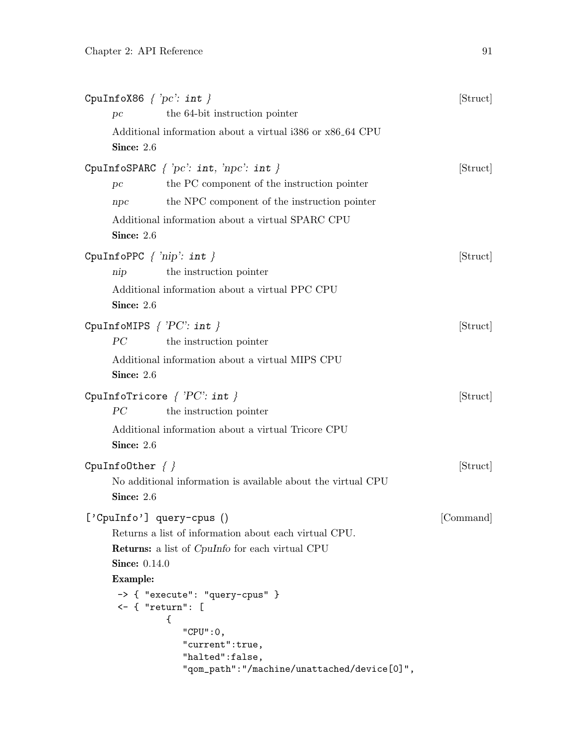CpuInfoX86 *{ 'pc': int }* [Struct]

*pc* the 64-bit instruction pointer

Additional information about a virtual i386 or x86_64 CPU

**Since:** 2.6

CpuInfoSPARC *{ 'pc': int, 'npc': int }* [Struct]

*pc* the PC component of the instruction pointer

*npc* the NPC component of the instruction pointer

Additional information about a virtual SPARC CPU

**Since:** 2.6

CpuInfoPPC *{ 'nip': int }* [Struct]

*nip* the instruction pointer

Additional information about a virtual PPC CPU

**Since:** 2.6

CpuInfoMIPS *{ 'PC': int }* [Struct]

*PC* the instruction pointer

Additional information about a virtual MIPS CPU

**Since:** 2.6

CpuInfoTricore *{ 'PC': int }* [Struct]

*PC* the instruction pointer

Additional information about a virtual Tricore CPU

**Since:** 2.6

CpuInfoOther *{ }* [Struct]

No additional information is available about the virtual CPU

**Since:** 2.6

['CpuInfo'] query-cpus () [Command]

Returns a list of information about each virtual CPU.

**Returns:** a list of *CpuInfo* for each virtual CPU

**Since:** 0.14.0

**Example:**

```
-> { "execute": "query-cpus" }
<- { "return": [
         {
            "CPU":0,
            "current":true,
            "halted":false,
            "qom_path":"/machine/unattached/device[0]",
```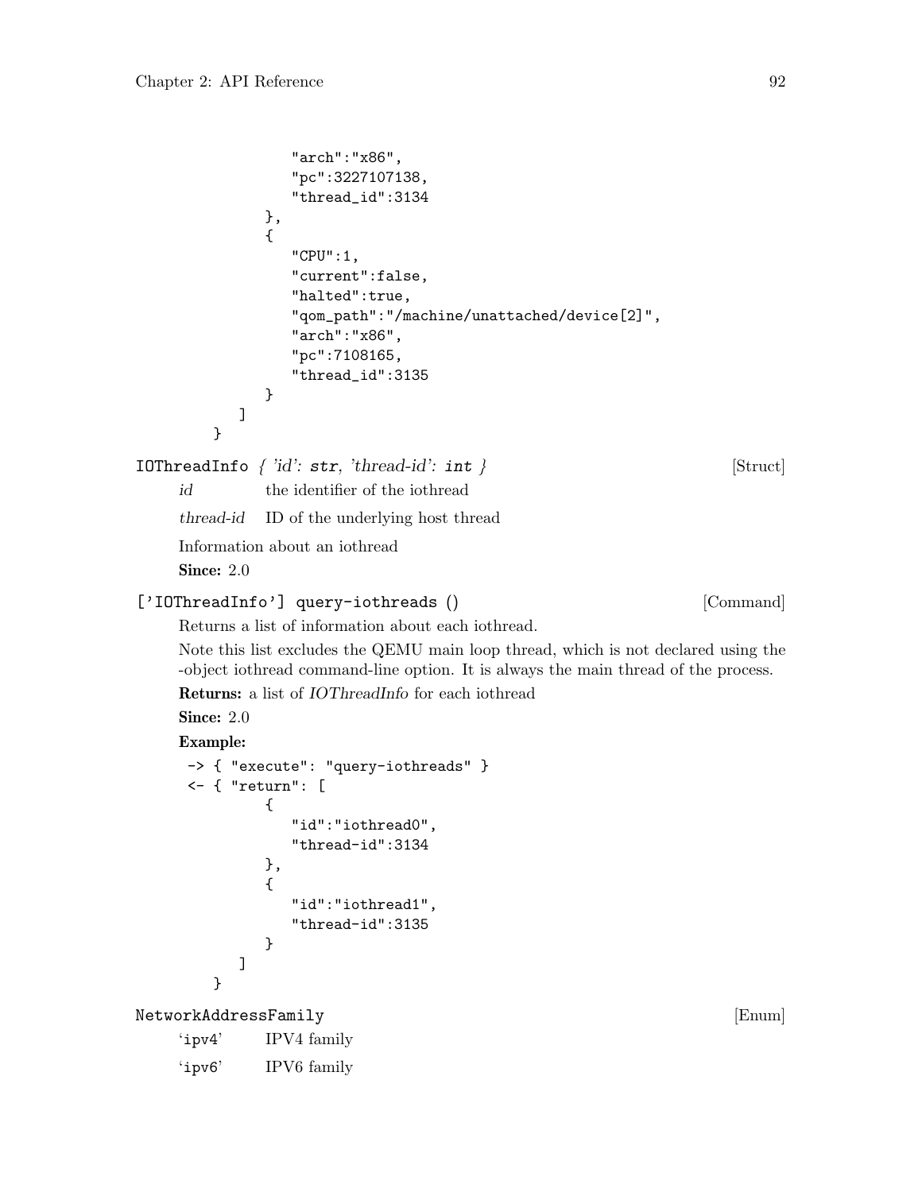```
                "arch":"x86",
                "pc":3227107138,
                "thread_id":3134
             },
             {
                "CPU":1,
                "current":false,
                "halted":true,
                "qom_path":"/machine/unattached/device[2]",
                "arch":"x86",
                "pc":7108165,
                "thread_id":3135
             }
          ]
       }
```

**IOThreadInfo** *{ 'id': **str**, 'thread-id': **int** }* [Struct]

*id* the identifier of the iothread

*thread-id* ID of the underlying host thread

Information about an iothread

**Since:** 2.0

**['IOThreadInfo'] query-iothreads ()** [Command]

Returns a list of information about each iothread.

Note this list excludes the QEMU main loop thread, which is not declared using the -object iothread command-line option. It is always the main thread of the process.

**Returns:** a list of *IOThreadInfo* for each iothread

**Since:** 2.0

**Example:**

```
-> { "execute": "query-iothreads" }
<- { "return": [
          {
             "id":"iothread0",
             "thread-id":3134
          },
          {
             "id":"iothread1",
             "thread-id":3135
          }
       ]
    }
```

**NetworkAddressFamily** [Enum]

'ipv4' IPV4 family

'ipv6' IPV6 family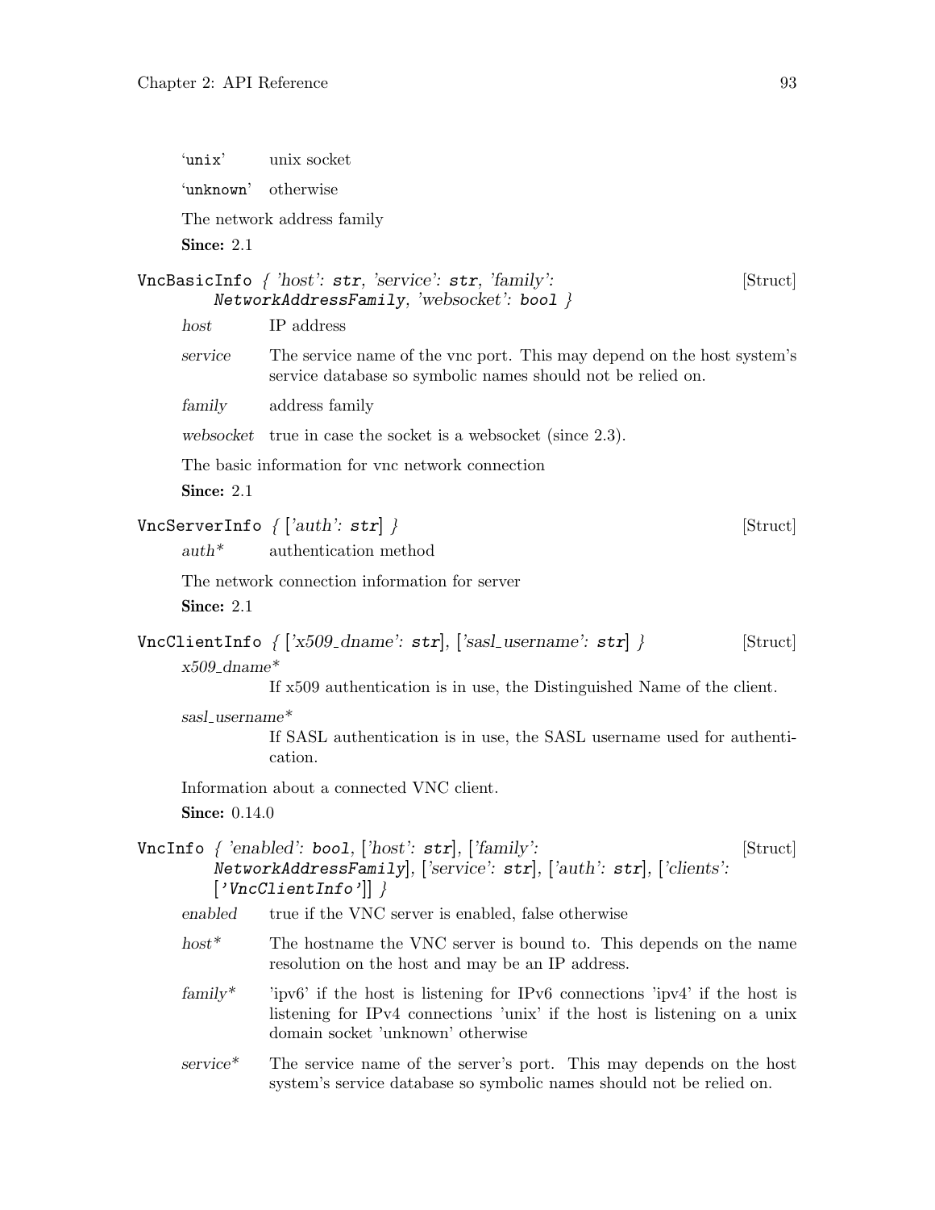'unix' unix socket

'unknown' otherwise

The network address family

**Since:** 2.1

**VncBasicInfo** { *'host'*: **str**, *'service'*: **str**, *'family'*: **NetworkAddressFamily**, *'websocket'*: **bool** } [Struct]

*host* IP address

*service* The service name of the vnc port. This may depend on the host system's service database so symbolic names should not be relied on.

*family* address family

*websocket* true in case the socket is a websocket (since 2.3).

The basic information for vnc network connection

**Since:** 2.1

**VncServerInfo** { [*'auth'*: **str**] } [Struct]

*auth** authentication method

The network connection information for server

**Since:** 2.1

**VncClientInfo** { [*'x509_dname'*: **str**], [*'sasl_username'*: **str**] } [Struct]

*x509_dname**
If x509 authentication is in use, the Distinguished Name of the client.

*sasl_username**
If SASL authentication is in use, the SASL username used for authentication.

Information about a connected VNC client.

**Since:** 0.14.0

**VncInfo** { *'enabled'*: **bool**, [*'host'*: **str**], [*'family'*: **NetworkAddressFamily**], [*'service'*: **str**], [*'auth'*: **str**], [*'clients'*: [**'VncClientInfo'**]] } [Struct]

*enabled* true if the VNC server is enabled, false otherwise

*host** The hostname the VNC server is bound to. This depends on the name resolution on the host and may be an IP address.

*family** 'ipv6' if the host is listening for IPv6 connections 'ipv4' if the host is listening for IPv4 connections 'unix' if the host is listening on a unix domain socket 'unknown' otherwise

*service** The service name of the server's port. This may depends on the host system's service database so symbolic names should not be relied on.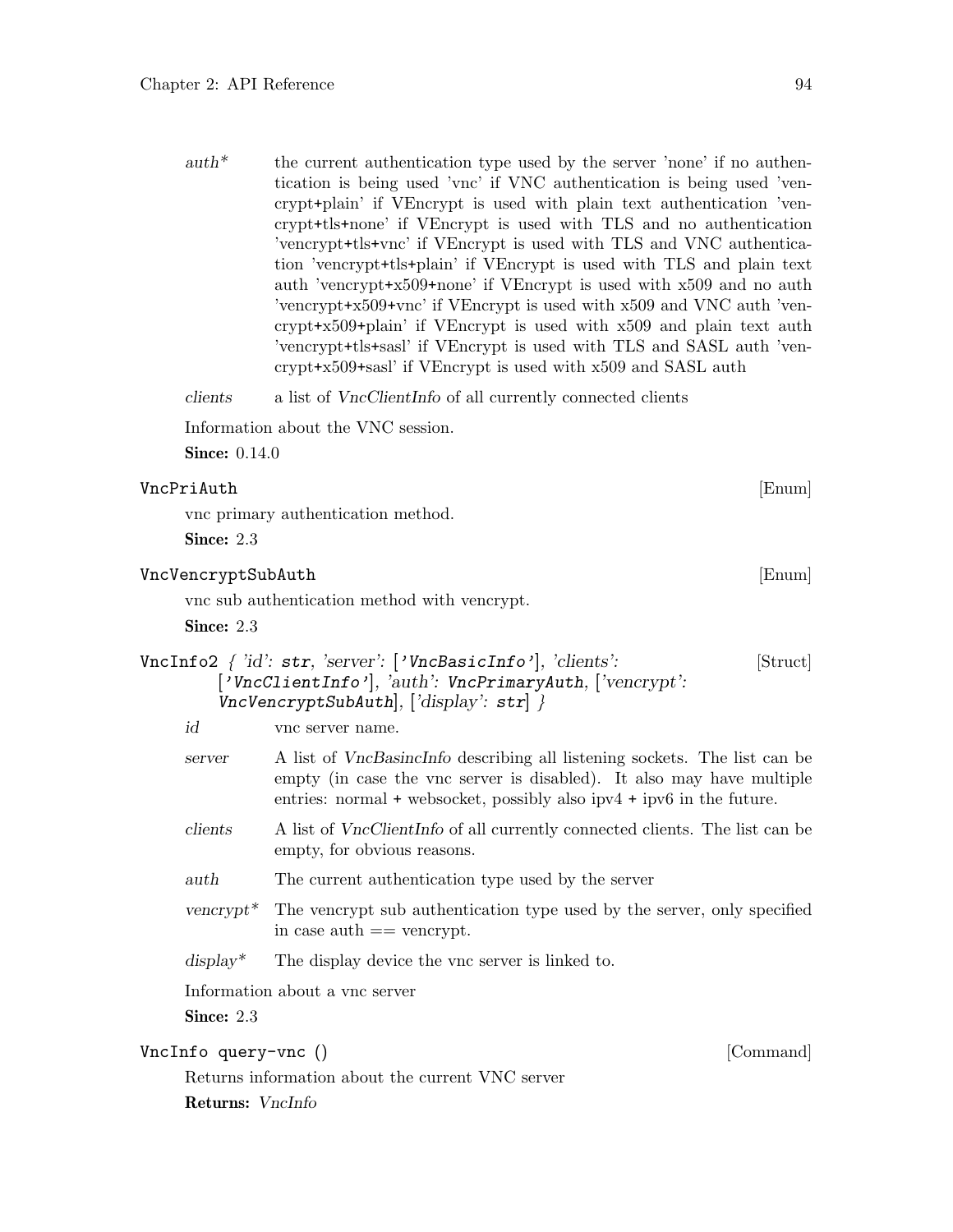*auth** the current authentication type used by the server 'none' if no authentication is being used 'vnc' if VNC authentication is being used 'vencrypt+plain' if VEncrypt is used with plain text authentication 'vencrypt+tls+none' if VEncrypt is used with TLS and no authentication 'vencrypt+tls+vnc' if VEncrypt is used with TLS and VNC authentication 'vencrypt+tls+plain' if VEncrypt is used with TLS and plain text auth 'vencrypt+x509+none' if VEncrypt is used with x509 and no auth 'vencrypt+x509+vnc' if VEncrypt is used with x509 and VNC auth 'vencrypt+x509+plain' if VEncrypt is used with x509 and plain text auth 'vencrypt+tls+sasl' if VEncrypt is used with TLS and SASL auth 'vencrypt+x509+sasl' if VEncrypt is used with x509 and SASL auth

*clients* a list of *VncClientInfo* of all currently connected clients

Information about the VNC session.

**Since:** 0.14.0

`VncPriAuth` [Enum]

vnc primary authentication method.

**Since:** 2.3

`VncVencryptSubAuth` [Enum]

vnc sub authentication method with vencrypt.

**Since:** 2.3

`VncInfo2` *{ 'id': **str**, 'server': ['**VncBasicInfo**'], 'clients': ['**VncClientInfo**'], 'auth': **VncPrimaryAuth**, ['vencrypt': **VncVencryptSubAuth**], ['display': **str**] }* [Struct]

*id* vnc server name.

*server* A list of *VncBasincInfo* describing all listening sockets. The list can be empty (in case the vnc server is disabled). It also may have multiple entries: normal + websocket, possibly also ipv4 + ipv6 in the future.

*clients* A list of *VncClientInfo* of all currently connected clients. The list can be empty, for obvious reasons.

*auth* The current authentication type used by the server

*vencrypt** The vencrypt sub authentication type used by the server, only specified in case auth == vencrypt.

*display** The display device the vnc server is linked to.

Information about a vnc server

**Since:** 2.3

`VncInfo query-vnc ()` [Command]

Returns information about the current VNC server

**Returns:** *VncInfo*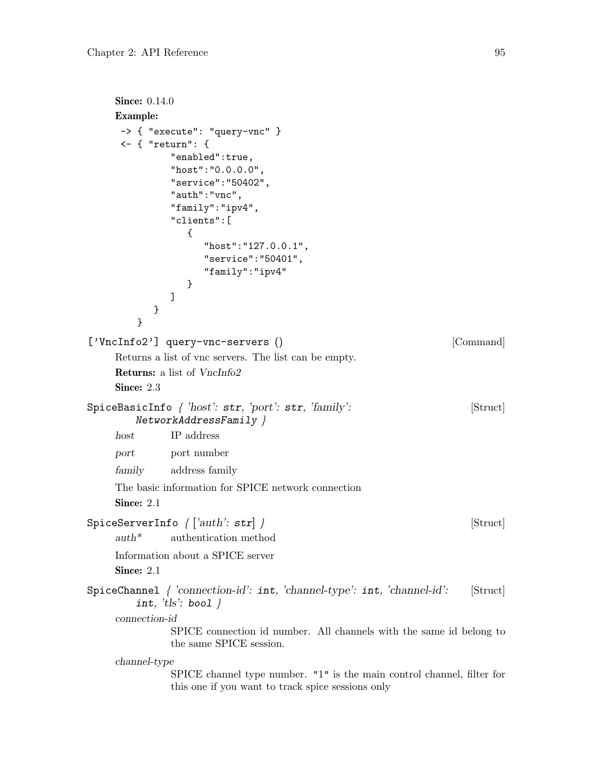**Since:** 0.14.0

**Example:**

```
-> { "execute": "query-vnc" }
<- { "return": {
        "enabled":true,
        "host":"0.0.0.0",
        "service":"50402",
        "auth":"vnc",
        "family":"ipv4",
        "clients":[
           {
              "host":"127.0.0.1",
              "service":"50401",
              "family":"ipv4"
           }
        ]
     }
   }
```

['VncInfo2'] query-vnc-servers () [Command]

Returns a list of vnc servers. The list can be empty.

**Returns:** a list of *VncInfo2*

**Since:** 2.3

SpiceBasicInfo { 'host': str, 'port': str, 'family': NetworkAddressFamily } [Struct]

*host* IP address

*port* port number

*family* address family

The basic information for SPICE network connection

**Since:** 2.1

SpiceServerInfo { ['auth': str] } [Struct]

*auth** authentication method

Information about a SPICE server

**Since:** 2.1

SpiceChannel { 'connection-id': int, 'channel-type': int, 'channel-id': int, 'tls': bool } [Struct]

*connection-id*
SPICE connection id number. All channels with the same id belong to the same SPICE session.

*channel-type*
SPICE channel type number. "1" is the main control channel, filter for this one if you want to track spice sessions only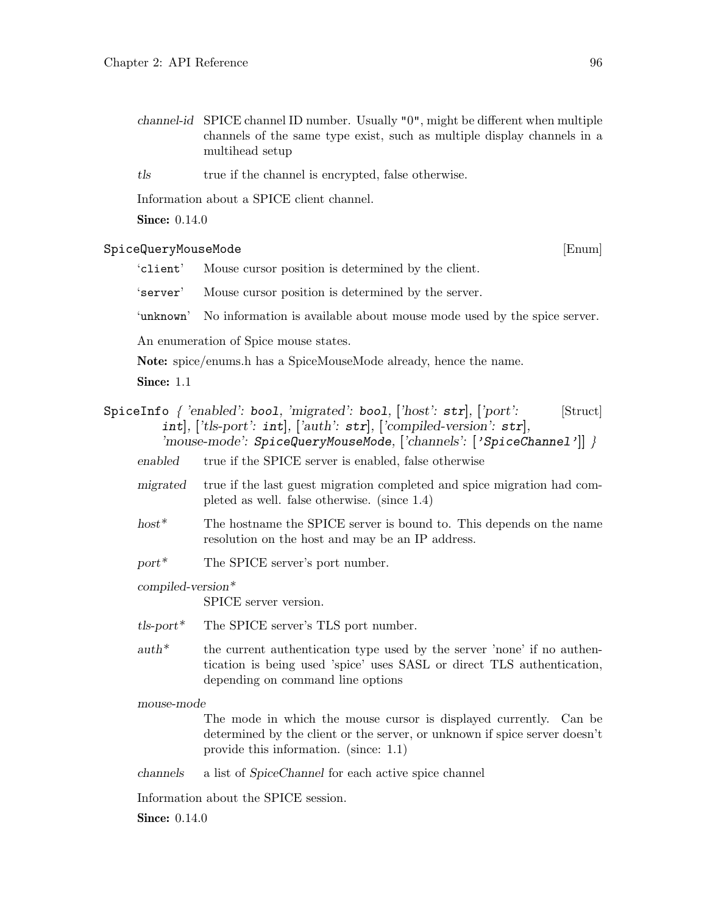*channel-id* SPICE channel ID number. Usually "0", might be different when multiple channels of the same type exist, such as multiple display channels in a multihead setup

*tls* true if the channel is encrypted, false otherwise.

Information about a SPICE client channel.

**Since:** 0.14.0

### `SpiceQueryMouseMode` [Enum]

'`client`' Mouse cursor position is determined by the client.

'`server`' Mouse cursor position is determined by the server.

'`unknown`' No information is available about mouse mode used by the spice server.

An enumeration of Spice mouse states.

**Note:** spice/enums.h has a SpiceMouseMode already, hence the name.

**Since:** 1.1

### `SpiceInfo` { 'enabled': `bool`, 'migrated': `bool`, ['host': `str`], ['port': `int`], ['tls-port': `int`], ['auth': `str`], ['compiled-version': `str`], 'mouse-mode': `SpiceQueryMouseMode`, ['channels': ['`SpiceChannel`']] } [Struct]

*enabled* true if the SPICE server is enabled, false otherwise

*migrated* true if the last guest migration completed and spice migration had completed as well. false otherwise. (since 1.4)

*host** The hostname the SPICE server is bound to. This depends on the name resolution on the host and may be an IP address.

*port** The SPICE server's port number.

*compiled-version**
SPICE server version.

*tls-port** The SPICE server's TLS port number.

*auth** the current authentication type used by the server 'none' if no authentication is being used 'spice' uses SASL or direct TLS authentication, depending on command line options

*mouse-mode*
The mode in which the mouse cursor is displayed currently. Can be determined by the client or the server, or unknown if spice server doesn't provide this information. (since: 1.1)

*channels* a list of *SpiceChannel* for each active spice channel

Information about the SPICE session.

**Since:** 0.14.0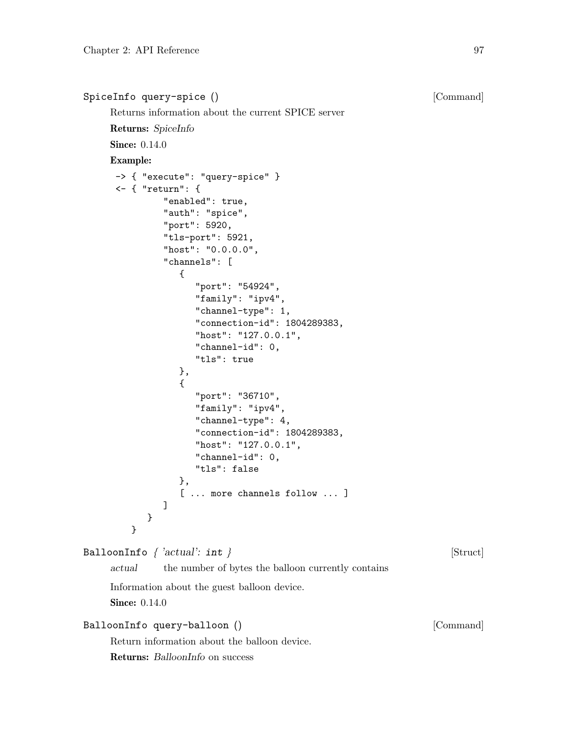### SpiceInfo query-spice () [Command]

Returns information about the current SPICE server

**Returns:** *SpiceInfo*

**Since:** 0.14.0

**Example:**

```
-> { "execute": "query-spice" }
<- { "return": {
         "enabled": true,
         "auth": "spice",
         "port": 5920,
         "tls-port": 5921,
         "host": "0.0.0.0",
         "channels": [
            {
               "port": "54924",
               "family": "ipv4",
               "channel-type": 1,
               "connection-id": 1804289383,
               "host": "127.0.0.1",
               "channel-id": 0,
               "tls": true
            },
            {
               "port": "36710",
               "family": "ipv4",
               "channel-type": 4,
               "connection-id": 1804289383,
               "host": "127.0.0.1",
               "channel-id": 0,
               "tls": false
            },
            [ ... more channels follow ... ]
         ]
      }
   }
```

### BalloonInfo { 'actual': int } [Struct]

*actual* the number of bytes the balloon currently contains

Information about the guest balloon device.

**Since:** 0.14.0

### BalloonInfo query-balloon () [Command]

Return information about the balloon device.

**Returns:** *BalloonInfo* on success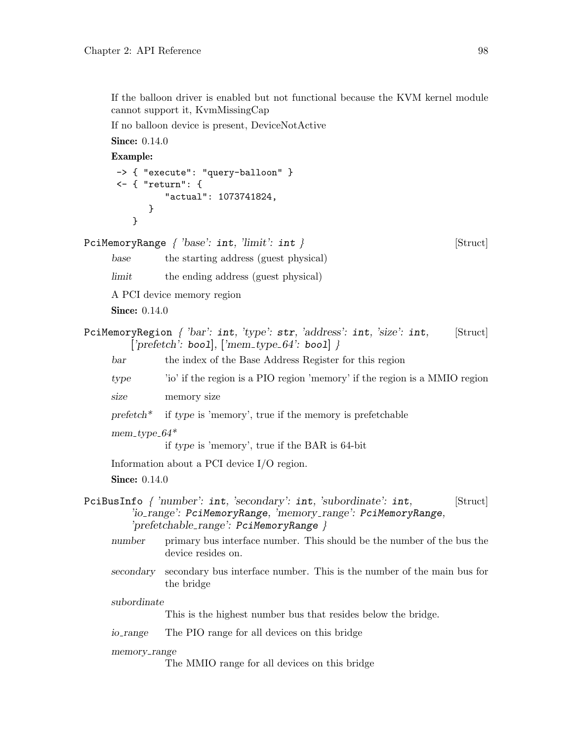If the balloon driver is enabled but not functional because the KVM kernel module cannot support it, KvmMissingCap

If no balloon device is present, DeviceNotActive

**Since:** 0.14.0

**Example:**

```
-> { "execute": "query-balloon" }
<- { "return": {
         "actual": 1073741824,
      }
   }
```

`PciMemoryRange` *{ 'base':* `int`*, 'limit':* `int` *}* [Struct]

*base* the starting address (guest physical)

*limit* the ending address (guest physical)

A PCI device memory region

**Since:** 0.14.0

`PciMemoryRegion` *{ 'bar':* `int`*, 'type':* `str`*, 'address':* `int`*, 'size':* `int`*, ['prefetch':* `bool`*], ['mem_type_64':* `bool`*] }* [Struct]

*bar* the index of the Base Address Register for this region

*type* 'io' if the region is a PIO region 'memory' if the region is a MMIO region

*size* memory size

*prefetch** if *type* is 'memory', true if the memory is prefetchable

*mem_type_64**
if *type* is 'memory', true if the BAR is 64-bit

Information about a PCI device I/O region.

**Since:** 0.14.0

`PciBusInfo` *{ 'number':* `int`*, 'secondary':* `int`*, 'subordinate':* `int`*, 'io_range':* `PciMemoryRange`*, 'memory_range':* `PciMemoryRange`*, 'prefetchable_range':* `PciMemoryRange` *}* [Struct]

*number* primary bus interface number. This should be the number of the bus the device resides on.

*secondary* secondary bus interface number. This is the number of the main bus for the bridge

*subordinate*
This is the highest number bus that resides below the bridge.

*io_range* The PIO range for all devices on this bridge

*memory_range*
The MMIO range for all devices on this bridge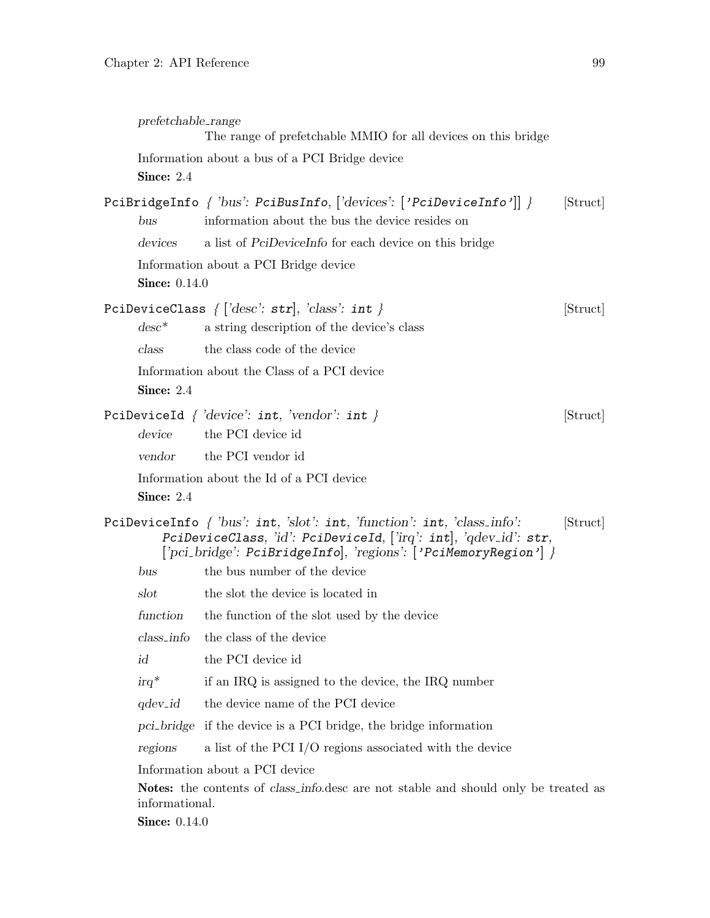*prefetchable_range*
The range of prefetchable MMIO for all devices on this bridge

Information about a bus of a PCI Bridge device

**Since:** 2.4

`PciBridgeInfo` { *'bus'*: `PciBusInfo`, [*'devices'*: [`'PciDeviceInfo'`]] } [Struct]

*bus* information about the bus the device resides on

*devices* a list of *PciDeviceInfo* for each device on this bridge

Information about a PCI Bridge device

**Since:** 0.14.0

`PciDeviceClass` { [*'desc'*: `str`], *'class'*: `int` } [Struct]

*desc** a string description of the device's class

*class* the class code of the device

Information about the Class of a PCI device

**Since:** 2.4

`PciDeviceId` { *'device'*: `int`, *'vendor'*: `int` } [Struct]

*device* the PCI device id

*vendor* the PCI vendor id

Information about the Id of a PCI device

**Since:** 2.4

`PciDeviceInfo` { *'bus'*: `int`, *'slot'*: `int`, *'function'*: `int`, *'class_info'*: `PciDeviceClass`, *'id'*: `PciDeviceId`, [*'irq'*: `int`], *'qdev_id'*: `str`, [*'pci_bridge'*: `PciBridgeInfo`], *'regions'*: [`'PciMemoryRegion'`] } [Struct]

*bus* the bus number of the device

*slot* the slot the device is located in

*function* the function of the slot used by the device

*class_info* the class of the device

*id* the PCI device id

*irq** if an IRQ is assigned to the device, the IRQ number

*qdev_id* the device name of the PCI device

*pci_bridge* if the device is a PCI bridge, the bridge information

*regions* a list of the PCI I/O regions associated with the device

Information about a PCI device

**Notes:** the contents of *class_info*.desc are not stable and should only be treated as informational.

**Since:** 0.14.0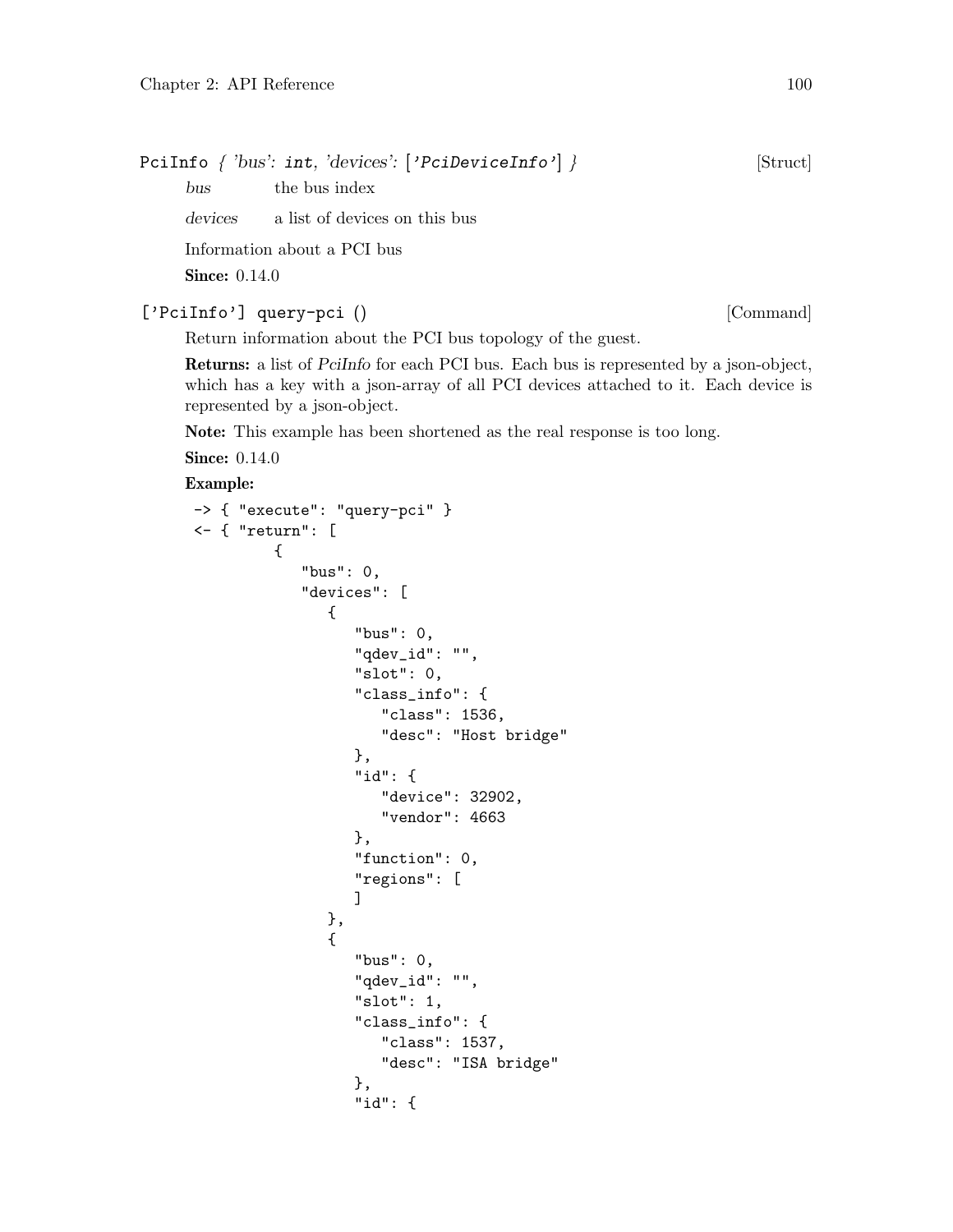PciInfo { 'bus': int, 'devices': ['PciDeviceInfo'] } [Struct]

*bus* the bus index

*devices* a list of devices on this bus

Information about a PCI bus

**Since:** 0.14.0

['PciInfo'] query-pci () [Command]

Return information about the PCI bus topology of the guest.

**Returns:** a list of *PciInfo* for each PCI bus. Each bus is represented by a json-object, which has a key with a json-array of all PCI devices attached to it. Each device is represented by a json-object.

**Note:** This example has been shortened as the real response is too long.

**Since:** 0.14.0

**Example:**

```
-> { "execute": "query-pci" }
<- { "return": [
        {
           "bus": 0,
           "devices": [
              {
                 "bus": 0,
                 "qdev_id": "",
                 "slot": 0,
                 "class_info": {
                    "class": 1536,
                    "desc": "Host bridge"
                 },
                 "id": {
                    "device": 32902,
                    "vendor": 4663
                 },
                 "function": 0,
                 "regions": [
                 ]
              },
              {
                 "bus": 0,
                 "qdev_id": "",
                 "slot": 1,
                 "class_info": {
                    "class": 1537,
                    "desc": "ISA bridge"
                 },
                 "id": {
```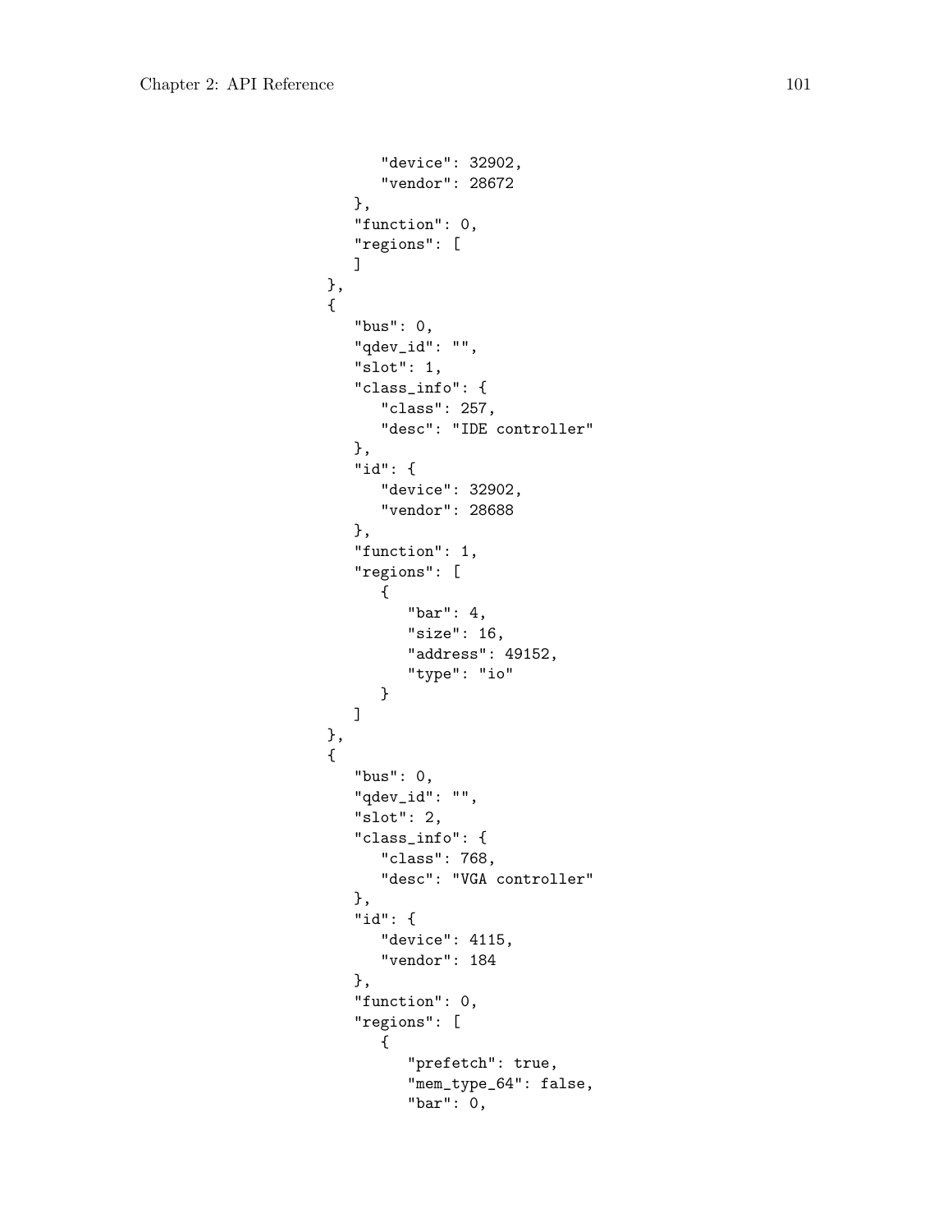```
            "device": 32902,
            "vendor": 28672
         },
         "function": 0,
         "regions": [
         ]
      },
      {
         "bus": 0,
         "qdev_id": "",
         "slot": 1,
         "class_info": {
            "class": 257,
            "desc": "IDE controller"
         },
         "id": {
            "device": 32902,
            "vendor": 28688
         },
         "function": 1,
         "regions": [
            {
               "bar": 4,
               "size": 16,
               "address": 49152,
               "type": "io"
            }
         ]
      },
      {
         "bus": 0,
         "qdev_id": "",
         "slot": 2,
         "class_info": {
            "class": 768,
            "desc": "VGA controller"
         },
         "id": {
            "device": 4115,
            "vendor": 184
         },
         "function": 0,
         "regions": [
            {
               "prefetch": true,
               "mem_type_64": false,
               "bar": 0,
```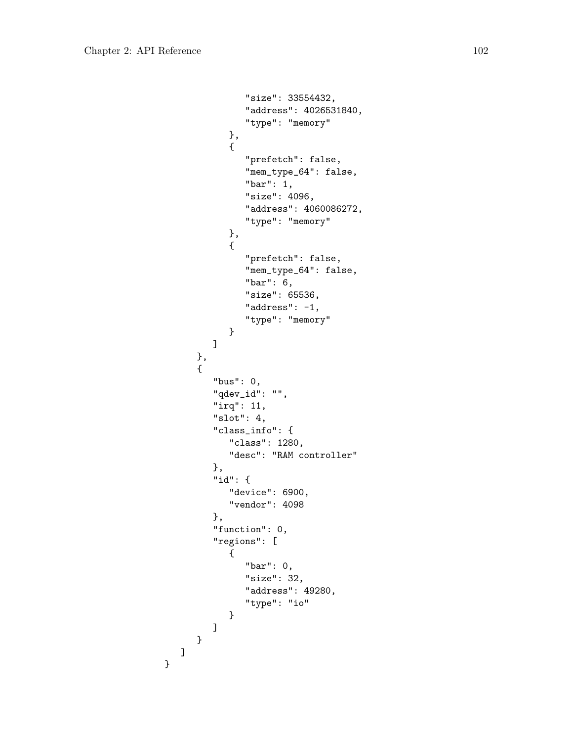```
                    "size": 33554432,
                    "address": 4026531840,
                    "type": "memory"
                 },
                 {
                    "prefetch": false,
                    "mem_type_64": false,
                    "bar": 1,
                    "size": 4096,
                    "address": 4060086272,
                    "type": "memory"
                 },
                 {
                    "prefetch": false,
                    "mem_type_64": false,
                    "bar": 6,
                    "size": 65536,
                    "address": -1,
                    "type": "memory"
                 }
              ]
           },
           {
              "bus": 0,
              "qdev_id": "",
              "irq": 11,
              "slot": 4,
              "class_info": {
                 "class": 1280,
                 "desc": "RAM controller"
              },
              "id": {
                 "device": 6900,
                 "vendor": 4098
              },
              "function": 0,
              "regions": [
                 {
                    "bar": 0,
                    "size": 32,
                    "address": 49280,
                    "type": "io"
                 }
              ]
           }
        ]
     }
```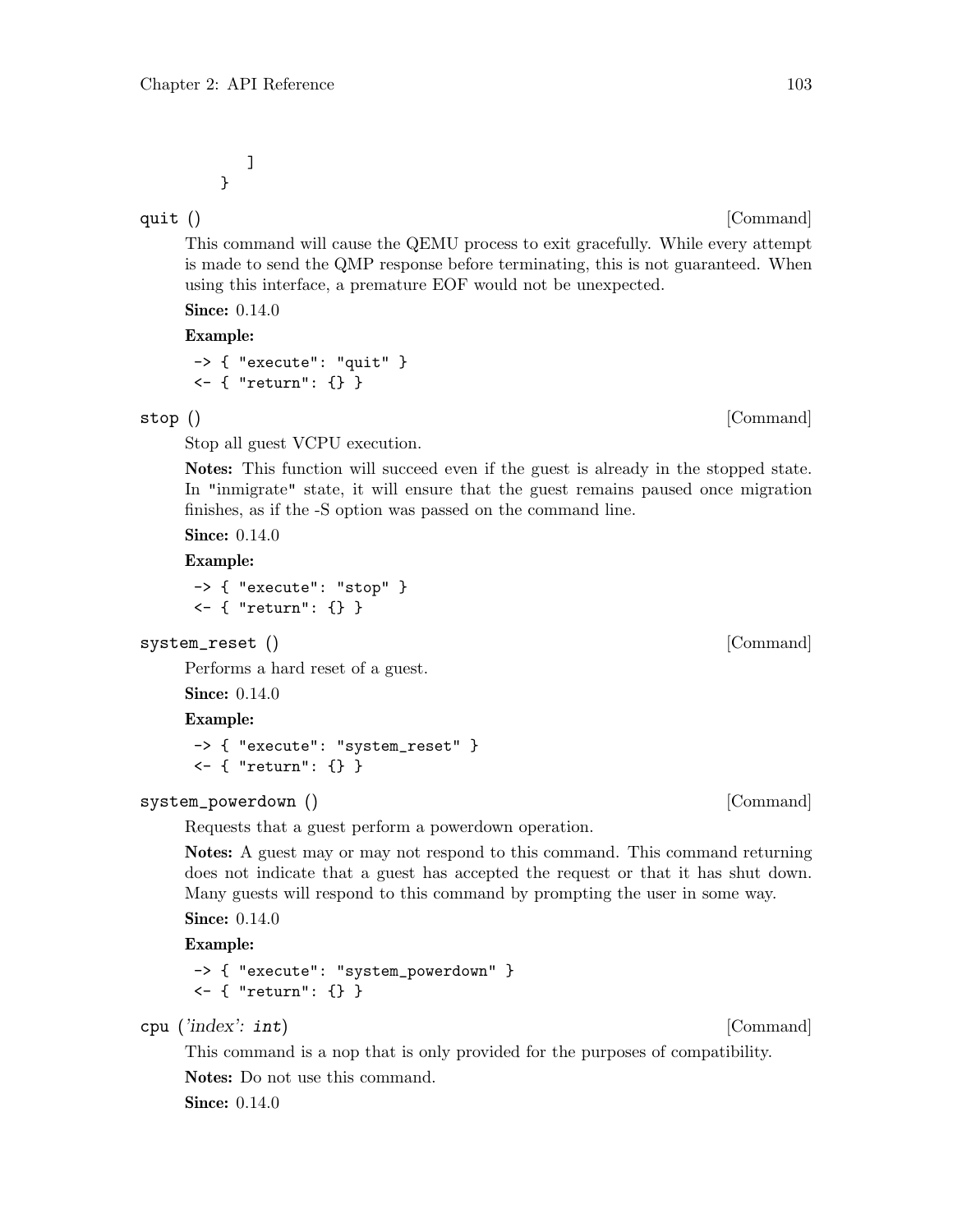```
    ]
}
```

**quit ()** [Command]

This command will cause the QEMU process to exit gracefully. While every attempt is made to send the QMP response before terminating, this is not guaranteed. When using this interface, a premature EOF would not be unexpected.

**Since:** 0.14.0

**Example:**

```
-> { "execute": "quit" }
<- { "return": {} }
```

**stop ()** [Command]

Stop all guest VCPU execution.

**Notes:** This function will succeed even if the guest is already in the stopped state. In "inmigrate" state, it will ensure that the guest remains paused once migration finishes, as if the -S option was passed on the command line.

**Since:** 0.14.0

**Example:**

```
-> { "execute": "stop" }
<- { "return": {} }
```

**system_reset ()** [Command]

Performs a hard reset of a guest.

**Since:** 0.14.0

**Example:**

```
-> { "execute": "system_reset" }
<- { "return": {} }
```

**system_powerdown ()** [Command]

Requests that a guest perform a powerdown operation.

**Notes:** A guest may or may not respond to this command. This command returning does not indicate that a guest has accepted the request or that it has shut down. Many guests will respond to this command by prompting the user in some way.

**Since:** 0.14.0

**Example:**

```
-> { "execute": "system_powerdown" }
<- { "return": {} }
```

**cpu (*'index': int*)** [Command]

This command is a nop that is only provided for the purposes of compatibility.

**Notes:** Do not use this command.

**Since:** 0.14.0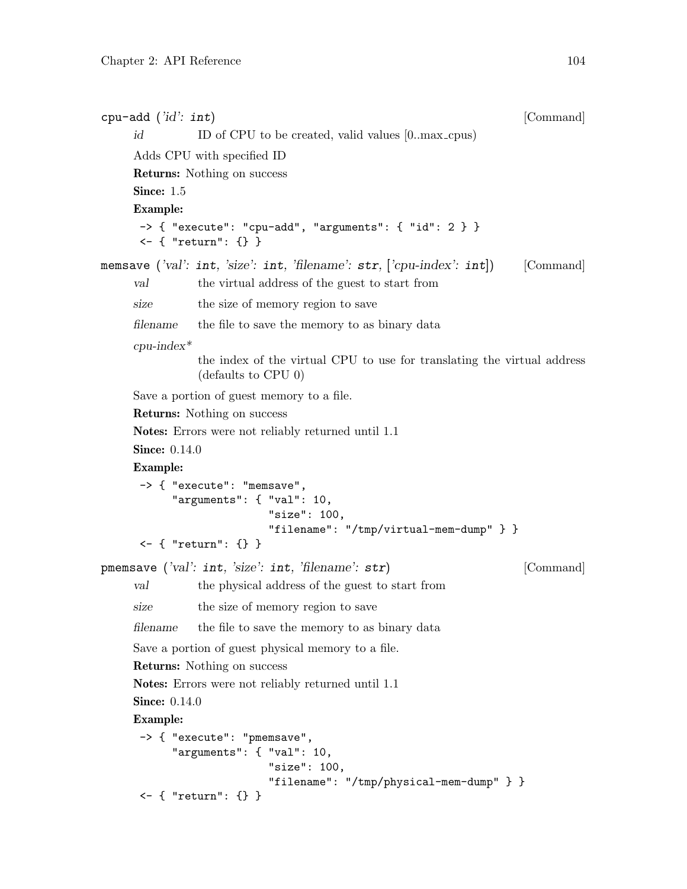**cpu-add** (*'id'*: **int**) [Command]

*id* ID of CPU to be created, valid values [0..max_cpus)

Adds CPU with specified ID

**Returns:** Nothing on success

**Since:** 1.5

**Example:**

```
-> { "execute": "cpu-add", "arguments": { "id": 2 } }
<- { "return": {} }
```

**memsave** (*'val'*: **int**, *'size'*: **int**, *'filename'*: **str**, [*'cpu-index'*: **int**]) [Command]

*val* the virtual address of the guest to start from

*size* the size of memory region to save

*filename* the file to save the memory to as binary data

*cpu-index\**
the index of the virtual CPU to use for translating the virtual address (defaults to CPU 0)

Save a portion of guest memory to a file.

**Returns:** Nothing on success

**Notes:** Errors were not reliably returned until 1.1

**Since:** 0.14.0

**Example:**

```
-> { "execute": "memsave",
     "arguments": { "val": 10,
                    "size": 100,
                    "filename": "/tmp/virtual-mem-dump" } }
<- { "return": {} }
```

**pmemsave** (*'val'*: **int**, *'size'*: **int**, *'filename'*: **str**) [Command]

*val* the physical address of the guest to start from

*size* the size of memory region to save

*filename* the file to save the memory to as binary data

Save a portion of guest physical memory to a file.

**Returns:** Nothing on success

**Notes:** Errors were not reliably returned until 1.1

**Since:** 0.14.0

**Example:**

```
-> { "execute": "pmemsave",
     "arguments": { "val": 10,
                    "size": 100,
                    "filename": "/tmp/physical-mem-dump" } }
<- { "return": {} }
```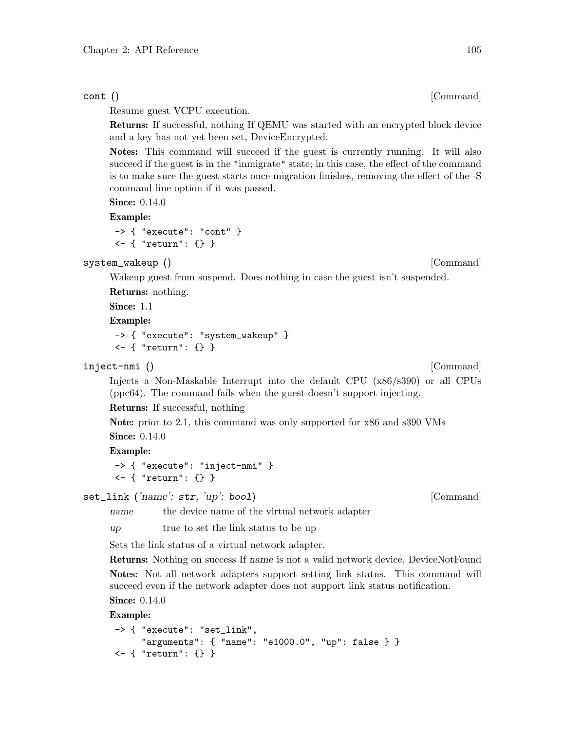`cont ()` [Command]

Resume guest VCPU execution.

**Returns:** If successful, nothing If QEMU was started with an encrypted block device and a key has not yet been set, DeviceEncrypted.

**Notes:** This command will succeed if the guest is currently running. It will also succeed if the guest is in the "inmigrate" state; in this case, the effect of the command is to make sure the guest starts once migration finishes, removing the effect of the -S command line option if it was passed.

**Since:** 0.14.0

**Example:**

```
-> { "execute": "cont" }
<- { "return": {} }
```

`system_wakeup ()` [Command]

Wakeup guest from suspend. Does nothing in case the guest isn't suspended.

**Returns:** nothing.

**Since:** 1.1

**Example:**

```
-> { "execute": "system_wakeup" }
<- { "return": {} }
```

`inject-nmi ()` [Command]

Injects a Non-Maskable Interrupt into the default CPU (x86/s390) or all CPUs (ppc64). The command fails when the guest doesn't support injecting.

**Returns:** If successful, nothing

**Note:** prior to 2.1, this command was only supported for x86 and s390 VMs

**Since:** 0.14.0

**Example:**

```
-> { "execute": "inject-nmi" }
<- { "return": {} }
```

`set_link` (*'name': `str`, 'up': `bool`*) [Command]

*name* the device name of the virtual network adapter

*up* true to set the link status to be up

Sets the link status of a virtual network adapter.

**Returns:** Nothing on success If *name* is not a valid network device, DeviceNotFound

**Notes:** Not all network adapters support setting link status. This command will succeed even if the network adapter does not support link status notification.

**Since:** 0.14.0

**Example:**

```
-> { "execute": "set_link",
     "arguments": { "name": "e1000.0", "up": false } }
<- { "return": {} }
```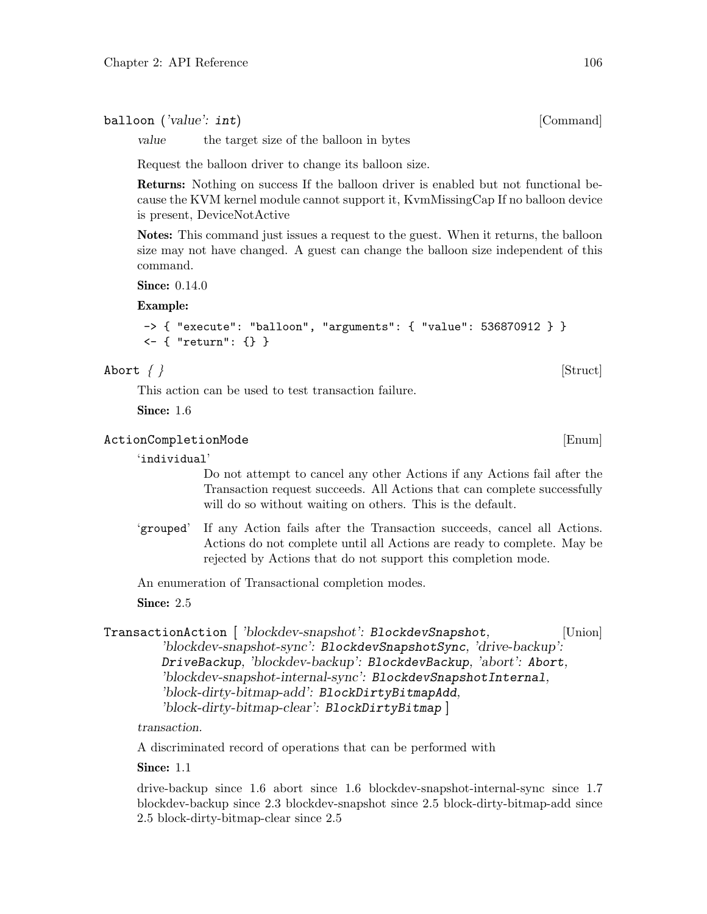**balloon** (*'value'*: **int**) [Command]

*value* the target size of the balloon in bytes

Request the balloon driver to change its balloon size.

**Returns:** Nothing on success If the balloon driver is enabled but not functional because the KVM kernel module cannot support it, KvmMissingCap If no balloon device is present, DeviceNotActive

**Notes:** This command just issues a request to the guest. When it returns, the balloon size may not have changed. A guest can change the balloon size independent of this command.

**Since:** 0.14.0

**Example:**

```
-> { "execute": "balloon", "arguments": { "value": 536870912 } }
<- { "return": {} }
```

**Abort** *{ }* [Struct]

This action can be used to test transaction failure.

**Since:** 1.6

**ActionCompletionMode** [Enum]

'individual'
: Do not attempt to cancel any other Actions if any Actions fail after the Transaction request succeeds. All Actions that can complete successfully will do so without waiting on others. This is the default.

'grouped'
: If any Action fails after the Transaction succeeds, cancel all Actions. Actions do not complete until all Actions are ready to complete. May be rejected by Actions that do not support this completion mode.

An enumeration of Transactional completion modes.

**Since:** 2.5

**TransactionAction** [ *'blockdev-snapshot'*: **BlockdevSnapshot**, *'blockdev-snapshot-sync'*: **BlockdevSnapshotSync**, *'drive-backup'*: **DriveBackup**, *'blockdev-backup'*: **BlockdevBackup**, *'abort'*: **Abort**, *'blockdev-snapshot-internal-sync'*: **BlockdevSnapshotInternal**, *'block-dirty-bitmap-add'*: **BlockDirtyBitmapAdd**, *'block-dirty-bitmap-clear'*: **BlockDirtyBitmap** ] [Union]

*transaction.*

A discriminated record of operations that can be performed with

**Since:** 1.1

drive-backup since 1.6 abort since 1.6 blockdev-snapshot-internal-sync since 1.7 blockdev-backup since 2.3 blockdev-snapshot since 2.5 block-dirty-bitmap-add since 2.5 block-dirty-bitmap-clear since 2.5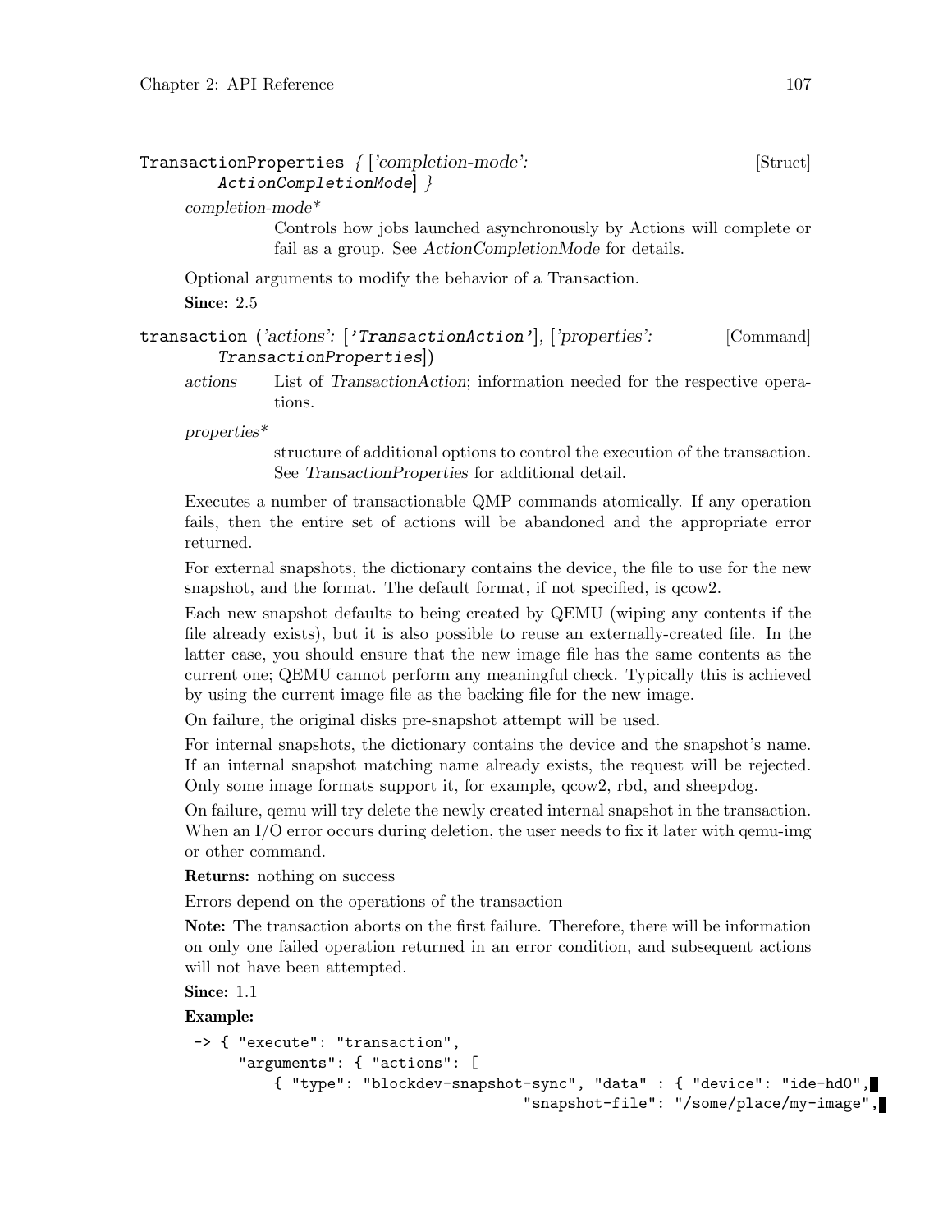**TransactionProperties** { ['*completion-mode*': *ActionCompletionMode*] } [Struct]

*completion-mode**
: Controls how jobs launched asynchronously by Actions will complete or fail as a group. See *ActionCompletionMode* for details.

Optional arguments to modify the behavior of a Transaction.

**Since:** 2.5

**transaction** ('*actions*': ['*TransactionAction*'], ['*properties*': *TransactionProperties*]) [Command]

*actions*
: List of *TransactionAction*; information needed for the respective operations.

*properties**
: structure of additional options to control the execution of the transaction. See *TransactionProperties* for additional detail.

Executes a number of transactionable QMP commands atomically. If any operation fails, then the entire set of actions will be abandoned and the appropriate error returned.

For external snapshots, the dictionary contains the device, the file to use for the new snapshot, and the format. The default format, if not specified, is qcow2.

Each new snapshot defaults to being created by QEMU (wiping any contents if the file already exists), but it is also possible to reuse an externally-created file. In the latter case, you should ensure that the new image file has the same contents as the current one; QEMU cannot perform any meaningful check. Typically this is achieved by using the current image file as the backing file for the new image.

On failure, the original disks pre-snapshot attempt will be used.

For internal snapshots, the dictionary contains the device and the snapshot's name. If an internal snapshot matching name already exists, the request will be rejected. Only some image formats support it, for example, qcow2, rbd, and sheepdog.

On failure, qemu will try delete the newly created internal snapshot in the transaction. When an I/O error occurs during deletion, the user needs to fix it later with qemu-img or other command.

**Returns:** nothing on success

Errors depend on the operations of the transaction

**Note:** The transaction aborts on the first failure. Therefore, there will be information on only one failed operation returned in an error condition, and subsequent actions will not have been attempted.

**Since:** 1.1

**Example:**

```
-> { "execute": "transaction",
     "arguments": { "actions": [
         { "type": "blockdev-snapshot-sync", "data" : { "device": "ide-hd0",
                                     "snapshot-file": "/some/place/my-image",
```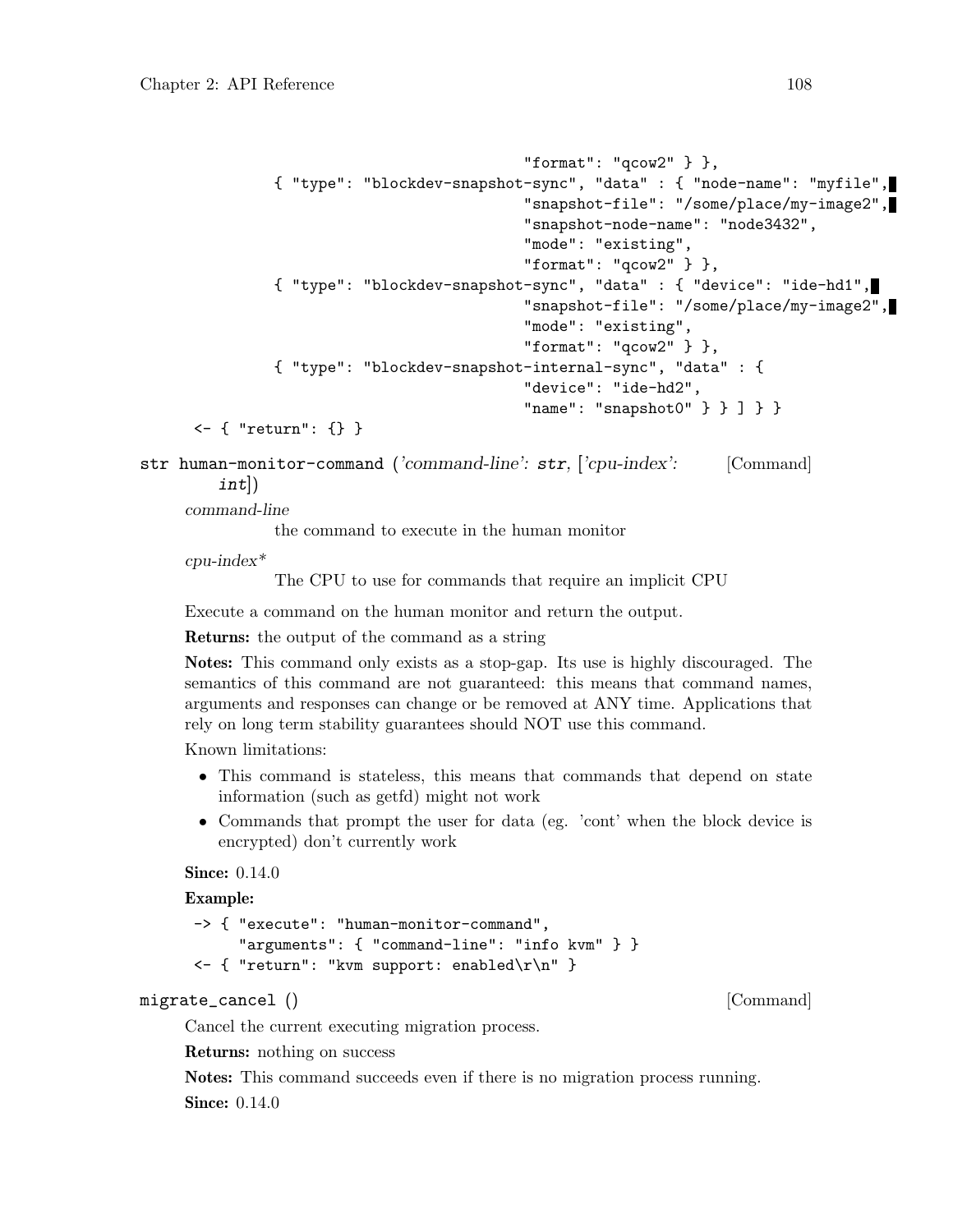```
                                     "format": "qcow2" } },
         { "type": "blockdev-snapshot-sync", "data" : { "node-name": "myfile",
                                     "snapshot-file": "/some/place/my-image2",
                                     "snapshot-node-name": "node3432",
                                     "mode": "existing",
                                     "format": "qcow2" } },
         { "type": "blockdev-snapshot-sync", "data" : { "device": "ide-hd1",
                                     "snapshot-file": "/some/place/my-image2",
                                     "mode": "existing",
                                     "format": "qcow2" } },
         { "type": "blockdev-snapshot-internal-sync", "data" : {
                                     "device": "ide-hd2",
                                     "name": "snapshot0" } } ] } }
<- { "return": {} }
```

`str human-monitor-command` (*'command-line'*: `str`, [*'cpu-index'*: `int`]) [Command]

*command-line*

the command to execute in the human monitor

*cpu-index**

The CPU to use for commands that require an implicit CPU

Execute a command on the human monitor and return the output.

**Returns:** the output of the command as a string

**Notes:** This command only exists as a stop-gap. Its use is highly discouraged. The semantics of this command are not guaranteed: this means that command names, arguments and responses can change or be removed at ANY time. Applications that rely on long term stability guarantees should NOT use this command.

Known limitations:

- This command is stateless, this means that commands that depend on state information (such as getfd) might not work
- Commands that prompt the user for data (eg. 'cont' when the block device is encrypted) don't currently work

**Since:** 0.14.0

**Example:**

```
-> { "execute": "human-monitor-command",
     "arguments": { "command-line": "info kvm" } }
<- { "return": "kvm support: enabled\r\n" }
```

`migrate_cancel` () [Command]

Cancel the current executing migration process.

**Returns:** nothing on success

**Notes:** This command succeeds even if there is no migration process running.

**Since:** 0.14.0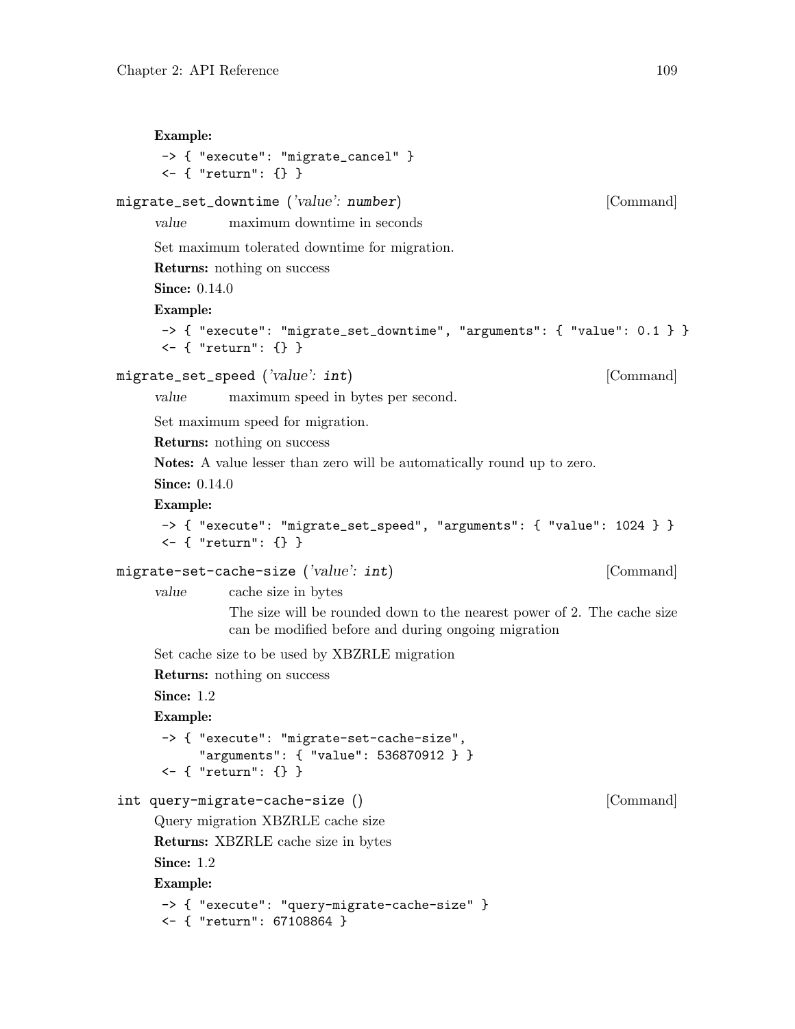**Example:**

```
-> { "execute": "migrate_cancel" }
<- { "return": {} }
```

`migrate_set_downtime` (*'value': number*) [Command]

*value* maximum downtime in seconds

Set maximum tolerated downtime for migration.

**Returns:** nothing on success

**Since:** 0.14.0

**Example:**

```
-> { "execute": "migrate_set_downtime", "arguments": { "value": 0.1 } }
<- { "return": {} }
```

`migrate_set_speed` (*'value': int*) [Command]

*value* maximum speed in bytes per second.

Set maximum speed for migration.

**Returns:** nothing on success

**Notes:** A value lesser than zero will be automatically round up to zero.

**Since:** 0.14.0

**Example:**

```
-> { "execute": "migrate_set_speed", "arguments": { "value": 1024 } }
<- { "return": {} }
```

`migrate-set-cache-size` (*'value': int*) [Command]

*value* cache size in bytes

The size will be rounded down to the nearest power of 2. The cache size can be modified before and during ongoing migration

Set cache size to be used by XBZRLE migration

**Returns:** nothing on success

**Since:** 1.2

**Example:**

```
-> { "execute": "migrate-set-cache-size",
     "arguments": { "value": 536870912 } }
<- { "return": {} }
```

`int query-migrate-cache-size` () [Command]

Query migration XBZRLE cache size

**Returns:** XBZRLE cache size in bytes

**Since:** 1.2

**Example:**

```
-> { "execute": "query-migrate-cache-size" }
<- { "return": 67108864 }
```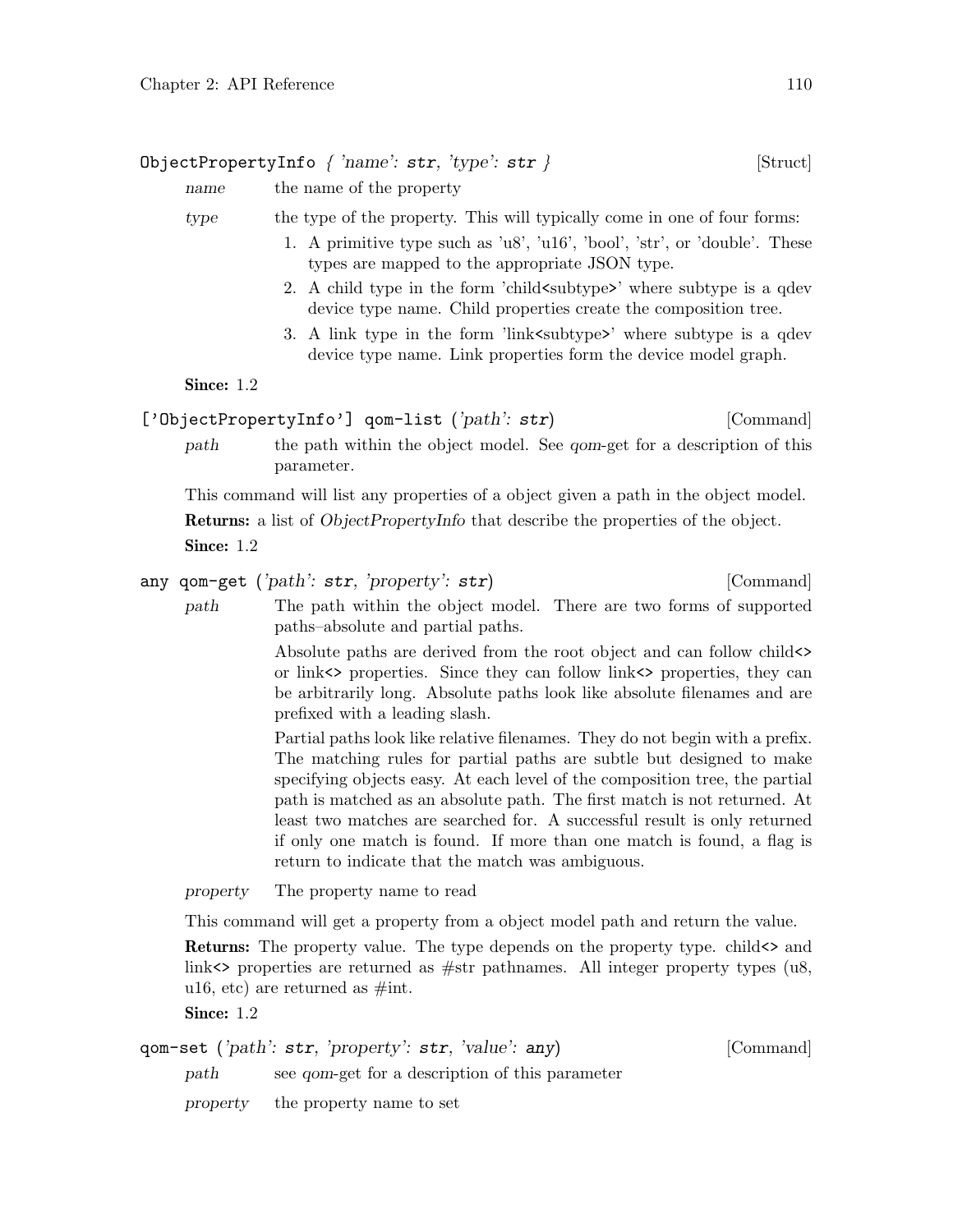`ObjectPropertyInfo` *{ 'name': `str`, 'type': `str` }* [Struct]

*name* the name of the property

*type* the type of the property. This will typically come in one of four forms:

1. A primitive type such as 'u8', 'u16', 'bool', 'str', or 'double'. These types are mapped to the appropriate JSON type.
2. A child type in the form 'child<subtype>' where subtype is a qdev device type name. Child properties create the composition tree.
3. A link type in the form 'link<subtype>' where subtype is a qdev device type name. Link properties form the device model graph.

**Since:** 1.2

`['ObjectPropertyInfo'] qom-list` *('path': `str`)* [Command]

*path* the path within the object model. See *qom*-get for a description of this parameter.

This command will list any properties of a object given a path in the object model.

**Returns:** a list of *ObjectPropertyInfo* that describe the properties of the object.

**Since:** 1.2

`any qom-get` *('path': `str`, 'property': `str`)* [Command]

*path* The path within the object model. There are two forms of supported paths–absolute and partial paths.

Absolute paths are derived from the root object and can follow child<> or link<> properties. Since they can follow link<> properties, they can be arbitrarily long. Absolute paths look like absolute filenames and are prefixed with a leading slash.

Partial paths look like relative filenames. They do not begin with a prefix. The matching rules for partial paths are subtle but designed to make specifying objects easy. At each level of the composition tree, the partial path is matched as an absolute path. The first match is not returned. At least two matches are searched for. A successful result is only returned if only one match is found. If more than one match is found, a flag is return to indicate that the match was ambiguous.

*property* The property name to read

This command will get a property from a object model path and return the value.

**Returns:** The property value. The type depends on the property type. child<> and link<> properties are returned as #str pathnames. All integer property types (u8, u16, etc) are returned as #int.

**Since:** 1.2

`qom-set` *('path': `str`, 'property': `str`, 'value': `any`)* [Command]

*path* see *qom*-get for a description of this parameter

*property* the property name to set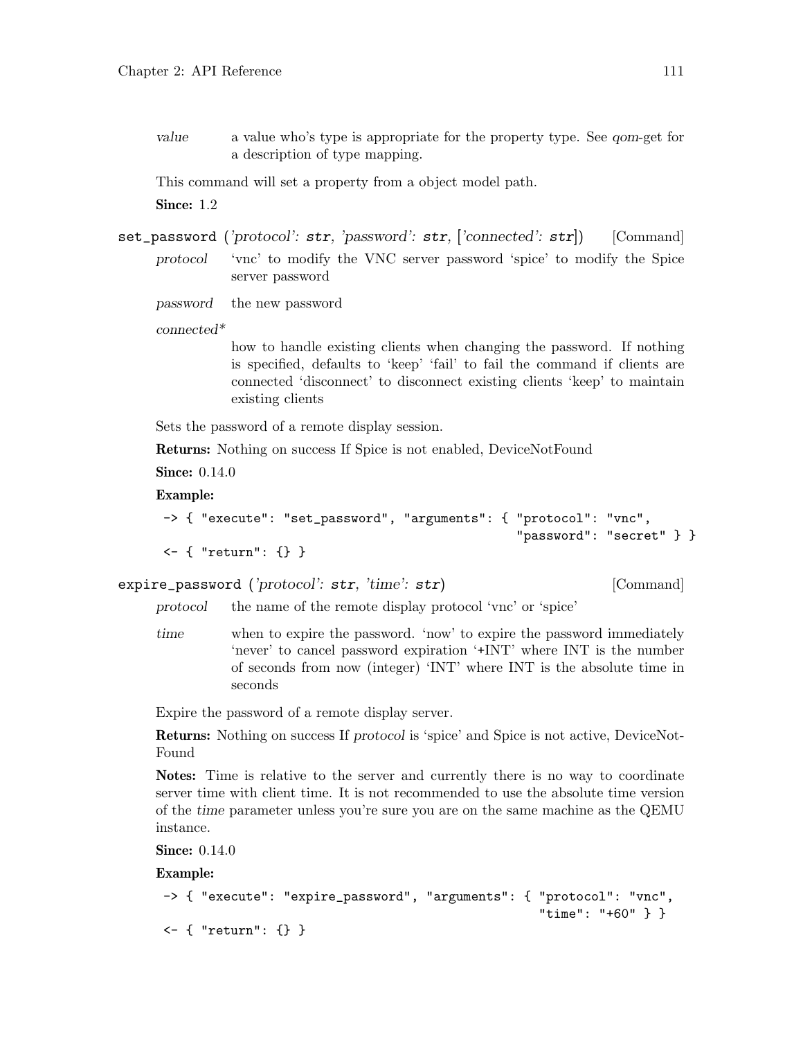*value* a value who's type is appropriate for the property type. See *qom*-get for a description of type mapping.

This command will set a property from a object model path.

**Since:** 1.2

`set_password` (*'protocol': str, 'password': str, ['connected': str]*) [Command]

*protocol* 'vnc' to modify the VNC server password 'spice' to modify the Spice server password

*password* the new password

*connected**

how to handle existing clients when changing the password. If nothing is specified, defaults to 'keep' 'fail' to fail the command if clients are connected 'disconnect' to disconnect existing clients 'keep' to maintain existing clients

Sets the password of a remote display session.

**Returns:** Nothing on success If Spice is not enabled, DeviceNotFound

**Since:** 0.14.0

**Example:**

```
-> { "execute": "set_password", "arguments": { "protocol": "vnc",
                                               "password": "secret" } }
<- { "return": {} }
```

`expire_password` (*'protocol': str, 'time': str*) [Command]

*protocol* the name of the remote display protocol 'vnc' or 'spice'

*time* when to expire the password. 'now' to expire the password immediately 'never' to cancel password expiration '+INT' where INT is the number of seconds from now (integer) 'INT' where INT is the absolute time in seconds

Expire the password of a remote display server.

**Returns:** Nothing on success If *protocol* is 'spice' and Spice is not active, DeviceNotFound

**Notes:** Time is relative to the server and currently there is no way to coordinate server time with client time. It is not recommended to use the absolute time version of the *time* parameter unless you're sure you are on the same machine as the QEMU instance.

**Since:** 0.14.0

**Example:**

```
-> { "execute": "expire_password", "arguments": { "protocol": "vnc",
                                                  "time": "+60" } }
<- { "return": {} }
```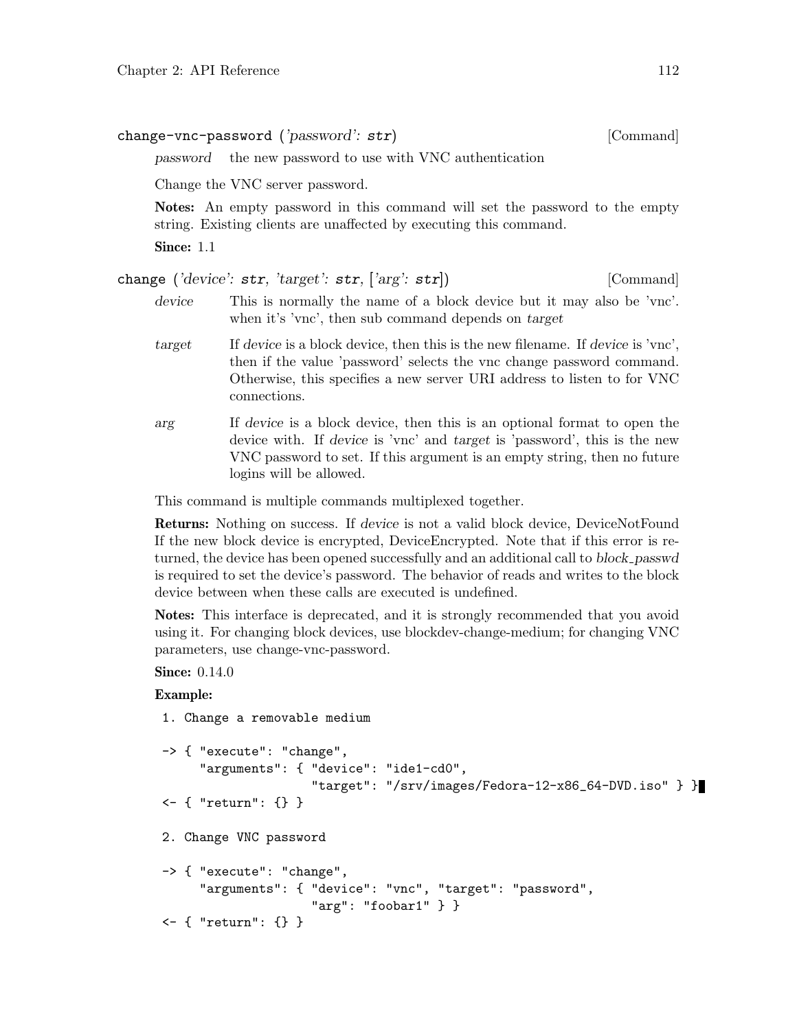**change-vnc-password** (*'password'*: **str**) [Command]

*password* the new password to use with VNC authentication

Change the VNC server password.

**Notes:** An empty password in this command will set the password to the empty string. Existing clients are unaffected by executing this command.

**Since:** 1.1

**change** (*'device'*: **str**, *'target'*: **str**, [*'arg'*: **str**]) [Command]

*device* This is normally the name of a block device but it may also be 'vnc'. when it's 'vnc', then sub command depends on *target*

*target* If *device* is a block device, then this is the new filename. If *device* is 'vnc', then if the value 'password' selects the vnc change password command. Otherwise, this specifies a new server URI address to listen to for VNC connections.

*arg* If *device* is a block device, then this is an optional format to open the device with. If *device* is 'vnc' and *target* is 'password', this is the new VNC password to set. If this argument is an empty string, then no future logins will be allowed.

This command is multiple commands multiplexed together.

**Returns:** Nothing on success. If *device* is not a valid block device, DeviceNotFound If the new block device is encrypted, DeviceEncrypted. Note that if this error is returned, the device has been opened successfully and an additional call to *block_passwd* is required to set the device's password. The behavior of reads and writes to the block device between when these calls are executed is undefined.

**Notes:** This interface is deprecated, and it is strongly recommended that you avoid using it. For changing block devices, use blockdev-change-medium; for changing VNC parameters, use change-vnc-password.

**Since:** 0.14.0

**Example:**

```
1. Change a removable medium

-> { "execute": "change",
     "arguments": { "device": "ide1-cd0",
                    "target": "/srv/images/Fedora-12-x86_64-DVD.iso" } }
<- { "return": {} }

2. Change VNC password

-> { "execute": "change",
     "arguments": { "device": "vnc", "target": "password",
                    "arg": "foobar1" } }
<- { "return": {} }
```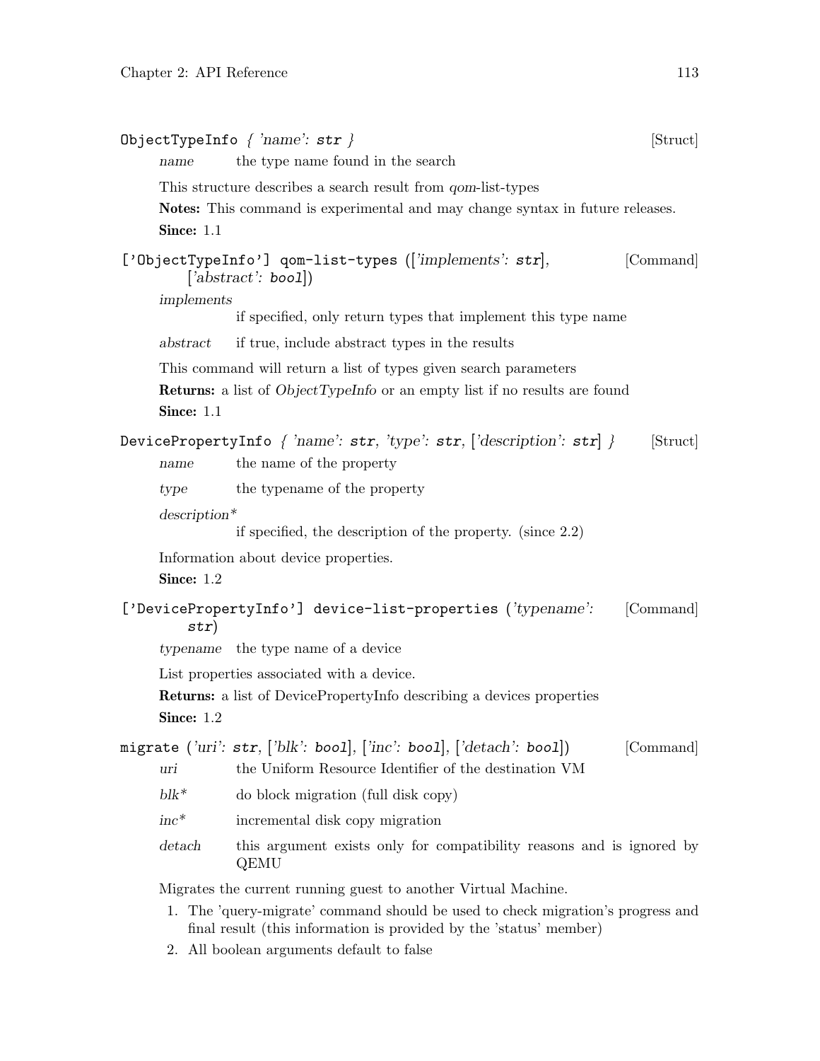**ObjectTypeInfo** { *'name'*: **str** } [Struct]

*name* the type name found in the search

This structure describes a search result from *qom*-list-types

**Notes:** This command is experimental and may change syntax in future releases.

**Since:** 1.1

**['ObjectTypeInfo'] qom-list-types** ([*'implements'*: **str**], [*'abstract'*: **bool**]) [Command]

*implements*
: if specified, only return types that implement this type name

*abstract* if true, include abstract types in the results

This command will return a list of types given search parameters

**Returns:** a list of *ObjectTypeInfo* or an empty list if no results are found

**Since:** 1.1

**DevicePropertyInfo** { *'name'*: **str**, *'type'*: **str**, [*'description'*: **str**] } [Struct]

*name* the name of the property

*type* the typename of the property

*description**
: if specified, the description of the property. (since 2.2)

Information about device properties.

**Since:** 1.2

**['DevicePropertyInfo'] device-list-properties** (*'typename'*: **str**) [Command]

*typename* the type name of a device

List properties associated with a device.

**Returns:** a list of DevicePropertyInfo describing a devices properties

**Since:** 1.2

**migrate** (*'uri'*: **str**, [*'blk'*: **bool**], [*'inc'*: **bool**], [*'detach'*: **bool**]) [Command]

*uri* the Uniform Resource Identifier of the destination VM

*blk** do block migration (full disk copy)

*inc** incremental disk copy migration

*detach* this argument exists only for compatibility reasons and is ignored by QEMU

Migrates the current running guest to another Virtual Machine.

1. The 'query-migrate' command should be used to check migration's progress and final result (this information is provided by the 'status' member)
2. All boolean arguments default to false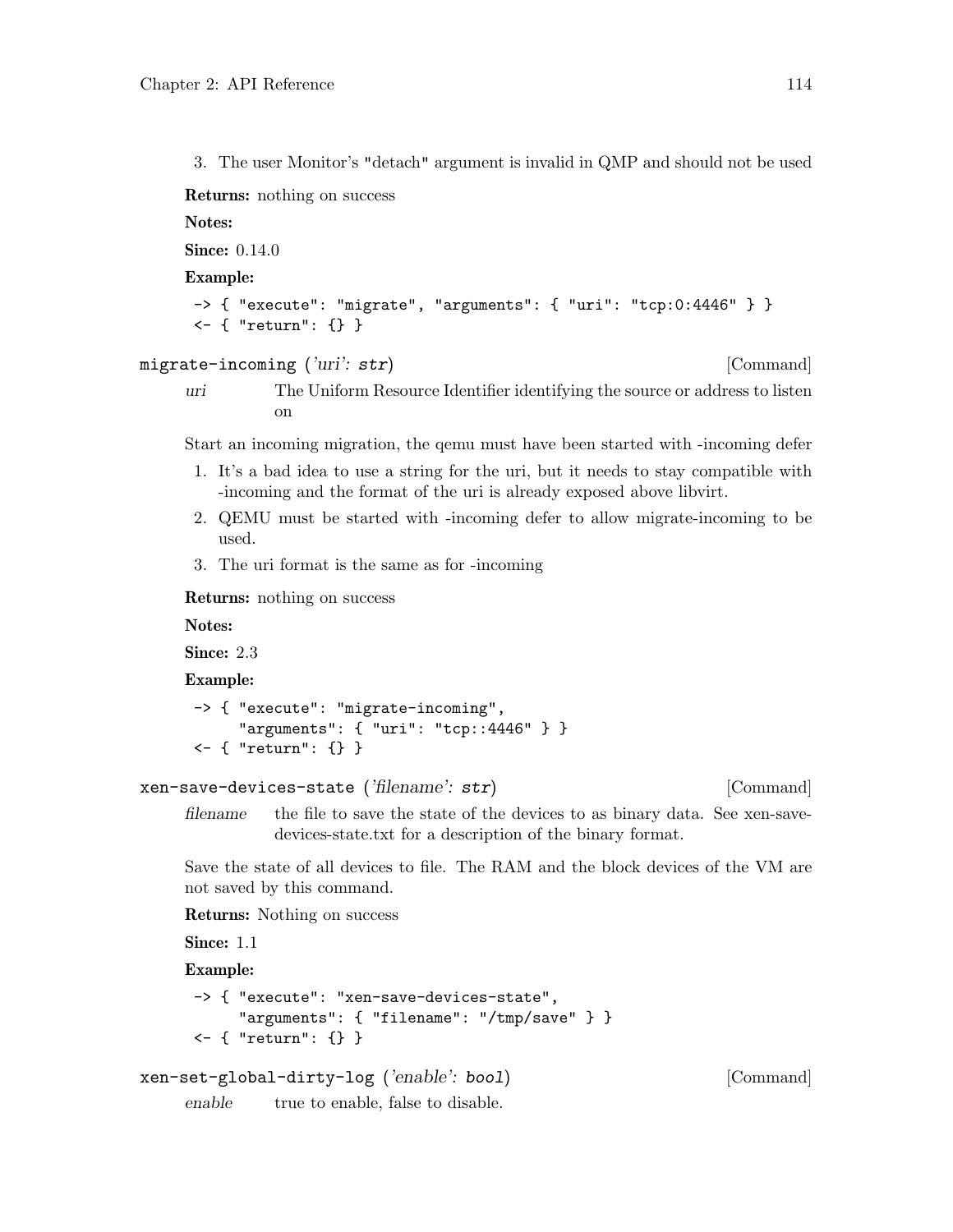3. The user Monitor's "detach" argument is invalid in QMP and should not be used

**Returns:** nothing on success

**Notes:**

**Since:** 0.14.0

**Example:**

```
-> { "execute": "migrate", "arguments": { "uri": "tcp:0:4446" } }
<- { "return": {} }
```

### `migrate-incoming` (*'uri': str*) [Command]

*uri* The Uniform Resource Identifier identifying the source or address to listen on

Start an incoming migration, the qemu must have been started with -incoming defer

1. It's a bad idea to use a string for the uri, but it needs to stay compatible with -incoming and the format of the uri is already exposed above libvirt.
2. QEMU must be started with -incoming defer to allow migrate-incoming to be used.
3. The uri format is the same as for -incoming

**Returns:** nothing on success

**Notes:**

**Since:** 2.3

**Example:**

```
-> { "execute": "migrate-incoming",
     "arguments": { "uri": "tcp::4446" } }
<- { "return": {} }
```

### `xen-save-devices-state` (*'filename': str*) [Command]

*filename* the file to save the state of the devices to as binary data. See xen-save-devices-state.txt for a description of the binary format.

Save the state of all devices to file. The RAM and the block devices of the VM are not saved by this command.

**Returns:** Nothing on success

**Since:** 1.1

**Example:**

```
-> { "execute": "xen-save-devices-state",
     "arguments": { "filename": "/tmp/save" } }
<- { "return": {} }
```

### `xen-set-global-dirty-log` (*'enable': bool*) [Command]

*enable* true to enable, false to disable.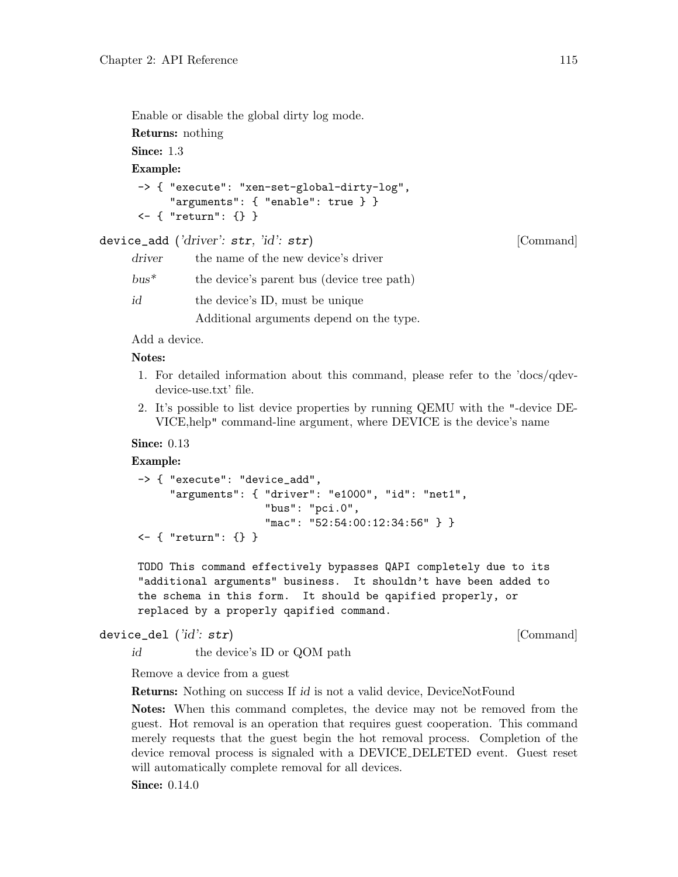Enable or disable the global dirty log mode.

**Returns:** nothing

**Since:** 1.3

**Example:**

```
-> { "execute": "xen-set-global-dirty-log",
     "arguments": { "enable": true } }
<- { "return": {} }
```

`device_add` (*'driver'*: **str**, *'id'*: **str**) [Command]

*driver* the name of the new device's driver

*bus** the device's parent bus (device tree path)

*id* the device's ID, must be unique

Additional arguments depend on the type.

Add a device.

**Notes:**

1. For detailed information about this command, please refer to the 'docs/qdev-device-use.txt' file.
2. It's possible to list device properties by running QEMU with the "-device DEVICE,help" command-line argument, where DEVICE is the device's name

**Since:** 0.13

**Example:**

```
-> { "execute": "device_add",
     "arguments": { "driver": "e1000", "id": "net1",
                    "bus": "pci.0",
                    "mac": "52:54:00:12:34:56" } }
<- { "return": {} }

TODO This command effectively bypasses QAPI completely due to its
"additional arguments" business.  It shouldn't have been added to
the schema in this form.  It should be qapified properly, or
replaced by a properly qapified command.
```

`device_del` (*'id'*: **str**) [Command]

*id* the device's ID or QOM path

Remove a device from a guest

**Returns:** Nothing on success If *id* is not a valid device, DeviceNotFound

**Notes:** When this command completes, the device may not be removed from the guest. Hot removal is an operation that requires guest cooperation. This command merely requests that the guest begin the hot removal process. Completion of the device removal process is signaled with a DEVICE_DELETED event. Guest reset will automatically complete removal for all devices.

**Since:** 0.14.0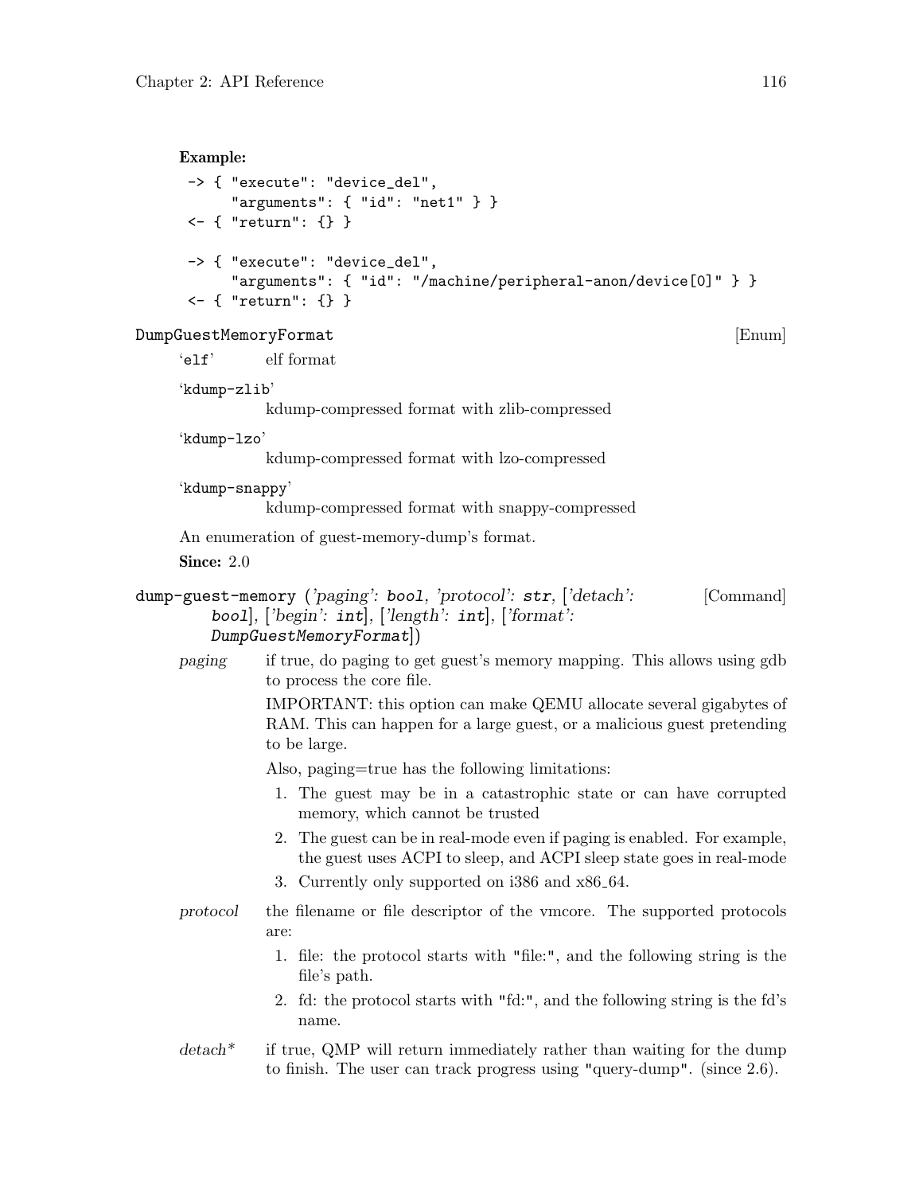**Example:**

```
-> { "execute": "device_del",
     "arguments": { "id": "net1" } }
<- { "return": {} }

-> { "execute": "device_del",
     "arguments": { "id": "/machine/peripheral-anon/device[0]" } }
<- { "return": {} }
```

### `DumpGuestMemoryFormat` [Enum]

`'elf'`
: elf format

`'kdump-zlib'`
: kdump-compressed format with zlib-compressed

`'kdump-lzo'`
: kdump-compressed format with lzo-compressed

`'kdump-snappy'`
: kdump-compressed format with snappy-compressed

An enumeration of guest-memory-dump's format.

**Since:** 2.0

### `dump-guest-memory` (*'paging': `bool`, 'protocol': `str`, ['detach': `bool`], ['begin': `int`], ['length': `int`], ['format': `DumpGuestMemoryFormat`]*) [Command]

*paging*
: if true, do paging to get guest's memory mapping. This allows using gdb to process the core file.

  IMPORTANT: this option can make QEMU allocate several gigabytes of RAM. This can happen for a large guest, or a malicious guest pretending to be large.

  Also, paging=true has the following limitations:

  1. The guest may be in a catastrophic state or can have corrupted memory, which cannot be trusted
  2. The guest can be in real-mode even if paging is enabled. For example, the guest uses ACPI to sleep, and ACPI sleep state goes in real-mode
  3. Currently only supported on i386 and x86_64.

*protocol*
: the filename or file descriptor of the vmcore. The supported protocols are:

  1. file: the protocol starts with "file:", and the following string is the file's path.
  2. fd: the protocol starts with "fd:", and the following string is the fd's name.

*detach**
: if true, QMP will return immediately rather than waiting for the dump to finish. The user can track progress using "query-dump". (since 2.6).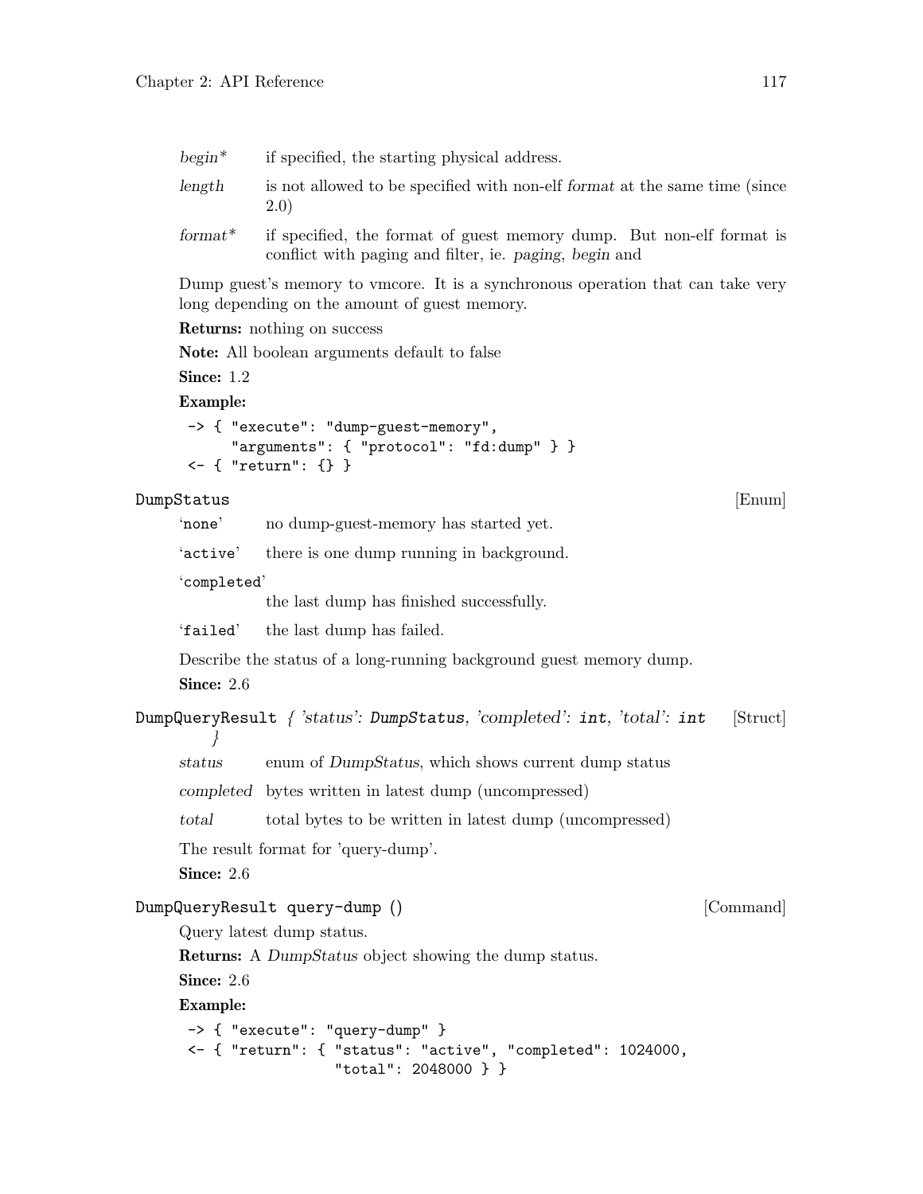*begin\** if specified, the starting physical address.

*length* is not allowed to be specified with non-elf *format* at the same time (since 2.0)

*format\** if specified, the format of guest memory dump. But non-elf format is conflict with paging and filter, ie. *paging*, *begin* and

Dump guest's memory to vmcore. It is a synchronous operation that can take very long depending on the amount of guest memory.

**Returns:** nothing on success

**Note:** All boolean arguments default to false

**Since:** 1.2

**Example:**

```
-> { "execute": "dump-guest-memory",
     "arguments": { "protocol": "fd:dump" } }
<- { "return": {} }
```

`DumpStatus` [Enum]

'`none`' no dump-guest-memory has started yet.

'`active`' there is one dump running in background.

'`completed`' the last dump has finished successfully.

'`failed`' the last dump has failed.

Describe the status of a long-running background guest memory dump.

**Since:** 2.6

`DumpQueryResult` *{ 'status': `DumpStatus`, 'completed': `int`, 'total': `int` }* [Struct]

*status* enum of *DumpStatus*, which shows current dump status

*completed* bytes written in latest dump (uncompressed)

*total* total bytes to be written in latest dump (uncompressed)

The result format for 'query-dump'.

**Since:** 2.6

`DumpQueryResult query-dump ()` [Command]

Query latest dump status.

**Returns:** A *DumpStatus* object showing the dump status.

**Since:** 2.6

**Example:**

```
-> { "execute": "query-dump" }
<- { "return": { "status": "active", "completed": 1024000,
                 "total": 2048000 } }
```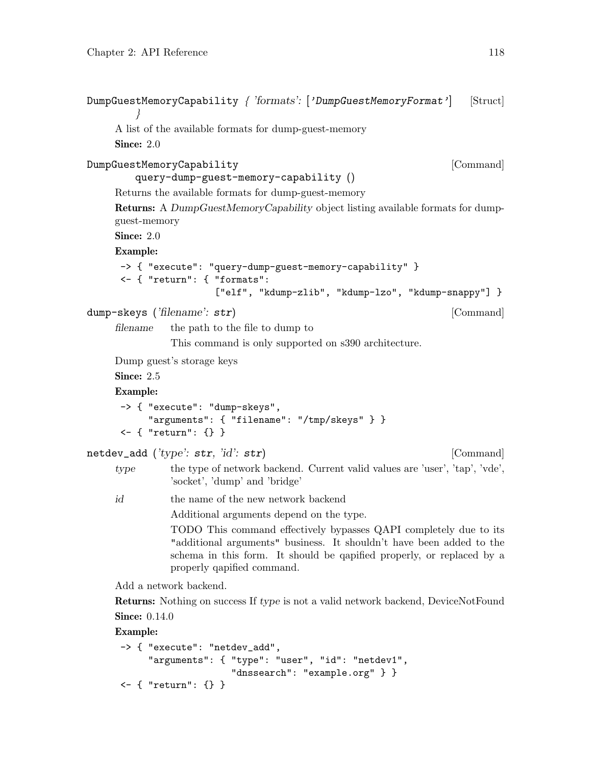`DumpGuestMemoryCapability { 'formats': ['DumpGuestMemoryFormat'] }` [Struct]

A list of the available formats for dump-guest-memory

**Since:** 2.0

`DumpGuestMemoryCapability query-dump-guest-memory-capability ()` [Command]

Returns the available formats for dump-guest-memory

**Returns:** A *DumpGuestMemoryCapability* object listing available formats for dump-guest-memory

**Since:** 2.0

**Example:**

```
-> { "execute": "query-dump-guest-memory-capability" }
<- { "return": { "formats":
                 ["elf", "kdump-zlib", "kdump-lzo", "kdump-snappy"] }
```

`dump-skeys ('filename': str)` [Command]

*filename* the path to the file to dump to

This command is only supported on s390 architecture.

Dump guest's storage keys

**Since:** 2.5

**Example:**

```
-> { "execute": "dump-skeys",
     "arguments": { "filename": "/tmp/skeys" } }
<- { "return": {} }
```

`netdev_add ('type': str, 'id': str)` [Command]

*type* the type of network backend. Current valid values are 'user', 'tap', 'vde', 'socket', 'dump' and 'bridge'

*id* the name of the new network backend

Additional arguments depend on the type.

TODO This command effectively bypasses QAPI completely due to its "additional arguments" business. It shouldn't have been added to the schema in this form. It should be qapified properly, or replaced by a properly qapified command.

Add a network backend.

**Returns:** Nothing on success If *type* is not a valid network backend, DeviceNotFound

**Since:** 0.14.0

**Example:**

```
-> { "execute": "netdev_add",
     "arguments": { "type": "user", "id": "netdev1",
                    "dnssearch": "example.org" } }
<- { "return": {} }
```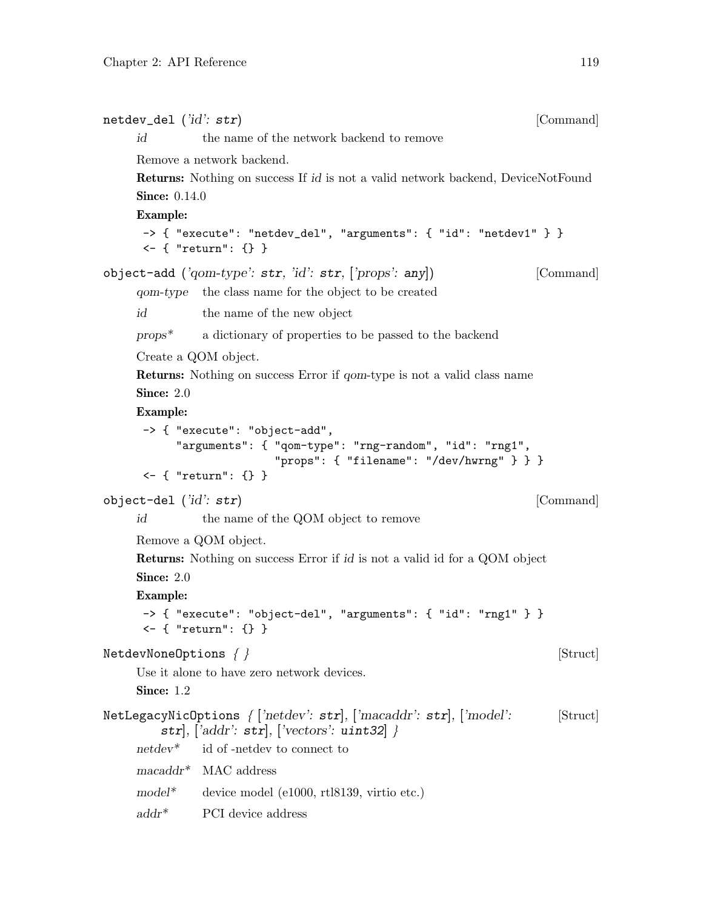**netdev_del** (*'id'*: **str**) [Command]

*id* the name of the network backend to remove

Remove a network backend.

**Returns:** Nothing on success If *id* is not a valid network backend, DeviceNotFound

**Since:** 0.14.0

**Example:**

```
-> { "execute": "netdev_del", "arguments": { "id": "netdev1" } }
<- { "return": {} }
```

**object-add** (*'qom-type'*: **str**, *'id'*: **str**, [*'props'*: **any**]) [Command]

*qom-type* the class name for the object to be created

*id* the name of the new object

*props** a dictionary of properties to be passed to the backend

Create a QOM object.

**Returns:** Nothing on success Error if *qom*-type is not a valid class name

**Since:** 2.0

**Example:**

```
-> { "execute": "object-add",
     "arguments": { "qom-type": "rng-random", "id": "rng1",
                    "props": { "filename": "/dev/hwrng" } } }
<- { "return": {} }
```

**object-del** (*'id'*: **str**) [Command]

*id* the name of the QOM object to remove

Remove a QOM object.

**Returns:** Nothing on success Error if *id* is not a valid id for a QOM object

**Since:** 2.0

**Example:**

```
-> { "execute": "object-del", "arguments": { "id": "rng1" } }
<- { "return": {} }
```

**NetdevNoneOptions** *{ }* [Struct]

Use it alone to have zero network devices.

**Since:** 1.2

**NetLegacyNicOptions** *{* [*'netdev'*: **str**], [*'macaddr'*: **str**], [*'model'*: **str**], [*'addr'*: **str**], [*'vectors'*: **uint32**] *}* [Struct]

*netdev** id of -netdev to connect to

*macaddr** MAC address

*model** device model (e1000, rtl8139, virtio etc.)

*addr** PCI device address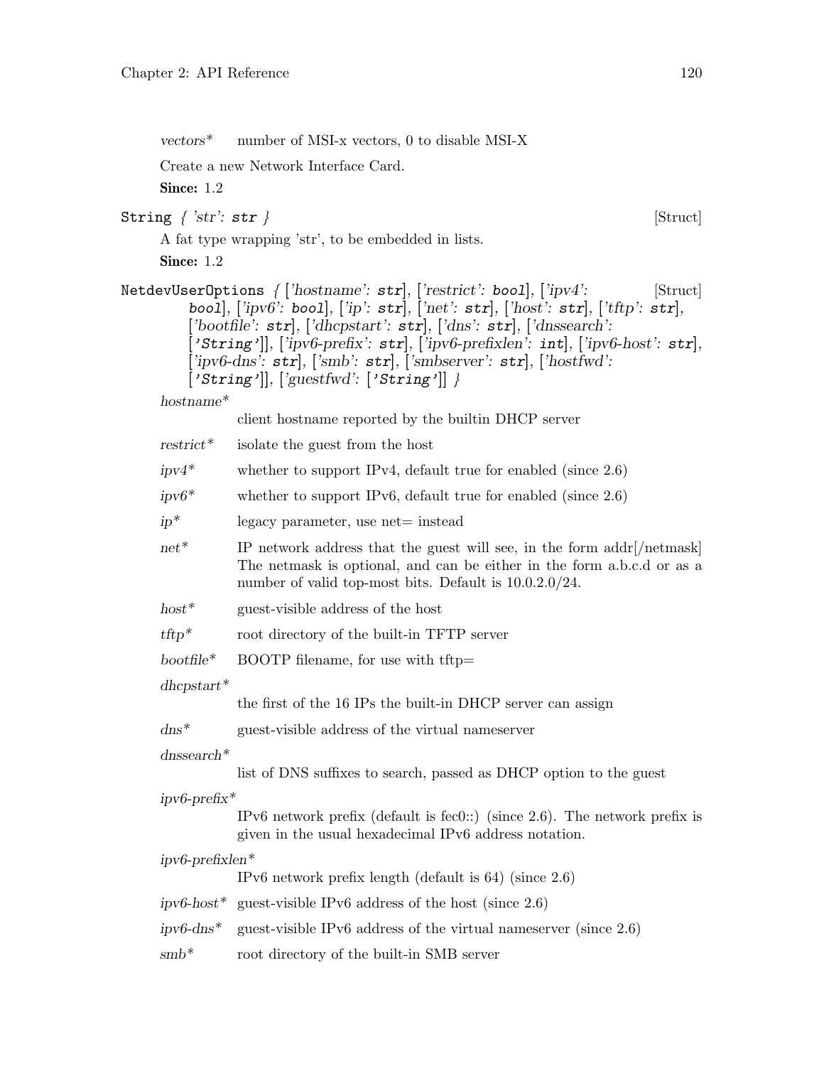*vectors** number of MSI-x vectors, 0 to disable MSI-X

Create a new Network Interface Card.

**Since:** 1.2

`String` *{ 'str': `str` }* [Struct]

A fat type wrapping 'str', to be embedded in lists.

**Since:** 1.2

`NetdevUserOptions` *{ ['hostname': `str`], ['restrict': `bool`], ['ipv4': `bool`], ['ipv6': `bool`], ['ip': `str`], ['net': `str`], ['host': `str`], ['tftp': `str`], ['bootfile': `str`], ['dhcpstart': `str`], ['dns': `str`], ['dnssearch': [`'String'`]], ['ipv6-prefix': `str`], ['ipv6-prefixlen': `int`], ['ipv6-host': `str`], ['ipv6-dns': `str`], ['smb': `str`], ['smbserver': `str`], ['hostfwd': [`'String'`]], ['guestfwd': [`'String'`]] }* [Struct]

*hostname**
: client hostname reported by the builtin DHCP server

*restrict**
: isolate the guest from the host

*ipv4**
: whether to support IPv4, default true for enabled (since 2.6)

*ipv6**
: whether to support IPv6, default true for enabled (since 2.6)

*ip**
: legacy parameter, use net= instead

*net**
: IP network address that the guest will see, in the form addr[/netmask] The netmask is optional, and can be either in the form a.b.c.d or as a number of valid top-most bits. Default is 10.0.2.0/24.

*host**
: guest-visible address of the host

*tftp**
: root directory of the built-in TFTP server

*bootfile**
: BOOTP filename, for use with tftp=

*dhcpstart**
: the first of the 16 IPs the built-in DHCP server can assign

*dns**
: guest-visible address of the virtual nameserver

*dnssearch**
: list of DNS suffixes to search, passed as DHCP option to the guest

*ipv6-prefix**
: IPv6 network prefix (default is fec0::) (since 2.6). The network prefix is given in the usual hexadecimal IPv6 address notation.

*ipv6-prefixlen**
: IPv6 network prefix length (default is 64) (since 2.6)

*ipv6-host**
: guest-visible IPv6 address of the host (since 2.6)

*ipv6-dns**
: guest-visible IPv6 address of the virtual nameserver (since 2.6)

*smb**
: root directory of the built-in SMB server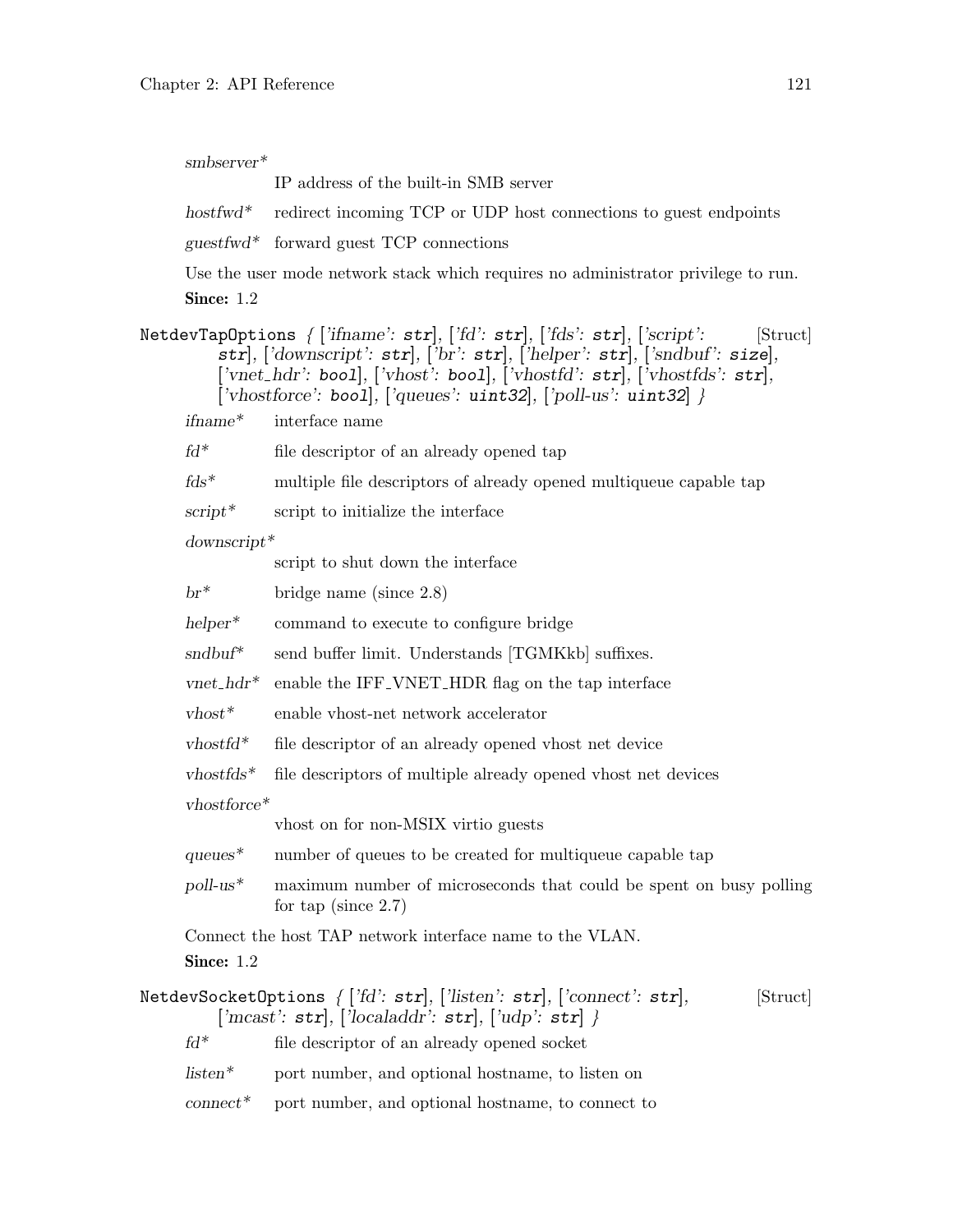*smbserver**
IP address of the built-in SMB server

*hostfwd** redirect incoming TCP or UDP host connections to guest endpoints

*guestfwd** forward guest TCP connections

Use the user mode network stack which requires no administrator privilege to run.

**Since:** 1.2

`NetdevTapOptions` { ['ifname': **str**], ['fd': **str**], ['fds': **str**], ['script': **str**], ['downscript': **str**], ['br': **str**], ['helper': **str**], ['sndbuf': **size**], ['vnet_hdr': **bool**], ['vhost': **bool**], ['vhostfd': **str**], ['vhostfds': **str**], ['vhostforce': **bool**], ['queues': **uint32**], ['poll-us': **uint32**] } [Struct]

*ifname** interface name

*fd** file descriptor of an already opened tap

*fds** multiple file descriptors of already opened multiqueue capable tap

*script** script to initialize the interface

*downscript**
script to shut down the interface

*br** bridge name (since 2.8)

*helper** command to execute to configure bridge

*sndbuf** send buffer limit. Understands [TGMKkb] suffixes.

*vnet_hdr** enable the IFF_VNET_HDR flag on the tap interface

*vhost** enable vhost-net network accelerator

*vhostfd** file descriptor of an already opened vhost net device

*vhostfds** file descriptors of multiple already opened vhost net devices

*vhostforce**
vhost on for non-MSIX virtio guests

*queues** number of queues to be created for multiqueue capable tap

*poll-us** maximum number of microseconds that could be spent on busy polling for tap (since 2.7)

Connect the host TAP network interface name to the VLAN.

**Since:** 1.2

`NetdevSocketOptions` { ['fd': **str**], ['listen': **str**], ['connect': **str**], ['mcast': **str**], ['localaddr': **str**], ['udp': **str**] } [Struct]

*fd** file descriptor of an already opened socket

*listen** port number, and optional hostname, to listen on

*connect** port number, and optional hostname, to connect to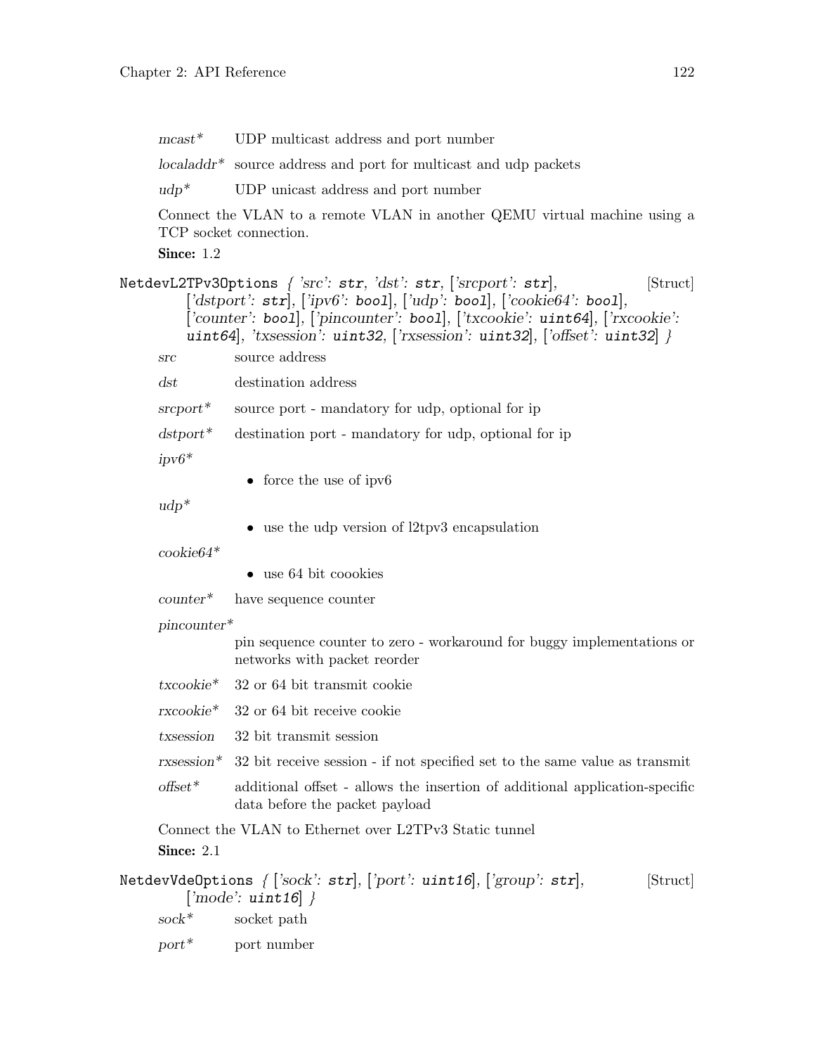*mcast** UDP multicast address and port number

*localaddr** source address and port for multicast and udp packets

*udp** UDP unicast address and port number

Connect the VLAN to a remote VLAN in another QEMU virtual machine using a TCP socket connection.

**Since:** 1.2

`NetdevL2TPv3Options` { *'src'*: **str**, *'dst'*: **str**, [*'srcport'*: **str**], [*'dstport'*: **str**], [*'ipv6'*: **bool**], [*'udp'*: **bool**], [*'cookie64'*: **bool**], [*'counter'*: **bool**], [*'pincounter'*: **bool**], [*'txcookie'*: **uint64**], [*'rxcookie'*: **uint64**], *'txsession'*: **uint32**, [*'rxsession'*: **uint32**], [*'offset'*: **uint32**] } [Struct]

*src* source address

*dst* destination address

*srcport** source port - mandatory for udp, optional for ip

*dstport** destination port - mandatory for udp, optional for ip

*ipv6**

- force the use of ipv6

*udp**

- use the udp version of l2tpv3 encapsulation

*cookie64**

- use 64 bit coookies

*counter** have sequence counter

*pincounter**

pin sequence counter to zero - workaround for buggy implementations or networks with packet reorder

*txcookie** 32 or 64 bit transmit cookie

*rxcookie** 32 or 64 bit receive cookie

*txsession* 32 bit transmit session

*rxsession** 32 bit receive session - if not specified set to the same value as transmit

*offset** additional offset - allows the insertion of additional application-specific data before the packet payload

Connect the VLAN to Ethernet over L2TPv3 Static tunnel

**Since:** 2.1

`NetdevVdeOptions` { [*'sock'*: **str**], [*'port'*: **uint16**], [*'group'*: **str**], [*'mode'*: **uint16**] } [Struct]

*sock** socket path

*port** port number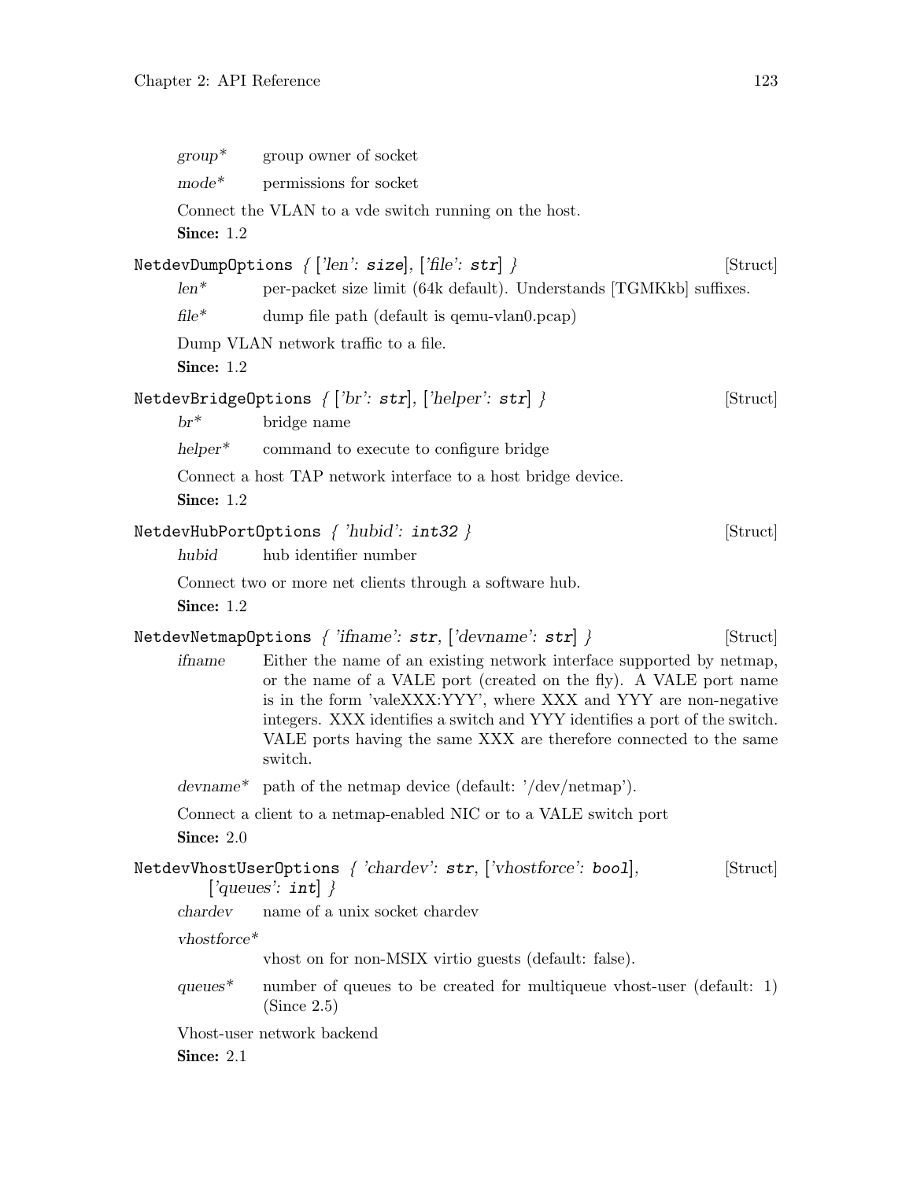*group** group owner of socket

*mode** permissions for socket

Connect the VLAN to a vde switch running on the host.

**Since:** 1.2

`NetdevDumpOptions` *{ ['len': **size**], ['file': **str**] }* [Struct]

*len** per-packet size limit (64k default). Understands [TGMKkb] suffixes.

*file** dump file path (default is qemu-vlan0.pcap)

Dump VLAN network traffic to a file.

**Since:** 1.2

`NetdevBridgeOptions` *{ ['br': **str**], ['helper': **str**] }* [Struct]

*br** bridge name

*helper** command to execute to configure bridge

Connect a host TAP network interface to a host bridge device.

**Since:** 1.2

`NetdevHubPortOptions` *{ 'hubid': **int32** }* [Struct]

*hubid* hub identifier number

Connect two or more net clients through a software hub.

**Since:** 1.2

`NetdevNetmapOptions` *{ 'ifname': **str**, ['devname': **str**] }* [Struct]

*ifname* Either the name of an existing network interface supported by netmap, or the name of a VALE port (created on the fly). A VALE port name is in the form 'valeXXX:YYY', where XXX and YYY are non-negative integers. XXX identifies a switch and YYY identifies a port of the switch. VALE ports having the same XXX are therefore connected to the same switch.

*devname** path of the netmap device (default: '/dev/netmap').

Connect a client to a netmap-enabled NIC or to a VALE switch port

**Since:** 2.0

`NetdevVhostUserOptions` *{ 'chardev': **str**, ['vhostforce': **bool**], ['queues': **int**] }* [Struct]

*chardev* name of a unix socket chardev

*vhostforce**
vhost on for non-MSIX virtio guests (default: false).

*queues** number of queues to be created for multiqueue vhost-user (default: 1) (Since 2.5)

Vhost-user network backend

**Since:** 2.1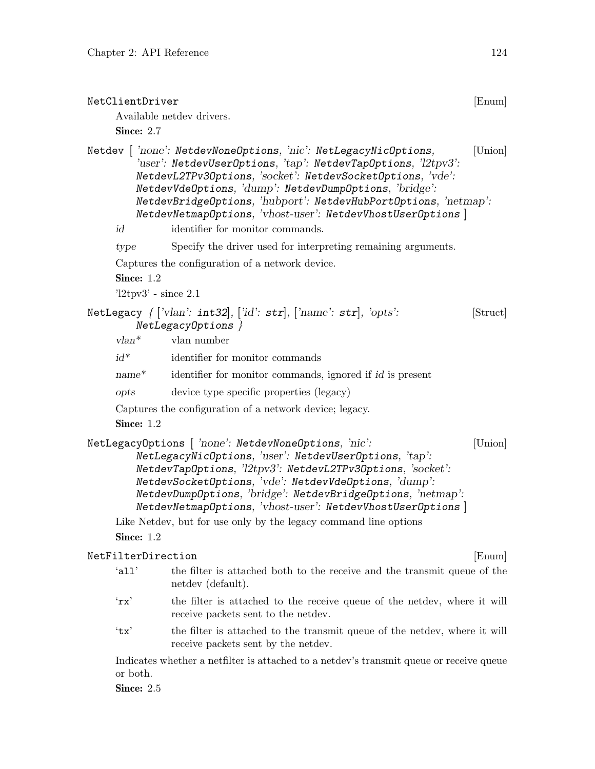### NetClientDriver [Enum]

Available netdev drivers.

**Since:** 2.7

### Netdev [ *'none'*: `NetdevNoneOptions`, *'nic'*: `NetLegacyNicOptions`, *'user'*: `NetdevUserOptions`, *'tap'*: `NetdevTapOptions`, *'l2tpv3'*: `NetdevL2TPv3Options`, *'socket'*: `NetdevSocketOptions`, *'vde'*: `NetdevVdeOptions`, *'dump'*: `NetdevDumpOptions`, *'bridge'*: `NetdevBridgeOptions`, *'hubport'*: `NetdevHubPortOptions`, *'netmap'*: `NetdevNetmapOptions`, *'vhost-user'*: `NetdevVhostUserOptions` ] [Union]

*id* identifier for monitor commands.

*type* Specify the driver used for interpreting remaining arguments.

Captures the configuration of a network device.

**Since:** 1.2

'l2tpv3' - since 2.1

### NetLegacy { [*'vlan'*: `int32`], [*'id'*: `str`], [*'name'*: `str`], *'opts'*: `NetLegacyOptions` } [Struct]

*vlan** vlan number

*id** identifier for monitor commands

*name** identifier for monitor commands, ignored if *id* is present

*opts* device type specific properties (legacy)

Captures the configuration of a network device; legacy.

**Since:** 1.2

### NetLegacyOptions [ *'none'*: `NetdevNoneOptions`, *'nic'*: `NetLegacyNicOptions`, *'user'*: `NetdevUserOptions`, *'tap'*: `NetdevTapOptions`, *'l2tpv3'*: `NetdevL2TPv3Options`, *'socket'*: `NetdevSocketOptions`, *'vde'*: `NetdevVdeOptions`, *'dump'*: `NetdevDumpOptions`, *'bridge'*: `NetdevBridgeOptions`, *'netmap'*: `NetdevNetmapOptions`, *'vhost-user'*: `NetdevVhostUserOptions` ] [Union]

Like Netdev, but for use only by the legacy command line options

**Since:** 1.2

### NetFilterDirection [Enum]

'`all`' the filter is attached both to the receive and the transmit queue of the netdev (default).

'`rx`' the filter is attached to the receive queue of the netdev, where it will receive packets sent to the netdev.

'`tx`' the filter is attached to the transmit queue of the netdev, where it will receive packets sent by the netdev.

Indicates whether a netfilter is attached to a netdev's transmit queue or receive queue or both.

**Since:** 2.5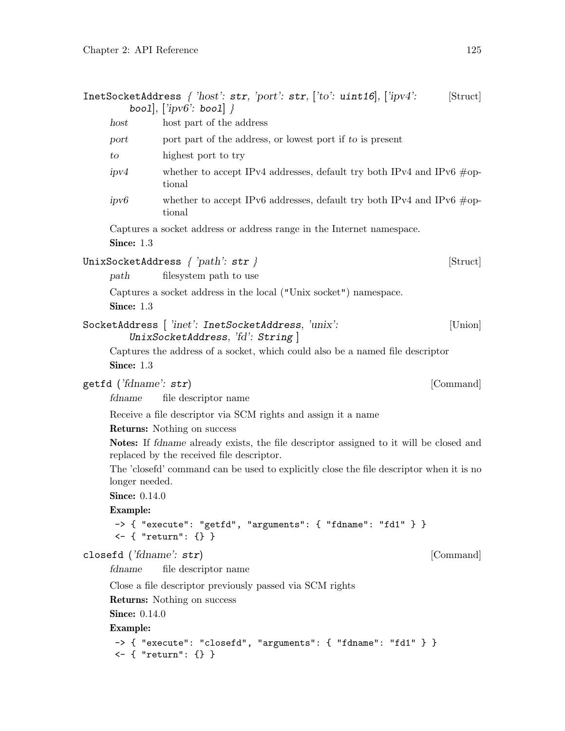**InetSocketAddress** *{ 'host': **str**, 'port': **str**, ['to': **uint16**], ['ipv4': **bool**], ['ipv6': **bool**] }* [Struct]

*host* host part of the address

*port* port part of the address, or lowest port if *to* is present

*to* highest port to try

*ipv4* whether to accept IPv4 addresses, default try both IPv4 and IPv6 #optional

*ipv6* whether to accept IPv6 addresses, default try both IPv4 and IPv6 #optional

Captures a socket address or address range in the Internet namespace.

**Since:** 1.3

**UnixSocketAddress** *{ 'path': **str** }* [Struct]

*path* filesystem path to use

Captures a socket address in the local ("Unix socket") namespace.

**Since:** 1.3

**SocketAddress** *[ 'inet': **InetSocketAddress**, 'unix': **UnixSocketAddress**, 'fd': **String** ]* [Union]

Captures the address of a socket, which could also be a named file descriptor

**Since:** 1.3

**getfd** *('fdname': **str**)* [Command]

*fdname* file descriptor name

Receive a file descriptor via SCM rights and assign it a name

**Returns:** Nothing on success

**Notes:** If *fdname* already exists, the file descriptor assigned to it will be closed and replaced by the received file descriptor.

The 'closefd' command can be used to explicitly close the file descriptor when it is no longer needed.

**Since:** 0.14.0

**Example:**

```
-> { "execute": "getfd", "arguments": { "fdname": "fd1" } }
<- { "return": {} }
```

**closefd** *('fdname': **str**)* [Command]

*fdname* file descriptor name

Close a file descriptor previously passed via SCM rights

**Returns:** Nothing on success

**Since:** 0.14.0

**Example:**

```
-> { "execute": "closefd", "arguments": { "fdname": "fd1" } }
<- { "return": {} }
```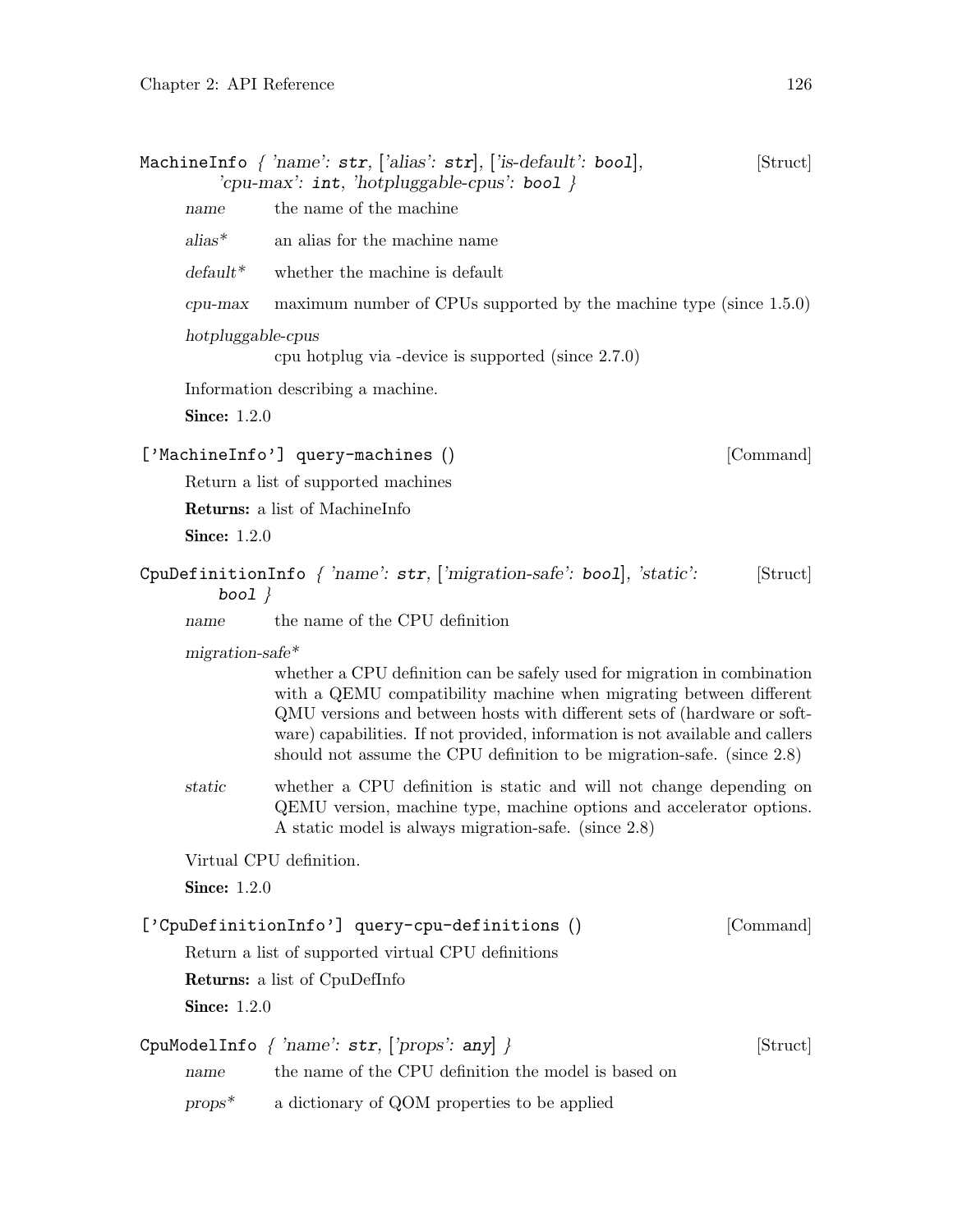MachineInfo { 'name': str, ['alias': str], ['is-default': bool], 'cpu-max': int, 'hotpluggable-cpus': bool } [Struct]

*name* the name of the machine

*alias** an alias for the machine name

*default** whether the machine is default

*cpu-max* maximum number of CPUs supported by the machine type (since 1.5.0)

*hotpluggable-cpus*
cpu hotplug via -device is supported (since 2.7.0)

Information describing a machine.

**Since:** 1.2.0

['MachineInfo'] query-machines () [Command]

Return a list of supported machines

**Returns:** a list of MachineInfo

**Since:** 1.2.0

CpuDefinitionInfo { 'name': str, ['migration-safe': bool], 'static': bool } [Struct]

*name* the name of the CPU definition

*migration-safe**
whether a CPU definition can be safely used for migration in combination with a QEMU compatibility machine when migrating between different QMU versions and between hosts with different sets of (hardware or software) capabilities. If not provided, information is not available and callers should not assume the CPU definition to be migration-safe. (since 2.8)

*static* whether a CPU definition is static and will not change depending on QEMU version, machine type, machine options and accelerator options. A static model is always migration-safe. (since 2.8)

Virtual CPU definition.

**Since:** 1.2.0

['CpuDefinitionInfo'] query-cpu-definitions () [Command]

Return a list of supported virtual CPU definitions

**Returns:** a list of CpuDefInfo

**Since:** 1.2.0

CpuModelInfo { 'name': str, ['props': any] } [Struct]

*name* the name of the CPU definition the model is based on

*props** a dictionary of QOM properties to be applied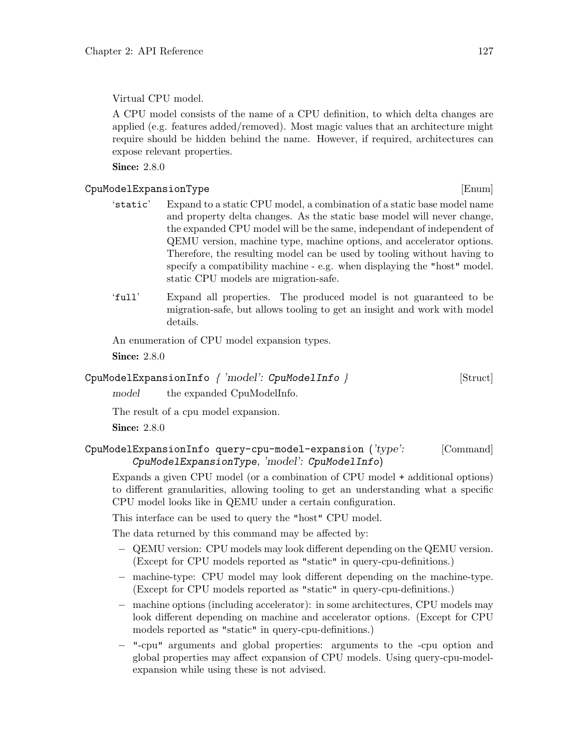Virtual CPU model.

A CPU model consists of the name of a CPU definition, to which delta changes are applied (e.g. features added/removed). Most magic values that an architecture might require should be hidden behind the name. However, if required, architectures can expose relevant properties.

**Since:** 2.8.0

### `CpuModelExpansionType` [Enum]

`'static'`
: Expand to a static CPU model, a combination of a static base model name and property delta changes. As the static base model will never change, the expanded CPU model will be the same, independant of independent of QEMU version, machine type, machine options, and accelerator options. Therefore, the resulting model can be used by tooling without having to specify a compatibility machine - e.g. when displaying the "host" model. static CPU models are migration-safe.

`'full'`
: Expand all properties. The produced model is not guaranteed to be migration-safe, but allows tooling to get an insight and work with model details.

An enumeration of CPU model expansion types.

**Since:** 2.8.0

### `CpuModelExpansionInfo` *{ 'model': `CpuModelInfo` }* [Struct]

*model*
: the expanded CpuModelInfo.

The result of a cpu model expansion.

**Since:** 2.8.0

### `CpuModelExpansionInfo query-cpu-model-expansion` *('type': `CpuModelExpansionType`, 'model': `CpuModelInfo`)* [Command]

Expands a given CPU model (or a combination of CPU model + additional options) to different granularities, allowing tooling to get an understanding what a specific CPU model looks like in QEMU under a certain configuration.

This interface can be used to query the "host" CPU model.

The data returned by this command may be affected by:

- QEMU version: CPU models may look different depending on the QEMU version. (Except for CPU models reported as "static" in query-cpu-definitions.)
- machine-type: CPU model may look different depending on the machine-type. (Except for CPU models reported as "static" in query-cpu-definitions.)
- machine options (including accelerator): in some architectures, CPU models may look different depending on machine and accelerator options. (Except for CPU models reported as "static" in query-cpu-definitions.)
- "-cpu" arguments and global properties: arguments to the -cpu option and global properties may affect expansion of CPU models. Using query-cpu-model-expansion while using these is not advised.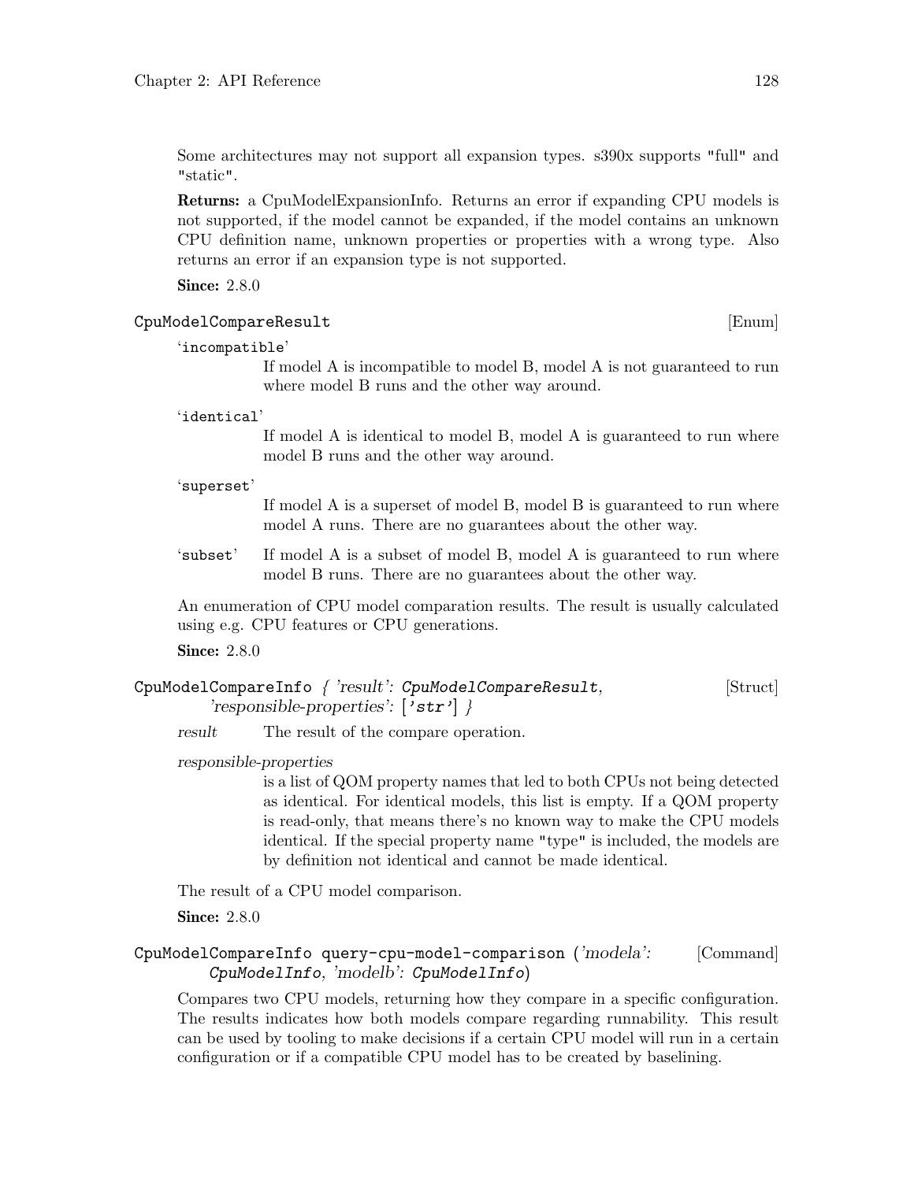Some architectures may not support all expansion types. s390x supports "full" and "static".

**Returns:** a CpuModelExpansionInfo. Returns an error if expanding CPU models is not supported, if the model cannot be expanded, if the model contains an unknown CPU definition name, unknown properties or properties with a wrong type. Also returns an error if an expansion type is not supported.

**Since:** 2.8.0

### `CpuModelCompareResult` [Enum]

'`incompatible`'
: If model A is incompatible to model B, model A is not guaranteed to run where model B runs and the other way around.

'`identical`'
: If model A is identical to model B, model A is guaranteed to run where model B runs and the other way around.

'`superset`'
: If model A is a superset of model B, model B is guaranteed to run where model A runs. There are no guarantees about the other way.

'`subset`'
: If model A is a subset of model B, model A is guaranteed to run where model B runs. There are no guarantees about the other way.

An enumeration of CPU model comparation results. The result is usually calculated using e.g. CPU features or CPU generations.

**Since:** 2.8.0

### `CpuModelCompareInfo` *{ 'result': `CpuModelCompareResult`, 'responsible-properties': [`'str'`] }* [Struct]

*result*
: The result of the compare operation.

*responsible-properties*
: is a list of QOM property names that led to both CPUs not being detected as identical. For identical models, this list is empty. If a QOM property is read-only, that means there's no known way to make the CPU models identical. If the special property name "type" is included, the models are by definition not identical and cannot be made identical.

The result of a CPU model comparison.

**Since:** 2.8.0

### `CpuModelCompareInfo query-cpu-model-comparison` *('modela': `CpuModelInfo`, 'modelb': `CpuModelInfo`)* [Command]

Compares two CPU models, returning how they compare in a specific configuration. The results indicates how both models compare regarding runnability. This result can be used by tooling to make decisions if a certain CPU model will run in a certain configuration or if a compatible CPU model has to be created by baselining.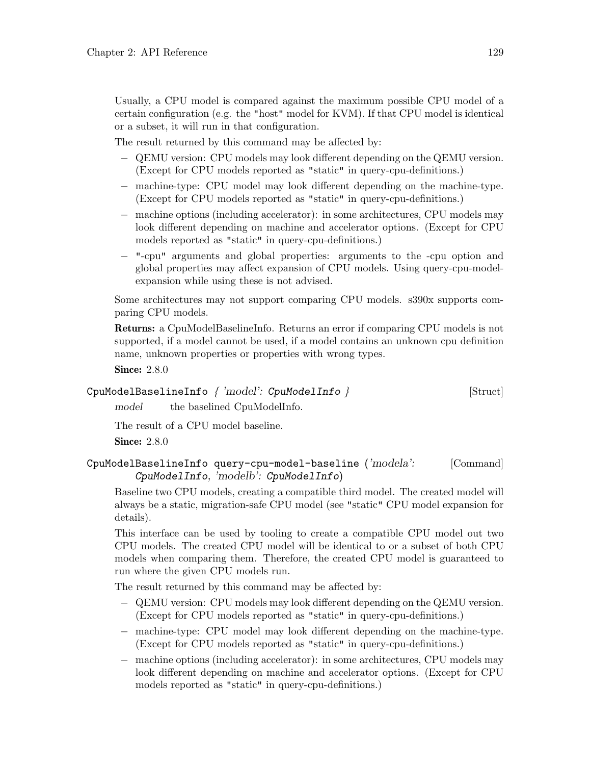Usually, a CPU model is compared against the maximum possible CPU model of a certain configuration (e.g. the "host" model for KVM). If that CPU model is identical or a subset, it will run in that configuration.

The result returned by this command may be affected by:

- QEMU version: CPU models may look different depending on the QEMU version. (Except for CPU models reported as "static" in query-cpu-definitions.)
- machine-type: CPU model may look different depending on the machine-type. (Except for CPU models reported as "static" in query-cpu-definitions.)
- machine options (including accelerator): in some architectures, CPU models may look different depending on machine and accelerator options. (Except for CPU models reported as "static" in query-cpu-definitions.)
- "-cpu" arguments and global properties: arguments to the -cpu option and global properties may affect expansion of CPU models. Using query-cpu-model-expansion while using these is not advised.

Some architectures may not support comparing CPU models. s390x supports comparing CPU models.

**Returns:** a CpuModelBaselineInfo. Returns an error if comparing CPU models is not supported, if a model cannot be used, if a model contains an unknown cpu definition name, unknown properties or properties with wrong types.

**Since:** 2.8.0

`CpuModelBaselineInfo` *{ 'model': `CpuModelInfo` }* [Struct]

*model* the baselined CpuModelInfo.

The result of a CPU model baseline.

**Since:** 2.8.0

`CpuModelBaselineInfo query-cpu-model-baseline` (*'modela': `CpuModelInfo`, 'modelb': `CpuModelInfo`*) [Command]

Baseline two CPU models, creating a compatible third model. The created model will always be a static, migration-safe CPU model (see "static" CPU model expansion for details).

This interface can be used by tooling to create a compatible CPU model out two CPU models. The created CPU model will be identical to or a subset of both CPU models when comparing them. Therefore, the created CPU model is guaranteed to run where the given CPU models run.

The result returned by this command may be affected by:

- QEMU version: CPU models may look different depending on the QEMU version. (Except for CPU models reported as "static" in query-cpu-definitions.)
- machine-type: CPU model may look different depending on the machine-type. (Except for CPU models reported as "static" in query-cpu-definitions.)
- machine options (including accelerator): in some architectures, CPU models may look different depending on machine and accelerator options. (Except for CPU models reported as "static" in query-cpu-definitions.)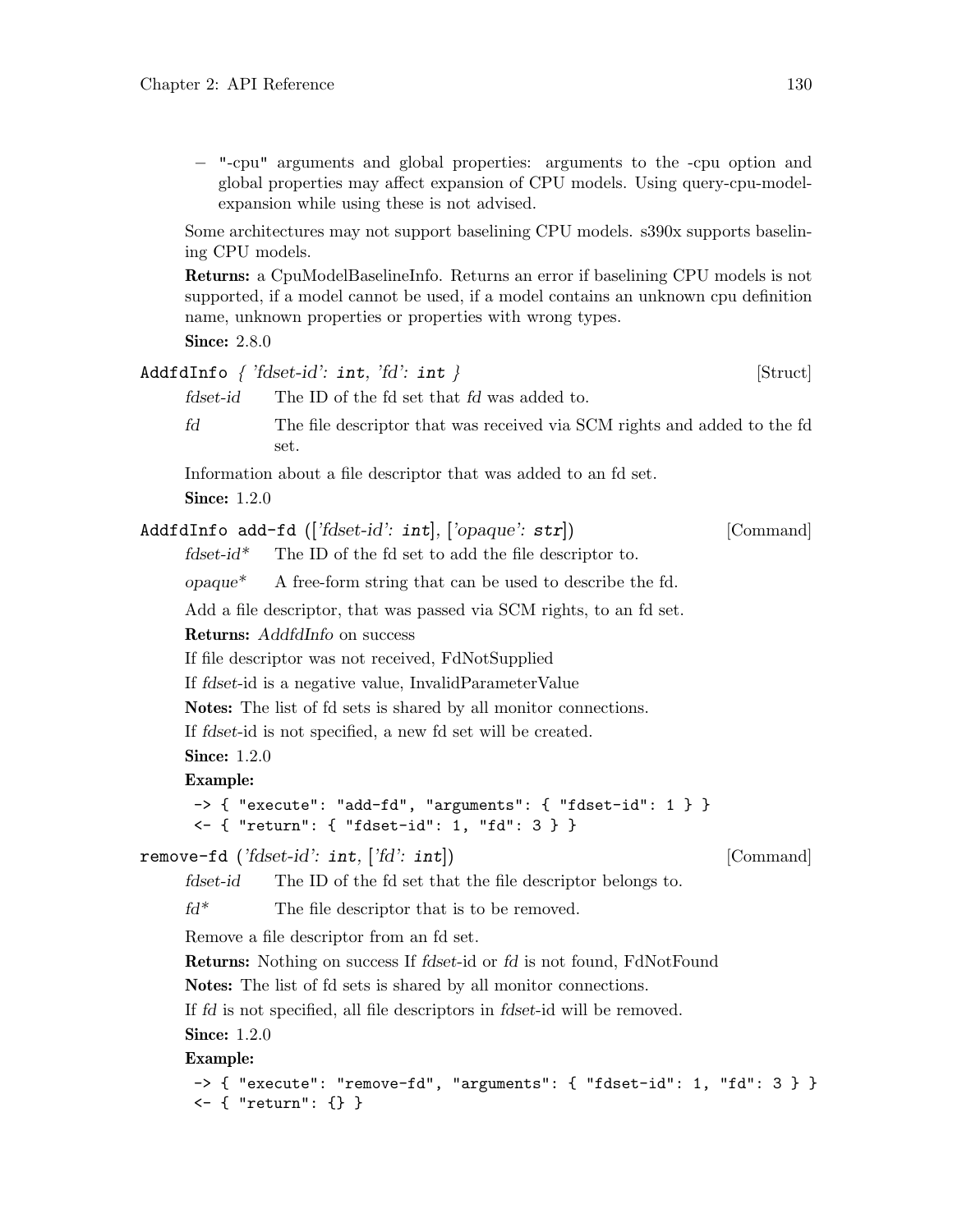– "-cpu" arguments and global properties: arguments to the -cpu option and global properties may affect expansion of CPU models. Using query-cpu-model-expansion while using these is not advised.

Some architectures may not support baselining CPU models. s390x supports baselining CPU models.

**Returns:** a CpuModelBaselineInfo. Returns an error if baselining CPU models is not supported, if a model cannot be used, if a model contains an unknown cpu definition name, unknown properties or properties with wrong types.

**Since:** 2.8.0

`AddfdInfo` *{ 'fdset-id': `int`, 'fd': `int` }* [Struct]

*fdset-id* The ID of the fd set that *fd* was added to.

*fd* The file descriptor that was received via SCM rights and added to the fd set.

Information about a file descriptor that was added to an fd set.

**Since:** 1.2.0

`AddfdInfo add-fd` *(['fdset-id': `int`], ['opaque': `str`])* [Command]

*fdset-id** The ID of the fd set to add the file descriptor to.

*opaque** A free-form string that can be used to describe the fd.

Add a file descriptor, that was passed via SCM rights, to an fd set.

**Returns:** *AddfdInfo* on success

If file descriptor was not received, FdNotSupplied

If *fdset*-id is a negative value, InvalidParameterValue

**Notes:** The list of fd sets is shared by all monitor connections.

If *fdset*-id is not specified, a new fd set will be created.

**Since:** 1.2.0

**Example:**

```
-> { "execute": "add-fd", "arguments": { "fdset-id": 1 } }
<- { "return": { "fdset-id": 1, "fd": 3 } }
```

`remove-fd` *('fdset-id': `int`, ['fd': `int`])* [Command]

*fdset-id* The ID of the fd set that the file descriptor belongs to.

*fd** The file descriptor that is to be removed.

Remove a file descriptor from an fd set.

**Returns:** Nothing on success If *fdset*-id or *fd* is not found, FdNotFound

**Notes:** The list of fd sets is shared by all monitor connections.

If *fd* is not specified, all file descriptors in *fdset*-id will be removed.

**Since:** 1.2.0

**Example:**

```
-> { "execute": "remove-fd", "arguments": { "fdset-id": 1, "fd": 3 } }
<- { "return": {} }
```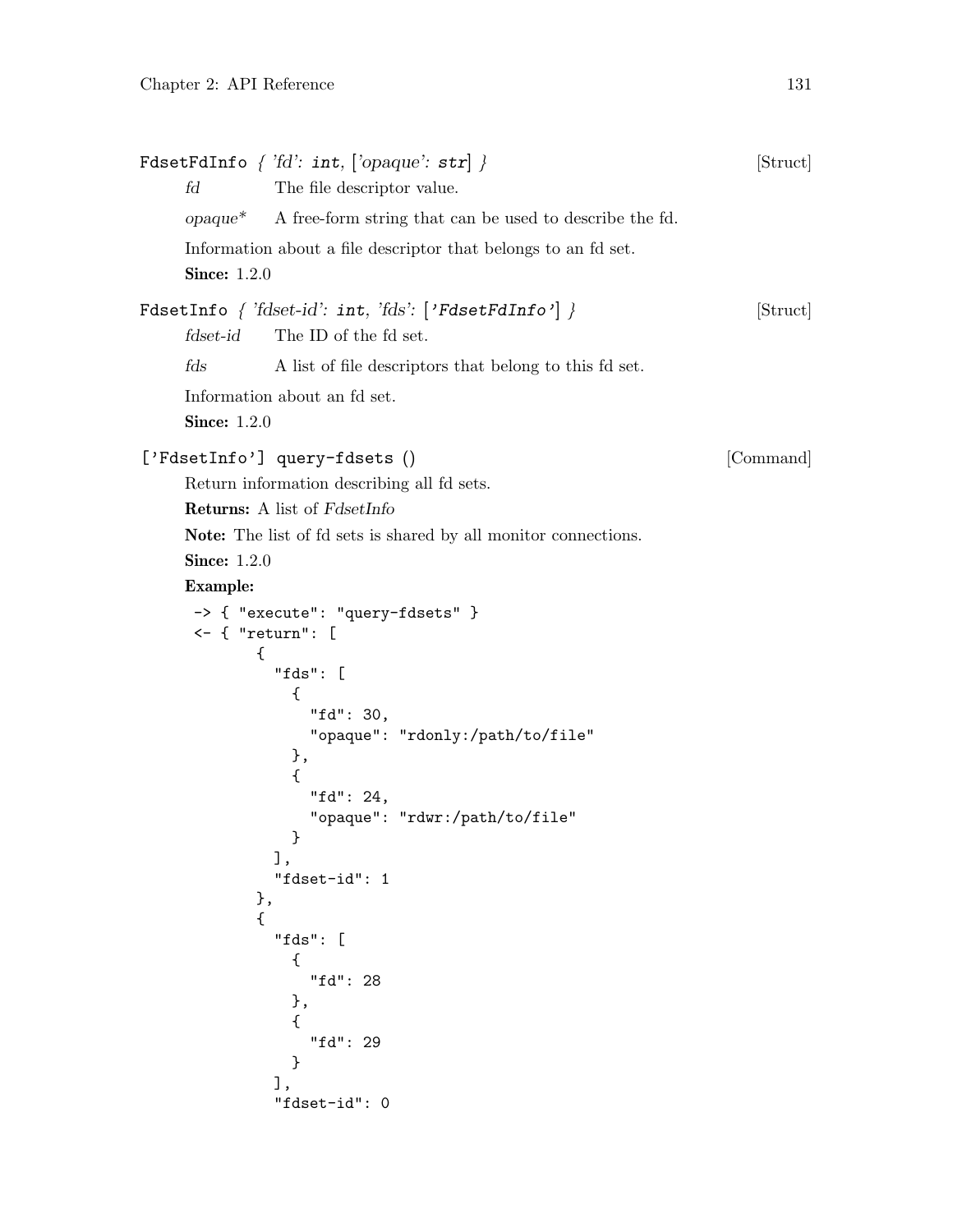FdsetFdInfo { 'fd': int, ['opaque': str] } [Struct]

*fd* The file descriptor value.

*opaque** A free-form string that can be used to describe the fd.

Information about a file descriptor that belongs to an fd set.

**Since:** 1.2.0

FdsetInfo { 'fdset-id': int, 'fds': ['FdsetFdInfo'] } [Struct]

*fdset-id* The ID of the fd set.

*fds* A list of file descriptors that belong to this fd set.

Information about an fd set.

**Since:** 1.2.0

['FdsetInfo'] query-fdsets () [Command]

Return information describing all fd sets.

**Returns:** A list of *FdsetInfo*

**Note:** The list of fd sets is shared by all monitor connections.

**Since:** 1.2.0

**Example:**

```
-> { "execute": "query-fdsets" }
<- { "return": [
       {
         "fds": [
           {
             "fd": 30,
             "opaque": "rdonly:/path/to/file"
           },
           {
             "fd": 24,
             "opaque": "rdwr:/path/to/file"
           }
         ],
         "fdset-id": 1
       },
       {
         "fds": [
           {
             "fd": 28
           },
           {
             "fd": 29
           }
         ],
         "fdset-id": 0
```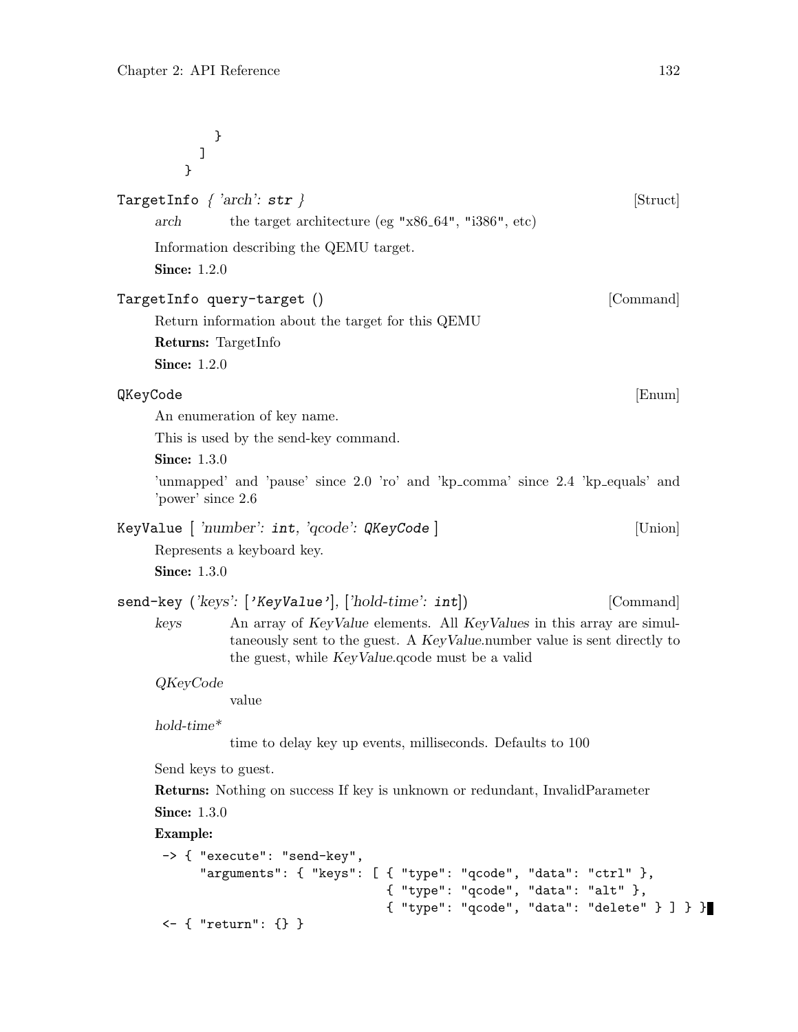```
    }
  ]
}
```

**TargetInfo** { *'arch': str* } [Struct]

*arch* the target architecture (eg "x86_64", "i386", etc)

Information describing the QEMU target.

**Since:** 1.2.0

**TargetInfo query-target** () [Command]

Return information about the target for this QEMU

**Returns:** TargetInfo

**Since:** 1.2.0

**QKeyCode** [Enum]

An enumeration of key name.

This is used by the send-key command.

**Since:** 1.3.0

'unmapped' and 'pause' since 2.0 'ro' and 'kp_comma' since 2.4 'kp_equals' and 'power' since 2.6

**KeyValue** [ *'number': int, 'qcode': QKeyCode* ] [Union]

Represents a keyboard key.

**Since:** 1.3.0

**send-key** (*'keys': ['KeyValue'], ['hold-time': int]*) [Command]

*keys* An array of *KeyValue* elements. All *KeyValues* in this array are simultaneously sent to the guest. A *KeyValue*.number value is sent directly to the guest, while *KeyValue*.qcode must be a valid

*QKeyCode*
value

*hold-time\**
time to delay key up events, milliseconds. Defaults to 100

Send keys to guest.

**Returns:** Nothing on success If key is unknown or redundant, InvalidParameter

**Since:** 1.3.0

**Example:**

```
-> { "execute": "send-key",
     "arguments": { "keys": [ { "type": "qcode", "data": "ctrl" },
                              { "type": "qcode", "data": "alt" },
                              { "type": "qcode", "data": "delete" } ] } }
<- { "return": {} }
```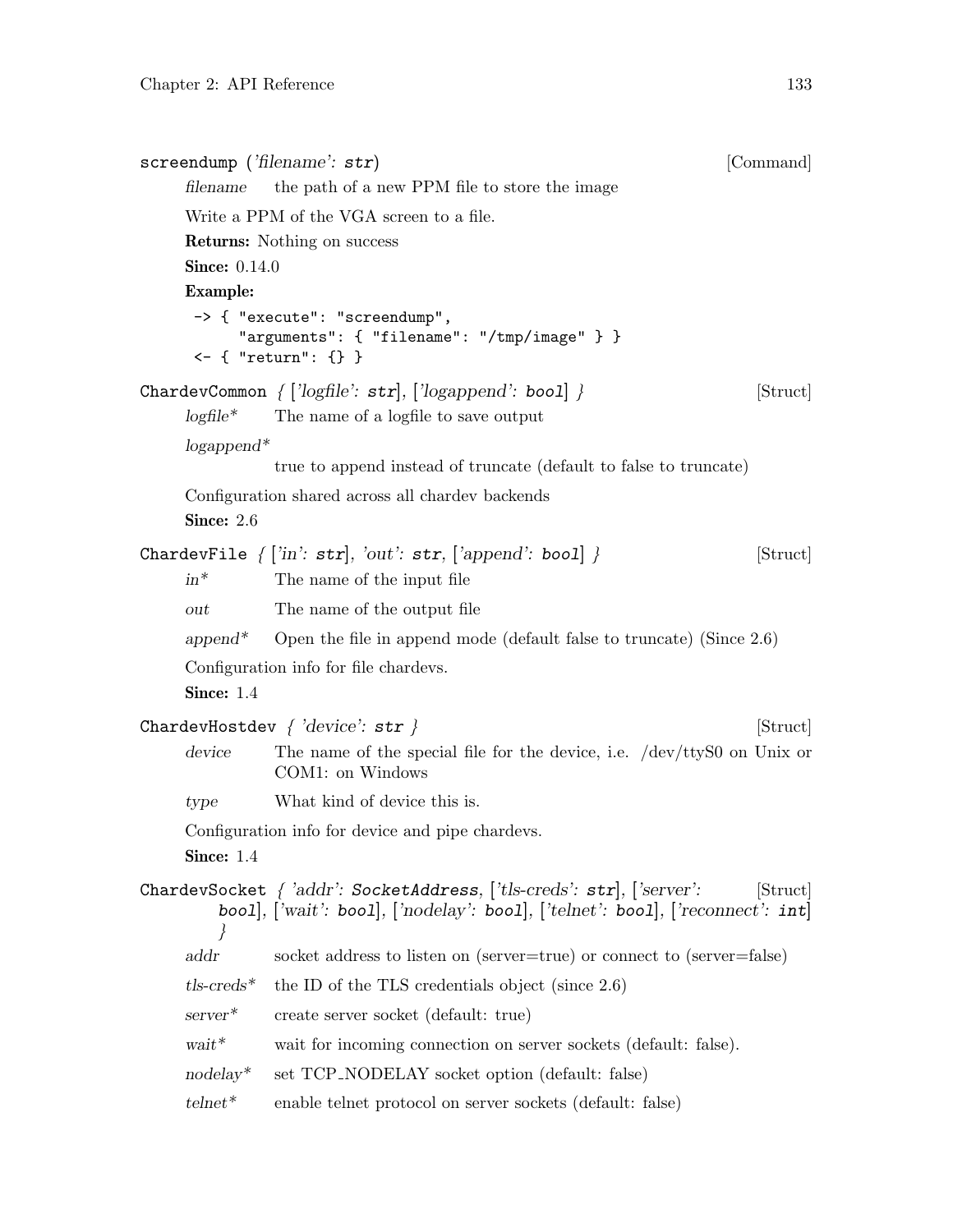**screendump** (*'filename'*: **str**) [Command]

*filename* the path of a new PPM file to store the image

Write a PPM of the VGA screen to a file.

**Returns:** Nothing on success

**Since:** 0.14.0

**Example:**

```
-> { "execute": "screendump",
     "arguments": { "filename": "/tmp/image" } }
<- { "return": {} }
```

**ChardevCommon** *{ ['logfile': **str**], ['logappend': **bool**] }* [Struct]

*logfile** The name of a logfile to save output

*logappend**
true to append instead of truncate (default to false to truncate)

Configuration shared across all chardev backends

**Since:** 2.6

**ChardevFile** *{ ['in': **str**], 'out': **str**, ['append': **bool**] }* [Struct]

*in** The name of the input file

*out* The name of the output file

*append** Open the file in append mode (default false to truncate) (Since 2.6)

Configuration info for file chardevs.

**Since:** 1.4

**ChardevHostdev** *{ 'device': **str** }* [Struct]

*device* The name of the special file for the device, i.e. /dev/ttyS0 on Unix or COM1: on Windows

*type* What kind of device this is.

Configuration info for device and pipe chardevs.

**Since:** 1.4

**ChardevSocket** *{ 'addr': **SocketAddress**, ['tls-creds': **str**], ['server': **bool**], ['wait': **bool**], ['nodelay': **bool**], ['telnet': **bool**], ['reconnect': **int**] }* [Struct]

*addr* socket address to listen on (server=true) or connect to (server=false)

*tls-creds** the ID of the TLS credentials object (since 2.6)

*server** create server socket (default: true)

*wait** wait for incoming connection on server sockets (default: false).

*nodelay** set TCP_NODELAY socket option (default: false)

*telnet** enable telnet protocol on server sockets (default: false)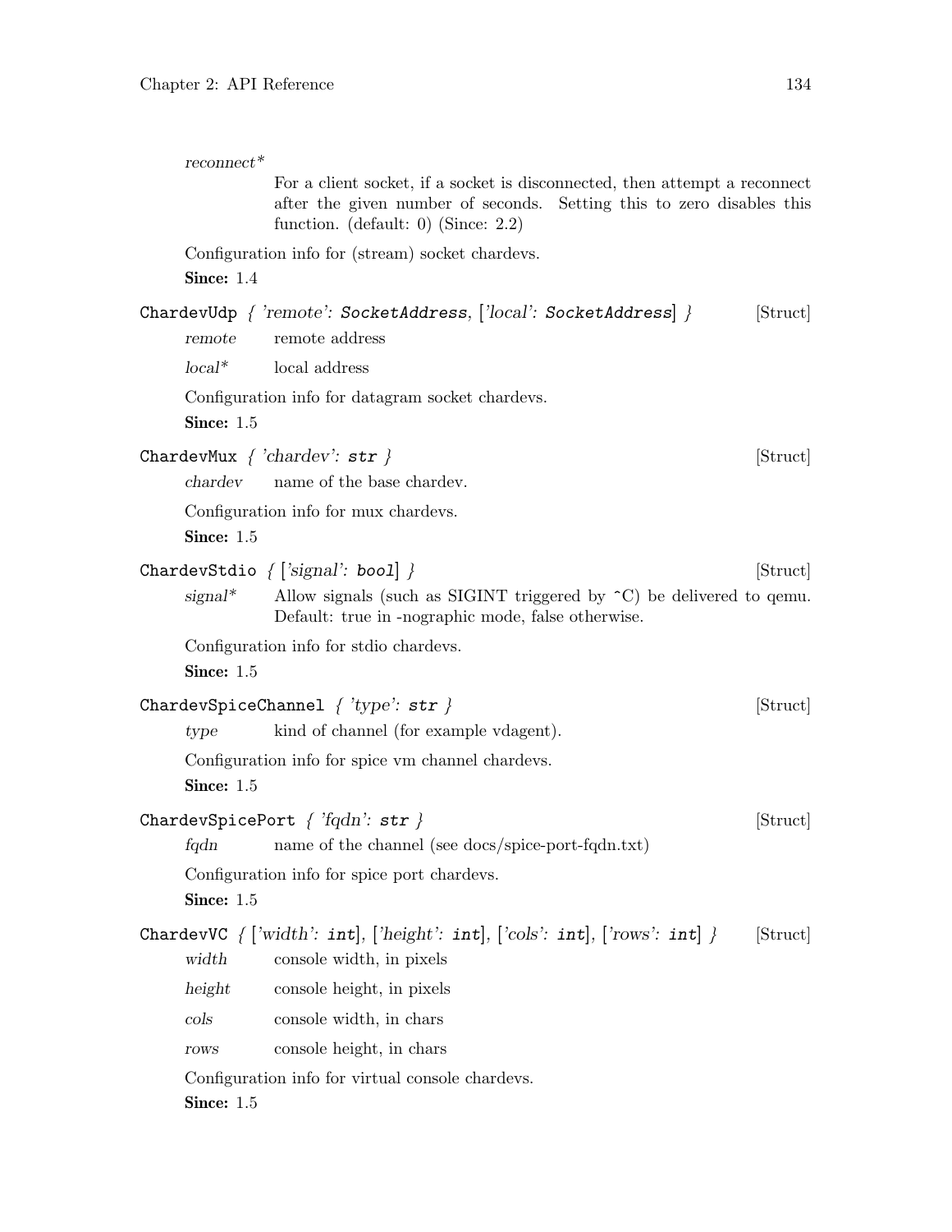*reconnect**
: For a client socket, if a socket is disconnected, then attempt a reconnect after the given number of seconds. Setting this to zero disables this function. (default: 0) (Since: 2.2)

Configuration info for (stream) socket chardevs.

**Since:** 1.4

`ChardevUdp` { *'remote'*: `SocketAddress`, [*'local'*: `SocketAddress`] } [Struct]

*remote* remote address

*local** local address

Configuration info for datagram socket chardevs.

**Since:** 1.5

`ChardevMux` { *'chardev'*: `str` } [Struct]

*chardev* name of the base chardev.

Configuration info for mux chardevs.

**Since:** 1.5

`ChardevStdio` { [*'signal'*: `bool`] } [Struct]

*signal** Allow signals (such as SIGINT triggered by ^C) be delivered to qemu. Default: true in -nographic mode, false otherwise.

Configuration info for stdio chardevs.

**Since:** 1.5

`ChardevSpiceChannel` { *'type'*: `str` } [Struct]

*type* kind of channel (for example vdagent).

Configuration info for spice vm channel chardevs.

**Since:** 1.5

`ChardevSpicePort` { *'fqdn'*: `str` } [Struct]

*fqdn* name of the channel (see docs/spice-port-fqdn.txt)

Configuration info for spice port chardevs.

**Since:** 1.5

`ChardevVC` { [*'width'*: `int`], [*'height'*: `int`], [*'cols'*: `int`], [*'rows'*: `int`] } [Struct]

*width* console width, in pixels

*height* console height, in pixels

*cols* console width, in chars

*rows* console height, in chars

Configuration info for virtual console chardevs.

**Since:** 1.5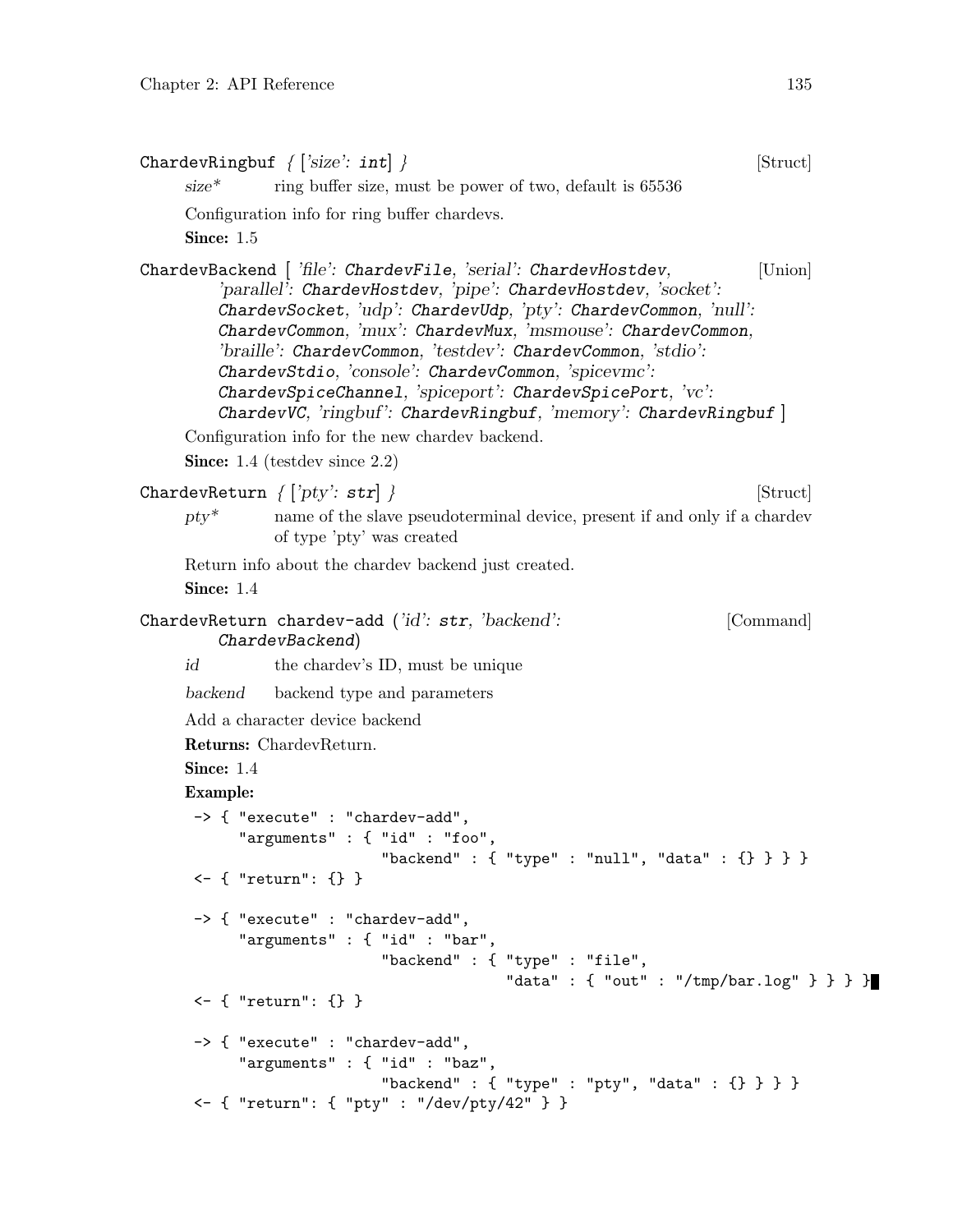**ChardevRingbuf** { ['size': **int**] } [Struct]

*size\** ring buffer size, must be power of two, default is 65536

Configuration info for ring buffer chardevs.

**Since:** 1.5

**ChardevBackend** [ 'file': **ChardevFile**, 'serial': **ChardevHostdev**, 'parallel': **ChardevHostdev**, 'pipe': **ChardevHostdev**, 'socket': **ChardevSocket**, 'udp': **ChardevUdp**, 'pty': **ChardevCommon**, 'null': **ChardevCommon**, 'mux': **ChardevMux**, 'msmouse': **ChardevCommon**, 'braille': **ChardevCommon**, 'testdev': **ChardevCommon**, 'stdio': **ChardevStdio**, 'console': **ChardevCommon**, 'spicevmc': **ChardevSpiceChannel**, 'spiceport': **ChardevSpicePort**, 'vc': **ChardevVC**, 'ringbuf': **ChardevRingbuf**, 'memory': **ChardevRingbuf** ] [Union]

Configuration info for the new chardev backend.

**Since:** 1.4 (testdev since 2.2)

**ChardevReturn** { ['pty': **str**] } [Struct]

*pty\** name of the slave pseudoterminal device, present if and only if a chardev of type 'pty' was created

Return info about the chardev backend just created.

**Since:** 1.4

**ChardevReturn chardev-add** ('id': **str**, 'backend': **ChardevBackend**) [Command]

*id* the chardev's ID, must be unique

*backend* backend type and parameters

Add a character device backend

**Returns:** ChardevReturn.

**Since:** 1.4

**Example:**

```
-> { "execute" : "chardev-add",
     "arguments" : { "id" : "foo",
                     "backend" : { "type" : "null", "data" : {} } } }
<- { "return": {} }

-> { "execute" : "chardev-add",
     "arguments" : { "id" : "bar",
                     "backend" : { "type" : "file",
                                   "data" : { "out" : "/tmp/bar.log" } } } }
<- { "return": {} }

-> { "execute" : "chardev-add",
     "arguments" : { "id" : "baz",
                     "backend" : { "type" : "pty", "data" : {} } } }
<- { "return": { "pty" : "/dev/pty/42" } }
```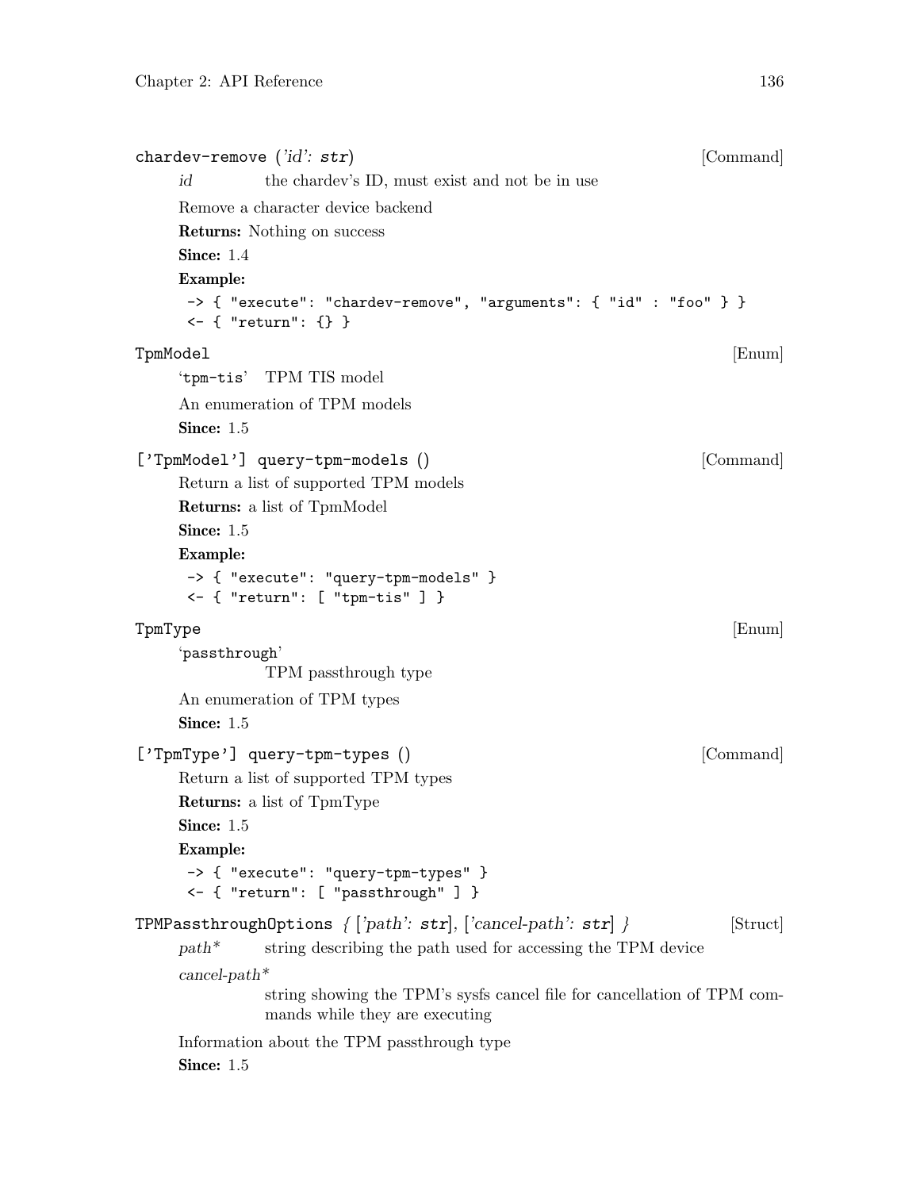**chardev-remove** (*'id': str*) [Command]

*id* the chardev's ID, must exist and not be in use

Remove a character device backend

**Returns:** Nothing on success

**Since:** 1.4

**Example:**

```
-> { "execute": "chardev-remove", "arguments": { "id" : "foo" } }
<- { "return": {} }
```

**TpmModel** [Enum]

'tpm-tis' TPM TIS model

An enumeration of TPM models

**Since:** 1.5

**['TpmModel'] query-tpm-models ()** [Command]

Return a list of supported TPM models

**Returns:** a list of TpmModel

**Since:** 1.5

**Example:**

```
-> { "execute": "query-tpm-models" }
<- { "return": [ "tpm-tis" ] }
```

**TpmType** [Enum]

'passthrough'
TPM passthrough type

An enumeration of TPM types

**Since:** 1.5

**['TpmType'] query-tpm-types ()** [Command]

Return a list of supported TPM types

**Returns:** a list of TpmType

**Since:** 1.5

**Example:**

```
-> { "execute": "query-tpm-types" }
<- { "return": [ "passthrough" ] }
```

**TPMPassthroughOptions** *{ ['path': str], ['cancel-path': str] }* [Struct]

*path** string describing the path used for accessing the TPM device

*cancel-path**
string showing the TPM's sysfs cancel file for cancellation of TPM commands while they are executing

Information about the TPM passthrough type

**Since:** 1.5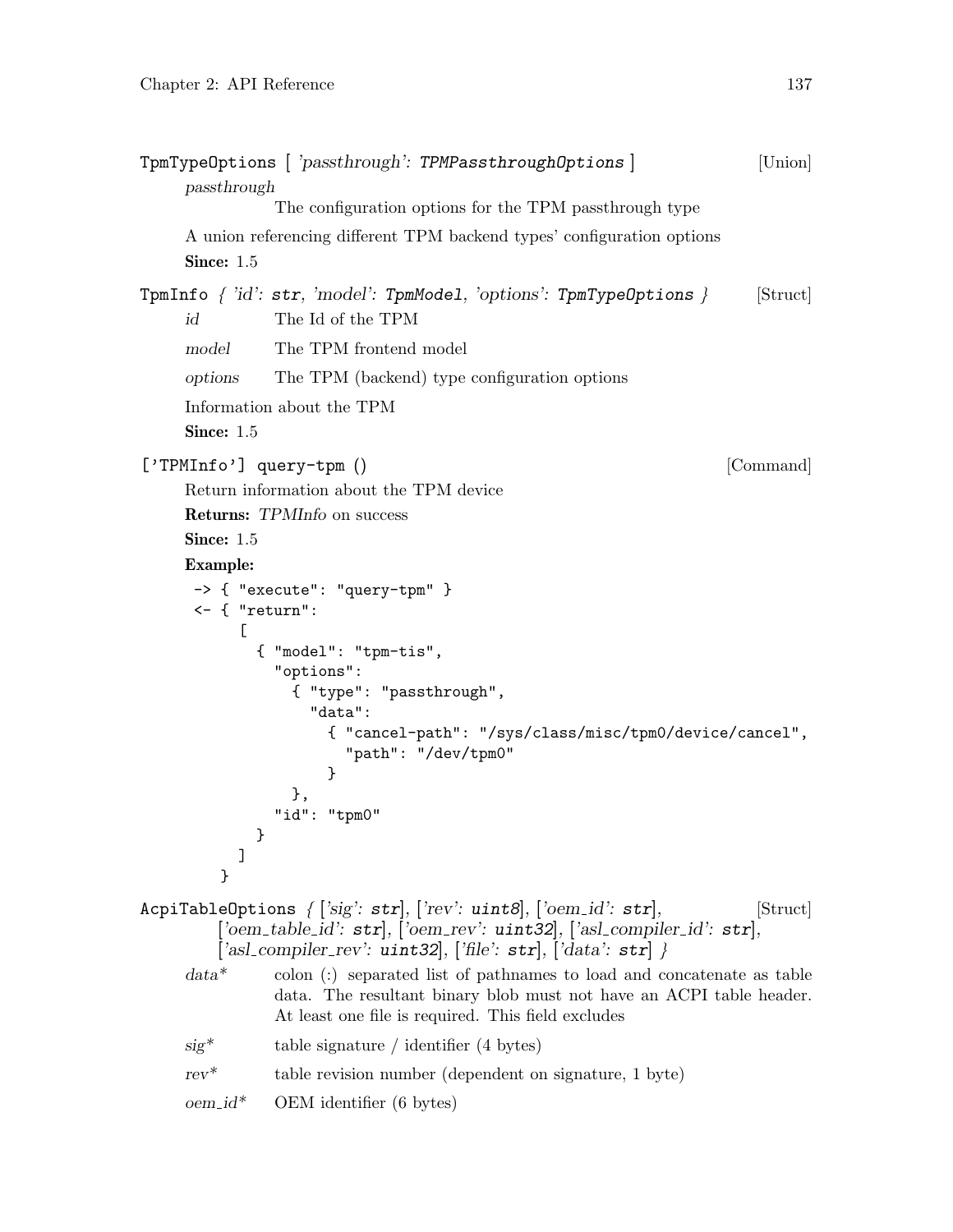`TpmTypeOptions` [ *'passthrough': `TPMPassthroughOptions`* ] [Union]

*passthrough*
The configuration options for the TPM passthrough type

A union referencing different TPM backend types' configuration options

**Since:** 1.5

`TpmInfo` { *'id': `str`, 'model': `TpmModel`, 'options': `TpmTypeOptions`* } [Struct]

*id* The Id of the TPM

*model* The TPM frontend model

*options* The TPM (backend) type configuration options

Information about the TPM

**Since:** 1.5

`['TPMInfo'] query-tpm` () [Command]

Return information about the TPM device

**Returns:** *TPMInfo* on success

**Since:** 1.5

**Example:**

```
-> { "execute": "query-tpm" }
<- { "return":
     [
       { "model": "tpm-tis",
         "options":
           { "type": "passthrough",
             "data":
               { "cancel-path": "/sys/class/misc/tpm0/device/cancel",
                 "path": "/dev/tpm0"
               }
           },
         "id": "tpm0"
       }
     ]
   }
```

`AcpiTableOptions` { *['sig': `str`], ['rev': `uint8`], ['oem_id': `str`], ['oem_table_id': `str`], ['oem_rev': `uint32`], ['asl_compiler_id': `str`], ['asl_compiler_rev': `uint32`], ['file': `str`], ['data': `str`]* } [Struct]

*data\** colon (:) separated list of pathnames to load and concatenate as table data. The resultant binary blob must not have an ACPI table header. At least one file is required. This field excludes

*sig\** table signature / identifier (4 bytes)

*rev\** table revision number (dependent on signature, 1 byte)

*oem_id\** OEM identifier (6 bytes)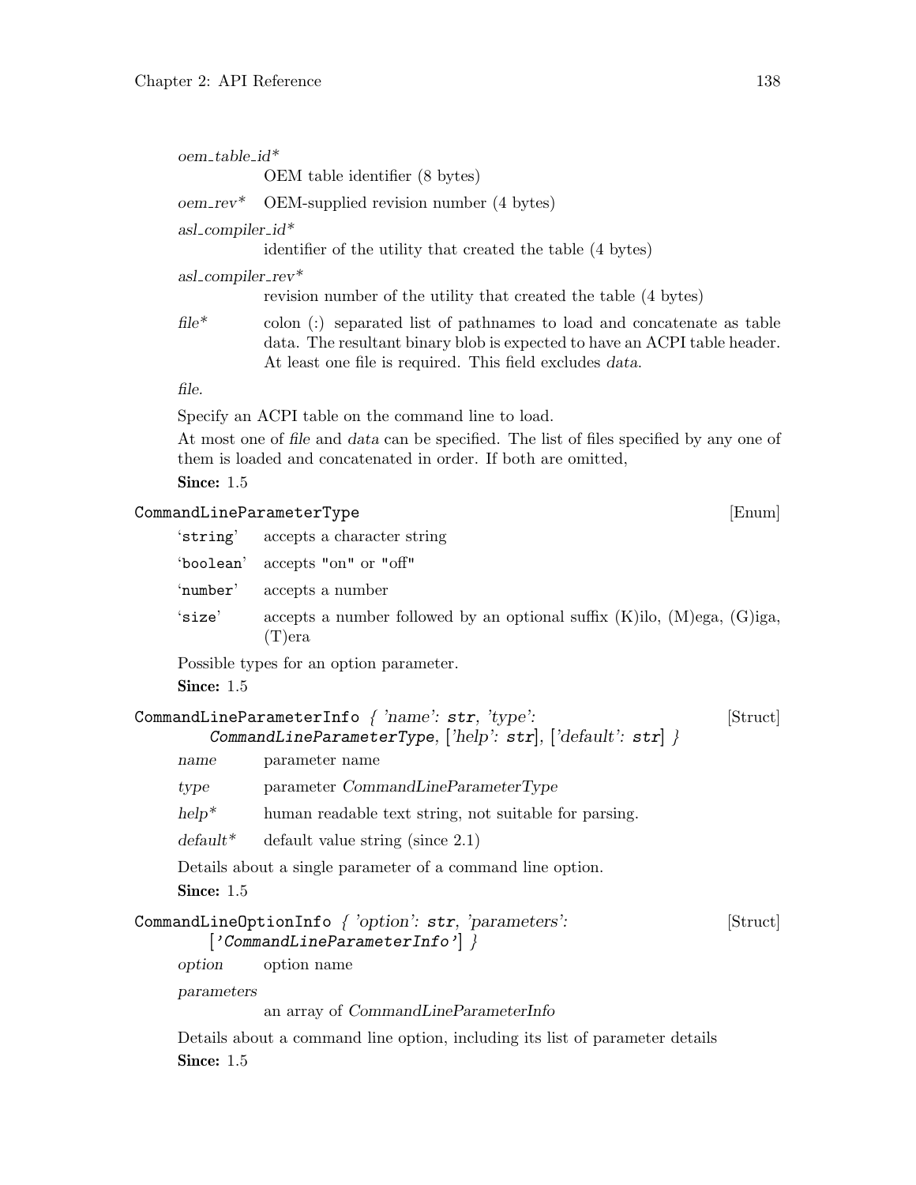*oem_table_id**
: OEM table identifier (8 bytes)

*oem_rev**
: OEM-supplied revision number (4 bytes)

*asl_compiler_id**
: identifier of the utility that created the table (4 bytes)

*asl_compiler_rev**
: revision number of the utility that created the table (4 bytes)

*file**
: colon (:) separated list of pathnames to load and concatenate as table data. The resultant binary blob is expected to have an ACPI table header. At least one file is required. This field excludes *data*.

*file*.

Specify an ACPI table on the command line to load.

At most one of *file* and *data* can be specified. The list of files specified by any one of them is loaded and concatenated in order. If both are omitted,

**Since:** 1.5

## `CommandLineParameterType` [Enum]

'`string`' accepts a character string

'`boolean`' accepts "on" or "off"

'`number`' accepts a number

'`size`' accepts a number followed by an optional suffix (K)ilo, (M)ega, (G)iga, (T)era

Possible types for an option parameter.

**Since:** 1.5

## `CommandLineParameterInfo` *{ 'name':* `str`*, 'type':* *`CommandLineParameterType`, ['help':* `str`*], ['default':* `str`*] }* [Struct]

*name* parameter name

*type* parameter *CommandLineParameterType*

*help** human readable text string, not suitable for parsing.

*default** default value string (since 2.1)

Details about a single parameter of a command line option.

**Since:** 1.5

## `CommandLineOptionInfo` *{ 'option':* `str`*, 'parameters':* *['CommandLineParameterInfo'] }* [Struct]

*option* option name

*parameters*
: an array of *CommandLineParameterInfo*

Details about a command line option, including its list of parameter details

**Since:** 1.5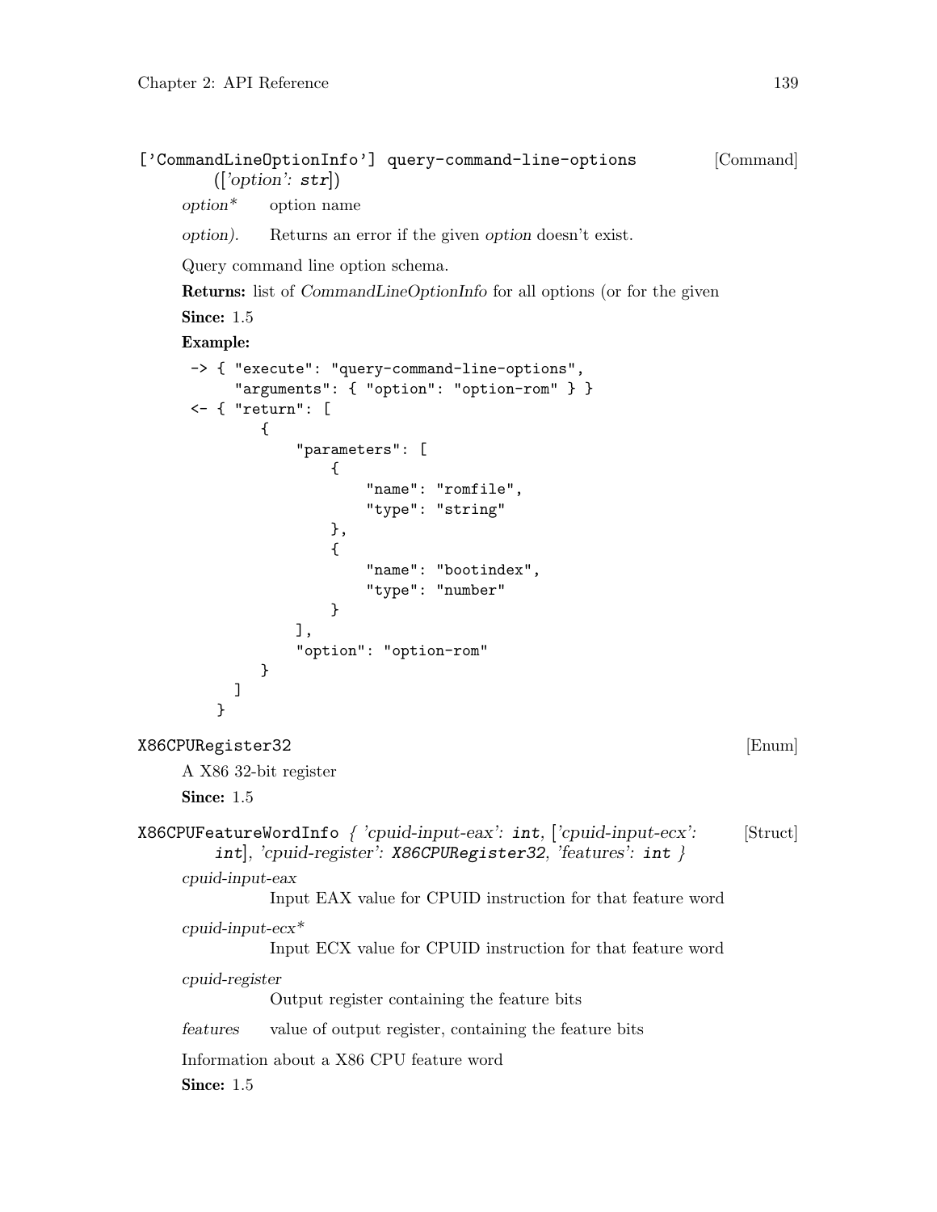['CommandLineOptionInfo'] query-command-line-options ([*'option'*: **str**]) [Command]

*option** option name

*option).* Returns an error if the given *option* doesn't exist.

Query command line option schema.

**Returns:** list of *CommandLineOptionInfo* for all options (or for the given

**Since:** 1.5

**Example:**

```
-> { "execute": "query-command-line-options",
     "arguments": { "option": "option-rom" } }
<- { "return": [
        {
            "parameters": [
                {
                    "name": "romfile",
                    "type": "string"
                },
                {
                    "name": "bootindex",
                    "type": "number"
                }
            ],
            "option": "option-rom"
        }
      ]
   }
```

X86CPURegister32 [Enum]

A X86 32-bit register

**Since:** 1.5

X86CPUFeatureWordInfo { *'cpuid-input-eax'*: **int**, [*'cpuid-input-ecx'*: **int**], *'cpuid-register'*: **X86CPURegister32**, *'features'*: **int** } [Struct]

*cpuid-input-eax*
Input EAX value for CPUID instruction for that feature word

*cpuid-input-ecx**
Input ECX value for CPUID instruction for that feature word

*cpuid-register*
Output register containing the feature bits

*features* value of output register, containing the feature bits

Information about a X86 CPU feature word

**Since:** 1.5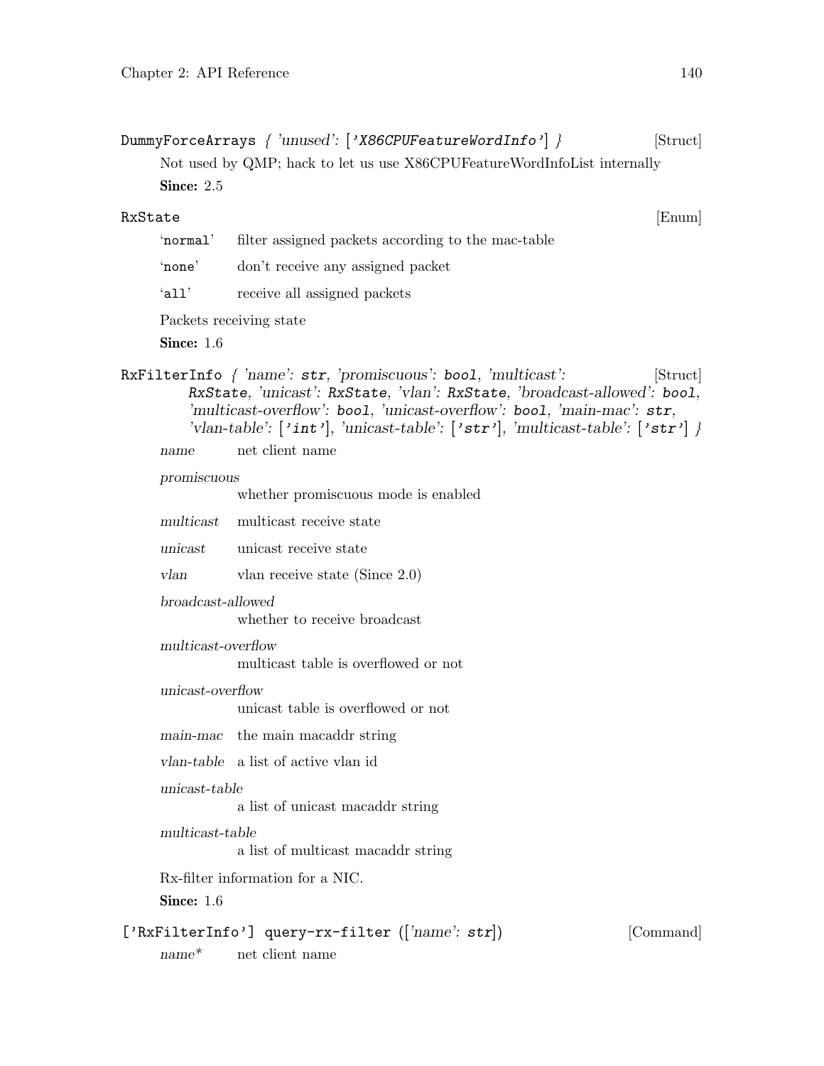**DummyForceArrays** { 'unused': ['X86CPUFeatureWordInfo'] } [Struct]

Not used by QMP; hack to let us use X86CPUFeatureWordInfoList internally

**Since:** 2.5

**RxState** [Enum]

'normal' filter assigned packets according to the mac-table

'none' don't receive any assigned packet

'all' receive all assigned packets

Packets receiving state

**Since:** 1.6

**RxFilterInfo** { 'name': str, 'promiscuous': bool, 'multicast': RxState, 'unicast': RxState, 'vlan': RxState, 'broadcast-allowed': bool, 'multicast-overflow': bool, 'unicast-overflow': bool, 'main-mac': str, 'vlan-table': ['int'], 'unicast-table': ['str'], 'multicast-table': ['str'] } [Struct]

*name* net client name

*promiscuous*
whether promiscuous mode is enabled

*multicast* multicast receive state

*unicast* unicast receive state

*vlan* vlan receive state (Since 2.0)

*broadcast-allowed*
whether to receive broadcast

*multicast-overflow*
multicast table is overflowed or not

*unicast-overflow*
unicast table is overflowed or not

*main-mac* the main macaddr string

*vlan-table* a list of active vlan id

*unicast-table*
a list of unicast macaddr string

*multicast-table*
a list of multicast macaddr string

Rx-filter information for a NIC.

**Since:** 1.6

**['RxFilterInfo'] query-rx-filter** (['name': str]) [Command]

*name** net client name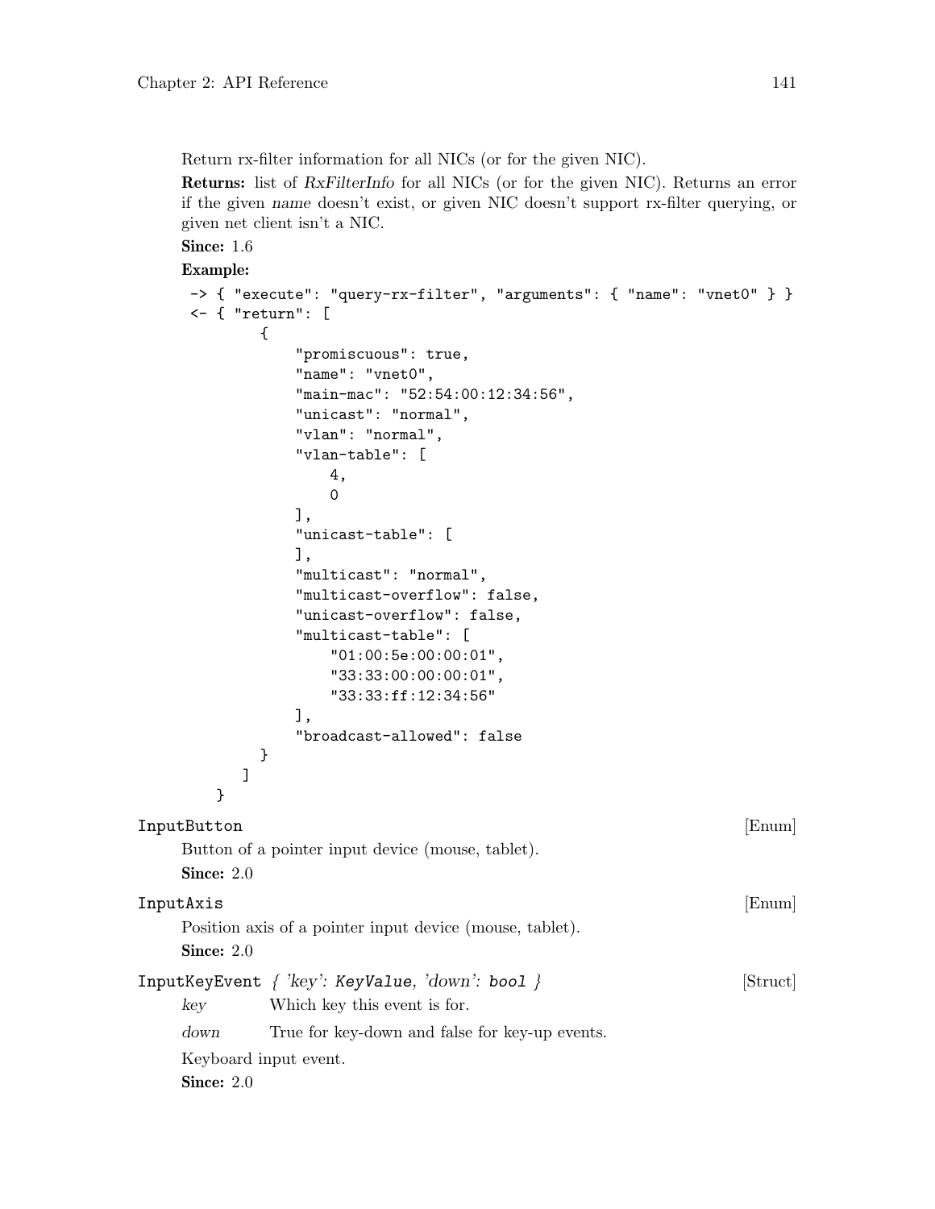Return rx-filter information for all NICs (or for the given NIC).

**Returns:** list of *RxFilterInfo* for all NICs (or for the given NIC). Returns an error if the given *name* doesn't exist, or given NIC doesn't support rx-filter querying, or given net client isn't a NIC.

**Since:** 1.6

**Example:**

```
-> { "execute": "query-rx-filter", "arguments": { "name": "vnet0" } }
<- { "return": [
        {
            "promiscuous": true,
            "name": "vnet0",
            "main-mac": "52:54:00:12:34:56",
            "unicast": "normal",
            "vlan": "normal",
            "vlan-table": [
                4,
                0
            ],
            "unicast-table": [
            ],
            "multicast": "normal",
            "multicast-overflow": false,
            "unicast-overflow": false,
            "multicast-table": [
                "01:00:5e:00:00:01",
                "33:33:00:00:00:01",
                "33:33:ff:12:34:56"
            ],
            "broadcast-allowed": false
        }
      ]
   }
```

`InputButton` [Enum]

Button of a pointer input device (mouse, tablet).

**Since:** 2.0

`InputAxis` [Enum]

Position axis of a pointer input device (mouse, tablet).

**Since:** 2.0

`InputKeyEvent` *{ 'key': `KeyValue`, 'down': `bool` }* [Struct]

*key* Which key this event is for.

*down* True for key-down and false for key-up events.

Keyboard input event.

**Since:** 2.0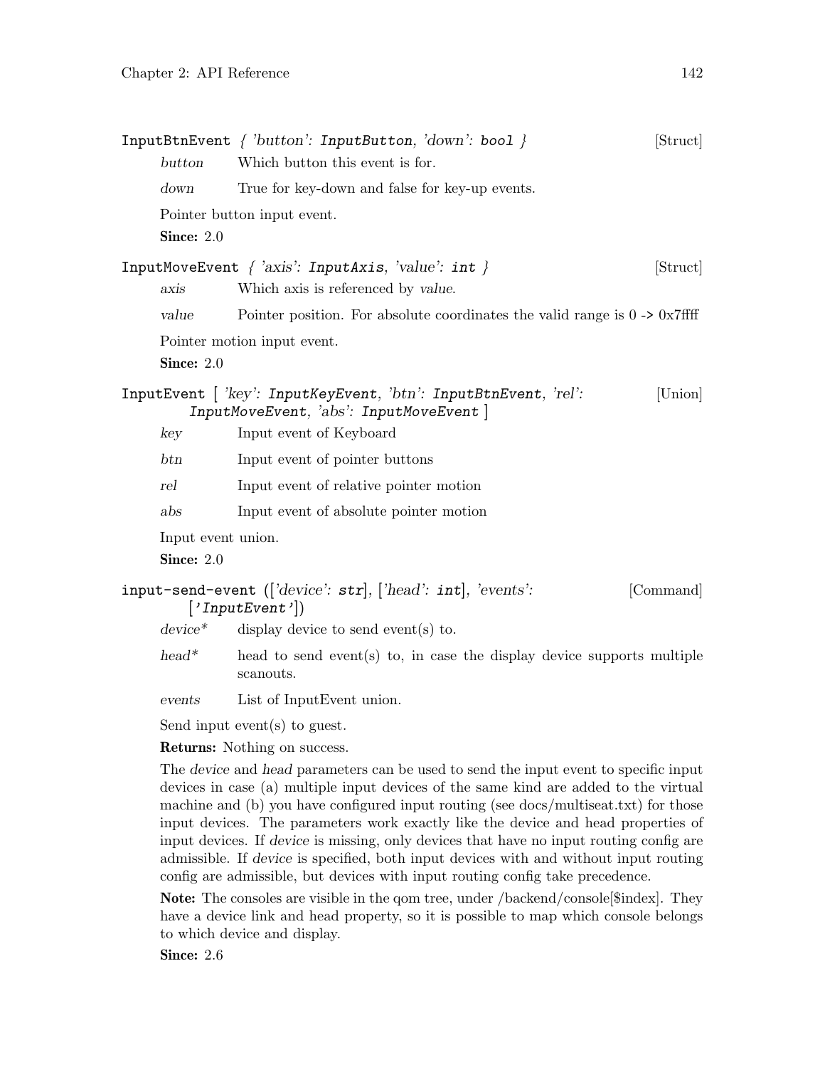**InputBtnEvent** { 'button': `InputButton`, 'down': `bool` } [Struct]

*button* Which button this event is for.

*down* True for key-down and false for key-up events.

Pointer button input event.

**Since:** 2.0

**InputMoveEvent** { 'axis': `InputAxis`, 'value': `int` } [Struct]

*axis* Which axis is referenced by *value*.

*value* Pointer position. For absolute coordinates the valid range is 0 -> 0x7ffff

Pointer motion input event.

**Since:** 2.0

**InputEvent** [ 'key': `InputKeyEvent`, 'btn': `InputBtnEvent`, 'rel': `InputMoveEvent`, 'abs': `InputMoveEvent` ] [Union]

*key* Input event of Keyboard

*btn* Input event of pointer buttons

*rel* Input event of relative pointer motion

*abs* Input event of absolute pointer motion

Input event union.

**Since:** 2.0

**input-send-event** (['device': `str`], ['head': `int`], 'events': ['`InputEvent`']) [Command]

*device** display device to send event(s) to.

*head** head to send event(s) to, in case the display device supports multiple scanouts.

*events* List of InputEvent union.

Send input event(s) to guest.

**Returns:** Nothing on success.

The *device* and *head* parameters can be used to send the input event to specific input devices in case (a) multiple input devices of the same kind are added to the virtual machine and (b) you have configured input routing (see docs/multiseat.txt) for those input devices. The parameters work exactly like the device and head properties of input devices. If *device* is missing, only devices that have no input routing config are admissible. If *device* is specified, both input devices with and without input routing config are admissible, but devices with input routing config take precedence.

**Note:** The consoles are visible in the qom tree, under /backend/console[$index]. They have a device link and head property, so it is possible to map which console belongs to which device and display.

**Since:** 2.6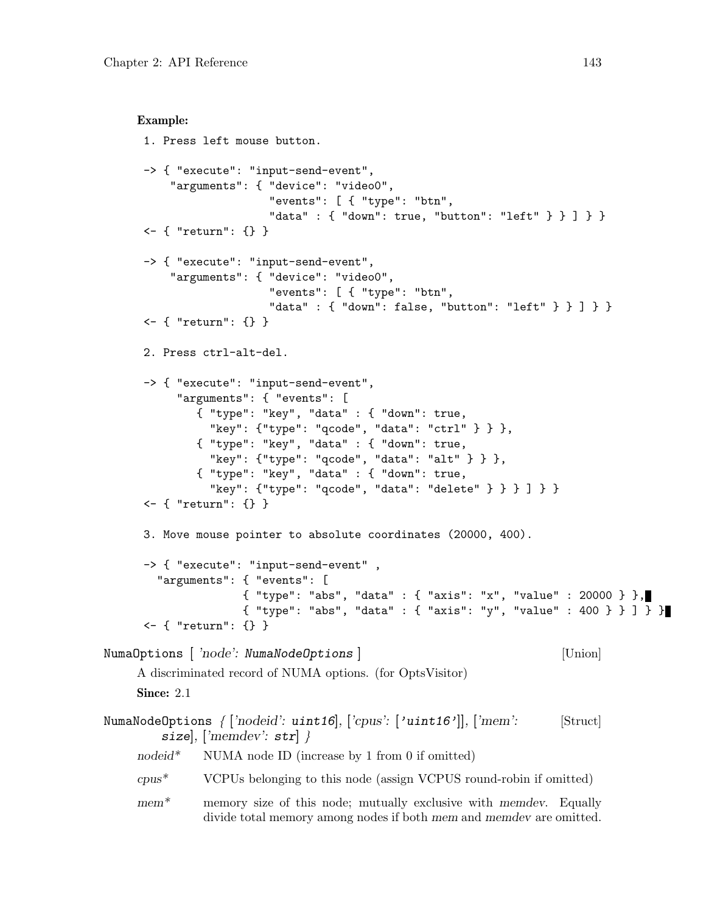**Example:**

```
1. Press left mouse button.

-> { "execute": "input-send-event",
    "arguments": { "device": "video0",
                   "events": [ { "type": "btn",
                   "data" : { "down": true, "button": "left" } } ] } }
<- { "return": {} }

-> { "execute": "input-send-event",
    "arguments": { "device": "video0",
                   "events": [ { "type": "btn",
                   "data" : { "down": false, "button": "left" } } ] } }
<- { "return": {} }

2. Press ctrl-alt-del.

-> { "execute": "input-send-event",
     "arguments": { "events": [
        { "type": "key", "data" : { "down": true,
          "key": {"type": "qcode", "data": "ctrl" } } },
        { "type": "key", "data" : { "down": true,
          "key": {"type": "qcode", "data": "alt" } } },
        { "type": "key", "data" : { "down": true,
          "key": {"type": "qcode", "data": "delete" } } } ] } }
<- { "return": {} }

3. Move mouse pointer to absolute coordinates (20000, 400).

-> { "execute": "input-send-event" ,
  "arguments": { "events": [
               { "type": "abs", "data" : { "axis": "x", "value" : 20000 } },
               { "type": "abs", "data" : { "axis": "y", "value" : 400 } } ] } }
<- { "return": {} }
```

`NumaOptions` [ *'node': `NumaNodeOptions`* ] [Union]

A discriminated record of NUMA options. (for OptsVisitor)

**Since:** 2.1

`NumaNodeOptions` *{ ['nodeid': **`uint16`**], ['cpus': [**`'uint16'`**]], ['mem': **`size`**], ['memdev': **`str`**] }* [Struct]

*nodeid\** NUMA node ID (increase by 1 from 0 if omitted)

*cpus\** VCPUs belonging to this node (assign VCPUS round-robin if omitted)

*mem\** memory size of this node; mutually exclusive with *memdev*. Equally divide total memory among nodes if both *mem* and *memdev* are omitted.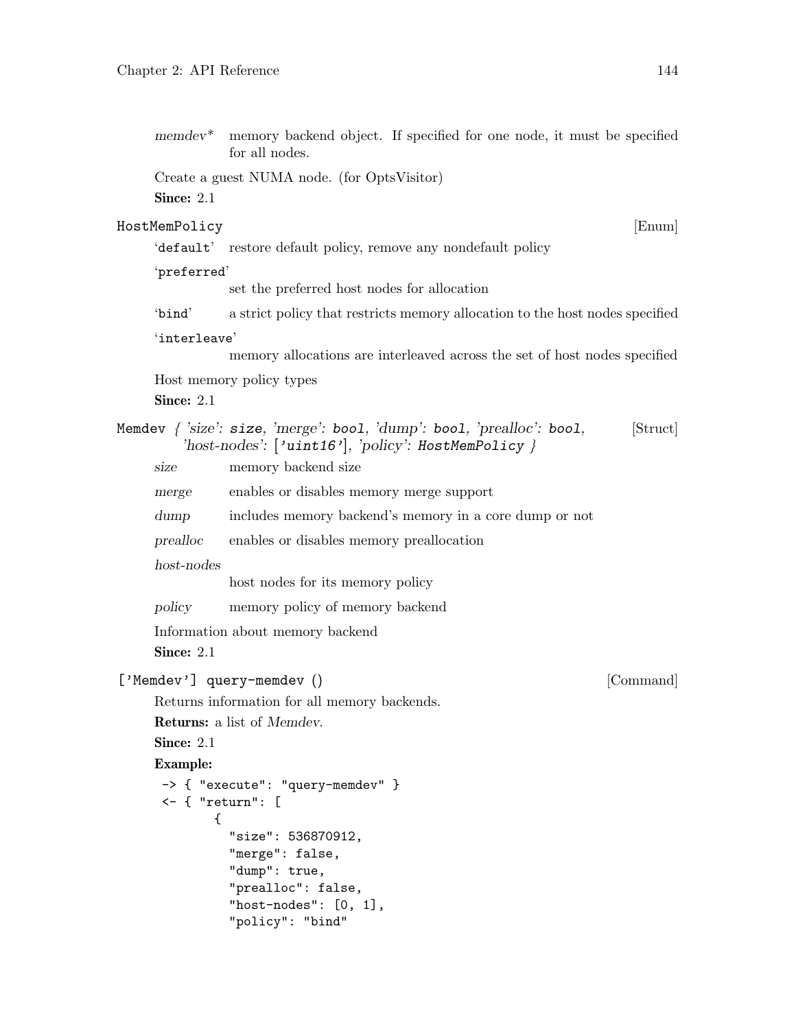*memdev** memory backend object. If specified for one node, it must be specified for all nodes.

Create a guest NUMA node. (for OptsVisitor)

**Since:** 2.1

### HostMemPolicy [Enum]

'`default`' restore default policy, remove any nondefault policy

'`preferred`'
set the preferred host nodes for allocation

'`bind`' a strict policy that restricts memory allocation to the host nodes specified

'`interleave`'
memory allocations are interleaved across the set of host nodes specified

Host memory policy types

**Since:** 2.1

### Memdev { 'size': `size`, 'merge': `bool`, 'dump': `bool`, 'prealloc': `bool`, 'host-nodes': ['`uint16`'], 'policy': `HostMemPolicy` } [Struct]

*size* memory backend size

*merge* enables or disables memory merge support

*dump* includes memory backend's memory in a core dump or not

*prealloc* enables or disables memory preallocation

*host-nodes*
host nodes for its memory policy

*policy* memory policy of memory backend

Information about memory backend

**Since:** 2.1

### ['Memdev'] query-memdev () [Command]

Returns information for all memory backends.

**Returns:** a list of *Memdev*.

**Since:** 2.1

**Example:**

```
-> { "execute": "query-memdev" }
<- { "return": [
       {
         "size": 536870912,
         "merge": false,
         "dump": true,
         "prealloc": false,
         "host-nodes": [0, 1],
         "policy": "bind"
```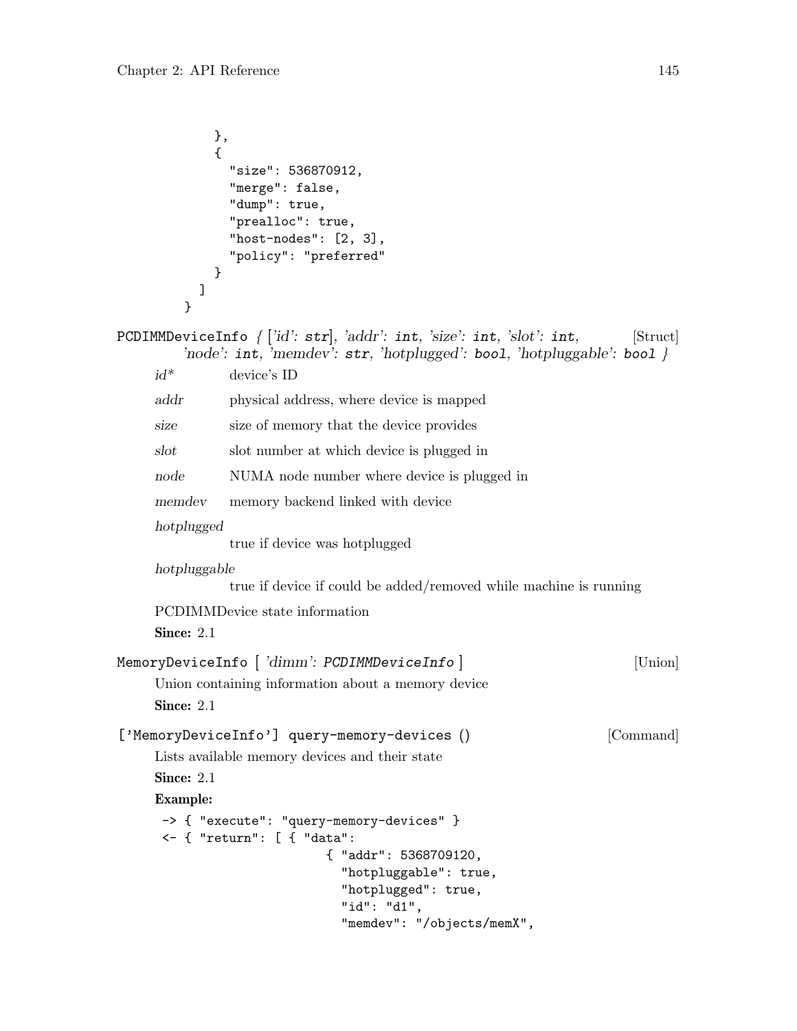```
      },
      {
        "size": 536870912,
        "merge": false,
        "dump": true,
        "prealloc": true,
        "host-nodes": [2, 3],
        "policy": "preferred"
      }
    ]
  }
```

`PCDIMMDeviceInfo` { ['*id*': `str`], '*addr*': `int`, '*size*': `int`, '*slot*': `int`, '*node*': `int`, '*memdev*': `str`, '*hotplugged*': `bool`, '*hotpluggable*': `bool` } [Struct]

*id** device's ID

*addr* physical address, where device is mapped

*size* size of memory that the device provides

*slot* slot number at which device is plugged in

*node* NUMA node number where device is plugged in

*memdev* memory backend linked with device

*hotplugged*
true if device was hotplugged

*hotpluggable*
true if device if could be added/removed while machine is running

PCDIMMDevice state information

**Since:** 2.1

`MemoryDeviceInfo` [ '*dimm*': *PCDIMMDeviceInfo* ] [Union]

Union containing information about a memory device

**Since:** 2.1

`['MemoryDeviceInfo'] query-memory-devices ()` [Command]

Lists available memory devices and their state

**Since:** 2.1

**Example:**

```
-> { "execute": "query-memory-devices" }
<- { "return": [ { "data":
                      { "addr": 5368709120,
                        "hotpluggable": true,
                        "hotplugged": true,
                        "id": "d1",
                        "memdev": "/objects/memX",
```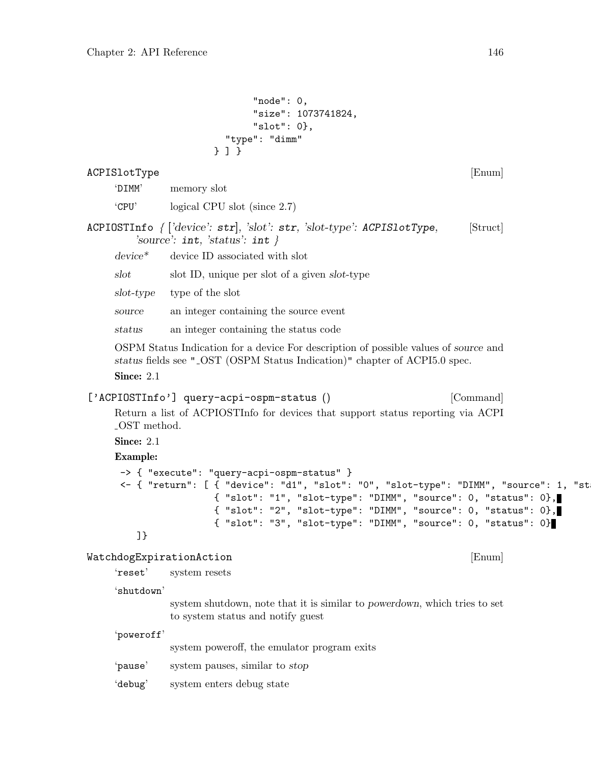```
                    "node": 0,
                    "size": 1073741824,
                    "slot": 0},
                "type": "dimm"
            } ] }
```

**ACPISlotType** [Enum]

'DIMM' memory slot

'CPU' logical CPU slot (since 2.7)

**ACPIOSTInfo** { ['device': **str**], 'slot': **str**, 'slot-type': **ACPISlotType**, 'source': **int**, 'status': **int** } [Struct]

*device\** device ID associated with slot

*slot* slot ID, unique per slot of a given *slot*-type

*slot-type* type of the slot

*source* an integer containing the source event

*status* an integer containing the status code

OSPM Status Indication for a device For description of possible values of *source* and *status* fields see "_OST (OSPM Status Indication)" chapter of ACPI5.0 spec.

**Since:** 2.1

**['ACPIOSTInfo'] query-acpi-ospm-status ()** [Command]

Return a list of ACPIOSTInfo for devices that support status reporting via ACPI _OST method.

**Since:** 2.1

**Example:**

```
-> { "execute": "query-acpi-ospm-status" }
<- { "return": [ { "device": "d1", "slot": "0", "slot-type": "DIMM", "source": 1, "st
                 { "slot": "1", "slot-type": "DIMM", "source": 0, "status": 0},
                 { "slot": "2", "slot-type": "DIMM", "source": 0, "status": 0},
                 { "slot": "3", "slot-type": "DIMM", "source": 0, "status": 0}
   ]}
```

**WatchdogExpirationAction** [Enum]

'reset' system resets

'shutdown'
system shutdown, note that it is similar to *powerdown*, which tries to set to system status and notify guest

'poweroff'
system poweroff, the emulator program exits

'pause' system pauses, similar to *stop*

'debug' system enters debug state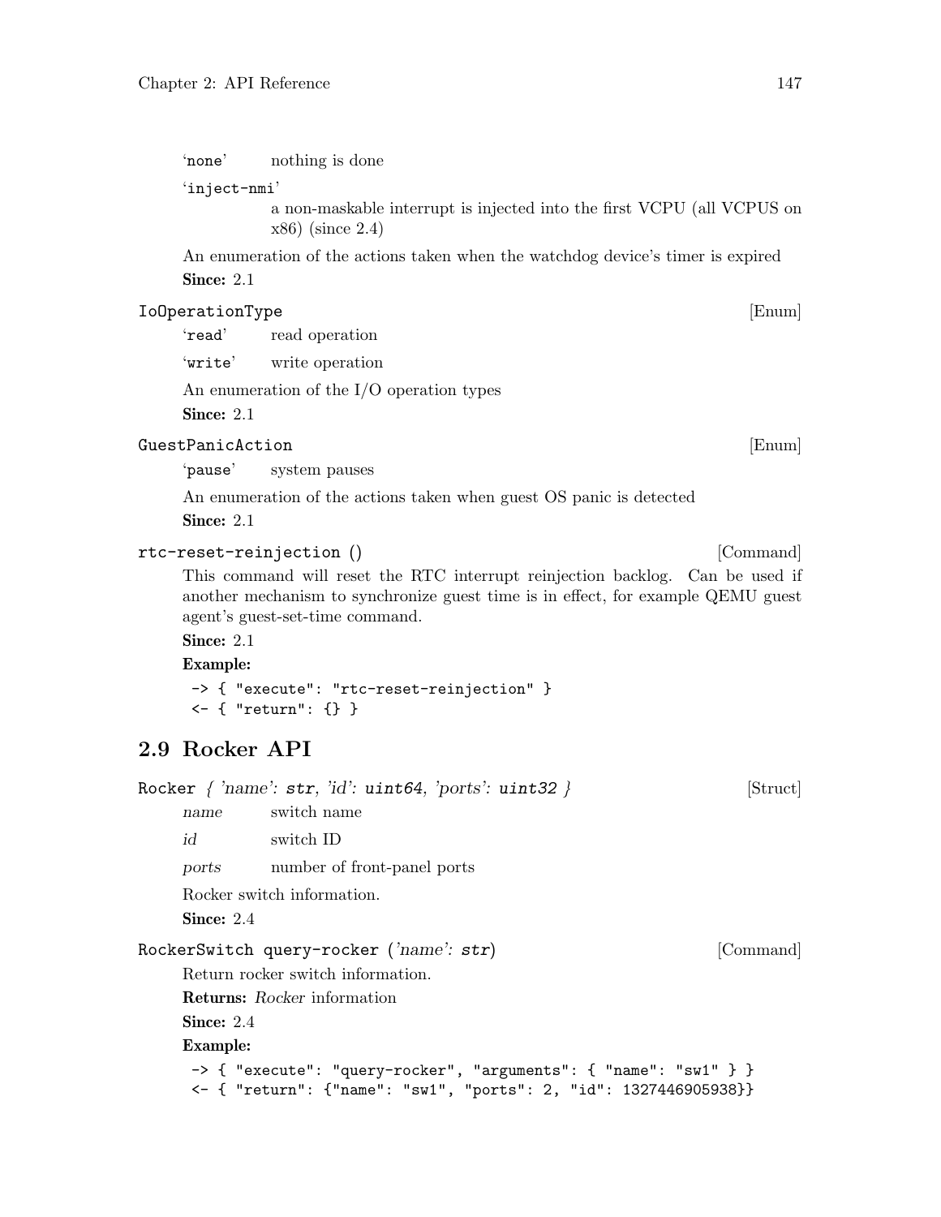'none' nothing is done

'inject-nmi'
a non-maskable interrupt is injected into the first VCPU (all VCPUS on x86) (since 2.4)

An enumeration of the actions taken when the watchdog device's timer is expired

**Since:** 2.1

`IoOperationType` [Enum]

'read' read operation

'write' write operation

An enumeration of the I/O operation types

**Since:** 2.1

`GuestPanicAction` [Enum]

'pause' system pauses

An enumeration of the actions taken when guest OS panic is detected

**Since:** 2.1

`rtc-reset-reinjection ()` [Command]

This command will reset the RTC interrupt reinjection backlog. Can be used if another mechanism to synchronize guest time is in effect, for example QEMU guest agent's guest-set-time command.

**Since:** 2.1

**Example:**

```
-> { "execute": "rtc-reset-reinjection" }
<- { "return": {} }
```

## 2.9 Rocker API

`Rocker` *{ 'name': `str`, 'id': `uint64`, 'ports': `uint32` }* [Struct]

*name* switch name

*id* switch ID

*ports* number of front-panel ports

Rocker switch information.

**Since:** 2.4

`RockerSwitch query-rocker` (*'name': `str`*) [Command]

Return rocker switch information.

**Returns:** *Rocker* information

**Since:** 2.4

**Example:**

```
-> { "execute": "query-rocker", "arguments": { "name": "sw1" } }
<- { "return": {"name": "sw1", "ports": 2, "id": 1327446905938}}
```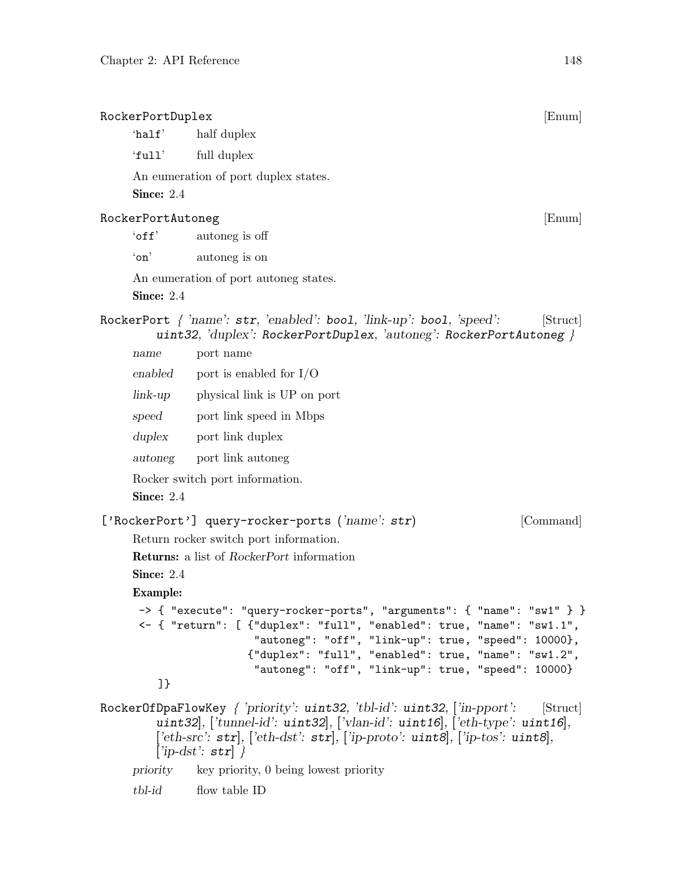**RockerPortDuplex** [Enum]

'half' half duplex

'full' full duplex

An eumeration of port duplex states.

**Since:** 2.4

**RockerPortAutoneg** [Enum]

'off' autoneg is off

'on' autoneg is on

An eumeration of port autoneg states.

**Since:** 2.4

**RockerPort** *{ 'name': str, 'enabled': bool, 'link-up': bool, 'speed': uint32, 'duplex': RockerPortDuplex, 'autoneg': RockerPortAutoneg }* [Struct]

*name* port name

*enabled* port is enabled for I/O

*link-up* physical link is UP on port

*speed* port link speed in Mbps

*duplex* port link duplex

*autoneg* port link autoneg

Rocker switch port information.

**Since:** 2.4

**['RockerPort'] query-rocker-ports** *('name': str)* [Command]

Return rocker switch port information.

**Returns:** a list of *RockerPort* information

**Since:** 2.4

**Example:**

```
-> { "execute": "query-rocker-ports", "arguments": { "name": "sw1" } }
<- { "return": [ {"duplex": "full", "enabled": true, "name": "sw1.1",
                  "autoneg": "off", "link-up": true, "speed": 10000},
                 {"duplex": "full", "enabled": true, "name": "sw1.2",
                  "autoneg": "off", "link-up": true, "speed": 10000}
   ]}
```

**RockerOfDpaFlowKey** *{ 'priority': uint32, 'tbl-id': uint32, ['in-pport': uint32], ['tunnel-id': uint32], ['vlan-id': uint16], ['eth-type': uint16], ['eth-src': str], ['eth-dst': str], ['ip-proto': uint8], ['ip-tos': uint8], ['ip-dst': str] }* [Struct]

*priority* key priority, 0 being lowest priority

*tbl-id* flow table ID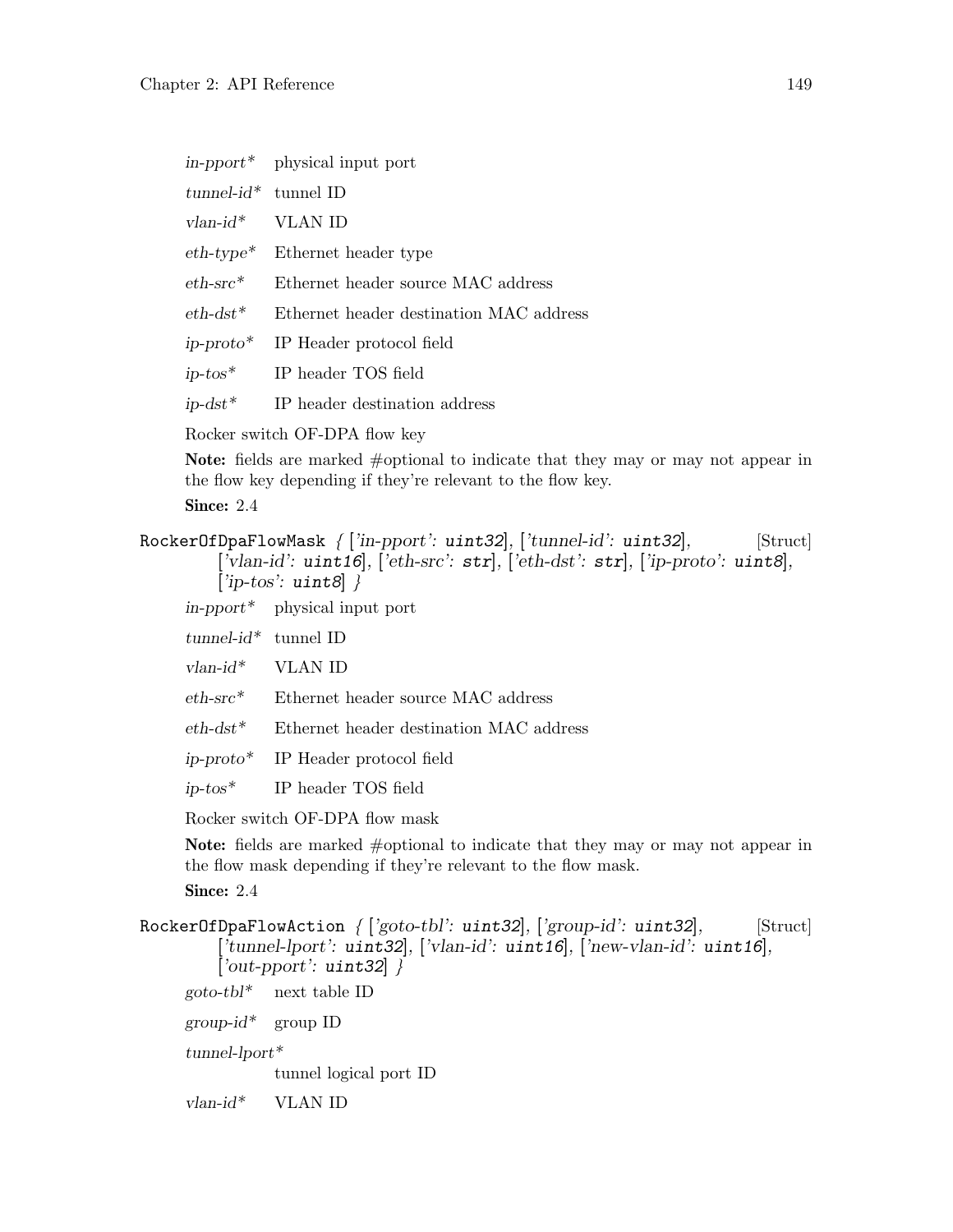*in-pport\** physical input port

*tunnel-id\** tunnel ID

*vlan-id\** VLAN ID

*eth-type\** Ethernet header type

*eth-src\** Ethernet header source MAC address

*eth-dst\** Ethernet header destination MAC address

*ip-proto\** IP Header protocol field

*ip-tos\** IP header TOS field

*ip-dst\** IP header destination address

Rocker switch OF-DPA flow key

**Note:** fields are marked #optional to indicate that they may or may not appear in the flow key depending if they're relevant to the flow key.

**Since:** 2.4

`RockerOfDpaFlowMask` { ['in-pport': `uint32`], ['tunnel-id': `uint32`], ['vlan-id': `uint16`], ['eth-src': `str`], ['eth-dst': `str`], ['ip-proto': `uint8`], ['ip-tos': `uint8`] } [Struct]

*in-pport\** physical input port

*tunnel-id\** tunnel ID

*vlan-id\** VLAN ID

*eth-src\** Ethernet header source MAC address

*eth-dst\** Ethernet header destination MAC address

*ip-proto\** IP Header protocol field

*ip-tos\** IP header TOS field

Rocker switch OF-DPA flow mask

**Note:** fields are marked #optional to indicate that they may or may not appear in the flow mask depending if they're relevant to the flow mask.

**Since:** 2.4

`RockerOfDpaFlowAction` { ['goto-tbl': `uint32`], ['group-id': `uint32`], ['tunnel-lport': `uint32`], ['vlan-id': `uint16`], ['new-vlan-id': `uint16`], ['out-pport': `uint32`] } [Struct]

*goto-tbl\** next table ID

*group-id\** group ID

*tunnel-lport\**
tunnel logical port ID

*vlan-id\** VLAN ID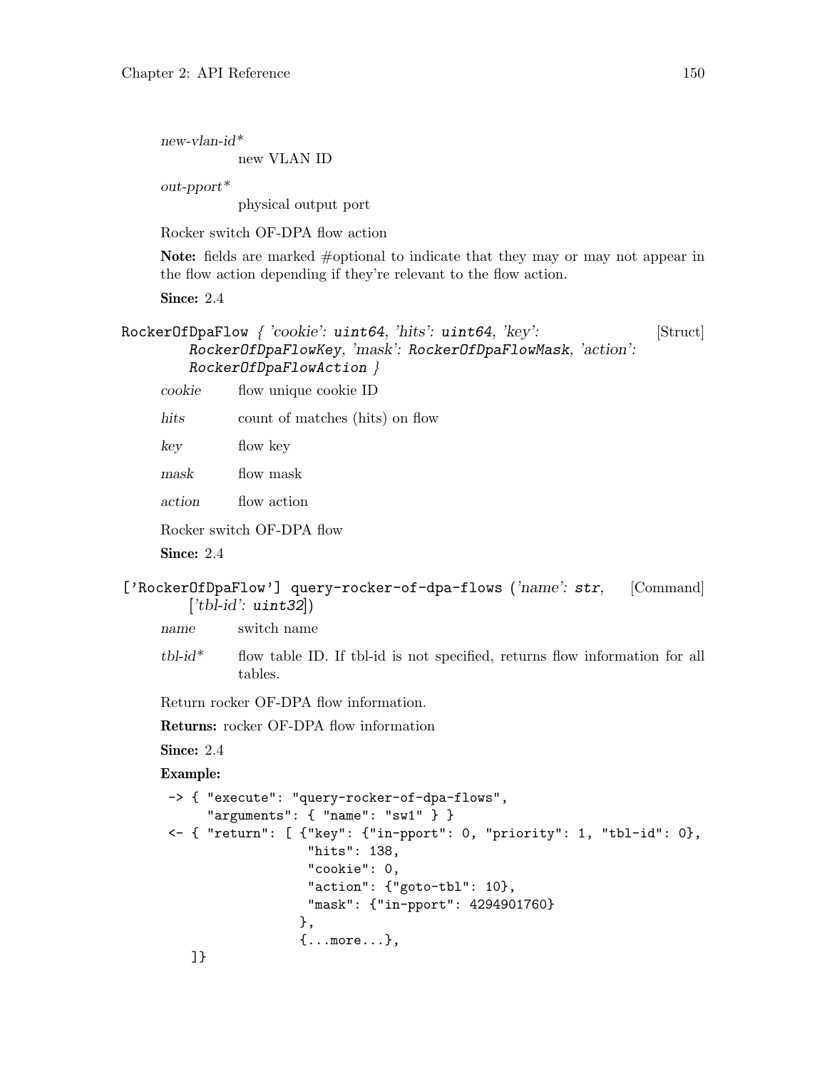*new-vlan-id\**
: new VLAN ID

*out-pport\**
: physical output port

Rocker switch OF-DPA flow action

**Note:** fields are marked #optional to indicate that they may or may not appear in the flow action depending if they're relevant to the flow action.

**Since:** 2.4

`RockerOfDpaFlow` *{ 'cookie': `uint64`, 'hits': `uint64`, 'key': `RockerOfDpaFlowKey`, 'mask': `RockerOfDpaFlowMask`, 'action': `RockerOfDpaFlowAction` }* [Struct]

*cookie* flow unique cookie ID

*hits* count of matches (hits) on flow

*key* flow key

*mask* flow mask

*action* flow action

Rocker switch OF-DPA flow

**Since:** 2.4

`['RockerOfDpaFlow'] query-rocker-of-dpa-flows` *('name': `str`, ['tbl-id': `uint32`])* [Command]

*name* switch name

*tbl-id\** flow table ID. If tbl-id is not specified, returns flow information for all tables.

Return rocker OF-DPA flow information.

**Returns:** rocker OF-DPA flow information

**Since:** 2.4

**Example:**

```
-> { "execute": "query-rocker-of-dpa-flows",
     "arguments": { "name": "sw1" } }
<- { "return": [ {"key": {"in-pport": 0, "priority": 1, "tbl-id": 0},
                  "hits": 138,
                  "cookie": 0,
                  "action": {"goto-tbl": 10},
                  "mask": {"in-pport": 4294901760}
                 },
                 {...more...},
   ]}
```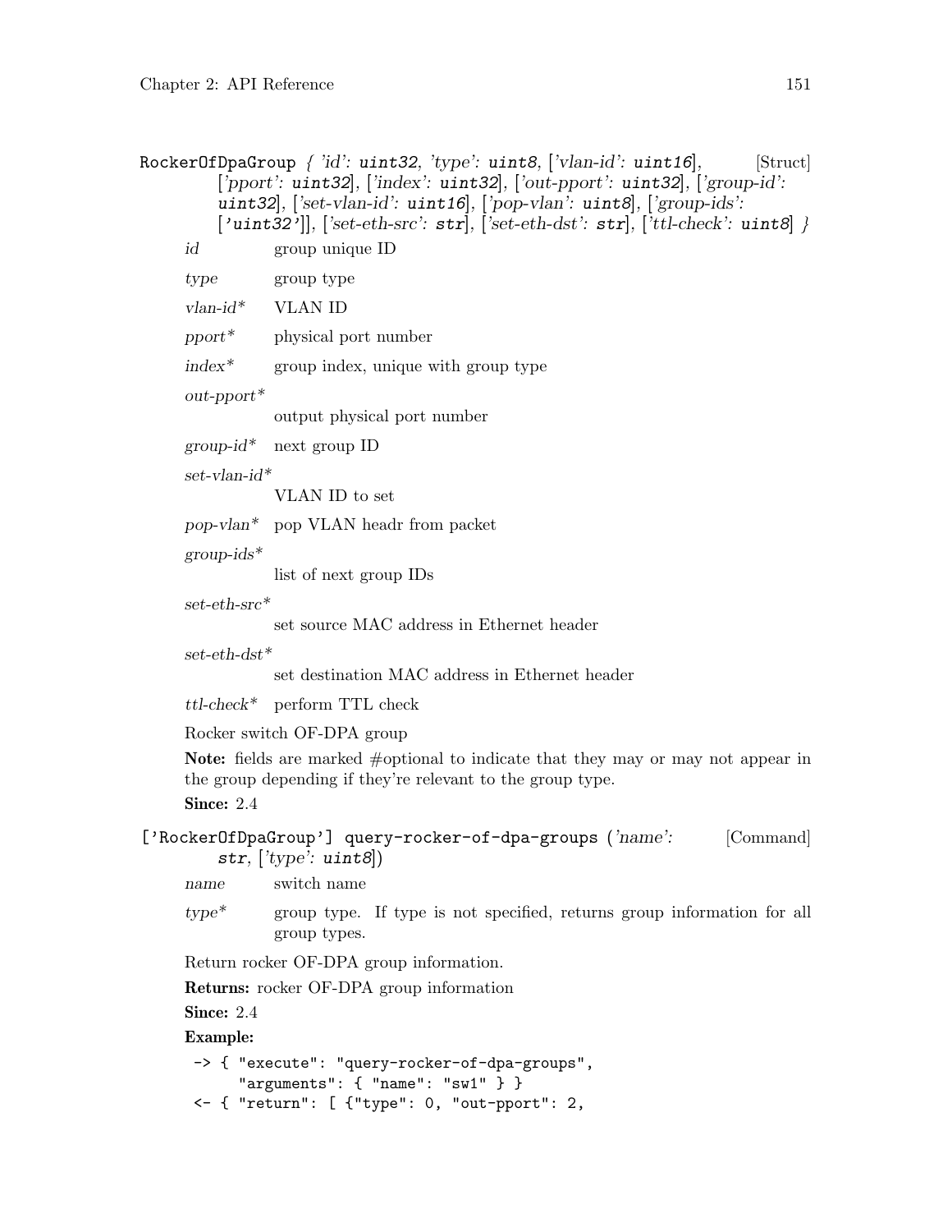**RockerOfDpaGroup** *{ 'id': `uint32`, 'type': `uint8`, ['vlan-id': `uint16`], ['pport': `uint32`], ['index': `uint32`], ['out-pport': `uint32`], ['group-id': `uint32`], ['set-vlan-id': `uint16`], ['pop-vlan': `uint8`], ['group-ids': ['`uint32`']], ['set-eth-src': `str`], ['set-eth-dst': `str`], ['ttl-check': `uint8`] }* [Struct]

*id* group unique ID

*type* group type

*vlan-id** VLAN ID

*pport** physical port number

*index** group index, unique with group type

*out-pport** output physical port number

*group-id** next group ID

*set-vlan-id** VLAN ID to set

*pop-vlan** pop VLAN headr from packet

*group-ids** list of next group IDs

*set-eth-src** set source MAC address in Ethernet header

*set-eth-dst** set destination MAC address in Ethernet header

*ttl-check** perform TTL check

Rocker switch OF-DPA group

**Note:** fields are marked #optional to indicate that they may or may not appear in the group depending if they're relevant to the group type.

**Since:** 2.4

**['RockerOfDpaGroup'] query-rocker-of-dpa-groups** *('name': `str`, ['type': `uint8`])* [Command]

*name* switch name

*type** group type. If type is not specified, returns group information for all group types.

Return rocker OF-DPA group information.

**Returns:** rocker OF-DPA group information

**Since:** 2.4

**Example:**

```
-> { "execute": "query-rocker-of-dpa-groups",
     "arguments": { "name": "sw1" } }
<- { "return": [ {"type": 0, "out-pport": 2,
```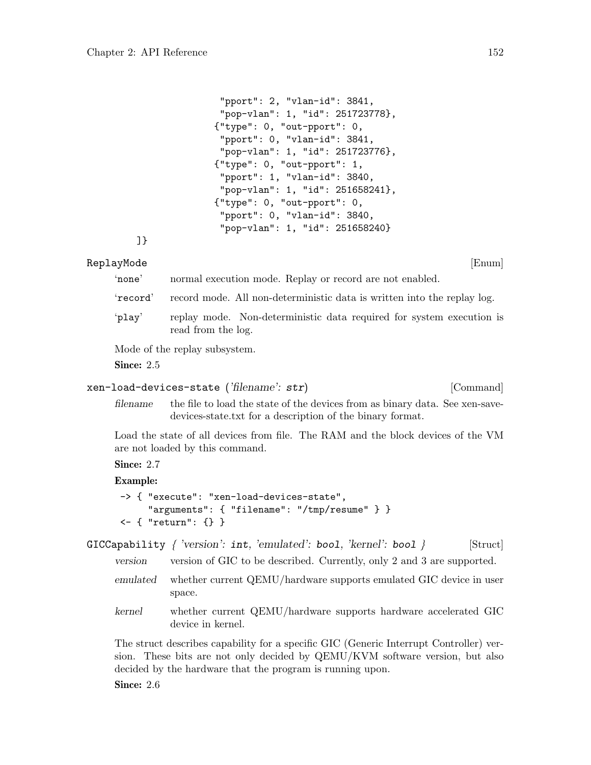```
                    "pport": 2, "vlan-id": 3841,
                    "pop-vlan": 1, "id": 251723778},
                   {"type": 0, "out-pport": 0,
                    "pport": 0, "vlan-id": 3841,
                    "pop-vlan": 1, "id": 251723776},
                   {"type": 0, "out-pport": 1,
                    "pport": 1, "vlan-id": 3840,
                    "pop-vlan": 1, "id": 251658241},
                   {"type": 0, "out-pport": 0,
                    "pport": 0, "vlan-id": 3840,
                    "pop-vlan": 1, "id": 251658240}
   ]}
```

**ReplayMode** [Enum]

'none' normal execution mode. Replay or record are not enabled.

'record' record mode. All non-deterministic data is written into the replay log.

'play' replay mode. Non-deterministic data required for system execution is read from the log.

Mode of the replay subsystem.

**Since:** 2.5

**xen-load-devices-state** (*'filename': str*) [Command]

*filename* the file to load the state of the devices from as binary data. See xen-save-devices-state.txt for a description of the binary format.

Load the state of all devices from file. The RAM and the block devices of the VM are not loaded by this command.

**Since:** 2.7

**Example:**

```
-> { "execute": "xen-load-devices-state",
     "arguments": { "filename": "/tmp/resume" } }
<- { "return": {} }
```

**GICCapability** *{ 'version': int, 'emulated': bool, 'kernel': bool }* [Struct]

*version* version of GIC to be described. Currently, only 2 and 3 are supported.

*emulated* whether current QEMU/hardware supports emulated GIC device in user space.

*kernel* whether current QEMU/hardware supports hardware accelerated GIC device in kernel.

The struct describes capability for a specific GIC (Generic Interrupt Controller) version. These bits are not only decided by QEMU/KVM software version, but also decided by the hardware that the program is running upon.

**Since:** 2.6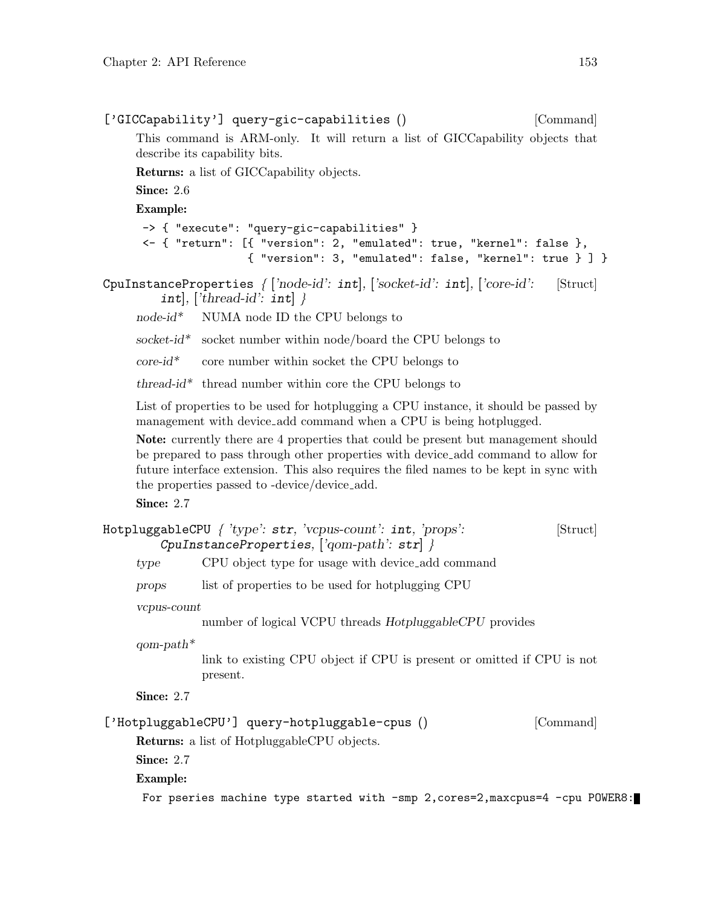['GICCapability'] `query-gic-capabilities ()` [Command]

This command is ARM-only. It will return a list of GICCapability objects that describe its capability bits.

**Returns:** a list of GICCapability objects.

**Since:** 2.6

**Example:**

```
-> { "execute": "query-gic-capabilities" }
<- { "return": [{ "version": 2, "emulated": true, "kernel": false },
                { "version": 3, "emulated": false, "kernel": true } ] }
```

`CpuInstanceProperties` *{ ['node-id': `int`], ['socket-id': `int`], ['core-id': `int`], ['thread-id': `int`] }* [Struct]

*node-id** NUMA node ID the CPU belongs to

*socket-id** socket number within node/board the CPU belongs to

*core-id** core number within socket the CPU belongs to

*thread-id** thread number within core the CPU belongs to

List of properties to be used for hotplugging a CPU instance, it should be passed by management with device_add command when a CPU is being hotplugged.

**Note:** currently there are 4 properties that could be present but management should be prepared to pass through other properties with device_add command to allow for future interface extension. This also requires the filed names to be kept in sync with the properties passed to -device/device_add.

**Since:** 2.7

`HotpluggableCPU` *{ 'type': `str`, 'vcpus-count': `int`, 'props': `CpuInstanceProperties`, ['qom-path': `str`] }* [Struct]

*type* CPU object type for usage with device_add command

*props* list of properties to be used for hotplugging CPU

*vcpus-count*
number of logical VCPU threads *HotpluggableCPU* provides

*qom-path**
link to existing CPU object if CPU is present or omitted if CPU is not present.

**Since:** 2.7

['HotpluggableCPU'] `query-hotpluggable-cpus ()` [Command]

**Returns:** a list of HotpluggableCPU objects.

**Since:** 2.7

**Example:**

```
For pseries machine type started with -smp 2,cores=2,maxcpus=4 -cpu POWER8:
```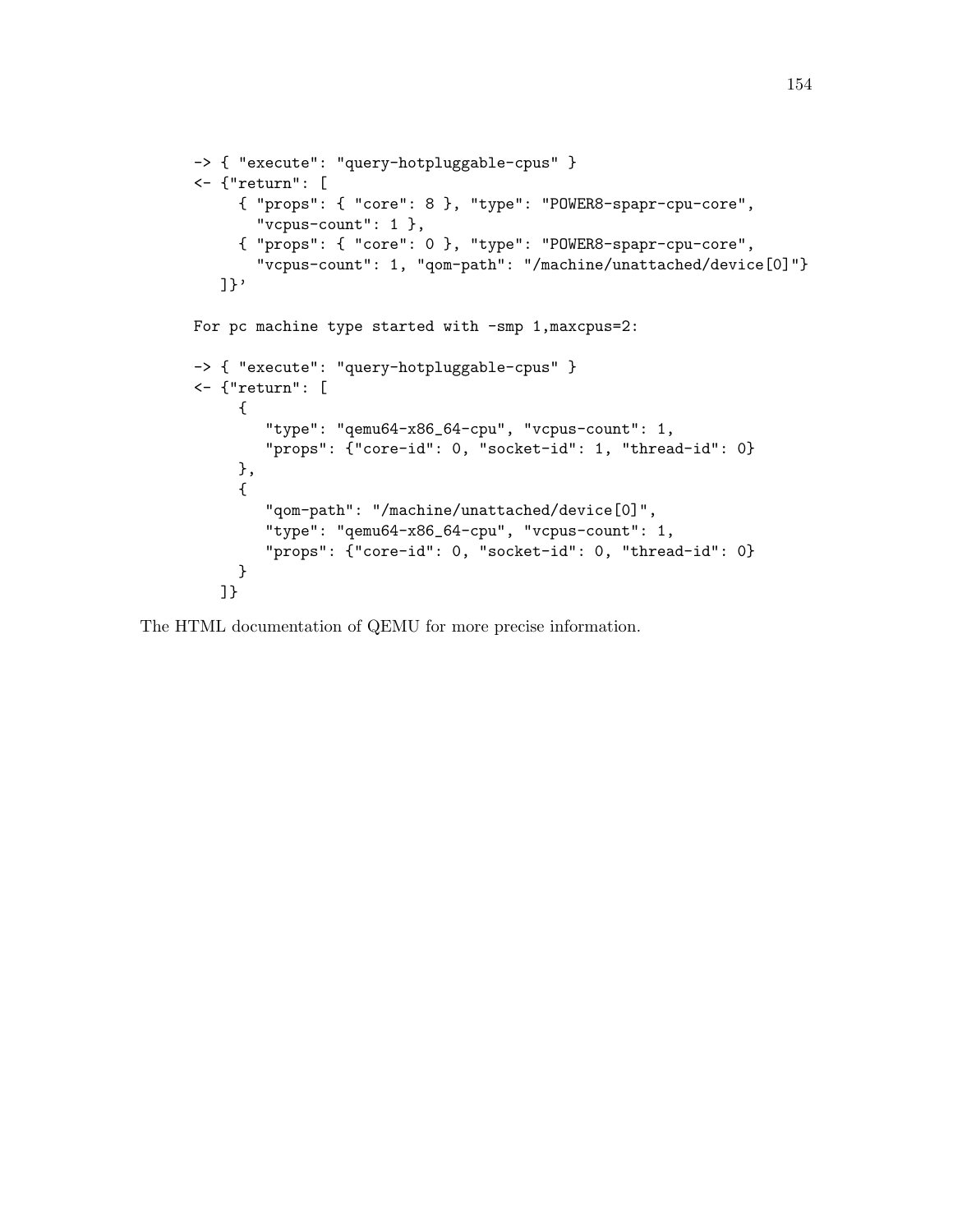```
-> { "execute": "query-hotpluggable-cpus" }
<- {"return": [
     { "props": { "core": 8 }, "type": "POWER8-spapr-cpu-core",
       "vcpus-count": 1 },
     { "props": { "core": 0 }, "type": "POWER8-spapr-cpu-core",
       "vcpus-count": 1, "qom-path": "/machine/unattached/device[0]"}
   ]}'

For pc machine type started with -smp 1,maxcpus=2:

-> { "execute": "query-hotpluggable-cpus" }
<- {"return": [
     {
        "type": "qemu64-x86_64-cpu", "vcpus-count": 1,
        "props": {"core-id": 0, "socket-id": 1, "thread-id": 0}
     },
     {
        "qom-path": "/machine/unattached/device[0]",
        "type": "qemu64-x86_64-cpu", "vcpus-count": 1,
        "props": {"core-id": 0, "socket-id": 0, "thread-id": 0}
     }
   ]}
```

The HTML documentation of QEMU for more precise information.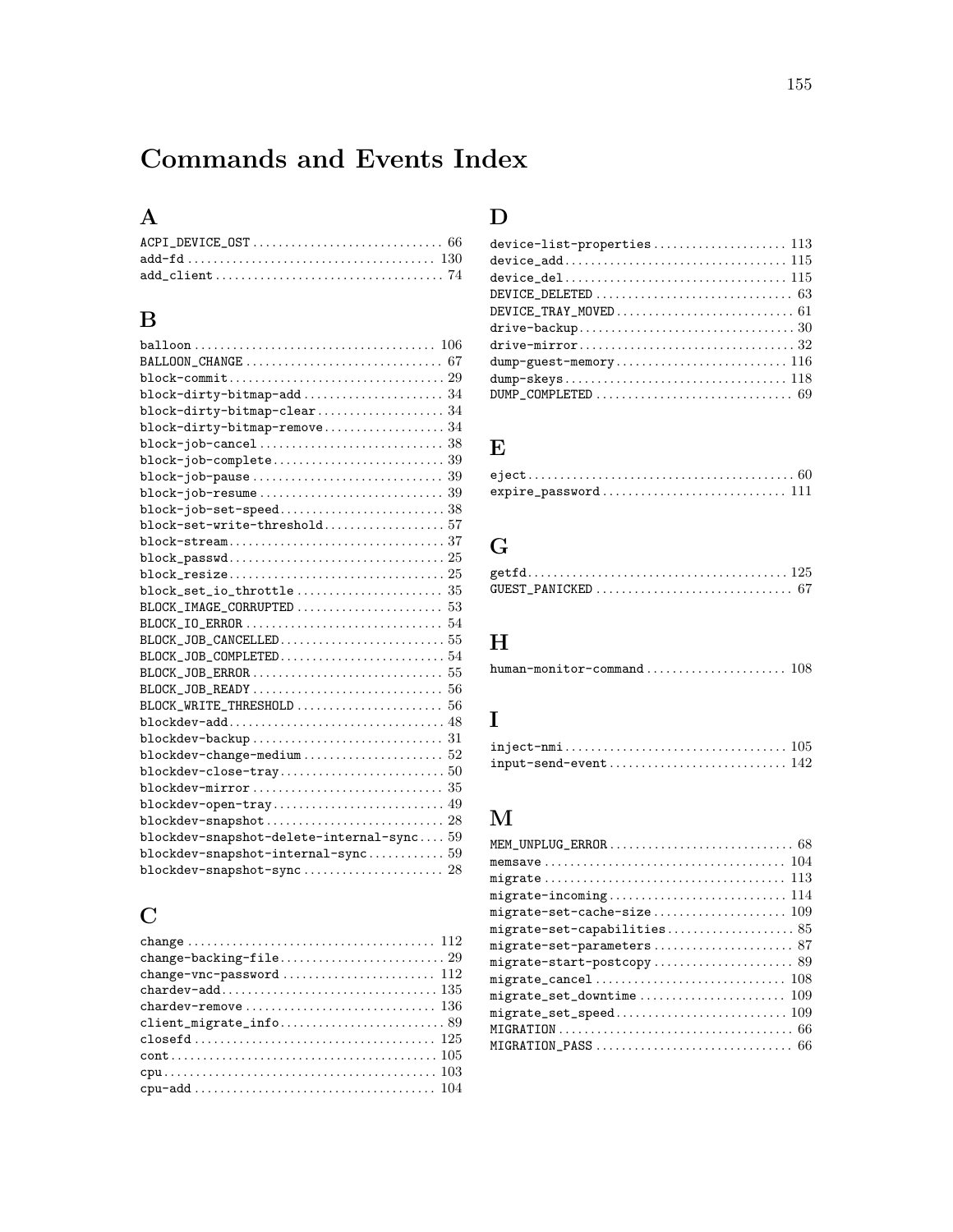# Commands and Events Index

## A

ACPI_DEVICE_OST ............................. 66
add-fd ............................. 130
add_client ............................. 74

## B

balloon ............................. 106
BALLOON_CHANGE ............................. 67
block-commit ............................. 29
block-dirty-bitmap-add ............................. 34
block-dirty-bitmap-clear ............................. 34
block-dirty-bitmap-remove ............................. 34
block-job-cancel ............................. 38
block-job-complete ............................. 39
block-job-pause ............................. 39
block-job-resume ............................. 39
block-job-set-speed ............................. 38
block-set-write-threshold ............................. 57
block-stream ............................. 37
block_passwd ............................. 25
block_resize ............................. 25
block_set_io_throttle ............................. 35
BLOCK_IMAGE_CORRUPTED ............................. 53
BLOCK_IO_ERROR ............................. 54
BLOCK_JOB_CANCELLED ............................. 55
BLOCK_JOB_COMPLETED ............................. 54
BLOCK_JOB_ERROR ............................. 55
BLOCK_JOB_READY ............................. 56
BLOCK_WRITE_THRESHOLD ............................. 56
blockdev-add ............................. 48
blockdev-backup ............................. 31
blockdev-change-medium ............................. 52
blockdev-close-tray ............................. 50
blockdev-mirror ............................. 35
blockdev-open-tray ............................. 49
blockdev-snapshot ............................. 28
blockdev-snapshot-delete-internal-sync .... 59
blockdev-snapshot-internal-sync ............ 59
blockdev-snapshot-sync ............................. 28

## C

change ............................. 112
change-backing-file ............................. 29
change-vnc-password ............................. 112
chardev-add ............................. 135
chardev-remove ............................. 136
client_migrate_info ............................. 89
closefd ............................. 125
cont ............................. 105
cpu ............................. 103
cpu-add ............................. 104

## D

device-list-properties ............................. 113
device_add ............................. 115
device_del ............................. 115
DEVICE_DELETED ............................. 63
DEVICE_TRAY_MOVED ............................. 61
drive-backup ............................. 30
drive-mirror ............................. 32
dump-guest-memory ............................. 116
dump-skeys ............................. 118
DUMP_COMPLETED ............................. 69

## E

eject ............................. 60
expire_password ............................. 111

## G

getfd ............................. 125
GUEST_PANICKED ............................. 67

## H

human-monitor-command ............................. 108

## I

inject-nmi ............................. 105
input-send-event ............................. 142

## M

MEM_UNPLUG_ERROR ............................. 68
memsave ............................. 104
migrate ............................. 113
migrate-incoming ............................. 114
migrate-set-cache-size ............................. 109
migrate-set-capabilities ............................. 85
migrate-set-parameters ............................. 87
migrate-start-postcopy ............................. 89
migrate_cancel ............................. 108
migrate_set_downtime ............................. 109
migrate_set_speed ............................. 109
MIGRATION ............................. 66
MIGRATION_PASS ............................. 66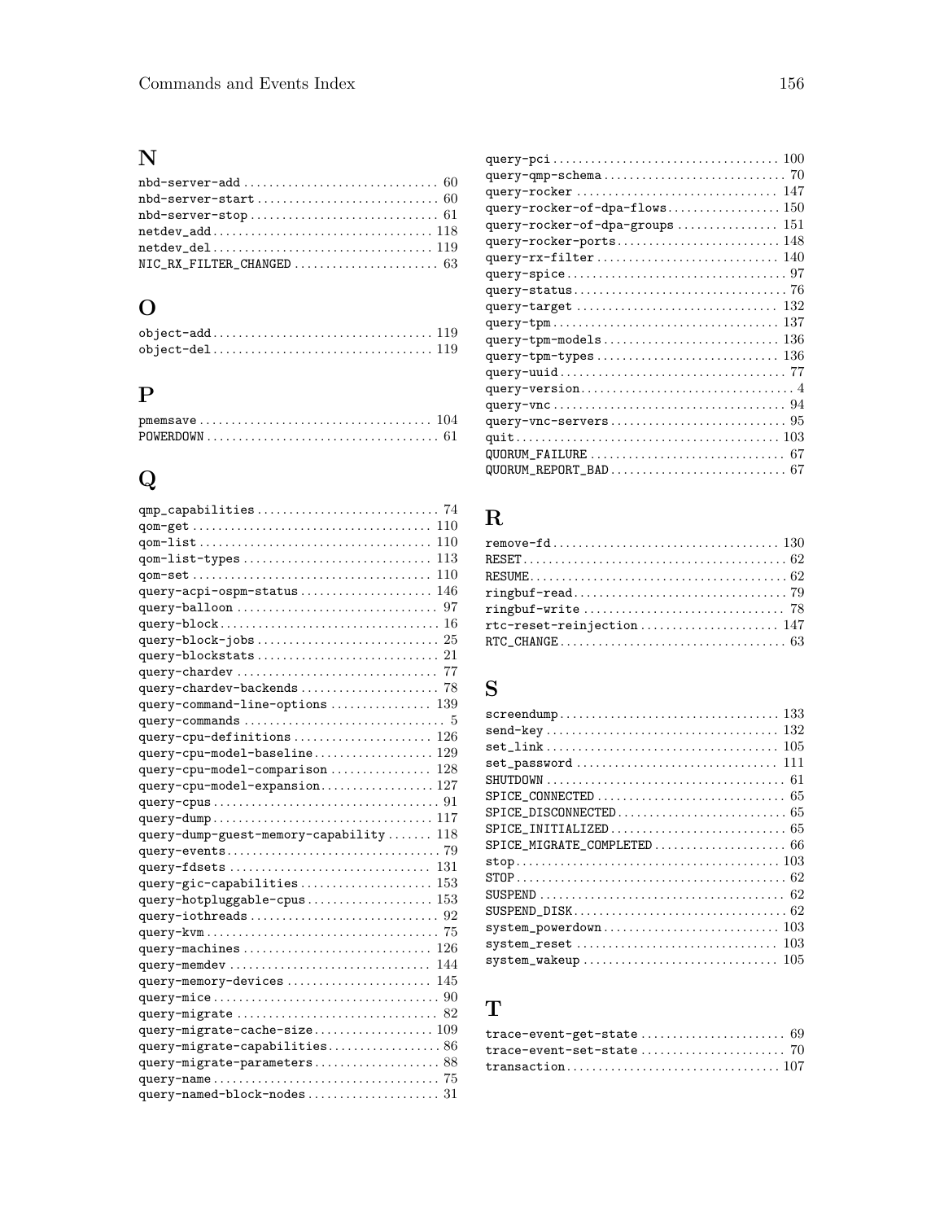## N

- nbd-server-add .............................. 60
- nbd-server-start ............................ 60
- nbd-server-stop ............................. 61
- netdev_add .................................. 118
- netdev_del .................................. 119
- NIC_RX_FILTER_CHANGED ....................... 63

## O

- object-add .................................. 119
- object-del .................................. 119

## P

- pmemsave .................................... 104
- POWERDOWN .................................... 61

## Q

- qmp_capabilities ............................ 74
- qom-get ..................................... 110
- qom-list .................................... 110
- qom-list-types .............................. 113
- qom-set ..................................... 110
- query-acpi-ospm-status ...................... 146
- query-balloon ............................... 97
- query-block ................................. 16
- query-block-jobs ............................ 25
- query-blockstats ............................ 21
- query-chardev ............................... 77
- query-chardev-backends ...................... 78
- query-command-line-options .................. 139
- query-commands .............................. 5
- query-cpu-definitions ....................... 126
- query-cpu-model-baseline .................... 129
- query-cpu-model-comparison .................. 128
- query-cpu-model-expansion ................... 127
- query-cpus .................................. 91
- query-dump .................................. 117
- query-dump-guest-memory-capability .......... 118
- query-events ................................ 79
- query-fdsets ................................ 131
- query-gic-capabilities ...................... 153
- query-hotpluggable-cpus ..................... 153
- query-iothreads ............................. 92
- query-kvm ................................... 75
- query-machines .............................. 126
- query-memdev ................................ 144
- query-memory-devices ........................ 145
- query-mice .................................. 90
- query-migrate ............................... 82
- query-migrate-cache-size .................... 109
- query-migrate-capabilities .................. 86
- query-migrate-parameters .................... 88
- query-name .................................. 75
- query-named-block-nodes ..................... 31
- query-pci ................................... 100
- query-qmp-schema ............................ 70
- query-rocker ................................ 147
- query-rocker-of-dpa-flows ................... 150
- query-rocker-of-dpa-groups .................. 151
- query-rocker-ports .......................... 148
- query-rx-filter ............................. 140
- query-spice ................................. 97
- query-status ................................ 76
- query-target ................................ 132
- query-tpm ................................... 137
- query-tpm-models ............................ 136
- query-tpm-types ............................. 136
- query-uuid .................................. 77
- query-version ............................... 4
- query-vnc ................................... 94
- query-vnc-servers ........................... 95
- quit ........................................ 103
- QUORUM_FAILURE .............................. 67
- QUORUM_REPORT_BAD ........................... 67

## R

- remove-fd ................................... 130
- RESET ....................................... 62
- RESUME ...................................... 62
- ringbuf-read ................................ 79
- ringbuf-write ............................... 78
- rtc-reset-reinjection ....................... 147
- RTC_CHANGE .................................. 63

## S

- screendump .................................. 133
- send-key .................................... 132
- set_link .................................... 105
- set_password ................................ 111
- SHUTDOWN .................................... 61
- SPICE_CONNECTED ............................. 65
- SPICE_DISCONNECTED .......................... 65
- SPICE_INITIALIZED ........................... 65
- SPICE_MIGRATE_COMPLETED ..................... 66
- stop ........................................ 103
- STOP ........................................ 62
- SUSPEND ..................................... 62
- SUSPEND_DISK ................................ 62
- system_powerdown ............................ 103
- system_reset ................................ 103
- system_wakeup ............................... 105

## T

- trace-event-get-state ....................... 69
- trace-event-set-state ....................... 70
- transaction ................................. 107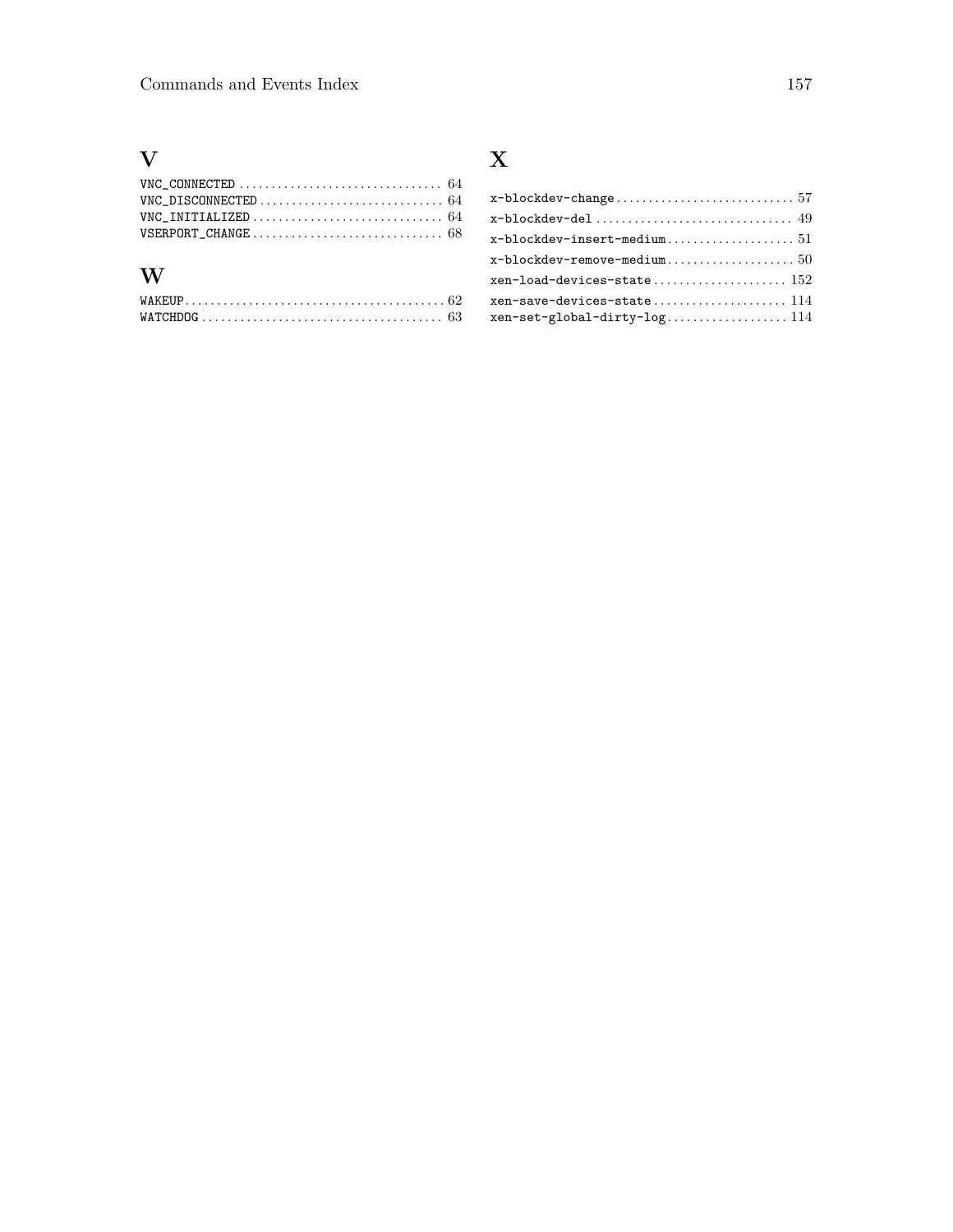## V

VNC_CONNECTED ............................... 64
VNC_DISCONNECTED ............................ 64
VNC_INITIALIZED ............................. 64
VSERPORT_CHANGE ............................. 68

## W

WAKEUP........................................ 62
WATCHDOG ..................................... 63

## X

x-blockdev-change........................... 57
x-blockdev-del .............................. 49
x-blockdev-insert-medium.................... 51
x-blockdev-remove-medium.................... 50
xen-load-devices-state..................... 152
xen-save-devices-state..................... 114
xen-set-global-dirty-log................... 114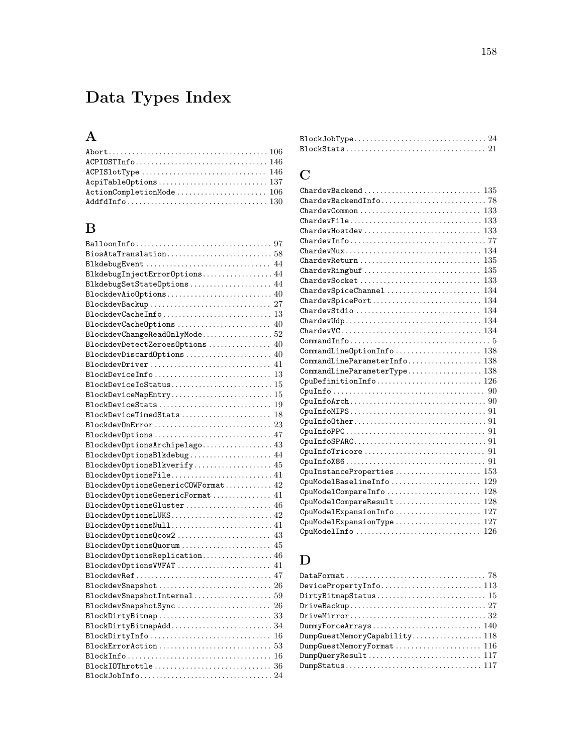# Data Types Index

## A

Abort........................................ 106
ACPIOSTInfo.................................. 146
ACPISlotType ................................ 146
AcpiTableOptions ............................ 137
ActionCompletionMode ....................... 106
AddfdInfo.................................... 130

## B

BalloonInfo................................... 97
BiosAtaTranslation........................... 58
BlkdebugEvent ............................... 44
BlkdebugInjectErrorOptions.................. 44
BlkdebugSetStateOptions ..................... 44
BlockdevAioOptions........................... 40
BlockdevBackup .............................. 27
BlockdevCacheInfo............................ 13
BlockdevCacheOptions ........................ 40
BlockdevChangeReadOnlyMode.................. 52
BlockdevDetectZeroesOptions ................ 40
BlockdevDiscardOptions ...................... 40
BlockdevDriver .............................. 41
BlockDeviceInfo ............................. 13
BlockDeviceIoStatus.......................... 15
BlockDeviceMapEntry.......................... 15
BlockDeviceStats ............................ 19
BlockDeviceTimedStats ....................... 18
BlockdevOnError ............................. 23
BlockdevOptions ............................. 47
BlockdevOptionsArchipelago.................. 43
BlockdevOptionsBlkdebug ..................... 44
BlockdevOptionsBlkverify.................... 45
BlockdevOptionsFile.......................... 41
BlockdevOptionsGenericCOWFormat ............ 42
BlockdevOptionsGenericFormat ............... 41
BlockdevOptionsGluster ...................... 46
BlockdevOptionsLUKS.......................... 42
BlockdevOptionsNull.......................... 41
BlockdevOptionsQcow2 ........................ 43
BlockdevOptionsQuorum ....................... 45
BlockdevOptionsReplication.................. 46
BlockdevOptionsVVFAT ........................ 41
BlockdevRef.................................. 47
BlockdevSnapshot ............................ 26
BlockdevSnapshotInternal.................... 59
BlockdevSnapshotSync ........................ 26
BlockDirtyBitmap ............................ 33
BlockDirtyBitmapAdd.......................... 34
BlockDirtyInfo .............................. 16
BlockErrorAction ............................ 53
BlockInfo.................................... 16
BlockIOThrottle ............................. 36
BlockJobInfo................................. 24
BlockJobType................................. 24
BlockStats................................... 21

## C

ChardevBackend .............................. 135
ChardevBackendInfo........................... 78
ChardevCommon ............................... 133
ChardevFile.................................. 133
ChardevHostdev .............................. 133
ChardevInfo................................... 77
ChardevMux.................................. 134
ChardevReturn ............................... 135
ChardevRingbuf .............................. 135
ChardevSocket ............................... 133
ChardevSpiceChannel ........................ 134
ChardevSpicePort............................ 134
ChardevStdio ................................ 134
ChardevUdp.................................. 134
ChardevVC................................... 134
CommandInfo................................... 5
CommandLineOptionInfo ...................... 138
CommandLineParameterInfo................... 138
CommandLineParameterType................... 138
CpuDefinitionInfo........................... 126
CpuInfo ...................................... 90
CpuInfoArch.................................. 90
CpuInfoMIPS.................................. 91
CpuInfoOther................................. 91
CpuInfoPPC................................... 91
CpuInfoSPARC................................. 91
CpuInfoTricore ............................... 91
CpuInfoX86................................... 91
CpuInstanceProperties ...................... 153
CpuModelBaselineInfo ....................... 129
CpuModelCompareInfo ........................ 128
CpuModelCompareResult ...................... 128
CpuModelExpansionInfo ...................... 127
CpuModelExpansionType ...................... 127
CpuModelInfo ................................ 126

## D

DataFormat.................................... 78
DevicePropertyInfo.......................... 113
DirtyBitmapStatus............................ 15
DriveBackup.................................. 27
DriveMirror.................................. 32
DummyForceArrays............................ 140
DumpGuestMemoryCapability.................. 118
DumpGuestMemoryFormat ...................... 116
DumpQueryResult ............................ 117
DumpStatus.................................. 117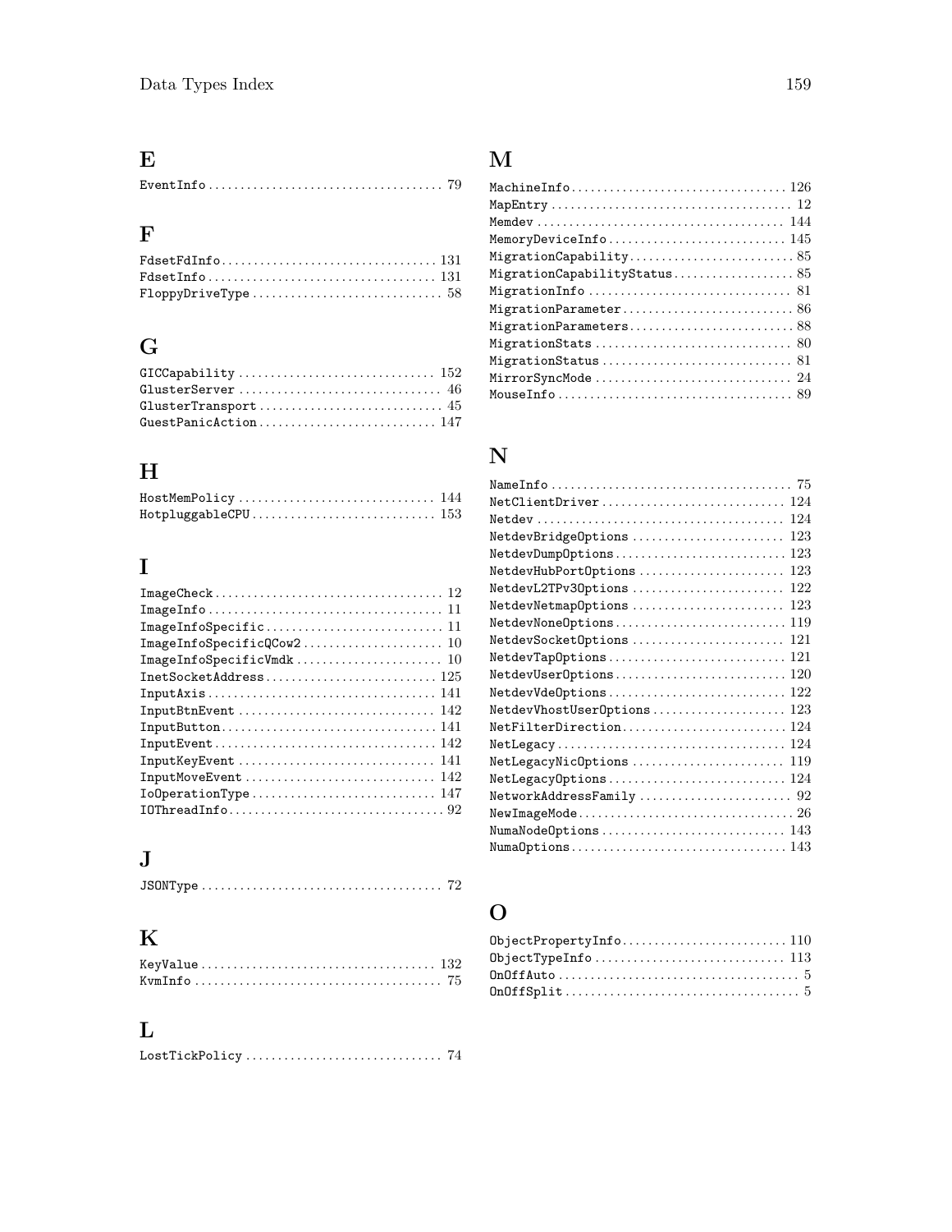## E

EventInfo .................................... 79

## F

FdsetFdInfo ................................. 131
FdsetInfo ................................... 131
FloppyDriveType ............................. 58

## G

GICCapability ............................... 152
GlusterServer ............................... 46
GlusterTransport ............................ 45
GuestPanicAction ............................ 147

## H

HostMemPolicy ............................... 144
HotpluggableCPU ............................. 153

## I

ImageCheck .................................. 12
ImageInfo ................................... 11
ImageInfoSpecific ........................... 11
ImageInfoSpecificQCow2 ...................... 10
ImageInfoSpecificVmdk ....................... 10
InetSocketAddress ........................... 125
InputAxis ................................... 141
InputBtnEvent ............................... 142
InputButton ................................. 141
InputEvent .................................. 142
InputKeyEvent ............................... 141
InputMoveEvent .............................. 142
IoOperationType ............................. 147
IOThreadInfo ................................ 92

## J

JSONType .................................... 72

## K

KeyValue .................................... 132
KvmInfo ..................................... 75

## L

LostTickPolicy .............................. 74

## M

MachineInfo ................................. 126
MapEntry .................................... 12
Memdev ...................................... 144
MemoryDeviceInfo ............................ 145
MigrationCapability ......................... 85
MigrationCapabilityStatus ................... 85
MigrationInfo ............................... 81
MigrationParameter .......................... 86
MigrationParameters ......................... 88
MigrationStats .............................. 80
MigrationStatus ............................. 81
MirrorSyncMode .............................. 24
MouseInfo ................................... 89

## N

NameInfo .................................... 75
NetClientDriver ............................. 124
Netdev ...................................... 124
NetdevBridgeOptions ......................... 123
NetdevDumpOptions ........................... 123
NetdevHubPortOptions ........................ 123
NetdevL2TPv3Options ......................... 122
NetdevNetmapOptions ......................... 123
NetdevNoneOptions ........................... 119
NetdevSocketOptions ......................... 121
NetdevTapOptions ............................ 121
NetdevUserOptions ........................... 120
NetdevVdeOptions ............................ 122
NetdevVhostUserOptions ...................... 123
NetFilterDirection .......................... 124
NetLegacy ................................... 124
NetLegacyNicOptions ......................... 119
NetLegacyOptions ............................ 124
NetworkAddressFamily ........................ 92
NewImageMode ................................ 26
NumaNodeOptions ............................. 143
NumaOptions ................................. 143

## O

ObjectPropertyInfo .......................... 110
ObjectTypeInfo .............................. 113
OnOffAuto ................................... 5
OnOffSplit .................................. 5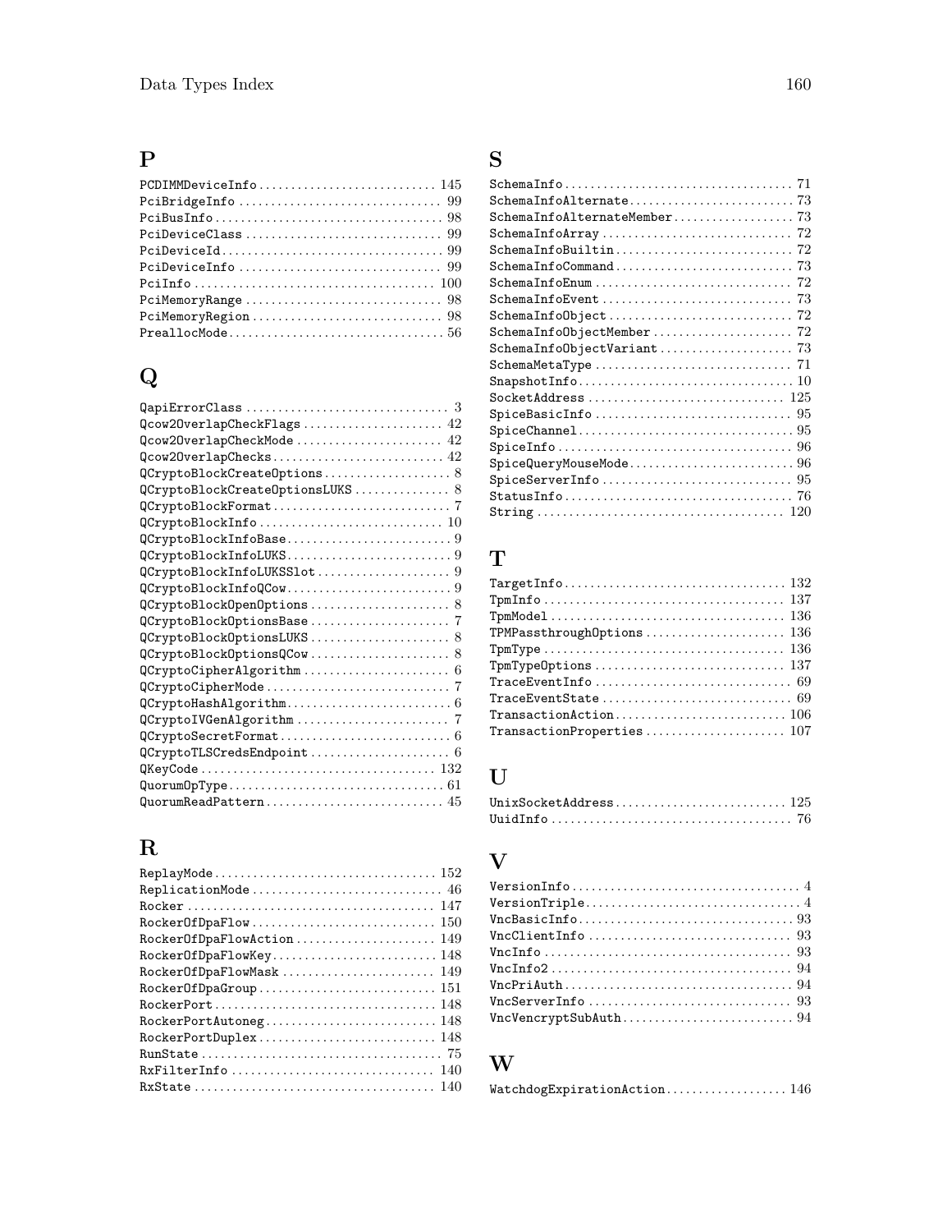## P

PCDIMMDeviceInfo ........ 145
PciBridgeInfo ........ 99
PciBusInfo ........ 98
PciDeviceClass ........ 99
PciDeviceId ........ 99
PciDeviceInfo ........ 99
PciInfo ........ 100
PciMemoryRange ........ 98
PciMemoryRegion ........ 98
PreallocMode ........ 56

## Q

QapiErrorClass ........ 3
Qcow2OverlapCheckFlags ........ 42
Qcow2OverlapCheckMode ........ 42
Qcow2OverlapChecks ........ 42
QCryptoBlockCreateOptions ........ 8
QCryptoBlockCreateOptionsLUKS ........ 8
QCryptoBlockFormat ........ 7
QCryptoBlockInfo ........ 10
QCryptoBlockInfoBase ........ 9
QCryptoBlockInfoLUKS ........ 9
QCryptoBlockInfoLUKSSlot ........ 9
QCryptoBlockInfoQCow ........ 9
QCryptoBlockOpenOptions ........ 8
QCryptoBlockOptionsBase ........ 7
QCryptoBlockOptionsLUKS ........ 8
QCryptoBlockOptionsQCow ........ 8
QCryptoCipherAlgorithm ........ 6
QCryptoCipherMode ........ 7
QCryptoHashAlgorithm ........ 6
QCryptoIVGenAlgorithm ........ 7
QCryptoSecretFormat ........ 6
QCryptoTLSCredsEndpoint ........ 6
QKeyCode ........ 132
QuorumOpType ........ 61
QuorumReadPattern ........ 45

## R

ReplayMode ........ 152
ReplicationMode ........ 46
Rocker ........ 147
RockerOfDpaFlow ........ 150
RockerOfDpaFlowAction ........ 149
RockerOfDpaFlowKey ........ 148
RockerOfDpaFlowMask ........ 149
RockerOfDpaGroup ........ 151
RockerPort ........ 148
RockerPortAutoneg ........ 148
RockerPortDuplex ........ 148
RunState ........ 75
RxFilterInfo ........ 140
RxState ........ 140

## S

SchemaInfo ........ 71
SchemaInfoAlternate ........ 73
SchemaInfoAlternateMember ........ 73
SchemaInfoArray ........ 72
SchemaInfoBuiltin ........ 72
SchemaInfoCommand ........ 73
SchemaInfoEnum ........ 72
SchemaInfoEvent ........ 73
SchemaInfoObject ........ 72
SchemaInfoObjectMember ........ 72
SchemaInfoObjectVariant ........ 73
SchemaMetaType ........ 71
SnapshotInfo ........ 10
SocketAddress ........ 125
SpiceBasicInfo ........ 95
SpiceChannel ........ 95
SpiceInfo ........ 96
SpiceQueryMouseMode ........ 96
SpiceServerInfo ........ 95
StatusInfo ........ 76
String ........ 120

## T

TargetInfo ........ 132
TpmInfo ........ 137
TpmModel ........ 136
TPMPassthroughOptions ........ 136
TpmType ........ 136
TpmTypeOptions ........ 137
TraceEventInfo ........ 69
TraceEventState ........ 69
TransactionAction ........ 106
TransactionProperties ........ 107

## U

UnixSocketAddress ........ 125
UuidInfo ........ 76

## V

VersionInfo ........ 4
VersionTriple ........ 4
VncBasicInfo ........ 93
VncClientInfo ........ 93
VncInfo ........ 93
VncInfo2 ........ 94
VncPriAuth ........ 94
VncServerInfo ........ 93
VncVencryptSubAuth ........ 94

## W

WatchdogExpirationAction ........ 146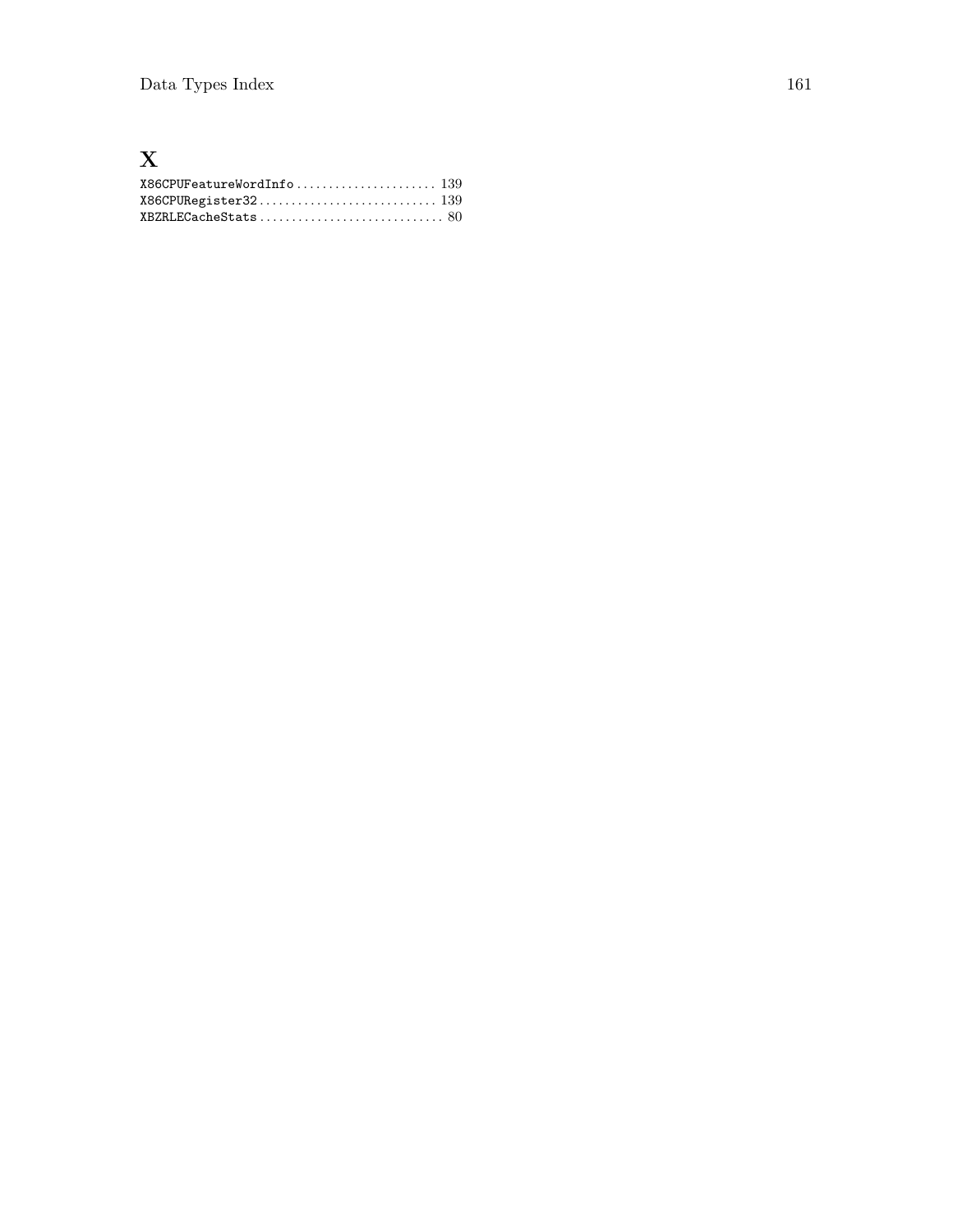# X

X86CPUFeatureWordInfo ..................... 139
X86CPURegister32 ........................... 139
XBZRLECacheStats ............................ 80